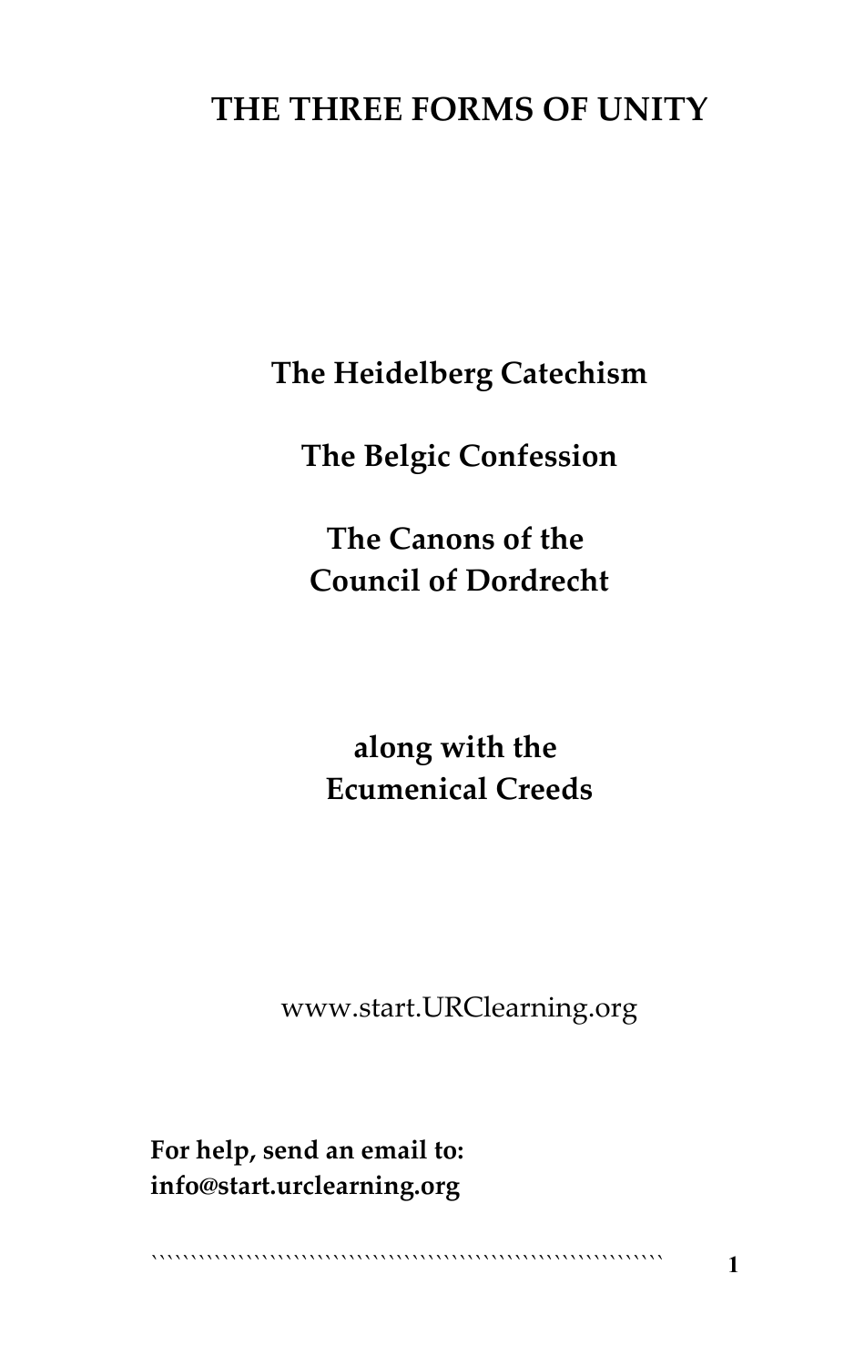# THE THREE FORMS OF UNITY

**The Heidelberg Catechism**

**The Belgic Confession**

**The Canons of the Council of Dordrecht**

**along with the Ecumenical Creeds**

www.start.URClearning.org

**For help, send an email to: info@start.urclearning.org**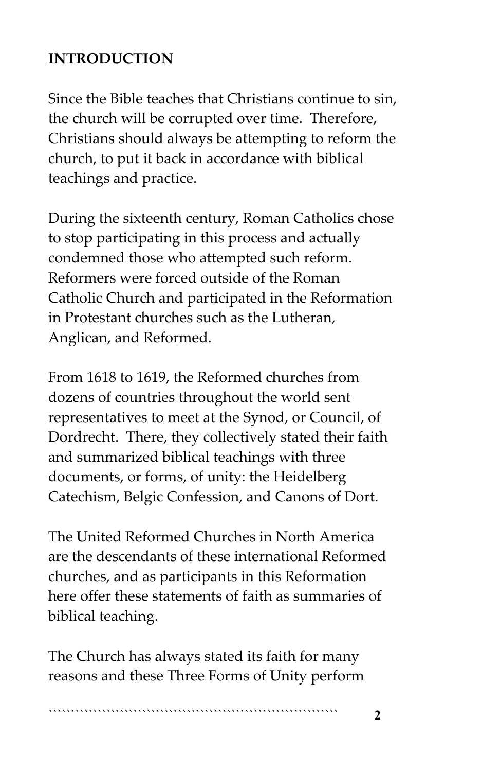**INTRODUCTION**

Since the Bible teaches that Christians continue to sin, the church will be corrupted over time. Therefore, Christians should always be attempting to reform the church, to put it back in accordance with biblical teachings and practice.

During the sixteenth century, Roman Catholics chose to stop participating in this process and actually condemned those who attempted such reform. Reformers were forced outside of the Roman Catholic Church and participated in the Reformation in Protestant churches such as the Lutheran, Anglican, and Reformed.

From 1618 to 1619, the Reformed churches from dozens of countries throughout the world sent representatives to meet at the Synod, or Council, of Dordrecht. There, they collectively stated their faith and summarized biblical teachings with three documents, or forms, of unity: the Heidelberg Catechism, Belgic Confession, and Canons of Dort.

The United Reformed Churches in North America are the descendants of these international Reformed churches, and as participants in this Reformation here offer these statements of faith as summaries of biblical teaching.

The Church has always stated its faith for many reasons and these Three Forms of Unity perform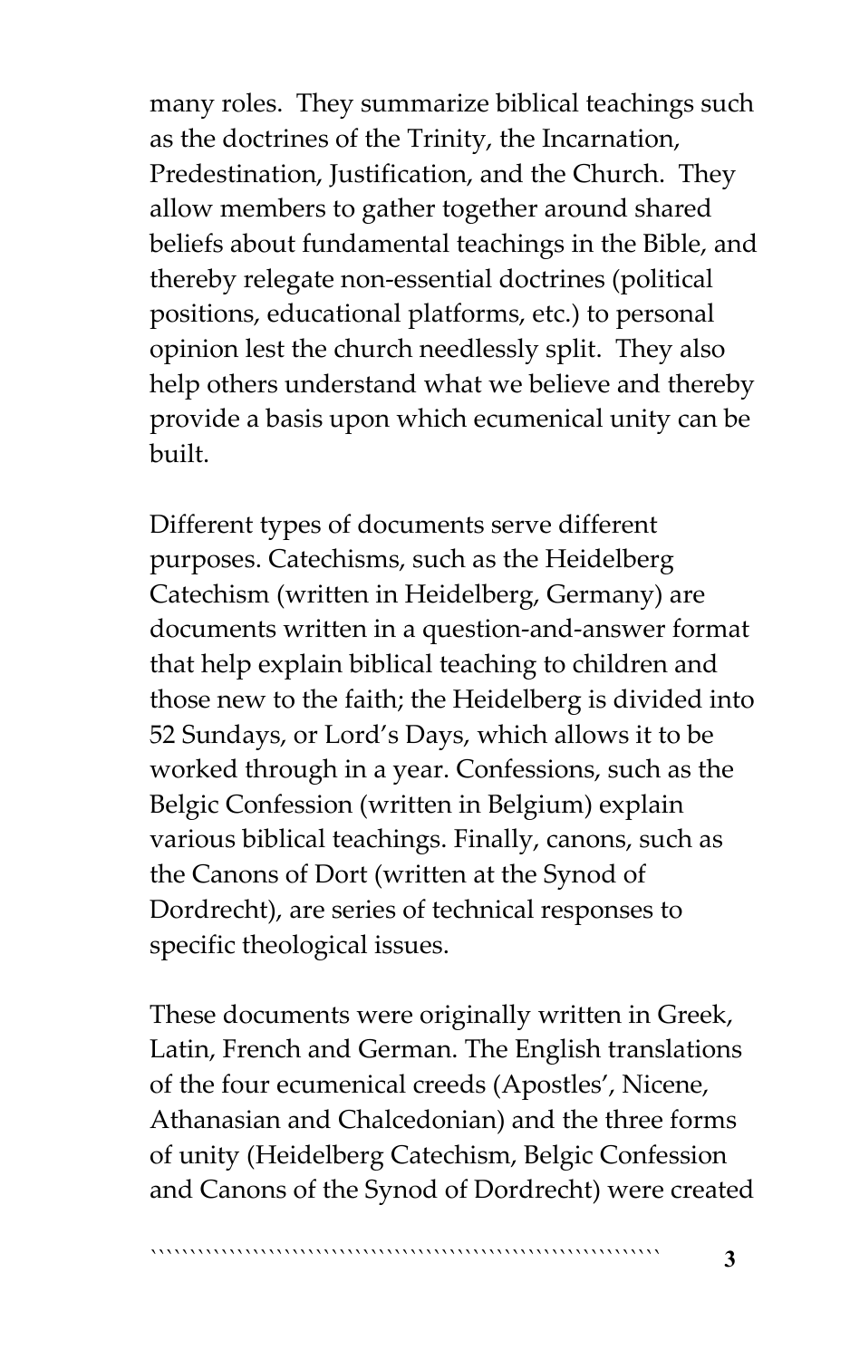many roles. They summarize biblical teachings such as the doctrines of the Trinity, the Incarnation, Predestination, Justification, and the Church. They allow members to gather together around shared beliefs about fundamental teachings in the Bible, and thereby relegate non-essential doctrines (political positions, educational platforms, etc.) to personal opinion lest the church needlessly split. They also help others understand what we believe and thereby provide a basis upon which ecumenical unity can be built.

Different types of documents serve different purposes. Catechisms, such as the Heidelberg Catechism (written in Heidelberg, Germany) are documents written in a question-and-answer format that help explain biblical teaching to children and those new to the faith; the Heidelberg is divided into 52 Sundays, or Lord's Days, which allows it to be worked through in a year. Confessions, such as the Belgic Confession (written in Belgium) explain various biblical teachings. Finally, canons, such as the Canons of Dort (written at the Synod of Dordrecht), are series of technical responses to specific theological issues.

These documents were originally written in Greek, Latin, French and German. The English translations of the four ecumenical creeds (Apostles', Nicene, Athanasian and Chalcedonian) and the three forms of unity (Heidelberg Catechism, Belgic Confession and Canons of the Synod of Dordrecht) were created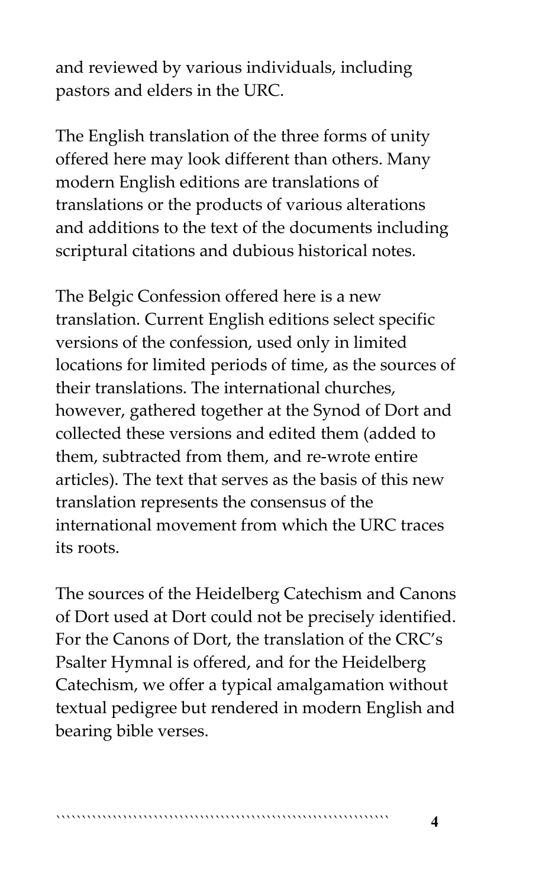and reviewed by various individuals, including pastors and elders in the URC.

The English translation of the three forms of unity offered here may look different than others. Many modern English editions are translations of translations or the products of various alterations and additions to the text of the documents including scriptural citations and dubious historical notes.

The Belgic Confession offered here is a new translation. Current English editions select specific versions of the confession, used only in limited locations for limited periods of time, as the sources of their translations. The international churches, however, gathered together at the Synod of Dort and collected these versions and edited them (added to them, subtracted from them, and re-wrote entire articles). The text that serves as the basis of this new translation represents the consensus of the international movement from which the URC traces its roots.

The sources of the Heidelberg Catechism and Canons of Dort used at Dort could not be precisely identified. For the Canons of Dort, the translation of the CRC's Psalter Hymnal is offered, and for the Heidelberg Catechism, we offer a typical amalgamation without textual pedigree but rendered in modern English and bearing bible verses.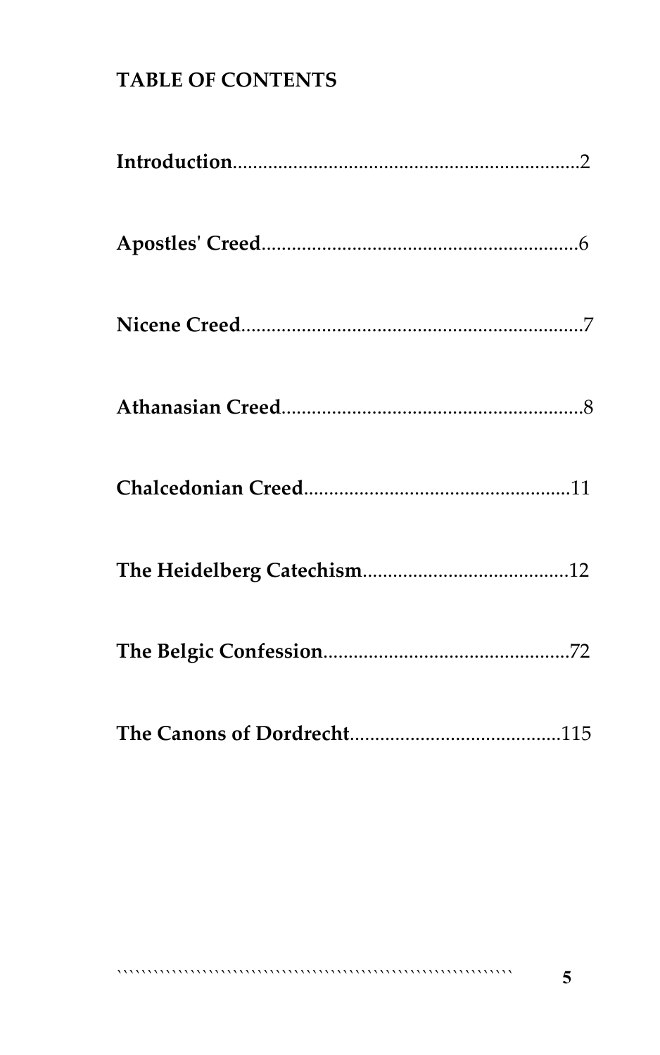## TABLE OF CONTENTS

**Introduction**....................................................................2

**Apostles' Creed**...............................................................6

**Nicene Creed**...................................................................7

**Athanasian Creed**............................................................8

**Chalcedonian Creed**.....................................................11

**The Heidelberg Catechism**.........................................12

**The Belgic Confession**.................................................72

**The Canons of Dordrecht**..........................................115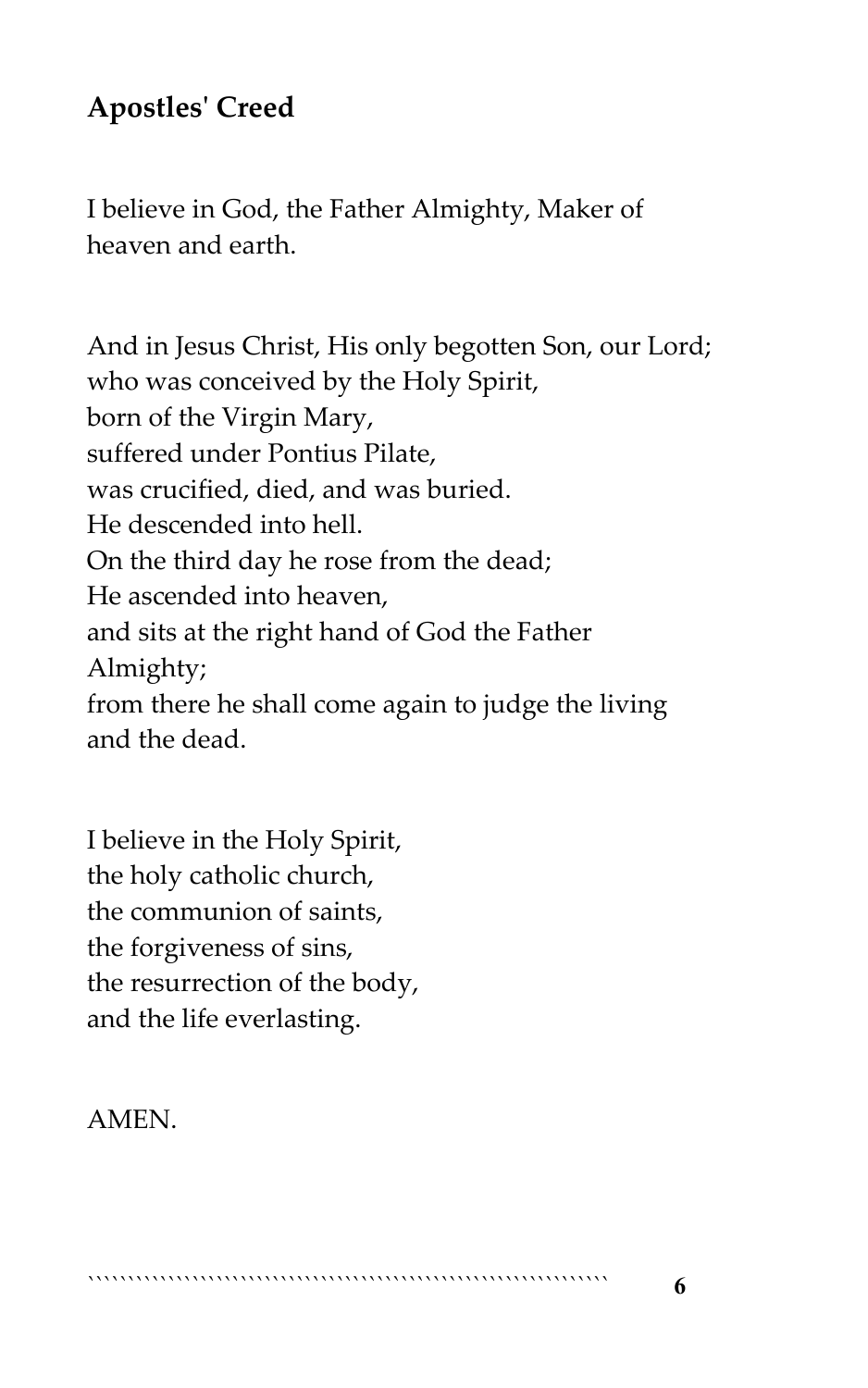## Apostles' Creed

I believe in God, the Father Almighty, Maker of heaven and earth.

And in Jesus Christ, His only begotten Son, our Lord;
who was conceived by the Holy Spirit,
born of the Virgin Mary,
suffered under Pontius Pilate,
was crucified, died, and was buried.
He descended into hell.
On the third day he rose from the dead;
He ascended into heaven,
and sits at the right hand of God the Father Almighty;
from there he shall come again to judge the living and the dead.

I believe in the Holy Spirit,
the holy catholic church,
the communion of saints,
the forgiveness of sins,
the resurrection of the body,
and the life everlasting.

AMEN.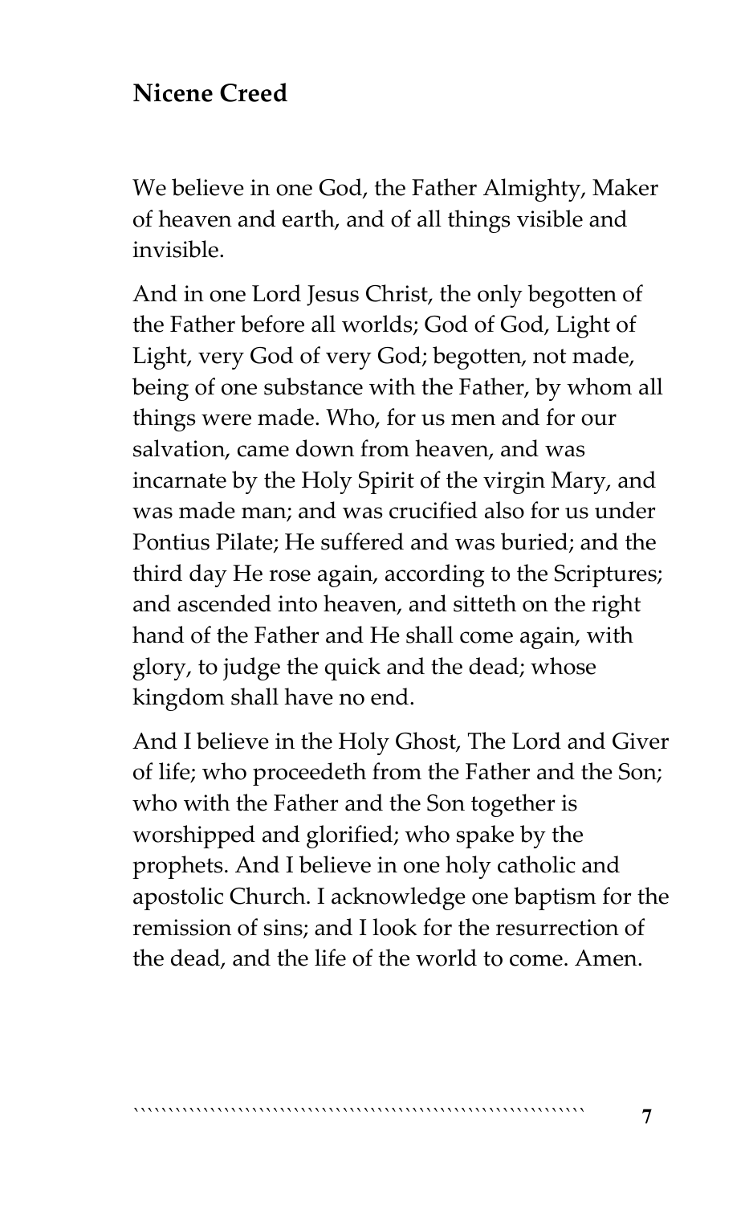## Nicene Creed

We believe in one God, the Father Almighty, Maker of heaven and earth, and of all things visible and invisible.

And in one Lord Jesus Christ, the only begotten of the Father before all worlds; God of God, Light of Light, very God of very God; begotten, not made, being of one substance with the Father, by whom all things were made. Who, for us men and for our salvation, came down from heaven, and was incarnate by the Holy Spirit of the virgin Mary, and was made man; and was crucified also for us under Pontius Pilate; He suffered and was buried; and the third day He rose again, according to the Scriptures; and ascended into heaven, and sitteth on the right hand of the Father and He shall come again, with glory, to judge the quick and the dead; whose kingdom shall have no end.

And I believe in the Holy Ghost, The Lord and Giver of life; who proceedeth from the Father and the Son; who with the Father and the Son together is worshipped and glorified; who spake by the prophets. And I believe in one holy catholic and apostolic Church. I acknowledge one baptism for the remission of sins; and I look for the resurrection of the dead, and the life of the world to come. Amen.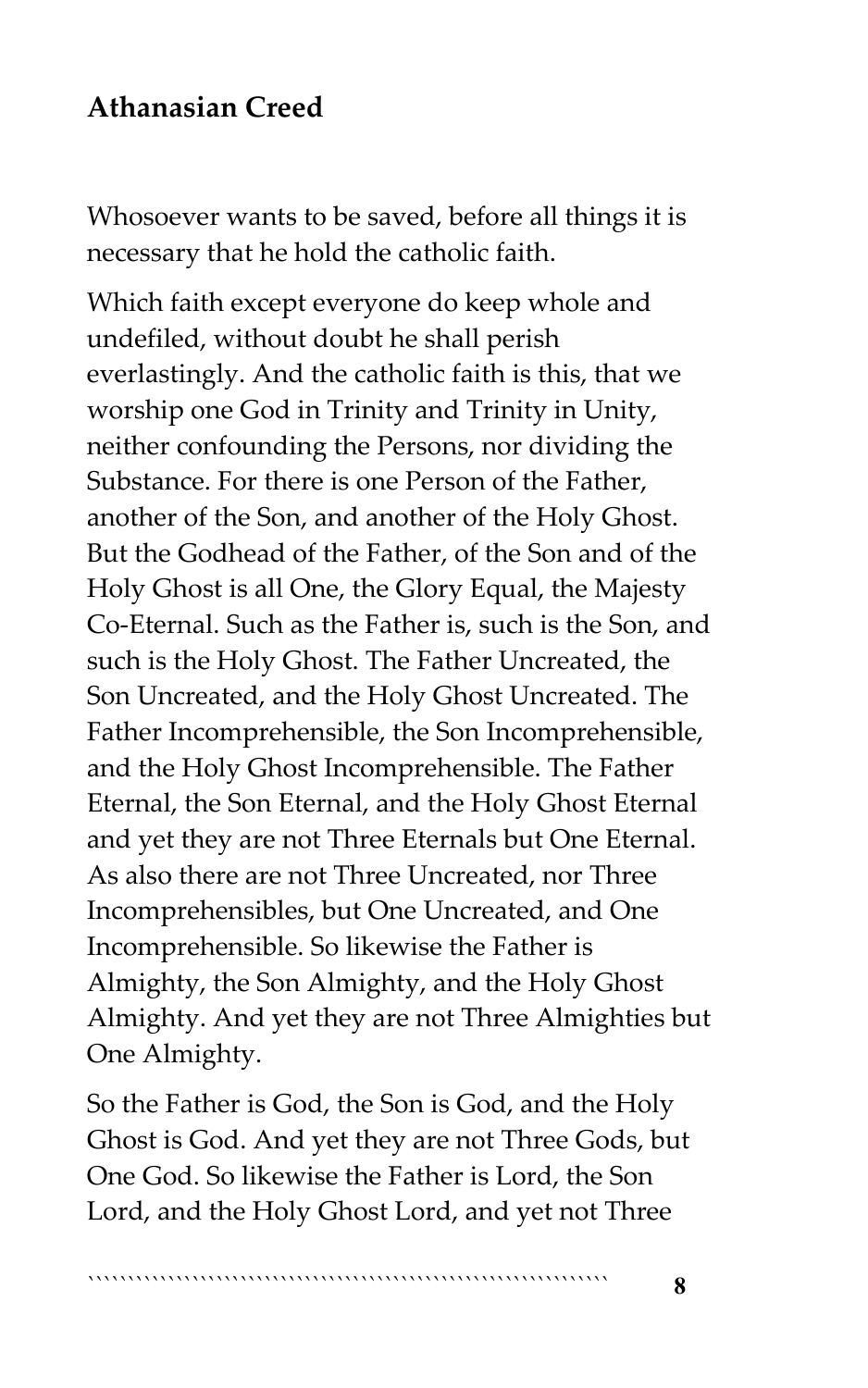## Athanasian Creed

Whosoever wants to be saved, before all things it is necessary that he hold the catholic faith.

Which faith except everyone do keep whole and undefiled, without doubt he shall perish everlastingly. And the catholic faith is this, that we worship one God in Trinity and Trinity in Unity, neither confounding the Persons, nor dividing the Substance. For there is one Person of the Father, another of the Son, and another of the Holy Ghost. But the Godhead of the Father, of the Son and of the Holy Ghost is all One, the Glory Equal, the Majesty Co-Eternal. Such as the Father is, such is the Son, and such is the Holy Ghost. The Father Uncreated, the Son Uncreated, and the Holy Ghost Uncreated. The Father Incomprehensible, the Son Incomprehensible, and the Holy Ghost Incomprehensible. The Father Eternal, the Son Eternal, and the Holy Ghost Eternal and yet they are not Three Eternals but One Eternal. As also there are not Three Uncreated, nor Three Incomprehensibles, but One Uncreated, and One Incomprehensible. So likewise the Father is Almighty, the Son Almighty, and the Holy Ghost Almighty. And yet they are not Three Almighties but One Almighty.

So the Father is God, the Son is God, and the Holy Ghost is God. And yet they are not Three Gods, but One God. So likewise the Father is Lord, the Son Lord, and the Holy Ghost Lord, and yet not Three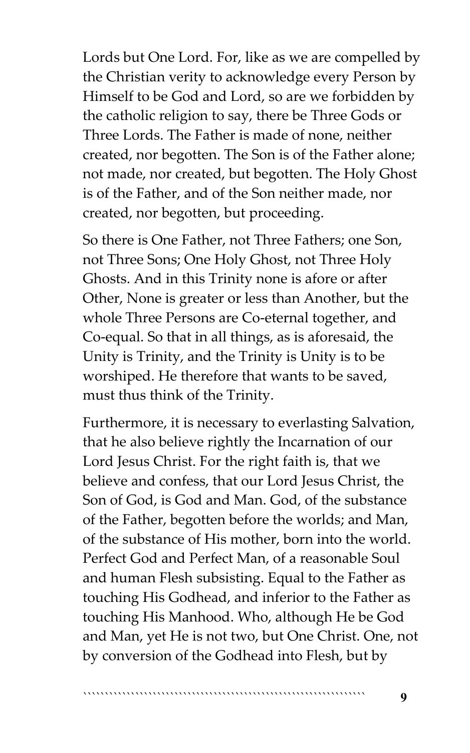Lords but One Lord. For, like as we are compelled by the Christian verity to acknowledge every Person by Himself to be God and Lord, so are we forbidden by the catholic religion to say, there be Three Gods or Three Lords. The Father is made of none, neither created, nor begotten. The Son is of the Father alone; not made, nor created, but begotten. The Holy Ghost is of the Father, and of the Son neither made, nor created, nor begotten, but proceeding.

So there is One Father, not Three Fathers; one Son, not Three Sons; One Holy Ghost, not Three Holy Ghosts. And in this Trinity none is afore or after Other, None is greater or less than Another, but the whole Three Persons are Co-eternal together, and Co-equal. So that in all things, as is aforesaid, the Unity is Trinity, and the Trinity is Unity is to be worshiped. He therefore that wants to be saved, must thus think of the Trinity.

Furthermore, it is necessary to everlasting Salvation, that he also believe rightly the Incarnation of our Lord Jesus Christ. For the right faith is, that we believe and confess, that our Lord Jesus Christ, the Son of God, is God and Man. God, of the substance of the Father, begotten before the worlds; and Man, of the substance of His mother, born into the world. Perfect God and Perfect Man, of a reasonable Soul and human Flesh subsisting. Equal to the Father as touching His Godhead, and inferior to the Father as touching His Manhood. Who, although He be God and Man, yet He is not two, but One Christ. One, not by conversion of the Godhead into Flesh, but by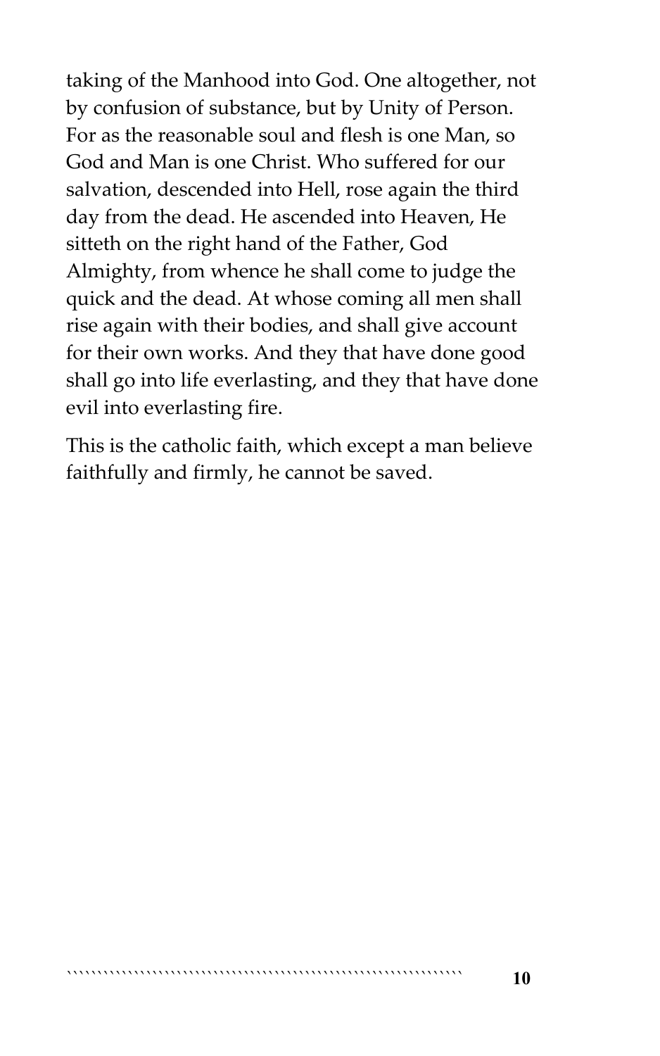taking of the Manhood into God. One altogether, not by confusion of substance, but by Unity of Person. For as the reasonable soul and flesh is one Man, so God and Man is one Christ. Who suffered for our salvation, descended into Hell, rose again the third day from the dead. He ascended into Heaven, He sitteth on the right hand of the Father, God Almighty, from whence he shall come to judge the quick and the dead. At whose coming all men shall rise again with their bodies, and shall give account for their own works. And they that have done good shall go into life everlasting, and they that have done evil into everlasting fire.

This is the catholic faith, which except a man believe faithfully and firmly, he cannot be saved.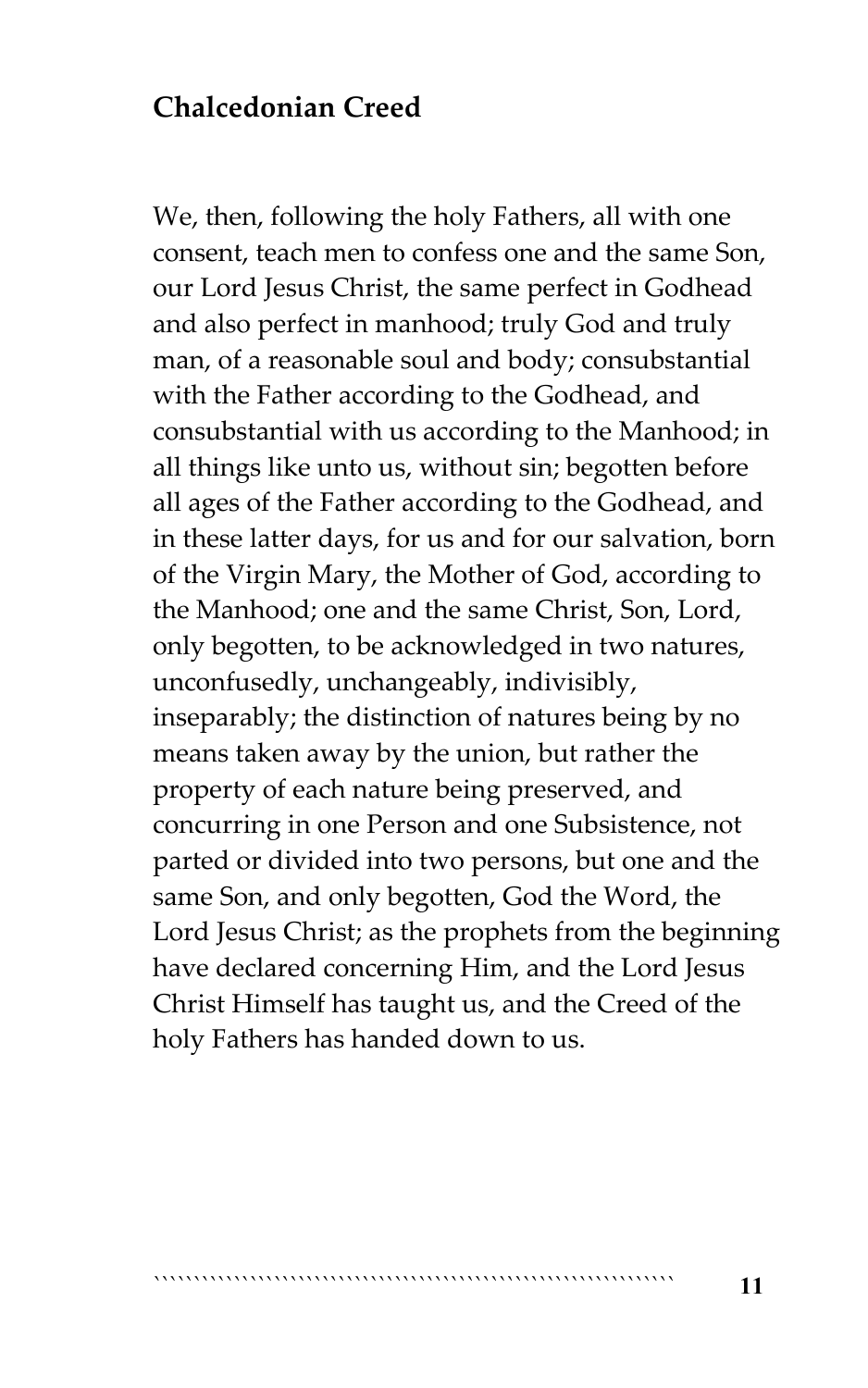## Chalcedonian Creed

We, then, following the holy Fathers, all with one consent, teach men to confess one and the same Son, our Lord Jesus Christ, the same perfect in Godhead and also perfect in manhood; truly God and truly man, of a reasonable soul and body; consubstantial with the Father according to the Godhead, and consubstantial with us according to the Manhood; in all things like unto us, without sin; begotten before all ages of the Father according to the Godhead, and in these latter days, for us and for our salvation, born of the Virgin Mary, the Mother of God, according to the Manhood; one and the same Christ, Son, Lord, only begotten, to be acknowledged in two natures, unconfusedly, unchangeably, indivisibly, inseparably; the distinction of natures being by no means taken away by the union, but rather the property of each nature being preserved, and concurring in one Person and one Subsistence, not parted or divided into two persons, but one and the same Son, and only begotten, God the Word, the Lord Jesus Christ; as the prophets from the beginning have declared concerning Him, and the Lord Jesus Christ Himself has taught us, and the Creed of the holy Fathers has handed down to us.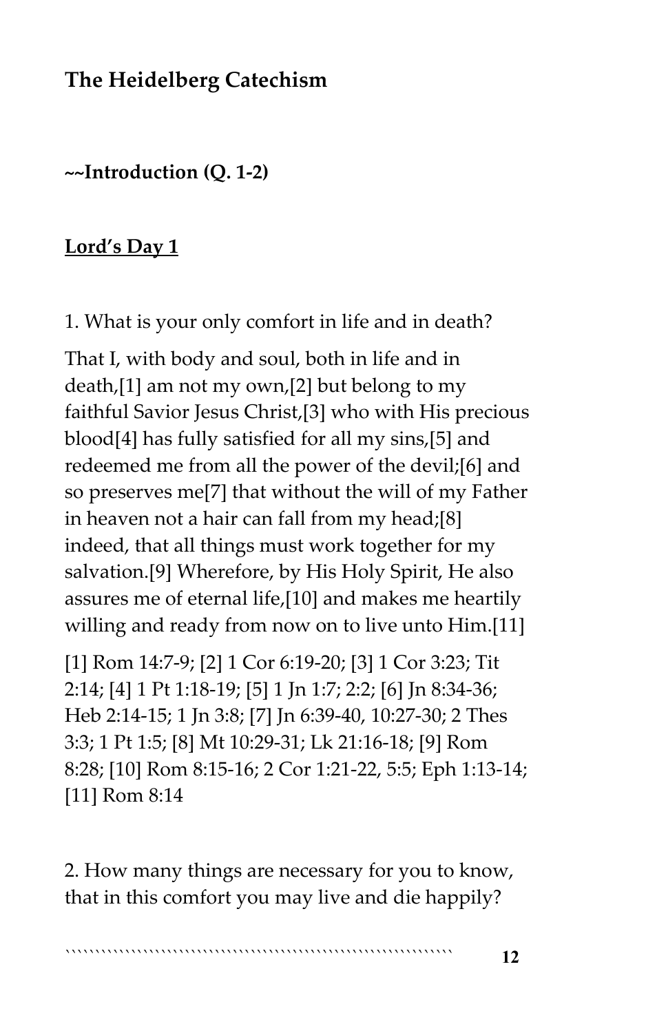## The Heidelberg Catechism

### ~~Introduction (Q. 1-2)

**<u>Lord's Day 1</u>**

1. What is your only comfort in life and in death?

That I, with body and soul, both in life and in death,[1] am not my own,[2] but belong to my faithful Savior Jesus Christ,[3] who with His precious blood[4] has fully satisfied for all my sins,[5] and redeemed me from all the power of the devil;[6] and so preserves me[7] that without the will of my Father in heaven not a hair can fall from my head;[8] indeed, that all things must work together for my salvation.[9] Wherefore, by His Holy Spirit, He also assures me of eternal life,[10] and makes me heartily willing and ready from now on to live unto Him.[11]

[1] Rom 14:7-9; [2] 1 Cor 6:19-20; [3] 1 Cor 3:23; Tit 2:14; [4] 1 Pt 1:18-19; [5] 1 Jn 1:7; 2:2; [6] Jn 8:34-36; Heb 2:14-15; 1 Jn 3:8; [7] Jn 6:39-40, 10:27-30; 2 Thes 3:3; 1 Pt 1:5; [8] Mt 10:29-31; Lk 21:16-18; [9] Rom 8:28; [10] Rom 8:15-16; 2 Cor 1:21-22, 5:5; Eph 1:13-14; [11] Rom 8:14

2. How many things are necessary for you to know, that in this comfort you may live and die happily?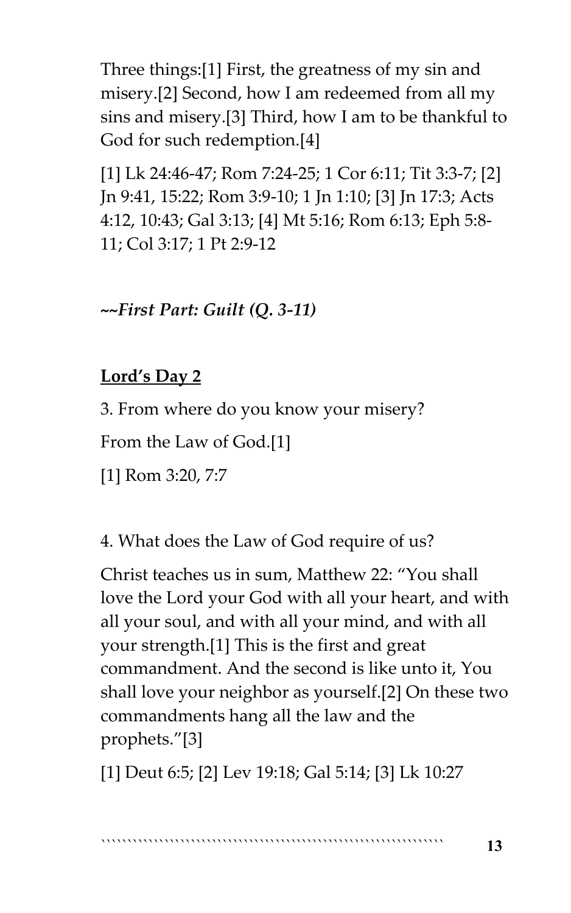Three things:[1] First, the greatness of my sin and misery.[2] Second, how I am redeemed from all my sins and misery.[3] Third, how I am to be thankful to God for such redemption.[4]

[1] Lk 24:46-47; Rom 7:24-25; 1 Cor 6:11; Tit 3:3-7; [2] Jn 9:41, 15:22; Rom 3:9-10; 1 Jn 1:10; [3] Jn 17:3; Acts 4:12, 10:43; Gal 3:13; [4] Mt 5:16; Rom 6:13; Eph 5:8-11; Col 3:17; 1 Pt 2:9-12

***~~First Part: Guilt (Q. 3-11)***

**<u>Lord's Day 2</u>**

3. From where do you know your misery?

From the Law of God.[1]

[1] Rom 3:20, 7:7

4. What does the Law of God require of us?

Christ teaches us in sum, Matthew 22: "You shall love the Lord your God with all your heart, and with all your soul, and with all your mind, and with all your strength.[1] This is the first and great commandment. And the second is like unto it, You shall love your neighbor as yourself.[2] On these two commandments hang all the law and the prophets."[3]

[1] Deut 6:5; [2] Lev 19:18; Gal 5:14; [3] Lk 10:27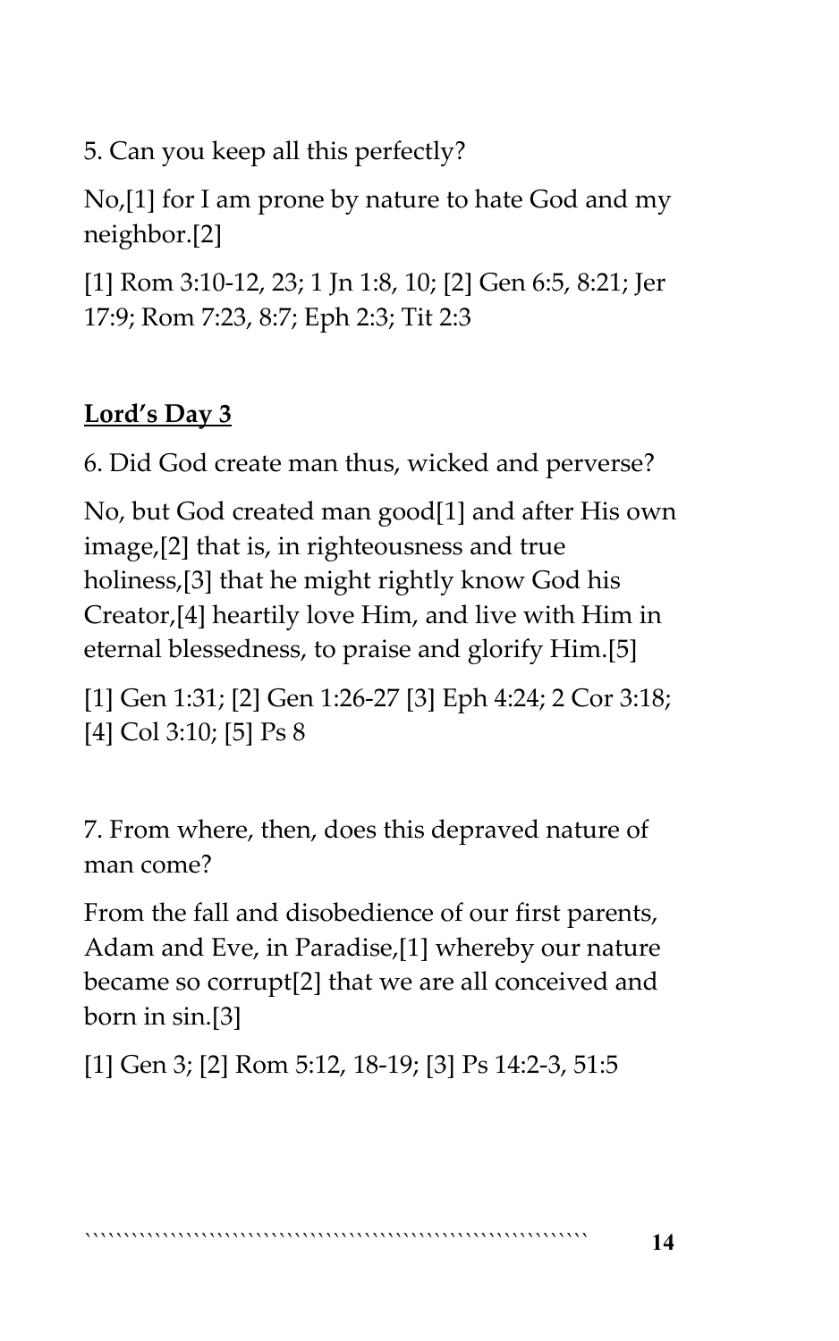5. Can you keep all this perfectly?

No,[1] for I am prone by nature to hate God and my neighbor.[2]

[1] Rom 3:10-12, 23; 1 Jn 1:8, 10; [2] Gen 6:5, 8:21; Jer 17:9; Rom 7:23, 8:7; Eph 2:3; Tit 2:3

## **Lord's Day 3**

6. Did God create man thus, wicked and perverse?

No, but God created man good[1] and after His own image,[2] that is, in righteousness and true holiness,[3] that he might rightly know God his Creator,[4] heartily love Him, and live with Him in eternal blessedness, to praise and glorify Him.[5]

[1] Gen 1:31; [2] Gen 1:26-27 [3] Eph 4:24; 2 Cor 3:18; [4] Col 3:10; [5] Ps 8

7. From where, then, does this depraved nature of man come?

From the fall and disobedience of our first parents, Adam and Eve, in Paradise,[1] whereby our nature became so corrupt[2] that we are all conceived and born in sin.[3]

[1] Gen 3; [2] Rom 5:12, 18-19; [3] Ps 14:2-3, 51:5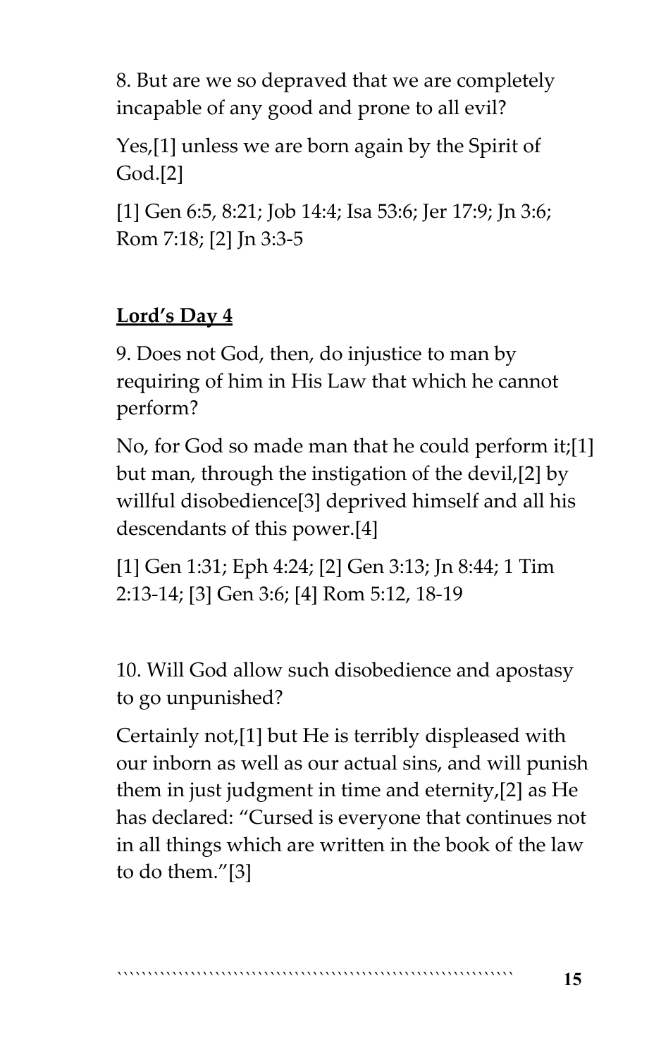8. But are we so depraved that we are completely incapable of any good and prone to all evil?

Yes,[1] unless we are born again by the Spirit of God.[2]

[1] Gen 6:5, 8:21; Job 14:4; Isa 53:6; Jer 17:9; Jn 3:6; Rom 7:18; [2] Jn 3:3-5

## **Lord's Day 4**

9. Does not God, then, do injustice to man by requiring of him in His Law that which he cannot perform?

No, for God so made man that he could perform it;[1] but man, through the instigation of the devil,[2] by willful disobedience[3] deprived himself and all his descendants of this power.[4]

[1] Gen 1:31; Eph 4:24; [2] Gen 3:13; Jn 8:44; 1 Tim 2:13-14; [3] Gen 3:6; [4] Rom 5:12, 18-19

10. Will God allow such disobedience and apostasy to go unpunished?

Certainly not,[1] but He is terribly displeased with our inborn as well as our actual sins, and will punish them in just judgment in time and eternity,[2] as He has declared: "Cursed is everyone that continues not in all things which are written in the book of the law to do them."[3]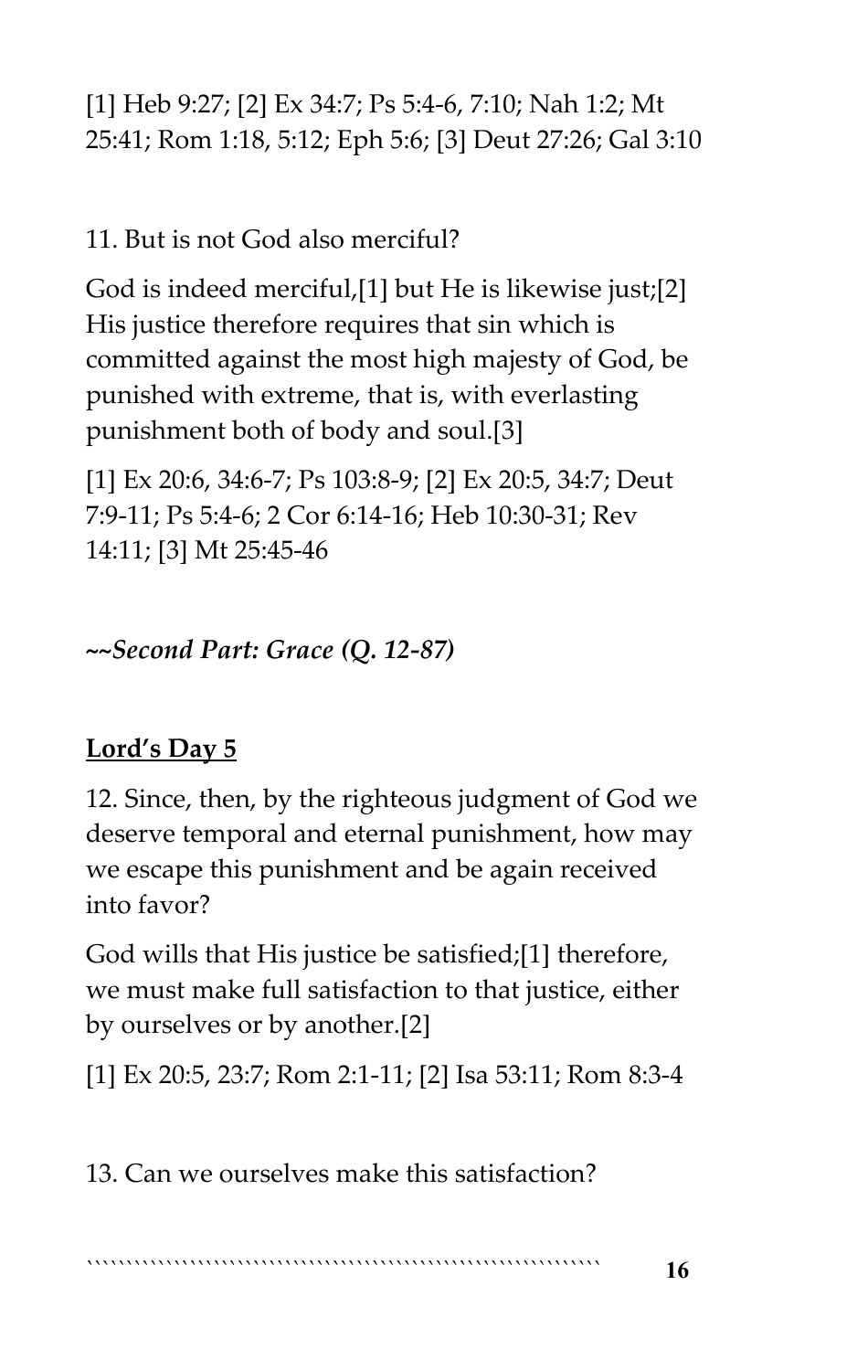[1] Heb 9:27; [2] Ex 34:7; Ps 5:4-6, 7:10; Nah 1:2; Mt 25:41; Rom 1:18, 5:12; Eph 5:6; [3] Deut 27:26; Gal 3:10

11. But is not God also merciful?

God is indeed merciful,[1] but He is likewise just;[2] His justice therefore requires that sin which is committed against the most high majesty of God, be punished with extreme, that is, with everlasting punishment both of body and soul.[3]

[1] Ex 20:6, 34:6-7; Ps 103:8-9; [2] Ex 20:5, 34:7; Deut 7:9-11; Ps 5:4-6; 2 Cor 6:14-16; Heb 10:30-31; Rev 14:11; [3] Mt 25:45-46

*~~Second Part: Grace (Q. 12-87)*

**Lord's Day 5**

12. Since, then, by the righteous judgment of God we deserve temporal and eternal punishment, how may we escape this punishment and be again received into favor?

God wills that His justice be satisfied;[1] therefore, we must make full satisfaction to that justice, either by ourselves or by another.[2]

[1] Ex 20:5, 23:7; Rom 2:1-11; [2] Isa 53:11; Rom 8:3-4

13. Can we ourselves make this satisfaction?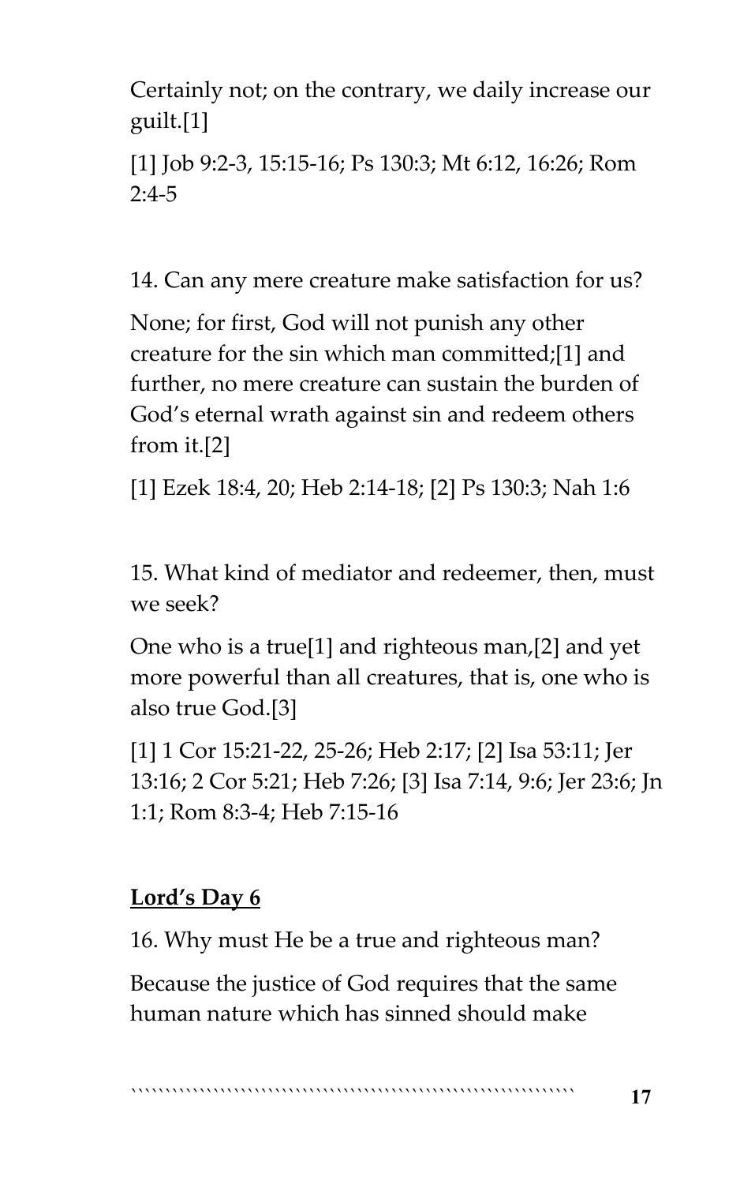Certainly not; on the contrary, we daily increase our guilt.[1]

[1] Job 9:2-3, 15:15-16; Ps 130:3; Mt 6:12, 16:26; Rom 2:4-5

14. Can any mere creature make satisfaction for us?

None; for first, God will not punish any other creature for the sin which man committed;[1] and further, no mere creature can sustain the burden of God's eternal wrath against sin and redeem others from it.[2]

[1] Ezek 18:4, 20; Heb 2:14-18; [2] Ps 130:3; Nah 1:6

15. What kind of mediator and redeemer, then, must we seek?

One who is a true[1] and righteous man,[2] and yet more powerful than all creatures, that is, one who is also true God.[3]

[1] 1 Cor 15:21-22, 25-26; Heb 2:17; [2] Isa 53:11; Jer 13:16; 2 Cor 5:21; Heb 7:26; [3] Isa 7:14, 9:6; Jer 23:6; Jn 1:1; Rom 8:3-4; Heb 7:15-16

## **Lord's Day 6**

16. Why must He be a true and righteous man?

Because the justice of God requires that the same human nature which has sinned should make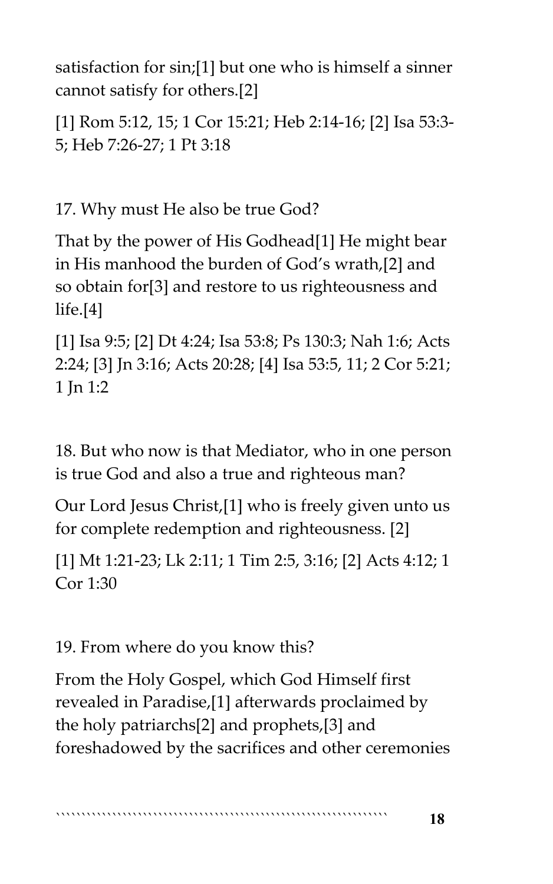satisfaction for sin;[1] but one who is himself a sinner cannot satisfy for others.[2]

[1] Rom 5:12, 15; 1 Cor 15:21; Heb 2:14-16; [2] Isa 53:3-5; Heb 7:26-27; 1 Pt 3:18

17. Why must He also be true God?

That by the power of His Godhead[1] He might bear in His manhood the burden of God's wrath,[2] and so obtain for[3] and restore to us righteousness and life.[4]

[1] Isa 9:5; [2] Dt 4:24; Isa 53:8; Ps 130:3; Nah 1:6; Acts 2:24; [3] Jn 3:16; Acts 20:28; [4] Isa 53:5, 11; 2 Cor 5:21; 1 Jn 1:2

18. But who now is that Mediator, who in one person is true God and also a true and righteous man?

Our Lord Jesus Christ,[1] who is freely given unto us for complete redemption and righteousness. [2]

[1] Mt 1:21-23; Lk 2:11; 1 Tim 2:5, 3:16; [2] Acts 4:12; 1 Cor 1:30

19. From where do you know this?

From the Holy Gospel, which God Himself first revealed in Paradise,[1] afterwards proclaimed by the holy patriarchs[2] and prophets,[3] and foreshadowed by the sacrifices and other ceremonies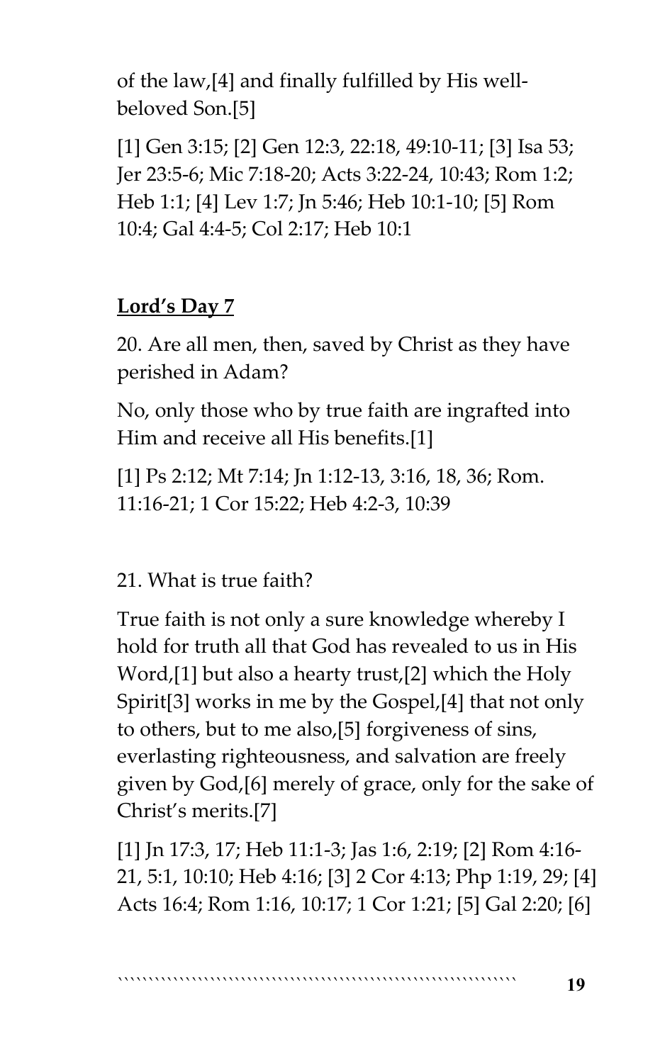of the law,[4] and finally fulfilled by His well-beloved Son.[5]

[1] Gen 3:15; [2] Gen 12:3, 22:18, 49:10-11; [3] Isa 53; Jer 23:5-6; Mic 7:18-20; Acts 3:22-24, 10:43; Rom 1:2; Heb 1:1; [4] Lev 1:7; Jn 5:46; Heb 10:1-10; [5] Rom 10:4; Gal 4:4-5; Col 2:17; Heb 10:1

**Lord's Day 7**

20. Are all men, then, saved by Christ as they have perished in Adam?

No, only those who by true faith are ingrafted into Him and receive all His benefits.[1]

[1] Ps 2:12; Mt 7:14; Jn 1:12-13, 3:16, 18, 36; Rom. 11:16-21; 1 Cor 15:22; Heb 4:2-3, 10:39

21. What is true faith?

True faith is not only a sure knowledge whereby I hold for truth all that God has revealed to us in His Word,[1] but also a hearty trust,[2] which the Holy Spirit[3] works in me by the Gospel,[4] that not only to others, but to me also,[5] forgiveness of sins, everlasting righteousness, and salvation are freely given by God,[6] merely of grace, only for the sake of Christ's merits.[7]

[1] Jn 17:3, 17; Heb 11:1-3; Jas 1:6, 2:19; [2] Rom 4:16-21, 5:1, 10:10; Heb 4:16; [3] 2 Cor 4:13; Php 1:19, 29; [4] Acts 16:4; Rom 1:16, 10:17; 1 Cor 1:21; [5] Gal 2:20; [6]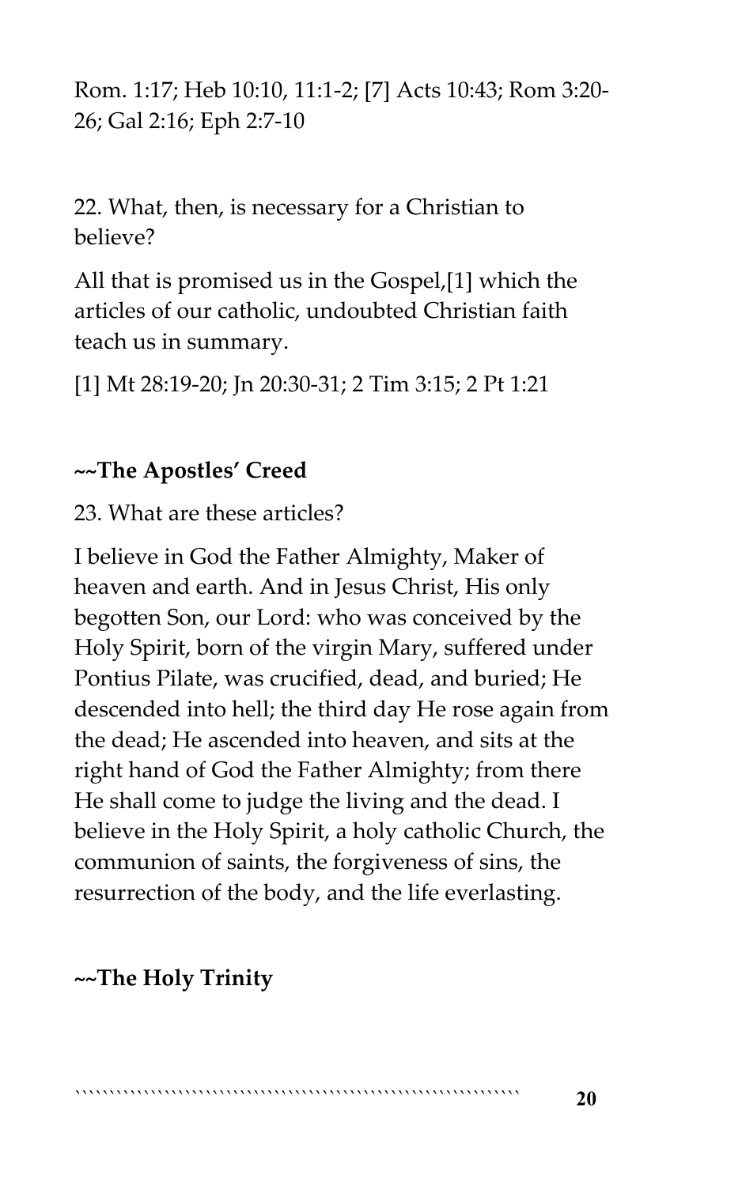Rom. 1:17; Heb 10:10, 11:1-2; [7] Acts 10:43; Rom 3:20-26; Gal 2:16; Eph 2:7-10

22. What, then, is necessary for a Christian to believe?

All that is promised us in the Gospel,[1] which the articles of our catholic, undoubted Christian faith teach us in summary.

[1] Mt 28:19-20; Jn 20:30-31; 2 Tim 3:15; 2 Pt 1:21

**~~The Apostles' Creed**

23. What are these articles?

I believe in God the Father Almighty, Maker of heaven and earth. And in Jesus Christ, His only begotten Son, our Lord: who was conceived by the Holy Spirit, born of the virgin Mary, suffered under Pontius Pilate, was crucified, dead, and buried; He descended into hell; the third day He rose again from the dead; He ascended into heaven, and sits at the right hand of God the Father Almighty; from there He shall come to judge the living and the dead. I believe in the Holy Spirit, a holy catholic Church, the communion of saints, the forgiveness of sins, the resurrection of the body, and the life everlasting.

**~~The Holy Trinity**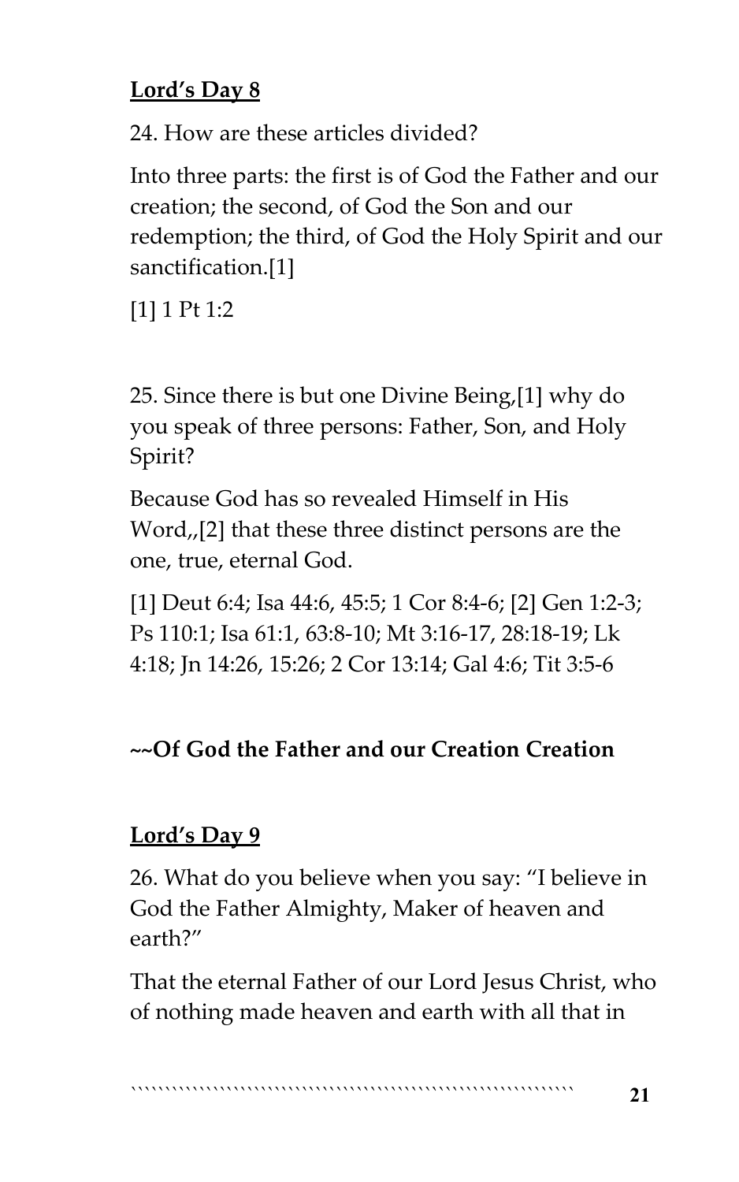**Lord's Day 8**

24. How are these articles divided?

Into three parts: the first is of God the Father and our creation; the second, of God the Son and our redemption; the third, of God the Holy Spirit and our sanctification.[1]

[1] 1 Pt 1:2

25. Since there is but one Divine Being,[1] why do you speak of three persons: Father, Son, and Holy Spirit?

Because God has so revealed Himself in His Word,,[2] that these three distinct persons are the one, true, eternal God.

[1] Deut 6:4; Isa 44:6, 45:5; 1 Cor 8:4-6; [2] Gen 1:2-3; Ps 110:1; Isa 61:1, 63:8-10; Mt 3:16-17, 28:18-19; Lk 4:18; Jn 14:26, 15:26; 2 Cor 13:14; Gal 4:6; Tit 3:5-6

**~~Of God the Father and our Creation Creation**

**Lord's Day 9**

26. What do you believe when you say: "I believe in God the Father Almighty, Maker of heaven and earth?"

That the eternal Father of our Lord Jesus Christ, who of nothing made heaven and earth with all that in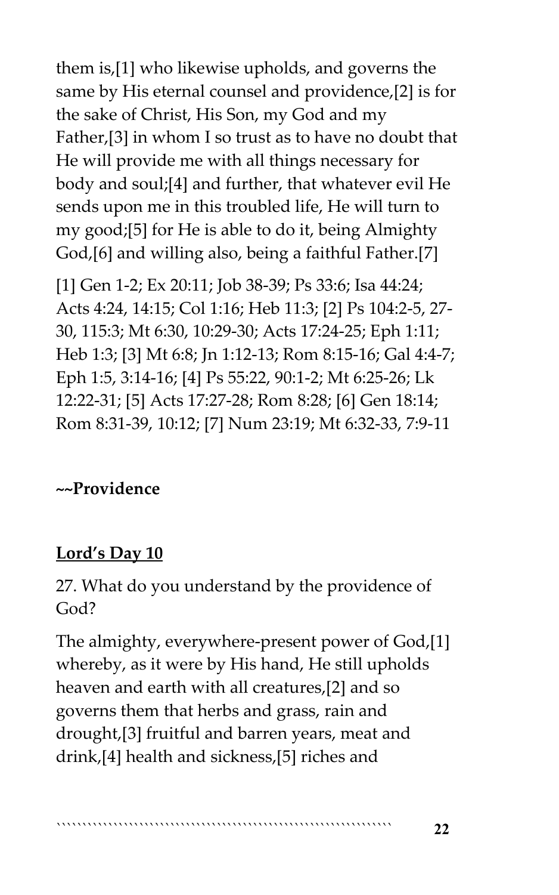them is,[1] who likewise upholds, and governs the same by His eternal counsel and providence,[2] is for the sake of Christ, His Son, my God and my Father,[3] in whom I so trust as to have no doubt that He will provide me with all things necessary for body and soul;[4] and further, that whatever evil He sends upon me in this troubled life, He will turn to my good;[5] for He is able to do it, being Almighty God,[6] and willing also, being a faithful Father.[7]

[1] Gen 1-2; Ex 20:11; Job 38-39; Ps 33:6; Isa 44:24; Acts 4:24, 14:15; Col 1:16; Heb 11:3; [2] Ps 104:2-5, 27-30, 115:3; Mt 6:30, 10:29-30; Acts 17:24-25; Eph 1:11; Heb 1:3; [3] Mt 6:8; Jn 1:12-13; Rom 8:15-16; Gal 4:4-7; Eph 1:5, 3:14-16; [4] Ps 55:22, 90:1-2; Mt 6:25-26; Lk 12:22-31; [5] Acts 17:27-28; Rom 8:28; [6] Gen 18:14; Rom 8:31-39, 10:12; [7] Num 23:19; Mt 6:32-33, 7:9-11

**~~Providence**

**<u>Lord's Day 10</u>**

27. What do you understand by the providence of God?

The almighty, everywhere-present power of God,[1] whereby, as it were by His hand, He still upholds heaven and earth with all creatures,[2] and so governs them that herbs and grass, rain and drought,[3] fruitful and barren years, meat and drink,[4] health and sickness,[5] riches and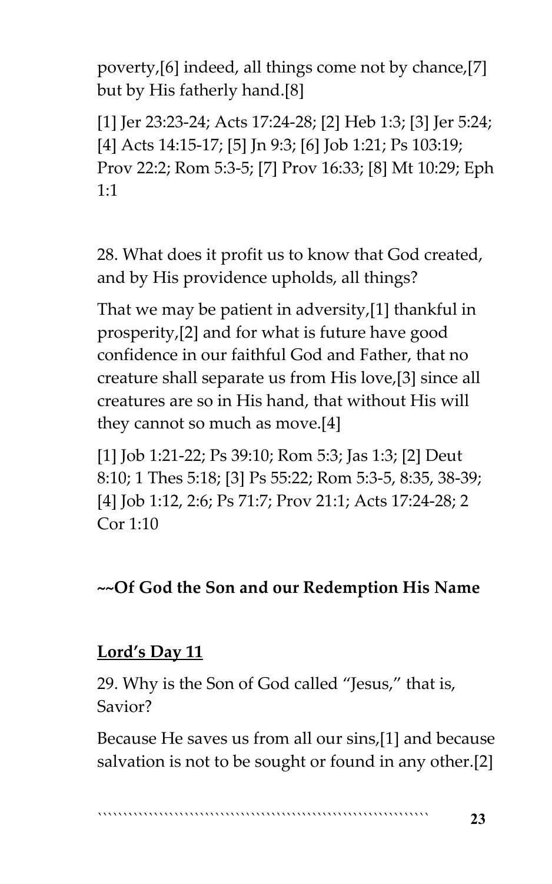poverty,[6] indeed, all things come not by chance,[7] but by His fatherly hand.[8]

[1] Jer 23:23-24; Acts 17:24-28; [2] Heb 1:3; [3] Jer 5:24; [4] Acts 14:15-17; [5] Jn 9:3; [6] Job 1:21; Ps 103:19; Prov 22:2; Rom 5:3-5; [7] Prov 16:33; [8] Mt 10:29; Eph 1:1

28. What does it profit us to know that God created, and by His providence upholds, all things?

That we may be patient in adversity,[1] thankful in prosperity,[2] and for what is future have good confidence in our faithful God and Father, that no creature shall separate us from His love,[3] since all creatures are so in His hand, that without His will they cannot so much as move.[4]

[1] Job 1:21-22; Ps 39:10; Rom 5:3; Jas 1:3; [2] Deut 8:10; 1 Thes 5:18; [3] Ps 55:22; Rom 5:3-5, 8:35, 38-39; [4] Job 1:12, 2:6; Ps 71:7; Prov 21:1; Acts 17:24-28; 2 Cor 1:10

**~~Of God the Son and our Redemption His Name**

**<u>Lord's Day 11</u>**

29. Why is the Son of God called "Jesus," that is, Savior?

Because He saves us from all our sins,[1] and because salvation is not to be sought or found in any other.[2]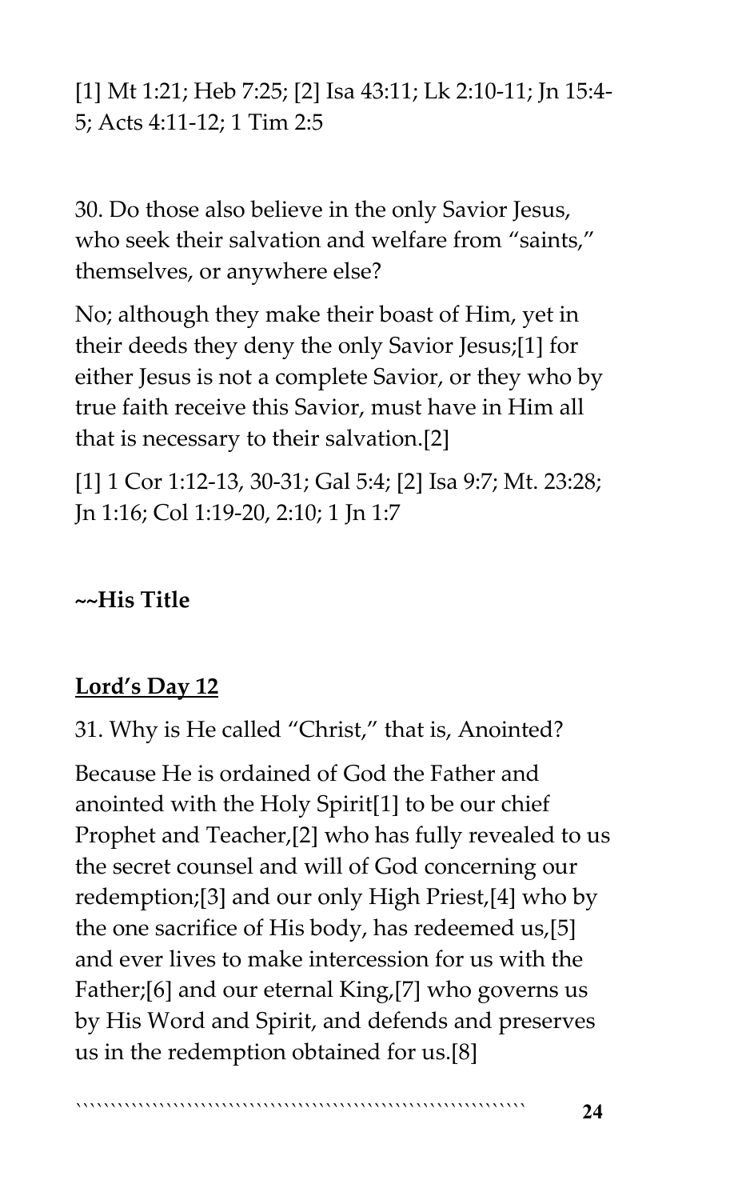[1] Mt 1:21; Heb 7:25; [2] Isa 43:11; Lk 2:10-11; Jn 15:4-5; Acts 4:11-12; 1 Tim 2:5

30. Do those also believe in the only Savior Jesus, who seek their salvation and welfare from "saints," themselves, or anywhere else?

No; although they make their boast of Him, yet in their deeds they deny the only Savior Jesus;[1] for either Jesus is not a complete Savior, or they who by true faith receive this Savior, must have in Him all that is necessary to their salvation.[2]

[1] 1 Cor 1:12-13, 30-31; Gal 5:4; [2] Isa 9:7; Mt. 23:28; Jn 1:16; Col 1:19-20, 2:10; 1 Jn 1:7

**~~His Title**

**<u>Lord's Day 12</u>**

31. Why is He called "Christ," that is, Anointed?

Because He is ordained of God the Father and anointed with the Holy Spirit[1] to be our chief Prophet and Teacher,[2] who has fully revealed to us the secret counsel and will of God concerning our redemption;[3] and our only High Priest,[4] who by the one sacrifice of His body, has redeemed us,[5] and ever lives to make intercession for us with the Father;[6] and our eternal King,[7] who governs us by His Word and Spirit, and defends and preserves us in the redemption obtained for us.[8]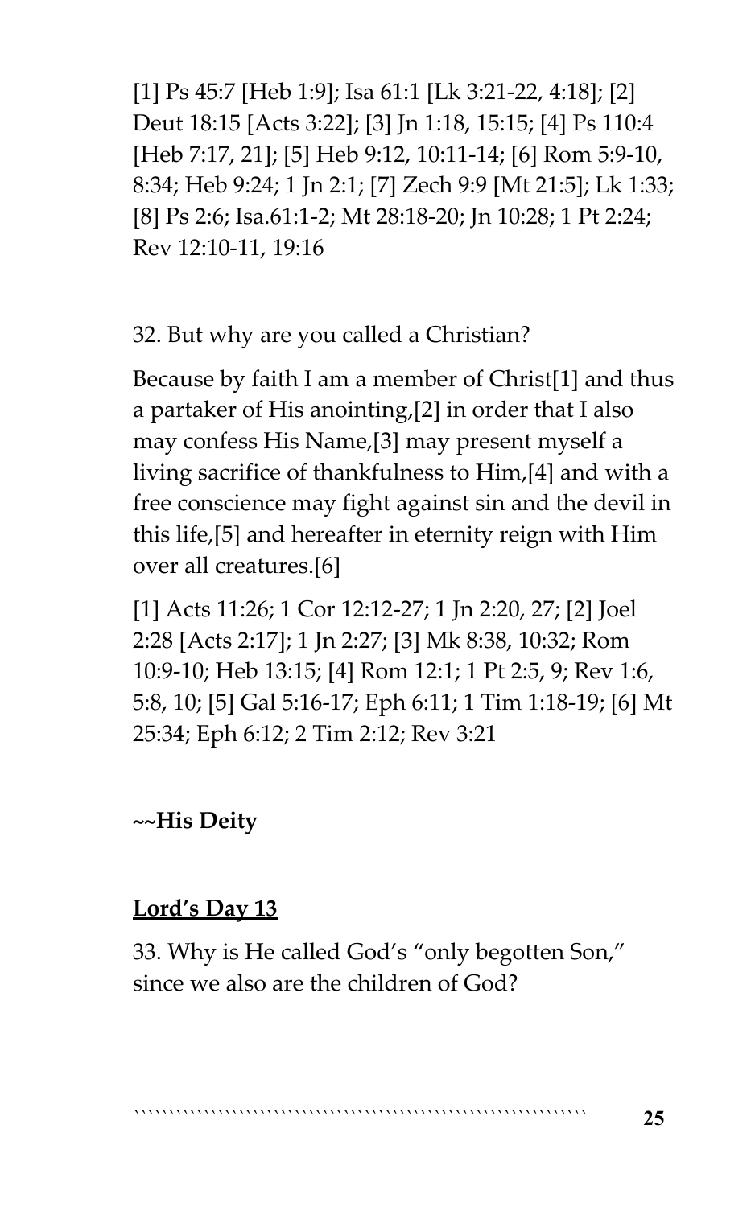[1] Ps 45:7 [Heb 1:9]; Isa 61:1 [Lk 3:21-22, 4:18]; [2] Deut 18:15 [Acts 3:22]; [3] Jn 1:18, 15:15; [4] Ps 110:4 [Heb 7:17, 21]; [5] Heb 9:12, 10:11-14; [6] Rom 5:9-10, 8:34; Heb 9:24; 1 Jn 2:1; [7] Zech 9:9 [Mt 21:5]; Lk 1:33; [8] Ps 2:6; Isa.61:1-2; Mt 28:18-20; Jn 10:28; 1 Pt 2:24; Rev 12:10-11, 19:16

32. But why are you called a Christian?

Because by faith I am a member of Christ[1] and thus a partaker of His anointing,[2] in order that I also may confess His Name,[3] may present myself a living sacrifice of thankfulness to Him,[4] and with a free conscience may fight against sin and the devil in this life,[5] and hereafter in eternity reign with Him over all creatures.[6]

[1] Acts 11:26; 1 Cor 12:12-27; 1 Jn 2:20, 27; [2] Joel 2:28 [Acts 2:17]; 1 Jn 2:27; [3] Mk 8:38, 10:32; Rom 10:9-10; Heb 13:15; [4] Rom 12:1; 1 Pt 2:5, 9; Rev 1:6, 5:8, 10; [5] Gal 5:16-17; Eph 6:11; 1 Tim 1:18-19; [6] Mt 25:34; Eph 6:12; 2 Tim 2:12; Rev 3:21

**~~His Deity**

**<u>Lord's Day 13</u>**

33. Why is He called God's "only begotten Son," since we also are the children of God?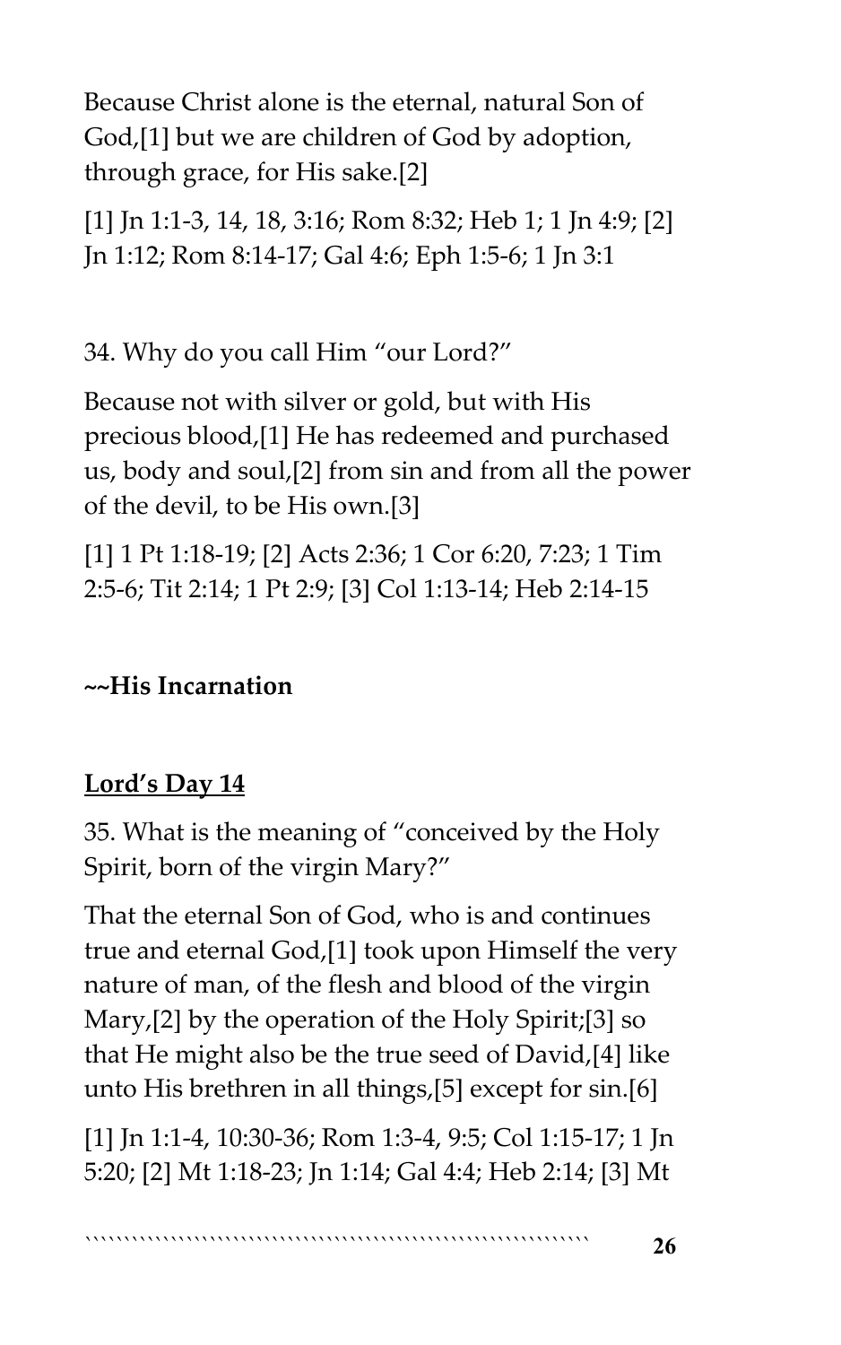Because Christ alone is the eternal, natural Son of God,[1] but we are children of God by adoption, through grace, for His sake.[2]

[1] Jn 1:1-3, 14, 18, 3:16; Rom 8:32; Heb 1; 1 Jn 4:9; [2] Jn 1:12; Rom 8:14-17; Gal 4:6; Eph 1:5-6; 1 Jn 3:1

34. Why do you call Him "our Lord?"

Because not with silver or gold, but with His precious blood,[1] He has redeemed and purchased us, body and soul,[2] from sin and from all the power of the devil, to be His own.[3]

[1] 1 Pt 1:18-19; [2] Acts 2:36; 1 Cor 6:20, 7:23; 1 Tim 2:5-6; Tit 2:14; 1 Pt 2:9; [3] Col 1:13-14; Heb 2:14-15

**~~His Incarnation**

## Lord's Day 14

35. What is the meaning of "conceived by the Holy Spirit, born of the virgin Mary?"

That the eternal Son of God, who is and continues true and eternal God,[1] took upon Himself the very nature of man, of the flesh and blood of the virgin Mary,[2] by the operation of the Holy Spirit;[3] so that He might also be the true seed of David,[4] like unto His brethren in all things,[5] except for sin.[6]

[1] Jn 1:1-4, 10:30-36; Rom 1:3-4, 9:5; Col 1:15-17; 1 Jn 5:20; [2] Mt 1:18-23; Jn 1:14; Gal 4:4; Heb 2:14; [3] Mt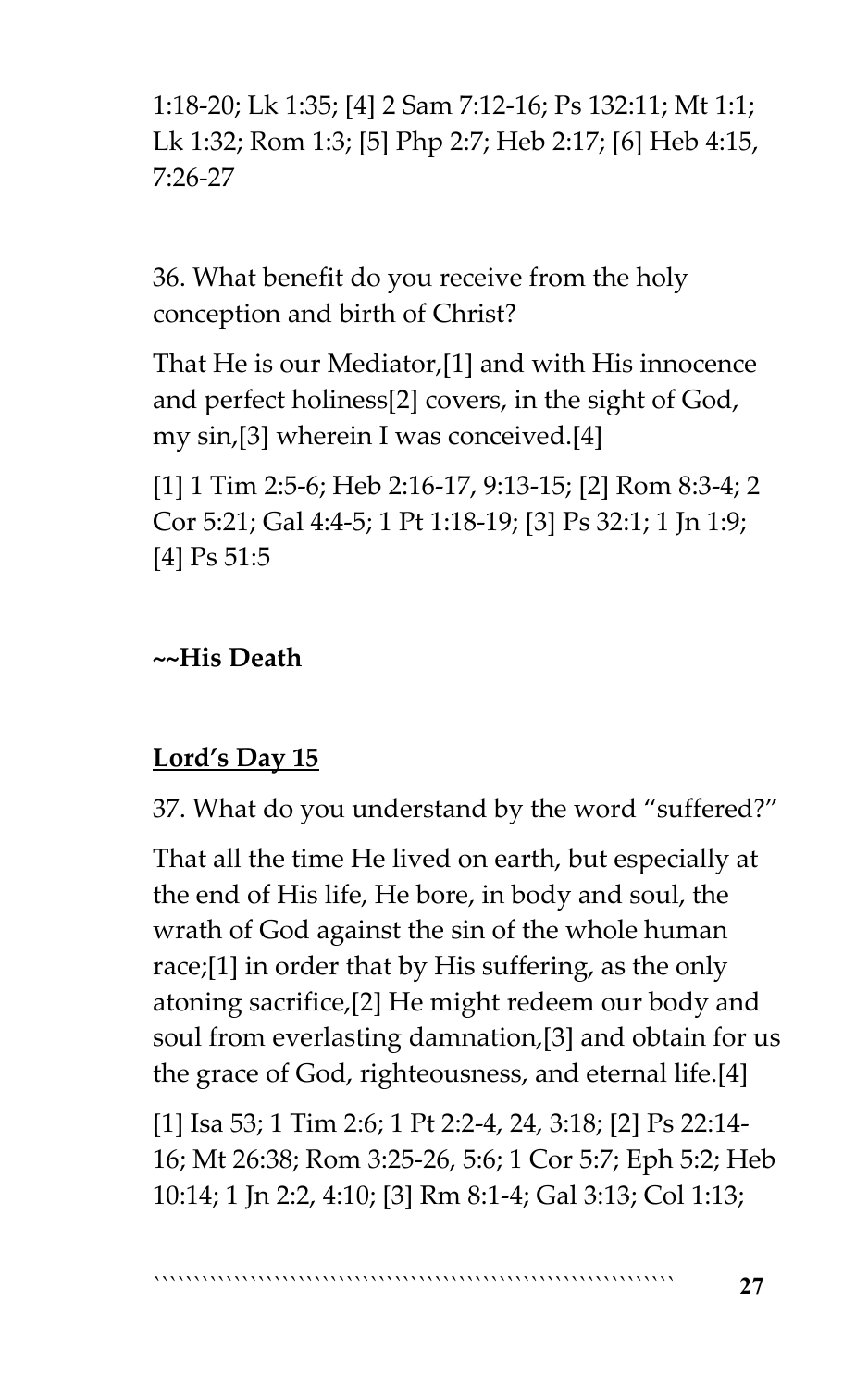1:18-20; Lk 1:35; [4] 2 Sam 7:12-16; Ps 132:11; Mt 1:1; Lk 1:32; Rom 1:3; [5] Php 2:7; Heb 2:17; [6] Heb 4:15, 7:26-27

36. What benefit do you receive from the holy conception and birth of Christ?

That He is our Mediator,[1] and with His innocence and perfect holiness[2] covers, in the sight of God, my sin,[3] wherein I was conceived.[4]

[1] 1 Tim 2:5-6; Heb 2:16-17, 9:13-15; [2] Rom 8:3-4; 2 Cor 5:21; Gal 4:4-5; 1 Pt 1:18-19; [3] Ps 32:1; 1 Jn 1:9; [4] Ps 51:5

**~~His Death**

**Lord's Day 15**

37. What do you understand by the word "suffered?"

That all the time He lived on earth, but especially at the end of His life, He bore, in body and soul, the wrath of God against the sin of the whole human race;[1] in order that by His suffering, as the only atoning sacrifice,[2] He might redeem our body and soul from everlasting damnation,[3] and obtain for us the grace of God, righteousness, and eternal life.[4]

[1] Isa 53; 1 Tim 2:6; 1 Pt 2:2-4, 24, 3:18; [2] Ps 22:14-16; Mt 26:38; Rom 3:25-26, 5:6; 1 Cor 5:7; Eph 5:2; Heb 10:14; 1 Jn 2:2, 4:10; [3] Rm 8:1-4; Gal 3:13; Col 1:13;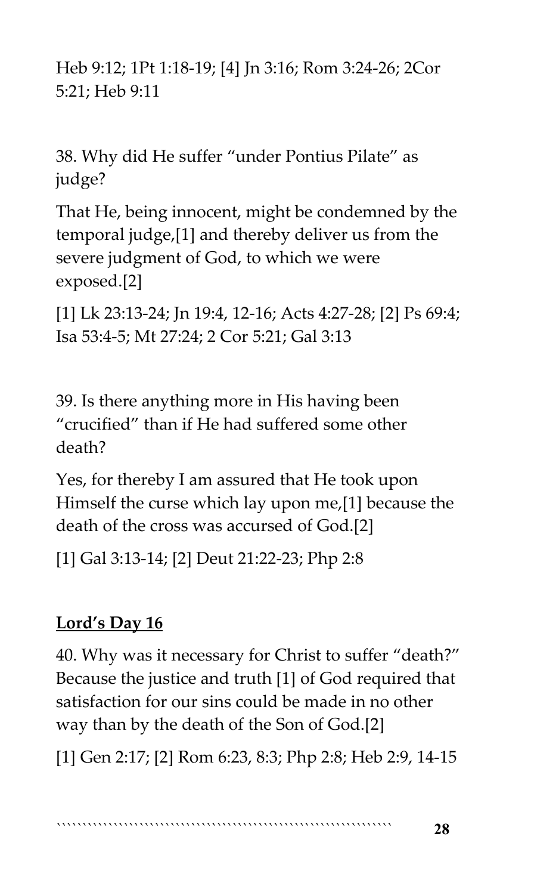Heb 9:12; 1Pt 1:18-19; [4] Jn 3:16; Rom 3:24-26; 2Cor 5:21; Heb 9:11

38. Why did He suffer "under Pontius Pilate" as judge?

That He, being innocent, might be condemned by the temporal judge,[1] and thereby deliver us from the severe judgment of God, to which we were exposed.[2]

[1] Lk 23:13-24; Jn 19:4, 12-16; Acts 4:27-28; [2] Ps 69:4; Isa 53:4-5; Mt 27:24; 2 Cor 5:21; Gal 3:13

39. Is there anything more in His having been "crucified" than if He had suffered some other death?

Yes, for thereby I am assured that He took upon Himself the curse which lay upon me,[1] because the death of the cross was accursed of God.[2]

[1] Gal 3:13-14; [2] Deut 21:22-23; Php 2:8

**Lord's Day 16**

40. Why was it necessary for Christ to suffer "death?"
Because the justice and truth [1] of God required that satisfaction for our sins could be made in no other way than by the death of the Son of God.[2]

[1] Gen 2:17; [2] Rom 6:23, 8:3; Php 2:8; Heb 2:9, 14-15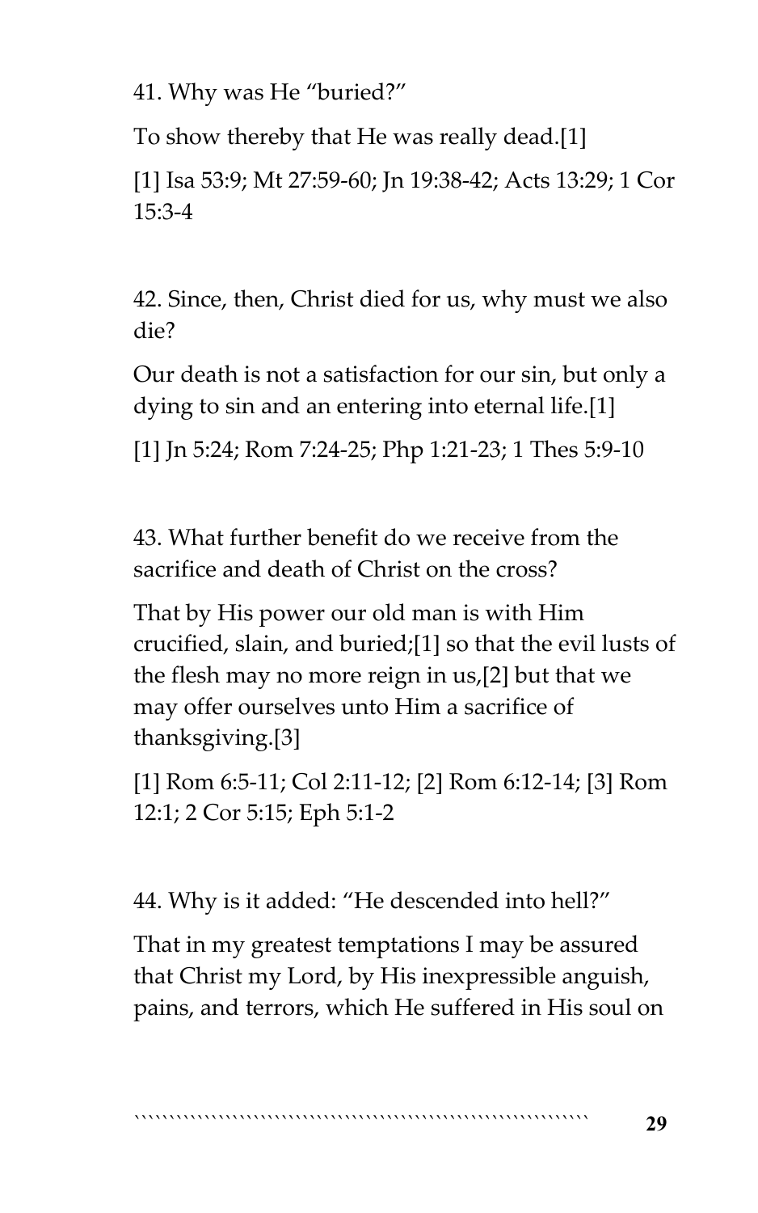41. Why was He "buried?"

To show thereby that He was really dead.[1]

[1] Isa 53:9; Mt 27:59-60; Jn 19:38-42; Acts 13:29; 1 Cor 15:3-4

42. Since, then, Christ died for us, why must we also die?

Our death is not a satisfaction for our sin, but only a dying to sin and an entering into eternal life.[1]

[1] Jn 5:24; Rom 7:24-25; Php 1:21-23; 1 Thes 5:9-10

43. What further benefit do we receive from the sacrifice and death of Christ on the cross?

That by His power our old man is with Him crucified, slain, and buried;[1] so that the evil lusts of the flesh may no more reign in us,[2] but that we may offer ourselves unto Him a sacrifice of thanksgiving.[3]

[1] Rom 6:5-11; Col 2:11-12; [2] Rom 6:12-14; [3] Rom 12:1; 2 Cor 5:15; Eph 5:1-2

44. Why is it added: "He descended into hell?"

That in my greatest temptations I may be assured that Christ my Lord, by His inexpressible anguish, pains, and terrors, which He suffered in His soul on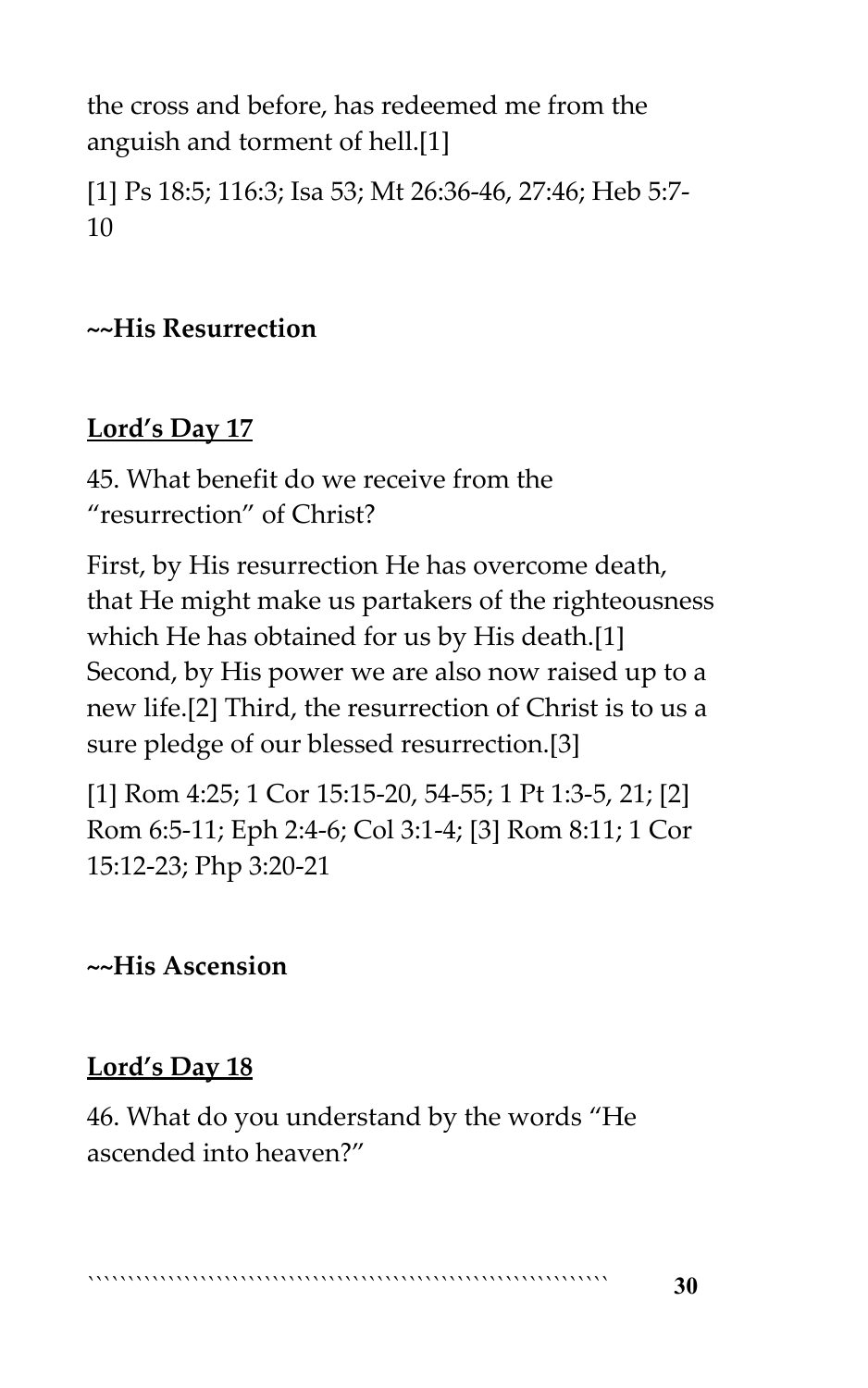the cross and before, has redeemed me from the anguish and torment of hell.[1]

[1] Ps 18:5; 116:3; Isa 53; Mt 26:36-46, 27:46; Heb 5:7-10

**~~His Resurrection**

## Lord's Day 17

45. What benefit do we receive from the "resurrection" of Christ?

First, by His resurrection He has overcome death, that He might make us partakers of the righteousness which He has obtained for us by His death.[1] Second, by His power we are also now raised up to a new life.[2] Third, the resurrection of Christ is to us a sure pledge of our blessed resurrection.[3]

[1] Rom 4:25; 1 Cor 15:15-20, 54-55; 1 Pt 1:3-5, 21; [2] Rom 6:5-11; Eph 2:4-6; Col 3:1-4; [3] Rom 8:11; 1 Cor 15:12-23; Php 3:20-21

**~~His Ascension**

## Lord's Day 18

46. What do you understand by the words "He ascended into heaven?"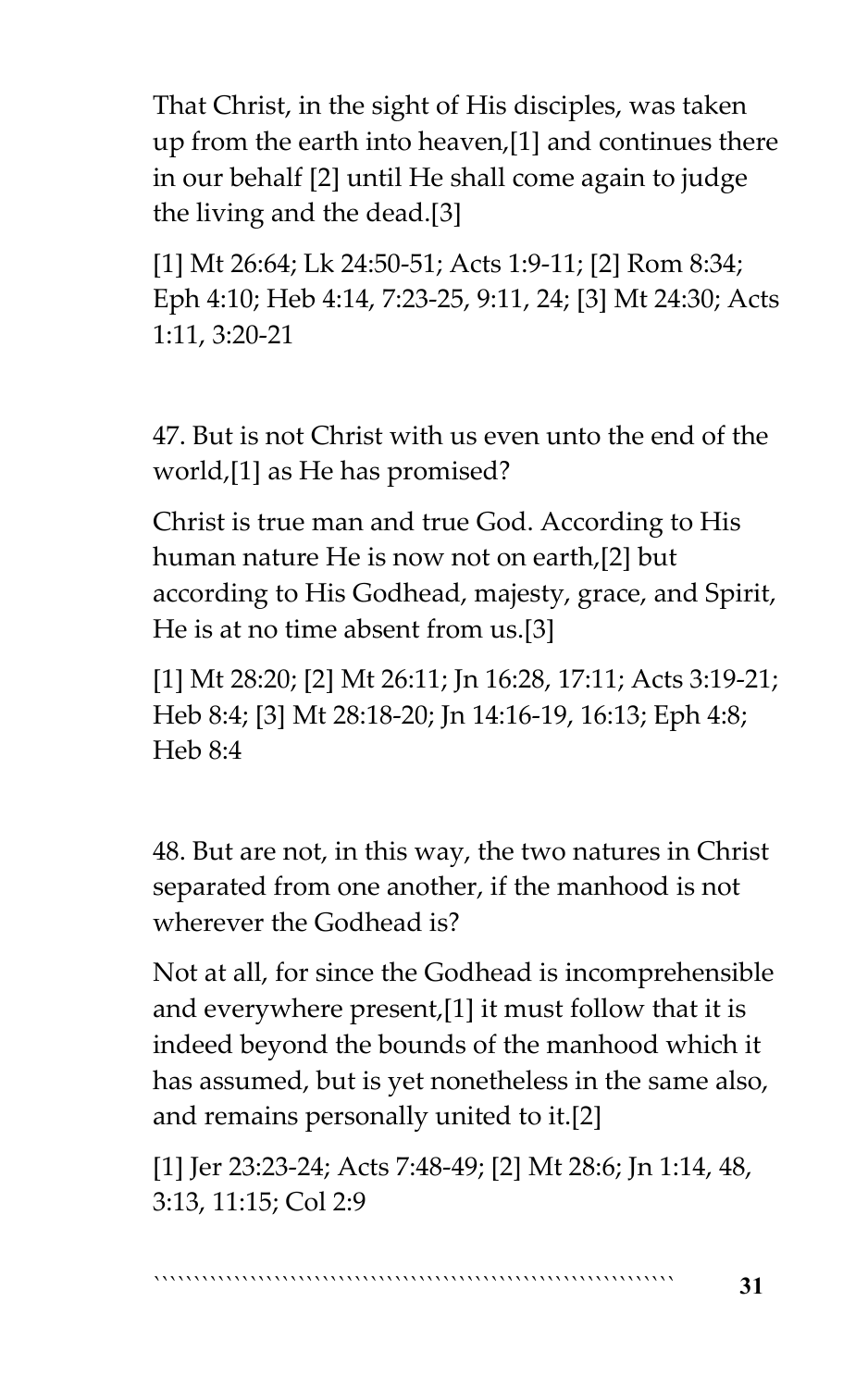That Christ, in the sight of His disciples, was taken up from the earth into heaven,[1] and continues there in our behalf [2] until He shall come again to judge the living and the dead.[3]

[1] Mt 26:64; Lk 24:50-51; Acts 1:9-11; [2] Rom 8:34; Eph 4:10; Heb 4:14, 7:23-25, 9:11, 24; [3] Mt 24:30; Acts 1:11, 3:20-21

47. But is not Christ with us even unto the end of the world,[1] as He has promised?

Christ is true man and true God. According to His human nature He is now not on earth,[2] but according to His Godhead, majesty, grace, and Spirit, He is at no time absent from us.[3]

[1] Mt 28:20; [2] Mt 26:11; Jn 16:28, 17:11; Acts 3:19-21; Heb 8:4; [3] Mt 28:18-20; Jn 14:16-19, 16:13; Eph 4:8; Heb 8:4

48. But are not, in this way, the two natures in Christ separated from one another, if the manhood is not wherever the Godhead is?

Not at all, for since the Godhead is incomprehensible and everywhere present,[1] it must follow that it is indeed beyond the bounds of the manhood which it has assumed, but is yet nonetheless in the same also, and remains personally united to it.[2]

[1] Jer 23:23-24; Acts 7:48-49; [2] Mt 28:6; Jn 1:14, 48, 3:13, 11:15; Col 2:9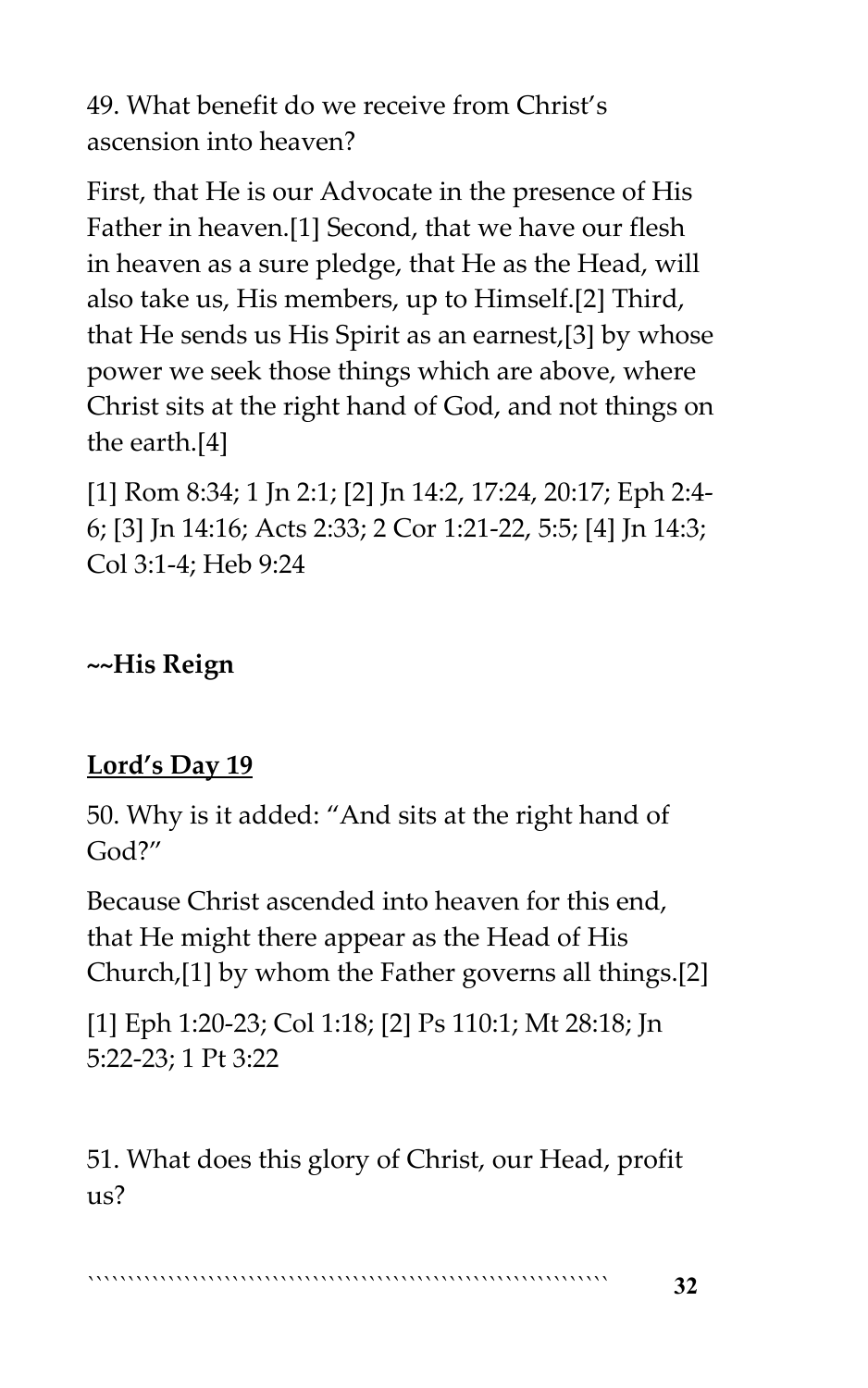49. What benefit do we receive from Christ's ascension into heaven?

First, that He is our Advocate in the presence of His Father in heaven.[1] Second, that we have our flesh in heaven as a sure pledge, that He as the Head, will also take us, His members, up to Himself.[2] Third, that He sends us His Spirit as an earnest,[3] by whose power we seek those things which are above, where Christ sits at the right hand of God, and not things on the earth.[4]

[1] Rom 8:34; 1 Jn 2:1; [2] Jn 14:2, 17:24, 20:17; Eph 2:4-6; [3] Jn 14:16; Acts 2:33; 2 Cor 1:21-22, 5:5; [4] Jn 14:3; Col 3:1-4; Heb 9:24

**~~His Reign**

**Lord's Day 19**

50. Why is it added: "And sits at the right hand of God?"

Because Christ ascended into heaven for this end, that He might there appear as the Head of His Church,[1] by whom the Father governs all things.[2]

[1] Eph 1:20-23; Col 1:18; [2] Ps 110:1; Mt 28:18; Jn 5:22-23; 1 Pt 3:22

51. What does this glory of Christ, our Head, profit us?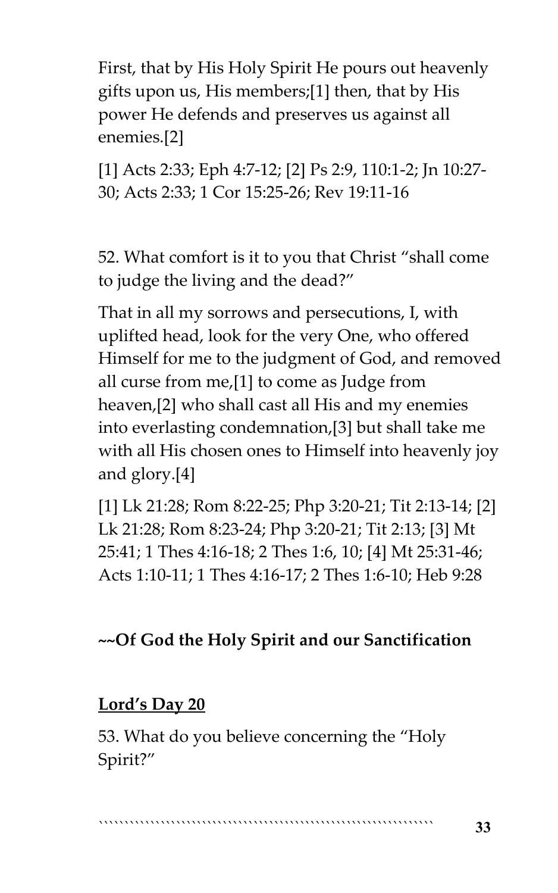First, that by His Holy Spirit He pours out heavenly gifts upon us, His members;[1] then, that by His power He defends and preserves us against all enemies.[2]

[1] Acts 2:33; Eph 4:7-12; [2] Ps 2:9, 110:1-2; Jn 10:27-30; Acts 2:33; 1 Cor 15:25-26; Rev 19:11-16

52. What comfort is it to you that Christ "shall come to judge the living and the dead?"

That in all my sorrows and persecutions, I, with uplifted head, look for the very One, who offered Himself for me to the judgment of God, and removed all curse from me,[1] to come as Judge from heaven,[2] who shall cast all His and my enemies into everlasting condemnation,[3] but shall take me with all His chosen ones to Himself into heavenly joy and glory.[4]

[1] Lk 21:28; Rom 8:22-25; Php 3:20-21; Tit 2:13-14; [2] Lk 21:28; Rom 8:23-24; Php 3:20-21; Tit 2:13; [3] Mt 25:41; 1 Thes 4:16-18; 2 Thes 1:6, 10; [4] Mt 25:31-46; Acts 1:10-11; 1 Thes 4:16-17; 2 Thes 1:6-10; Heb 9:28

**~~Of God the Holy Spirit and our Sanctification**

**<u>Lord's Day 20</u>**

53. What do you believe concerning the "Holy Spirit?"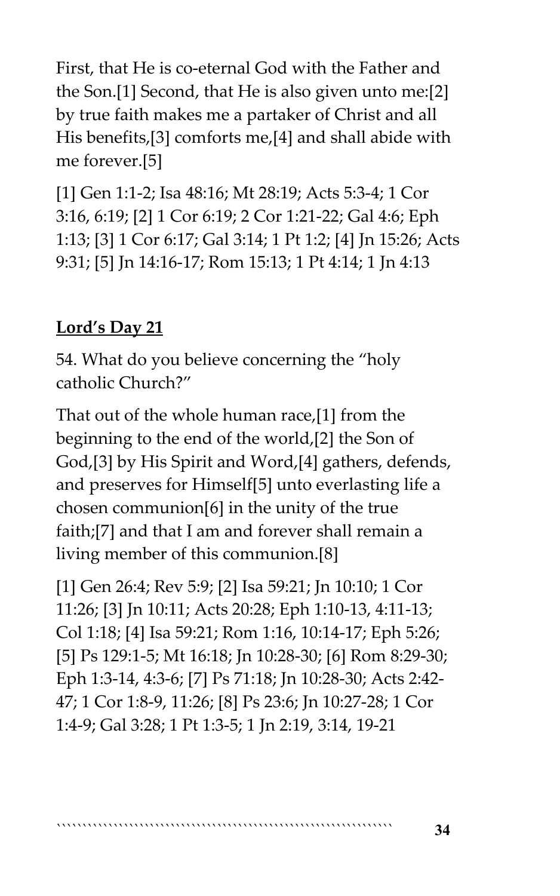First, that He is co-eternal God with the Father and the Son.[1] Second, that He is also given unto me:[2] by true faith makes me a partaker of Christ and all His benefits,[3] comforts me,[4] and shall abide with me forever.[5]

[1] Gen 1:1-2; Isa 48:16; Mt 28:19; Acts 5:3-4; 1 Cor 3:16, 6:19; [2] 1 Cor 6:19; 2 Cor 1:21-22; Gal 4:6; Eph 1:13; [3] 1 Cor 6:17; Gal 3:14; 1 Pt 1:2; [4] Jn 15:26; Acts 9:31; [5] Jn 14:16-17; Rom 15:13; 1 Pt 4:14; 1 Jn 4:13

## **Lord's Day 21**

54. What do you believe concerning the "holy catholic Church?"

That out of the whole human race,[1] from the beginning to the end of the world,[2] the Son of God,[3] by His Spirit and Word,[4] gathers, defends, and preserves for Himself[5] unto everlasting life a chosen communion[6] in the unity of the true faith;[7] and that I am and forever shall remain a living member of this communion.[8]

[1] Gen 26:4; Rev 5:9; [2] Isa 59:21; Jn 10:10; 1 Cor 11:26; [3] Jn 10:11; Acts 20:28; Eph 1:10-13, 4:11-13; Col 1:18; [4] Isa 59:21; Rom 1:16, 10:14-17; Eph 5:26; [5] Ps 129:1-5; Mt 16:18; Jn 10:28-30; [6] Rom 8:29-30; Eph 1:3-14, 4:3-6; [7] Ps 71:18; Jn 10:28-30; Acts 2:42-47; 1 Cor 1:8-9, 11:26; [8] Ps 23:6; Jn 10:27-28; 1 Cor 1:4-9; Gal 3:28; 1 Pt 1:3-5; 1 Jn 2:19, 3:14, 19-21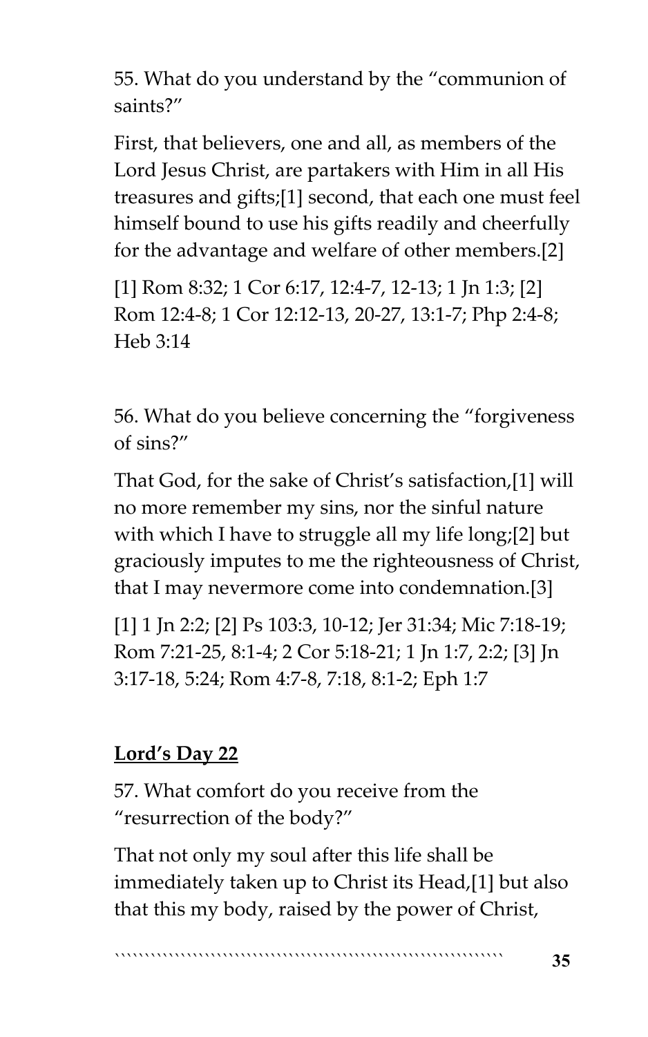55. What do you understand by the "communion of saints?"

First, that believers, one and all, as members of the Lord Jesus Christ, are partakers with Him in all His treasures and gifts;[1] second, that each one must feel himself bound to use his gifts readily and cheerfully for the advantage and welfare of other members.[2]

[1] Rom 8:32; 1 Cor 6:17, 12:4-7, 12-13; 1 Jn 1:3; [2] Rom 12:4-8; 1 Cor 12:12-13, 20-27, 13:1-7; Php 2:4-8; Heb 3:14

56. What do you believe concerning the "forgiveness of sins?"

That God, for the sake of Christ's satisfaction,[1] will no more remember my sins, nor the sinful nature with which I have to struggle all my life long;[2] but graciously imputes to me the righteousness of Christ, that I may nevermore come into condemnation.[3]

[1] 1 Jn 2:2; [2] Ps 103:3, 10-12; Jer 31:34; Mic 7:18-19; Rom 7:21-25, 8:1-4; 2 Cor 5:18-21; 1 Jn 1:7, 2:2; [3] Jn 3:17-18, 5:24; Rom 4:7-8, 7:18, 8:1-2; Eph 1:7

**<u>Lord's Day 22</u>**

57. What comfort do you receive from the "resurrection of the body?"

That not only my soul after this life shall be immediately taken up to Christ its Head,[1] but also that this my body, raised by the power of Christ,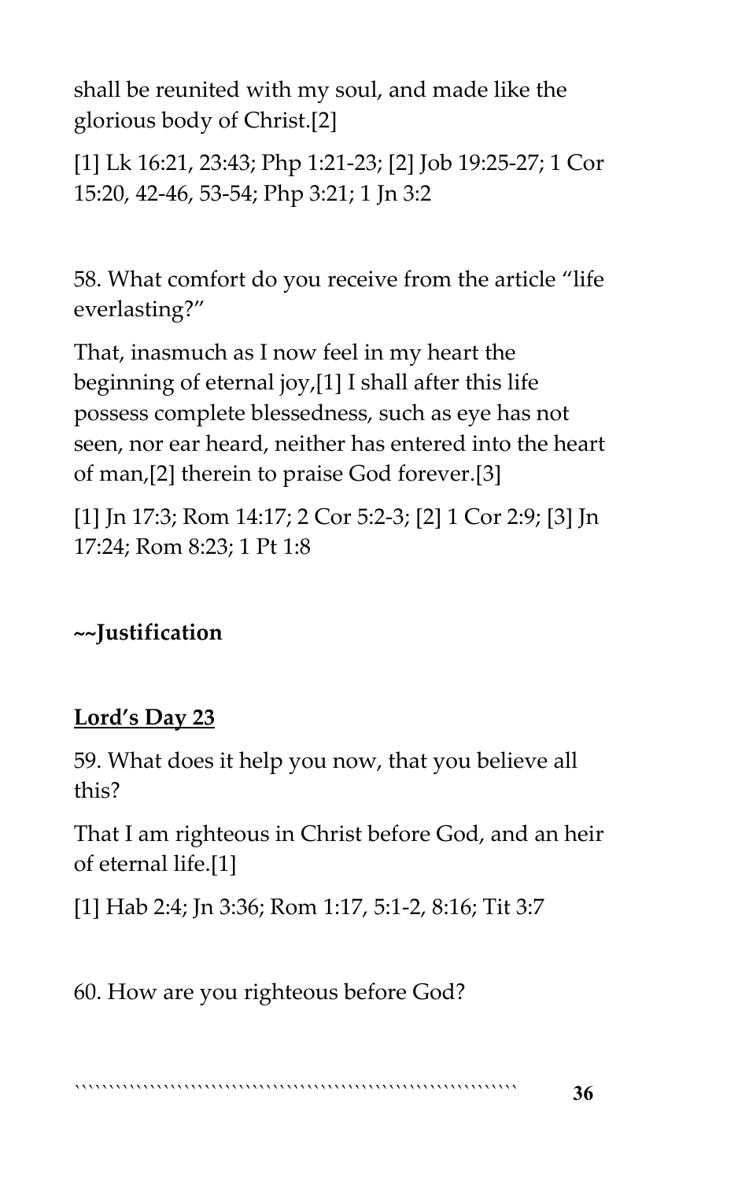shall be reunited with my soul, and made like the glorious body of Christ.[2]

[1] Lk 16:21, 23:43; Php 1:21-23; [2] Job 19:25-27; 1 Cor 15:20, 42-46, 53-54; Php 3:21; 1 Jn 3:2

58. What comfort do you receive from the article "life everlasting?"

That, inasmuch as I now feel in my heart the beginning of eternal joy,[1] I shall after this life possess complete blessedness, such as eye has not seen, nor ear heard, neither has entered into the heart of man,[2] therein to praise God forever.[3]

[1] Jn 17:3; Rom 14:17; 2 Cor 5:2-3; [2] 1 Cor 2:9; [3] Jn 17:24; Rom 8:23; 1 Pt 1:8

**~~Justification**

**<u>Lord's Day 23</u>**

59. What does it help you now, that you believe all this?

That I am righteous in Christ before God, and an heir of eternal life.[1]

[1] Hab 2:4; Jn 3:36; Rom 1:17, 5:1-2, 8:16; Tit 3:7

60. How are you righteous before God?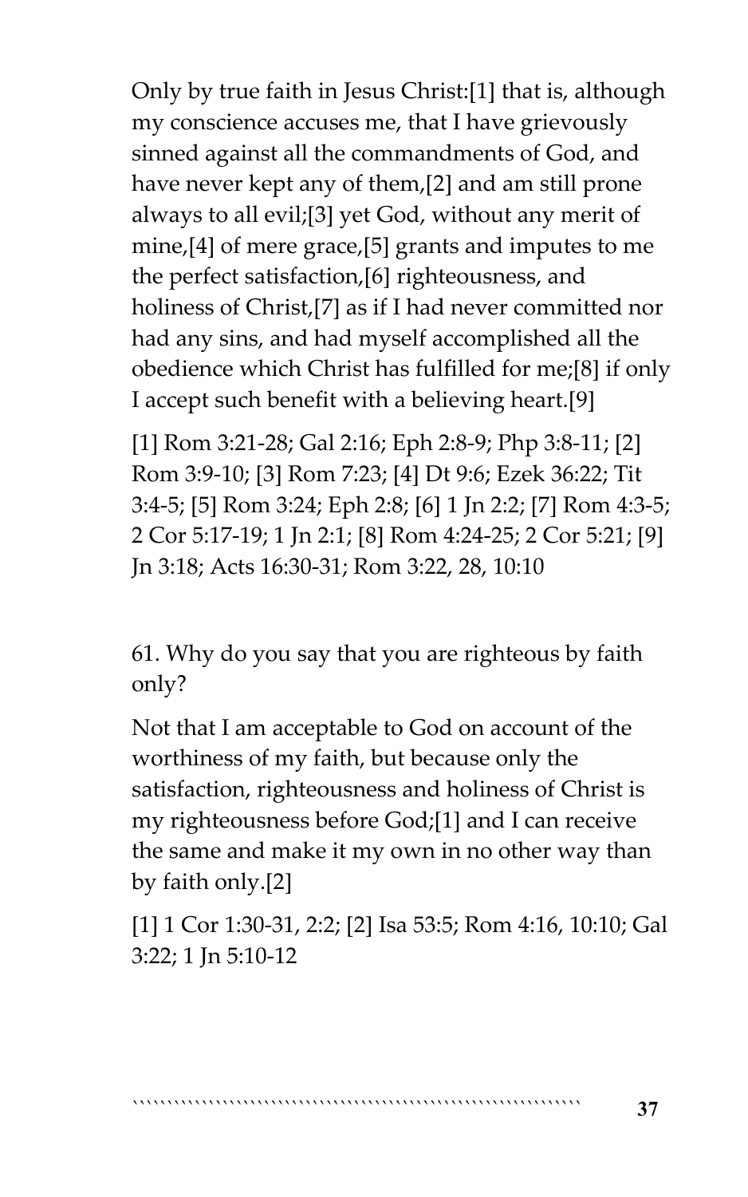Only by true faith in Jesus Christ:[1] that is, although my conscience accuses me, that I have grievously sinned against all the commandments of God, and have never kept any of them,[2] and am still prone always to all evil;[3] yet God, without any merit of mine,[4] of mere grace,[5] grants and imputes to me the perfect satisfaction,[6] righteousness, and holiness of Christ,[7] as if I had never committed nor had any sins, and had myself accomplished all the obedience which Christ has fulfilled for me;[8] if only I accept such benefit with a believing heart.[9]

[1] Rom 3:21-28; Gal 2:16; Eph 2:8-9; Php 3:8-11; [2] Rom 3:9-10; [3] Rom 7:23; [4] Dt 9:6; Ezek 36:22; Tit 3:4-5; [5] Rom 3:24; Eph 2:8; [6] 1 Jn 2:2; [7] Rom 4:3-5; 2 Cor 5:17-19; 1 Jn 2:1; [8] Rom 4:24-25; 2 Cor 5:21; [9] Jn 3:18; Acts 16:30-31; Rom 3:22, 28, 10:10

61. Why do you say that you are righteous by faith only?

Not that I am acceptable to God on account of the worthiness of my faith, but because only the satisfaction, righteousness and holiness of Christ is my righteousness before God;[1] and I can receive the same and make it my own in no other way than by faith only.[2]

[1] 1 Cor 1:30-31, 2:2; [2] Isa 53:5; Rom 4:16, 10:10; Gal 3:22; 1 Jn 5:10-12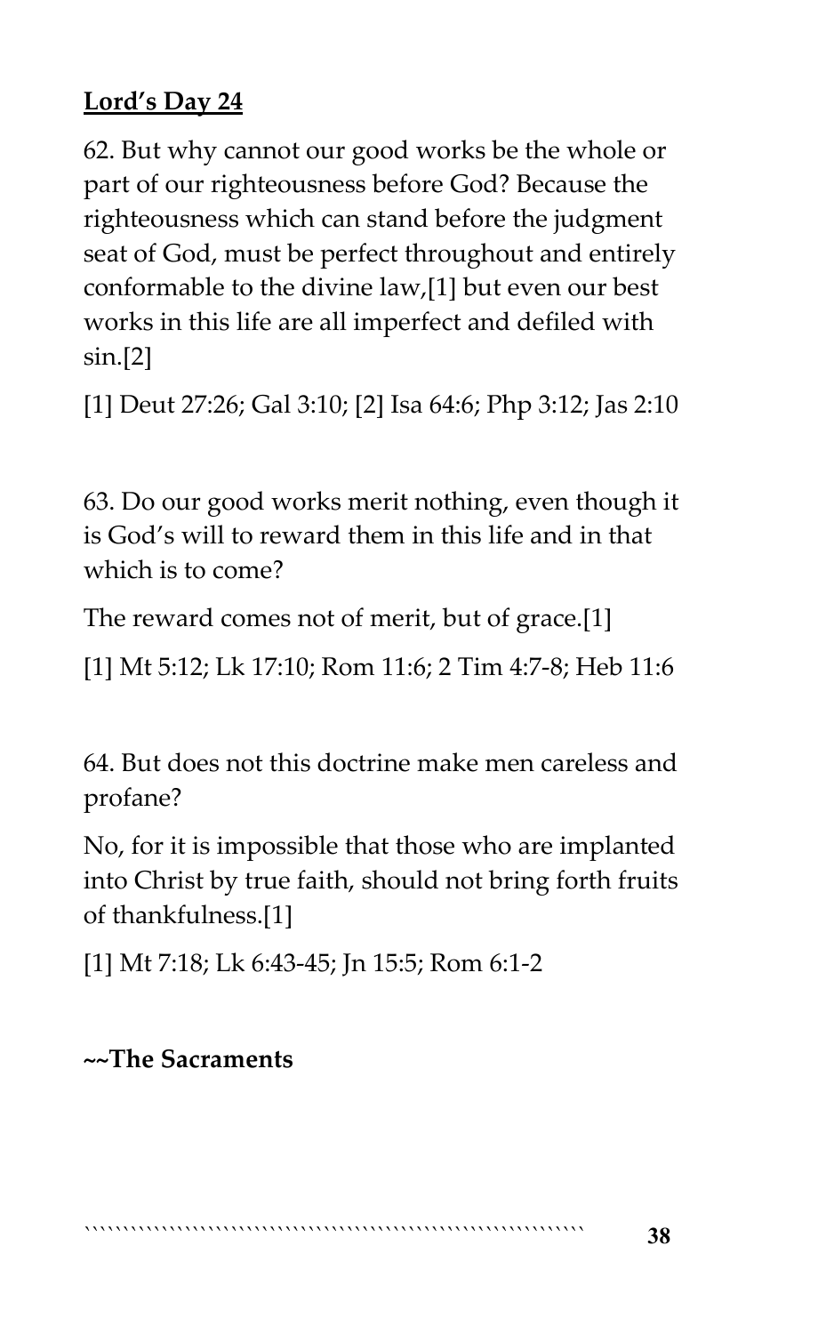## **Lord's Day 24**

62. But why cannot our good works be the whole or part of our righteousness before God? Because the righteousness which can stand before the judgment seat of God, must be perfect throughout and entirely conformable to the divine law,[1] but even our best works in this life are all imperfect and defiled with sin.[2]

[1] Deut 27:26; Gal 3:10; [2] Isa 64:6; Php 3:12; Jas 2:10

63. Do our good works merit nothing, even though it is God's will to reward them in this life and in that which is to come?

The reward comes not of merit, but of grace.[1]

[1] Mt 5:12; Lk 17:10; Rom 11:6; 2 Tim 4:7-8; Heb 11:6

64. But does not this doctrine make men careless and profane?

No, for it is impossible that those who are implanted into Christ by true faith, should not bring forth fruits of thankfulness.[1]

[1] Mt 7:18; Lk 6:43-45; Jn 15:5; Rom 6:1-2

**~~The Sacraments**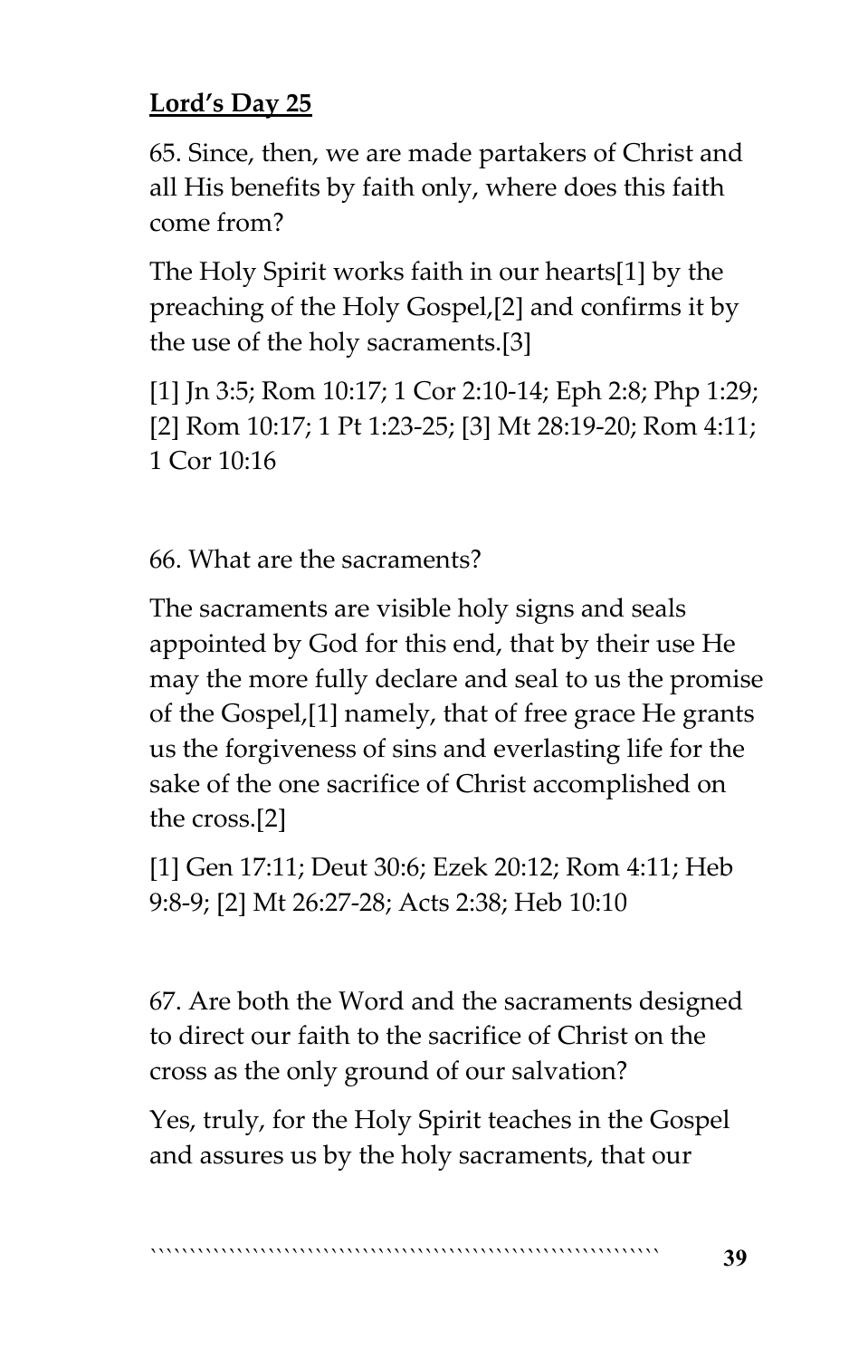**<u>Lord's Day 25</u>**

65. Since, then, we are made partakers of Christ and all His benefits by faith only, where does this faith come from?

The Holy Spirit works faith in our hearts[1] by the preaching of the Holy Gospel,[2] and confirms it by the use of the holy sacraments.[3]

[1] Jn 3:5; Rom 10:17; 1 Cor 2:10-14; Eph 2:8; Php 1:29; [2] Rom 10:17; 1 Pt 1:23-25; [3] Mt 28:19-20; Rom 4:11; 1 Cor 10:16

66. What are the sacraments?

The sacraments are visible holy signs and seals appointed by God for this end, that by their use He may the more fully declare and seal to us the promise of the Gospel,[1] namely, that of free grace He grants us the forgiveness of sins and everlasting life for the sake of the one sacrifice of Christ accomplished on the cross.[2]

[1] Gen 17:11; Deut 30:6; Ezek 20:12; Rom 4:11; Heb 9:8-9; [2] Mt 26:27-28; Acts 2:38; Heb 10:10

67. Are both the Word and the sacraments designed to direct our faith to the sacrifice of Christ on the cross as the only ground of our salvation?

Yes, truly, for the Holy Spirit teaches in the Gospel and assures us by the holy sacraments, that our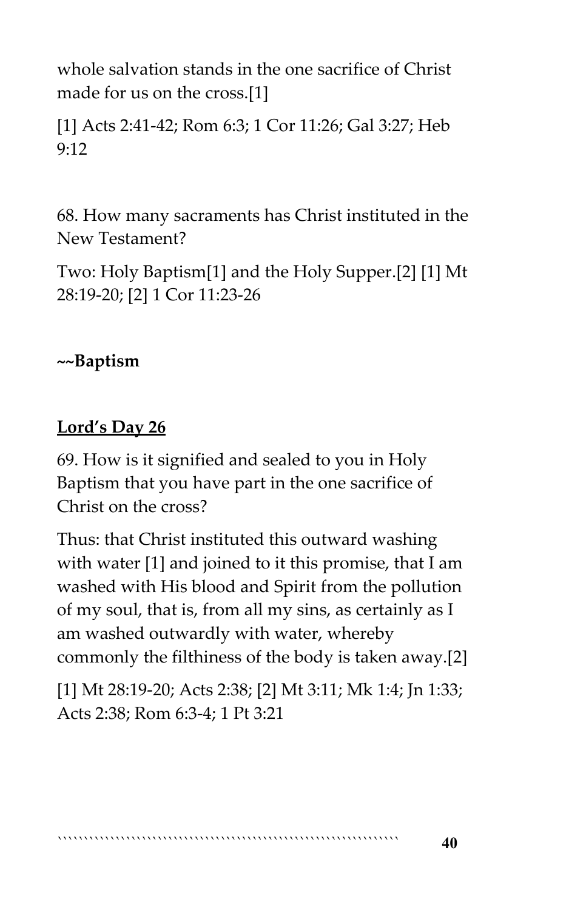whole salvation stands in the one sacrifice of Christ made for us on the cross.[1]

[1] Acts 2:41-42; Rom 6:3; 1 Cor 11:26; Gal 3:27; Heb 9:12

68. How many sacraments has Christ instituted in the New Testament?

Two: Holy Baptism[1] and the Holy Supper.[2] [1] Mt 28:19-20; [2] 1 Cor 11:23-26

**~~Baptism**

**Lord's Day 26**

69. How is it signified and sealed to you in Holy Baptism that you have part in the one sacrifice of Christ on the cross?

Thus: that Christ instituted this outward washing with water [1] and joined to it this promise, that I am washed with His blood and Spirit from the pollution of my soul, that is, from all my sins, as certainly as I am washed outwardly with water, whereby commonly the filthiness of the body is taken away.[2]

[1] Mt 28:19-20; Acts 2:38; [2] Mt 3:11; Mk 1:4; Jn 1:33; Acts 2:38; Rom 6:3-4; 1 Pt 3:21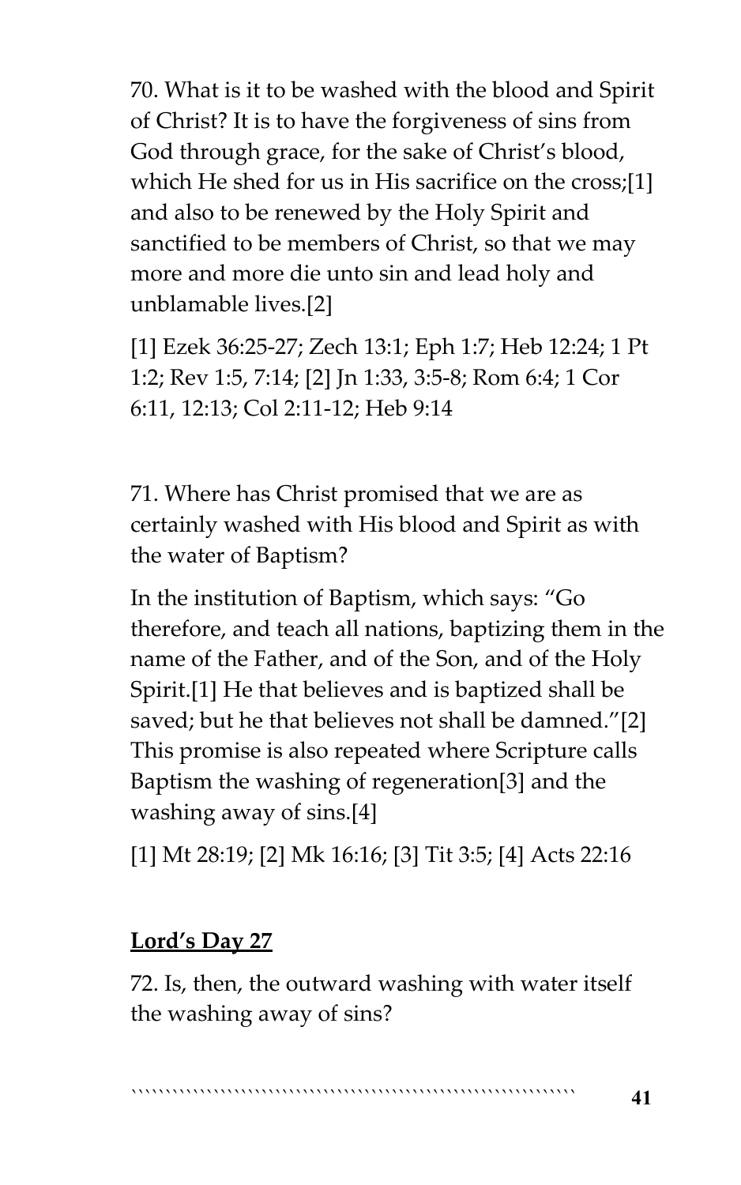70. What is it to be washed with the blood and Spirit of Christ? It is to have the forgiveness of sins from God through grace, for the sake of Christ's blood, which He shed for us in His sacrifice on the cross;[1] and also to be renewed by the Holy Spirit and sanctified to be members of Christ, so that we may more and more die unto sin and lead holy and unblamable lives.[2]

[1] Ezek 36:25-27; Zech 13:1; Eph 1:7; Heb 12:24; 1 Pt 1:2; Rev 1:5, 7:14; [2] Jn 1:33, 3:5-8; Rom 6:4; 1 Cor 6:11, 12:13; Col 2:11-12; Heb 9:14

71. Where has Christ promised that we are as certainly washed with His blood and Spirit as with the water of Baptism?

In the institution of Baptism, which says: "Go therefore, and teach all nations, baptizing them in the name of the Father, and of the Son, and of the Holy Spirit.[1] He that believes and is baptized shall be saved; but he that believes not shall be damned."[2] This promise is also repeated where Scripture calls Baptism the washing of regeneration[3] and the washing away of sins.[4]

[1] Mt 28:19; [2] Mk 16:16; [3] Tit 3:5; [4] Acts 22:16

**Lord's Day 27**

72. Is, then, the outward washing with water itself the washing away of sins?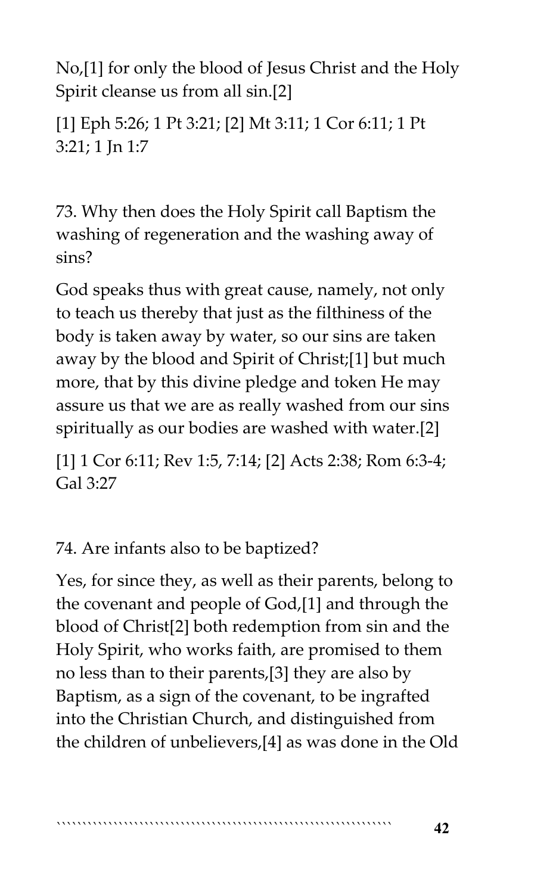No,[1] for only the blood of Jesus Christ and the Holy Spirit cleanse us from all sin.[2]

[1] Eph 5:26; 1 Pt 3:21; [2] Mt 3:11; 1 Cor 6:11; 1 Pt 3:21; 1 Jn 1:7

73. Why then does the Holy Spirit call Baptism the washing of regeneration and the washing away of sins?

God speaks thus with great cause, namely, not only to teach us thereby that just as the filthiness of the body is taken away by water, so our sins are taken away by the blood and Spirit of Christ;[1] but much more, that by this divine pledge and token He may assure us that we are as really washed from our sins spiritually as our bodies are washed with water.[2]

[1] 1 Cor 6:11; Rev 1:5, 7:14; [2] Acts 2:38; Rom 6:3-4; Gal 3:27

74. Are infants also to be baptized?

Yes, for since they, as well as their parents, belong to the covenant and people of God,[1] and through the blood of Christ[2] both redemption from sin and the Holy Spirit, who works faith, are promised to them no less than to their parents,[3] they are also by Baptism, as a sign of the covenant, to be ingrafted into the Christian Church, and distinguished from the children of unbelievers,[4] as was done in the Old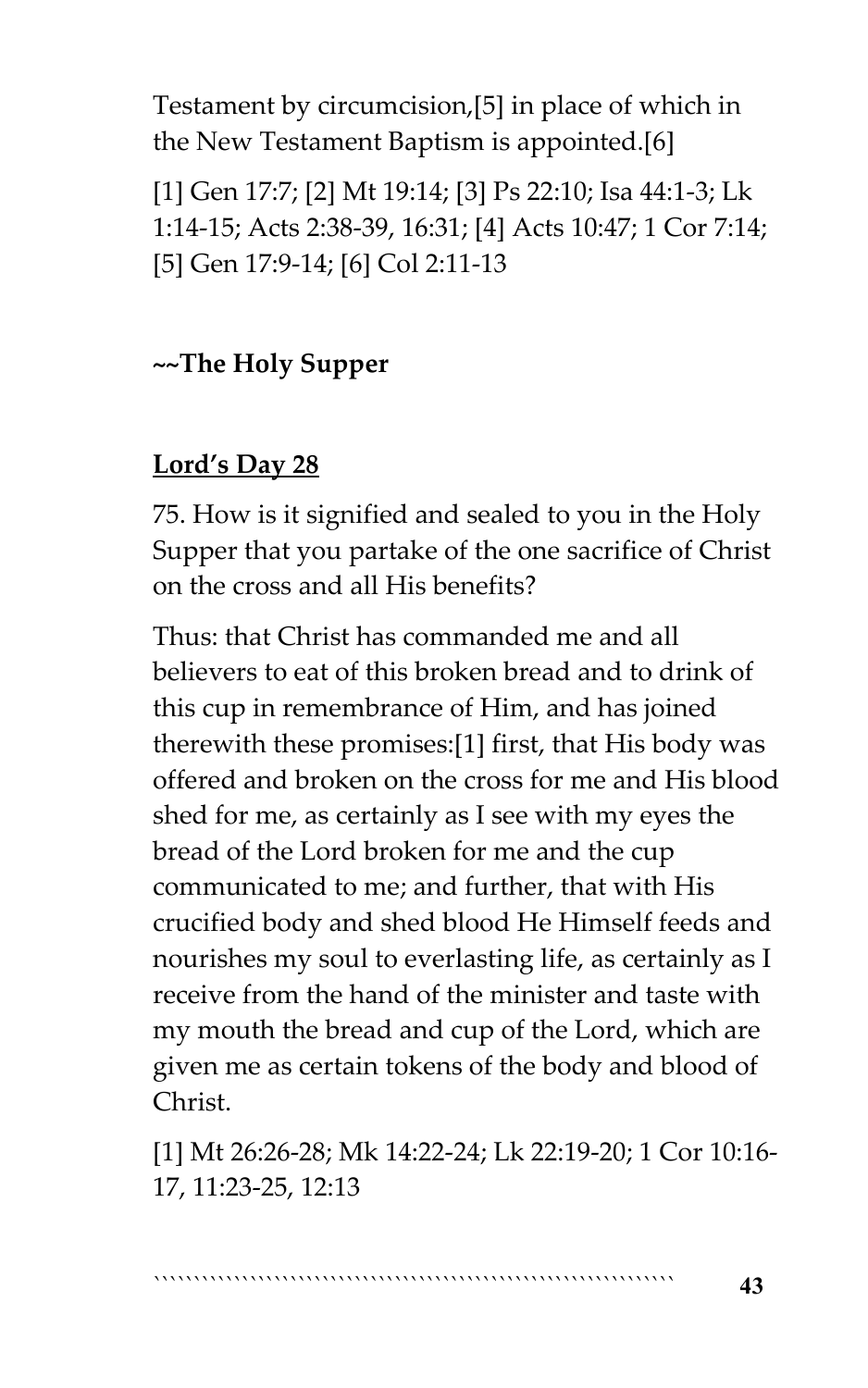Testament by circumcision,[5] in place of which in the New Testament Baptism is appointed.[6]

[1] Gen 17:7; [2] Mt 19:14; [3] Ps 22:10; Isa 44:1-3; Lk 1:14-15; Acts 2:38-39, 16:31; [4] Acts 10:47; 1 Cor 7:14; [5] Gen 17:9-14; [6] Col 2:11-13

**~~The Holy Supper**

## <u>Lord's Day 28</u>

75. How is it signified and sealed to you in the Holy Supper that you partake of the one sacrifice of Christ on the cross and all His benefits?

Thus: that Christ has commanded me and all believers to eat of this broken bread and to drink of this cup in remembrance of Him, and has joined therewith these promises:[1] first, that His body was offered and broken on the cross for me and His blood shed for me, as certainly as I see with my eyes the bread of the Lord broken for me and the cup communicated to me; and further, that with His crucified body and shed blood He Himself feeds and nourishes my soul to everlasting life, as certainly as I receive from the hand of the minister and taste with my mouth the bread and cup of the Lord, which are given me as certain tokens of the body and blood of Christ.

[1] Mt 26:26-28; Mk 14:22-24; Lk 22:19-20; 1 Cor 10:16-17, 11:23-25, 12:13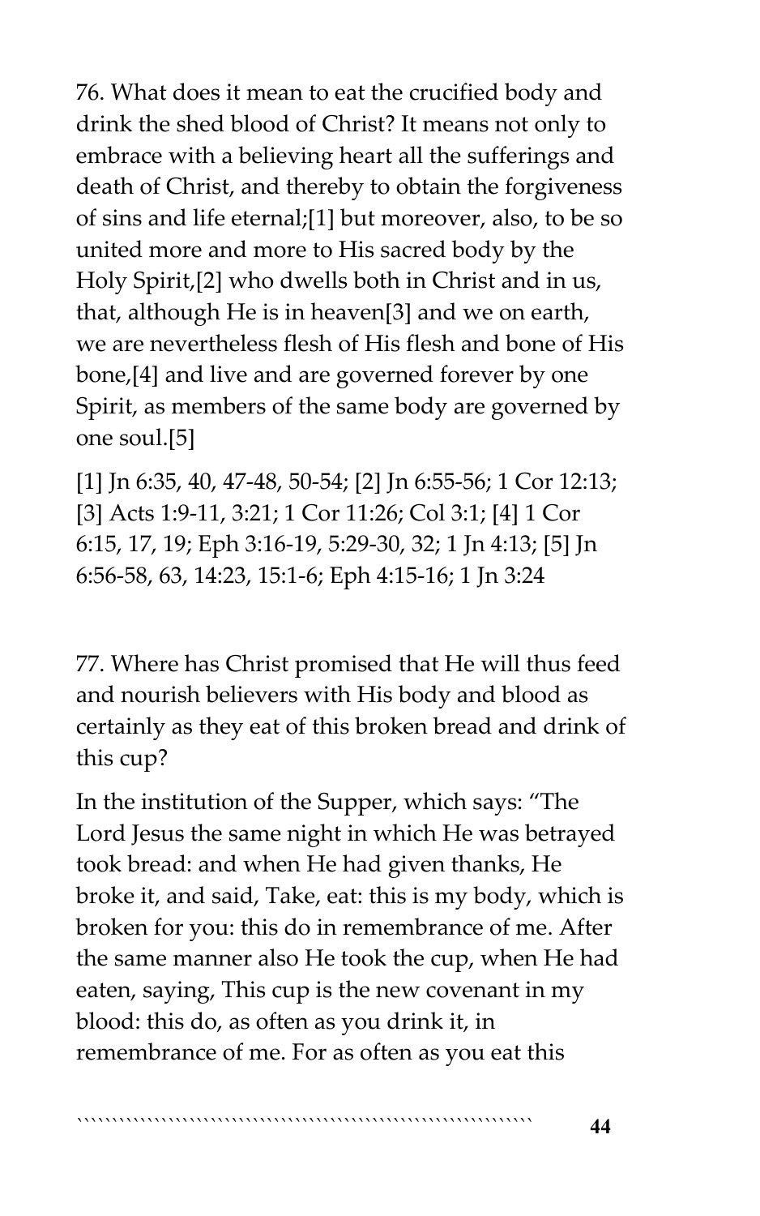76. What does it mean to eat the crucified body and drink the shed blood of Christ? It means not only to embrace with a believing heart all the sufferings and death of Christ, and thereby to obtain the forgiveness of sins and life eternal;[1] but moreover, also, to be so united more and more to His sacred body by the Holy Spirit,[2] who dwells both in Christ and in us, that, although He is in heaven[3] and we on earth, we are nevertheless flesh of His flesh and bone of His bone,[4] and live and are governed forever by one Spirit, as members of the same body are governed by one soul.[5]

[1] Jn 6:35, 40, 47-48, 50-54; [2] Jn 6:55-56; 1 Cor 12:13; [3] Acts 1:9-11, 3:21; 1 Cor 11:26; Col 3:1; [4] 1 Cor 6:15, 17, 19; Eph 3:16-19, 5:29-30, 32; 1 Jn 4:13; [5] Jn 6:56-58, 63, 14:23, 15:1-6; Eph 4:15-16; 1 Jn 3:24

77. Where has Christ promised that He will thus feed and nourish believers with His body and blood as certainly as they eat of this broken bread and drink of this cup?

In the institution of the Supper, which says: "The Lord Jesus the same night in which He was betrayed took bread: and when He had given thanks, He broke it, and said, Take, eat: this is my body, which is broken for you: this do in remembrance of me. After the same manner also He took the cup, when He had eaten, saying, This cup is the new covenant in my blood: this do, as often as you drink it, in remembrance of me. For as often as you eat this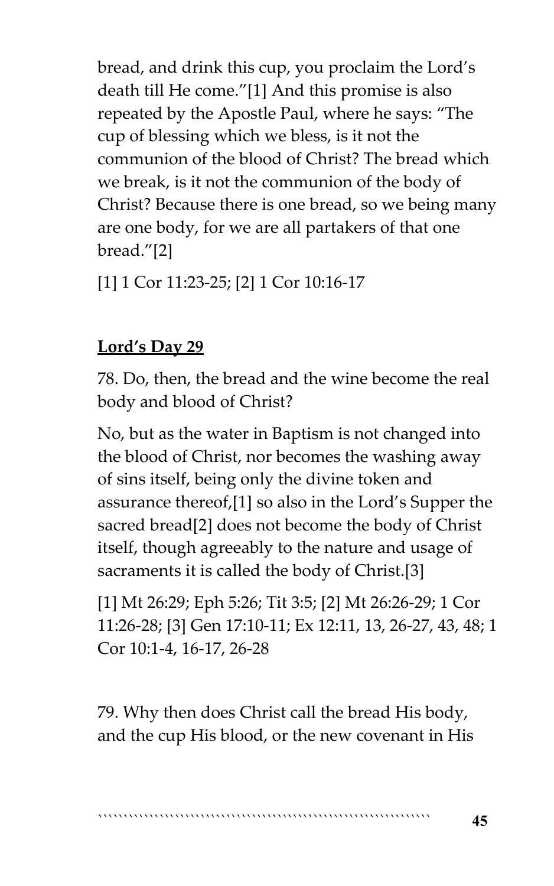bread, and drink this cup, you proclaim the Lord's death till He come."[1] And this promise is also repeated by the Apostle Paul, where he says: "The cup of blessing which we bless, is it not the communion of the blood of Christ? The bread which we break, is it not the communion of the body of Christ? Because there is one bread, so we being many are one body, for we are all partakers of that one bread."[2]

[1] 1 Cor 11:23-25; [2] 1 Cor 10:16-17

## **Lord's Day 29**

78. Do, then, the bread and the wine become the real body and blood of Christ?

No, but as the water in Baptism is not changed into the blood of Christ, nor becomes the washing away of sins itself, being only the divine token and assurance thereof,[1] so also in the Lord's Supper the sacred bread[2] does not become the body of Christ itself, though agreeably to the nature and usage of sacraments it is called the body of Christ.[3]

[1] Mt 26:29; Eph 5:26; Tit 3:5; [2] Mt 26:26-29; 1 Cor 11:26-28; [3] Gen 17:10-11; Ex 12:11, 13, 26-27, 43, 48; 1 Cor 10:1-4, 16-17, 26-28

79. Why then does Christ call the bread His body, and the cup His blood, or the new covenant in His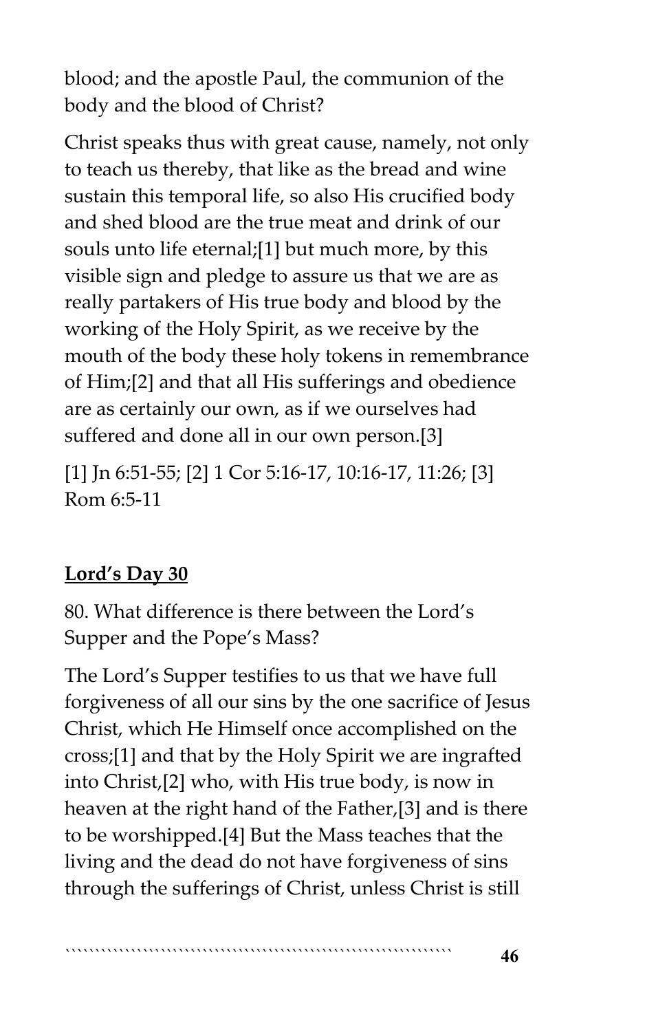blood; and the apostle Paul, the communion of the body and the blood of Christ?

Christ speaks thus with great cause, namely, not only to teach us thereby, that like as the bread and wine sustain this temporal life, so also His crucified body and shed blood are the true meat and drink of our souls unto life eternal;[1] but much more, by this visible sign and pledge to assure us that we are as really partakers of His true body and blood by the working of the Holy Spirit, as we receive by the mouth of the body these holy tokens in remembrance of Him;[2] and that all His sufferings and obedience are as certainly our own, as if we ourselves had suffered and done all in our own person.[3]

[1] Jn 6:51-55; [2] 1 Cor 5:16-17, 10:16-17, 11:26; [3] Rom 6:5-11

## **Lord's Day 30**

80. What difference is there between the Lord's Supper and the Pope's Mass?

The Lord's Supper testifies to us that we have full forgiveness of all our sins by the one sacrifice of Jesus Christ, which He Himself once accomplished on the cross;[1] and that by the Holy Spirit we are ingrafted into Christ,[2] who, with His true body, is now in heaven at the right hand of the Father,[3] and is there to be worshipped.[4] But the Mass teaches that the living and the dead do not have forgiveness of sins through the sufferings of Christ, unless Christ is still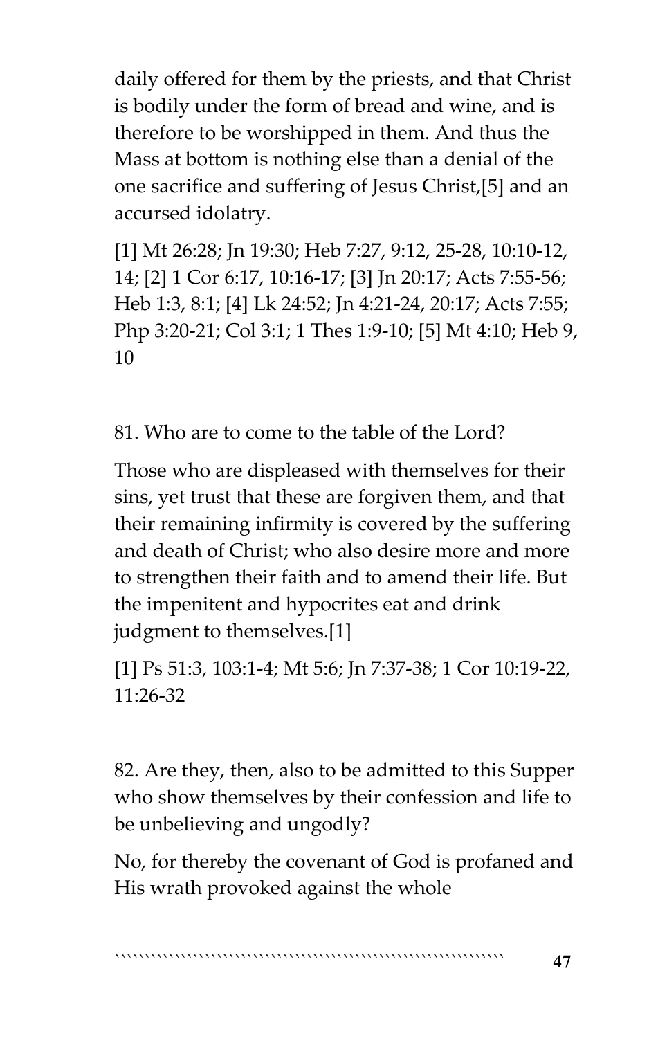daily offered for them by the priests, and that Christ is bodily under the form of bread and wine, and is therefore to be worshipped in them. And thus the Mass at bottom is nothing else than a denial of the one sacrifice and suffering of Jesus Christ,[5] and an accursed idolatry.

[1] Mt 26:28; Jn 19:30; Heb 7:27, 9:12, 25-28, 10:10-12, 14; [2] 1 Cor 6:17, 10:16-17; [3] Jn 20:17; Acts 7:55-56; Heb 1:3, 8:1; [4] Lk 24:52; Jn 4:21-24, 20:17; Acts 7:55; Php 3:20-21; Col 3:1; 1 Thes 1:9-10; [5] Mt 4:10; Heb 9, 10

81. Who are to come to the table of the Lord?

Those who are displeased with themselves for their sins, yet trust that these are forgiven them, and that their remaining infirmity is covered by the suffering and death of Christ; who also desire more and more to strengthen their faith and to amend their life. But the impenitent and hypocrites eat and drink judgment to themselves.[1]

[1] Ps 51:3, 103:1-4; Mt 5:6; Jn 7:37-38; 1 Cor 10:19-22, 11:26-32

82. Are they, then, also to be admitted to this Supper who show themselves by their confession and life to be unbelieving and ungodly?

No, for thereby the covenant of God is profaned and His wrath provoked against the whole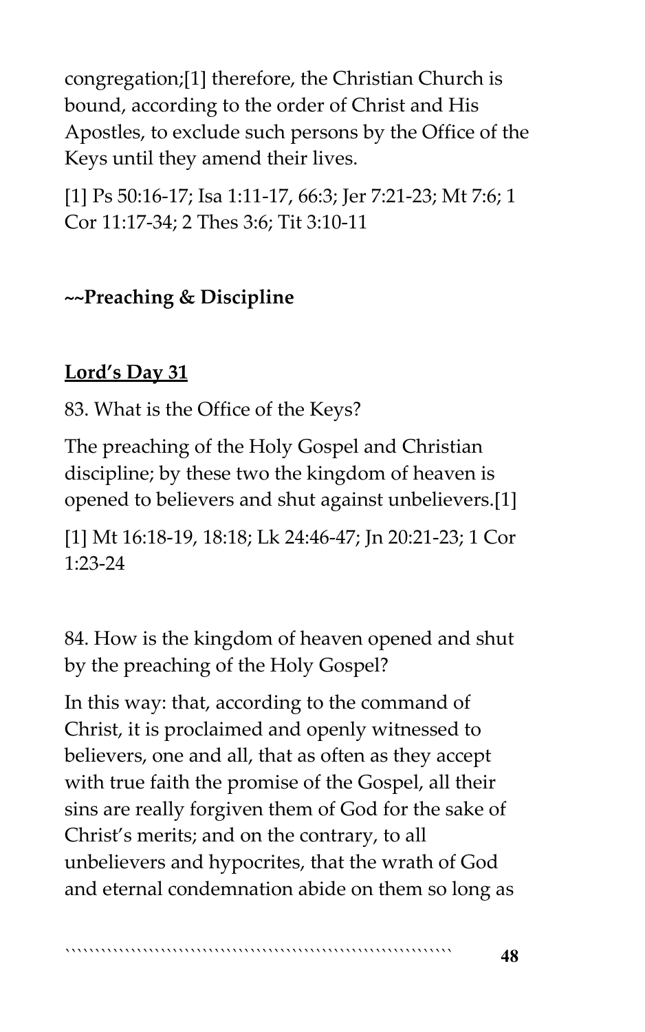congregation;[1] therefore, the Christian Church is bound, according to the order of Christ and His Apostles, to exclude such persons by the Office of the Keys until they amend their lives.

[1] Ps 50:16-17; Isa 1:11-17, 66:3; Jer 7:21-23; Mt 7:6; 1 Cor 11:17-34; 2 Thes 3:6; Tit 3:10-11

**~~Preaching & Discipline**

## **Lord's Day 31**

83. What is the Office of the Keys?

The preaching of the Holy Gospel and Christian discipline; by these two the kingdom of heaven is opened to believers and shut against unbelievers.[1]

[1] Mt 16:18-19, 18:18; Lk 24:46-47; Jn 20:21-23; 1 Cor 1:23-24

84. How is the kingdom of heaven opened and shut by the preaching of the Holy Gospel?

In this way: that, according to the command of Christ, it is proclaimed and openly witnessed to believers, one and all, that as often as they accept with true faith the promise of the Gospel, all their sins are really forgiven them of God for the sake of Christ's merits; and on the contrary, to all unbelievers and hypocrites, that the wrath of God and eternal condemnation abide on them so long as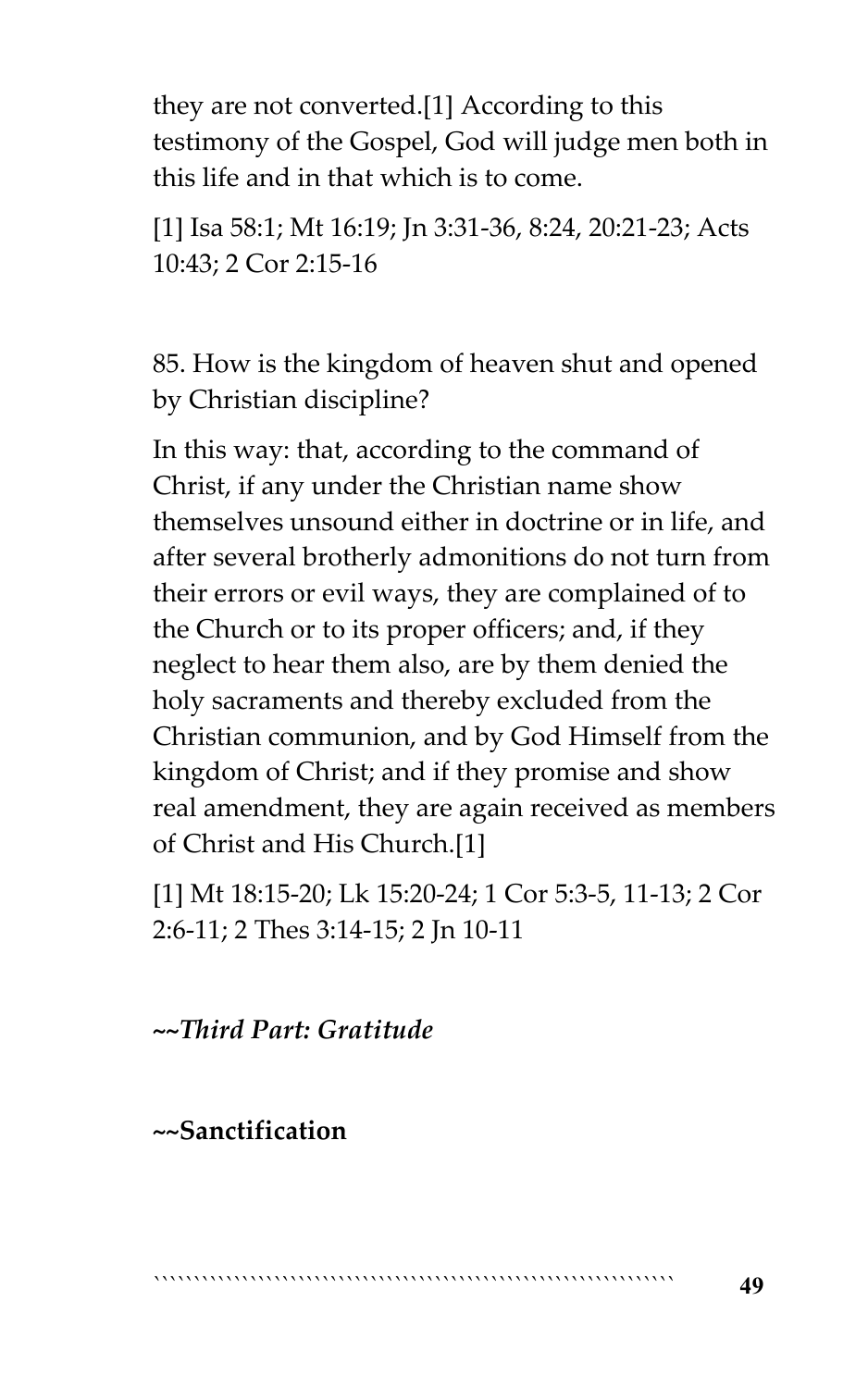they are not converted.[1] According to this testimony of the Gospel, God will judge men both in this life and in that which is to come.

[1] Isa 58:1; Mt 16:19; Jn 3:31-36, 8:24, 20:21-23; Acts 10:43; 2 Cor 2:15-16

85. How is the kingdom of heaven shut and opened by Christian discipline?

In this way: that, according to the command of Christ, if any under the Christian name show themselves unsound either in doctrine or in life, and after several brotherly admonitions do not turn from their errors or evil ways, they are complained of to the Church or to its proper officers; and, if they neglect to hear them also, are by them denied the holy sacraments and thereby excluded from the Christian communion, and by God Himself from the kingdom of Christ; and if they promise and show real amendment, they are again received as members of Christ and His Church.[1]

[1] Mt 18:15-20; Lk 15:20-24; 1 Cor 5:3-5, 11-13; 2 Cor 2:6-11; 2 Thes 3:14-15; 2 Jn 10-11

## *~~Third Part: Gratitude*

### **~~Sanctification**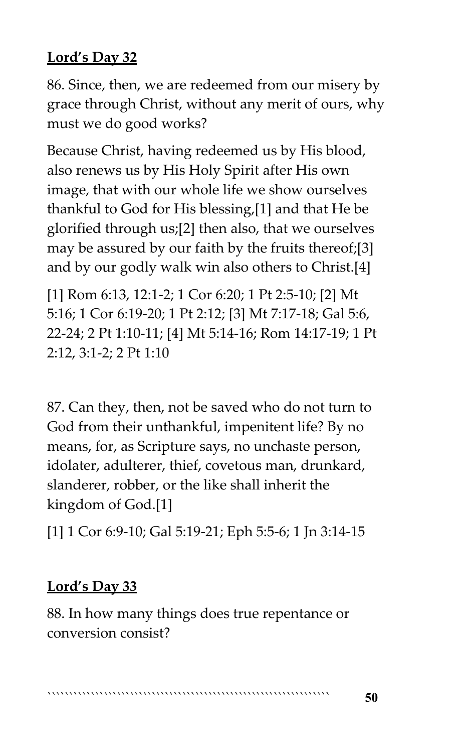**Lord's Day 32**

86. Since, then, we are redeemed from our misery by grace through Christ, without any merit of ours, why must we do good works?

Because Christ, having redeemed us by His blood, also renews us by His Holy Spirit after His own image, that with our whole life we show ourselves thankful to God for His blessing,[1] and that He be glorified through us;[2] then also, that we ourselves may be assured by our faith by the fruits thereof;[3] and by our godly walk win also others to Christ.[4]

[1] Rom 6:13, 12:1-2; 1 Cor 6:20; 1 Pt 2:5-10; [2] Mt 5:16; 1 Cor 6:19-20; 1 Pt 2:12; [3] Mt 7:17-18; Gal 5:6, 22-24; 2 Pt 1:10-11; [4] Mt 5:14-16; Rom 14:17-19; 1 Pt 2:12, 3:1-2; 2 Pt 1:10

87. Can they, then, not be saved who do not turn to God from their unthankful, impenitent life? By no means, for, as Scripture says, no unchaste person, idolater, adulterer, thief, covetous man, drunkard, slanderer, robber, or the like shall inherit the kingdom of God.[1]

[1] 1 Cor 6:9-10; Gal 5:19-21; Eph 5:5-6; 1 Jn 3:14-15

**Lord's Day 33**

88. In how many things does true repentance or conversion consist?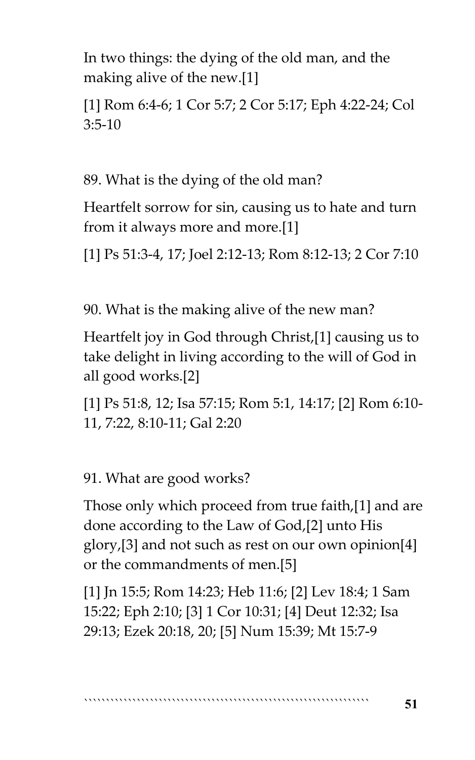In two things: the dying of the old man, and the making alive of the new.[1]

[1] Rom 6:4-6; 1 Cor 5:7; 2 Cor 5:17; Eph 4:22-24; Col 3:5-10

89. What is the dying of the old man?

Heartfelt sorrow for sin, causing us to hate and turn from it always more and more.[1]

[1] Ps 51:3-4, 17; Joel 2:12-13; Rom 8:12-13; 2 Cor 7:10

90. What is the making alive of the new man?

Heartfelt joy in God through Christ,[1] causing us to take delight in living according to the will of God in all good works.[2]

[1] Ps 51:8, 12; Isa 57:15; Rom 5:1, 14:17; [2] Rom 6:10-11, 7:22, 8:10-11; Gal 2:20

91. What are good works?

Those only which proceed from true faith,[1] and are done according to the Law of God,[2] unto His glory,[3] and not such as rest on our own opinion[4] or the commandments of men.[5]

[1] Jn 15:5; Rom 14:23; Heb 11:6; [2] Lev 18:4; 1 Sam 15:22; Eph 2:10; [3] 1 Cor 10:31; [4] Deut 12:32; Isa 29:13; Ezek 20:18, 20; [5] Num 15:39; Mt 15:7-9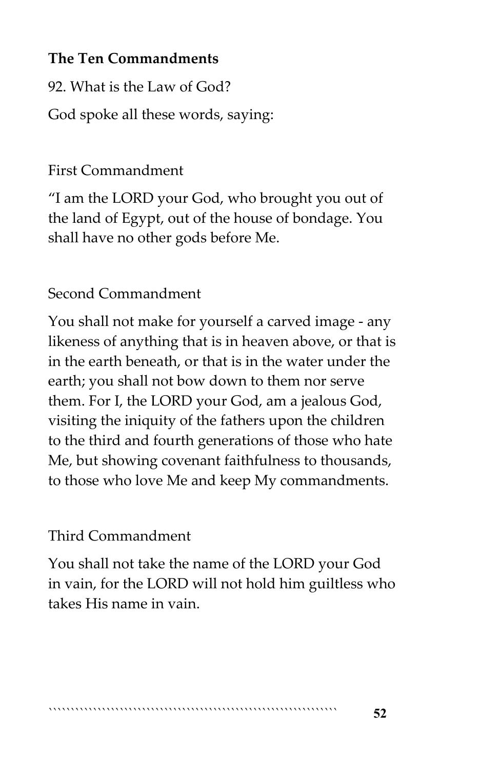**The Ten Commandments**

92. What is the Law of God?

God spoke all these words, saying:

First Commandment

"I am the LORD your God, who brought you out of the land of Egypt, out of the house of bondage. You shall have no other gods before Me.

Second Commandment

You shall not make for yourself a carved image - any likeness of anything that is in heaven above, or that is in the earth beneath, or that is in the water under the earth; you shall not bow down to them nor serve them. For I, the LORD your God, am a jealous God, visiting the iniquity of the fathers upon the children to the third and fourth generations of those who hate Me, but showing covenant faithfulness to thousands, to those who love Me and keep My commandments.

Third Commandment

You shall not take the name of the LORD your God in vain, for the LORD will not hold him guiltless who takes His name in vain.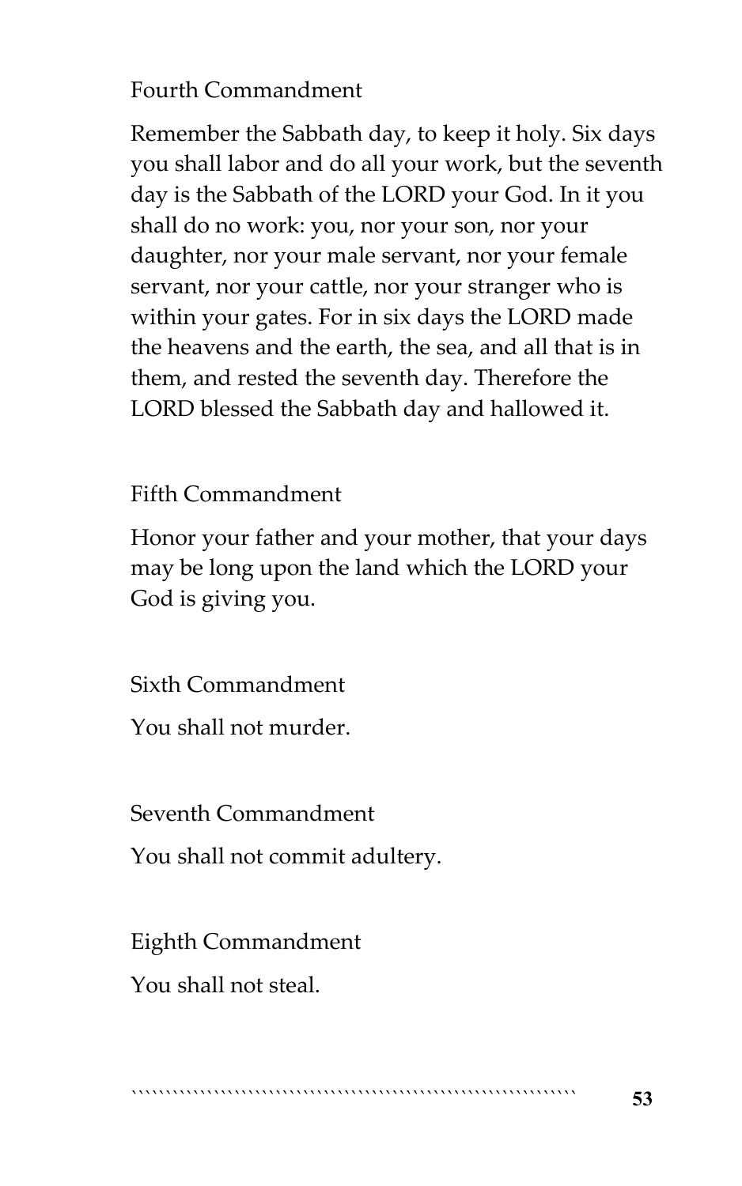Fourth Commandment

Remember the Sabbath day, to keep it holy. Six days you shall labor and do all your work, but the seventh day is the Sabbath of the LORD your God. In it you shall do no work: you, nor your son, nor your daughter, nor your male servant, nor your female servant, nor your cattle, nor your stranger who is within your gates. For in six days the LORD made the heavens and the earth, the sea, and all that is in them, and rested the seventh day. Therefore the LORD blessed the Sabbath day and hallowed it.

Fifth Commandment

Honor your father and your mother, that your days may be long upon the land which the LORD your God is giving you.

Sixth Commandment

You shall not murder.

Seventh Commandment

You shall not commit adultery.

Eighth Commandment

You shall not steal.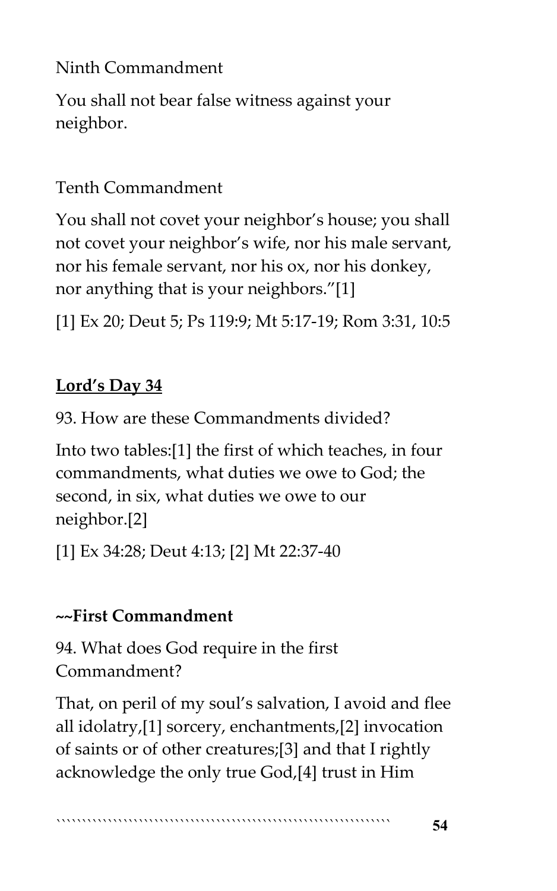Ninth Commandment

You shall not bear false witness against your neighbor.

Tenth Commandment

You shall not covet your neighbor's house; you shall not covet your neighbor's wife, nor his male servant, nor his female servant, nor his ox, nor his donkey, nor anything that is your neighbors."[1]

[1] Ex 20; Deut 5; Ps 119:9; Mt 5:17-19; Rom 3:31, 10:5

## Lord's Day 34

93. How are these Commandments divided?

Into two tables:[1] the first of which teaches, in four commandments, what duties we owe to God; the second, in six, what duties we owe to our neighbor.[2]

[1] Ex 34:28; Deut 4:13; [2] Mt 22:37-40

### ~~First Commandment

94. What does God require in the first Commandment?

That, on peril of my soul's salvation, I avoid and flee all idolatry,[1] sorcery, enchantments,[2] invocation of saints or of other creatures;[3] and that I rightly acknowledge the only true God,[4] trust in Him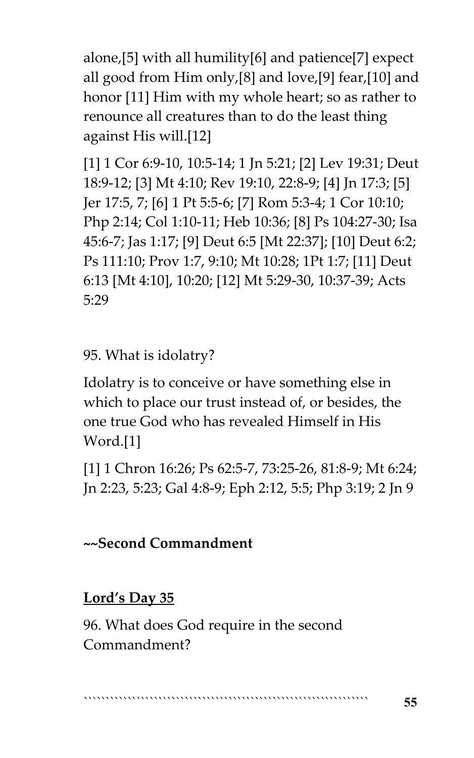alone,[5] with all humility[6] and patience[7] expect all good from Him only,[8] and love,[9] fear,[10] and honor [11] Him with my whole heart; so as rather to renounce all creatures than to do the least thing against His will.[12]

[1] 1 Cor 6:9-10, 10:5-14; 1 Jn 5:21; [2] Lev 19:31; Deut 18:9-12; [3] Mt 4:10; Rev 19:10, 22:8-9; [4] Jn 17:3; [5] Jer 17:5, 7; [6] 1 Pt 5:5-6; [7] Rom 5:3-4; 1 Cor 10:10; Php 2:14; Col 1:10-11; Heb 10:36; [8] Ps 104:27-30; Isa 45:6-7; Jas 1:17; [9] Deut 6:5 [Mt 22:37]; [10] Deut 6:2; Ps 111:10; Prov 1:7, 9:10; Mt 10:28; 1Pt 1:7; [11] Deut 6:13 [Mt 4:10], 10:20; [12] Mt 5:29-30, 10:37-39; Acts 5:29

95. What is idolatry?

Idolatry is to conceive or have something else in which to place our trust instead of, or besides, the one true God who has revealed Himself in His Word.[1]

[1] 1 Chron 16:26; Ps 62:5-7, 73:25-26, 81:8-9; Mt 6:24; Jn 2:23, 5:23; Gal 4:8-9; Eph 2:12, 5:5; Php 3:19; 2 Jn 9

**~~Second Commandment**

## **Lord's Day 35**

96. What does God require in the second Commandment?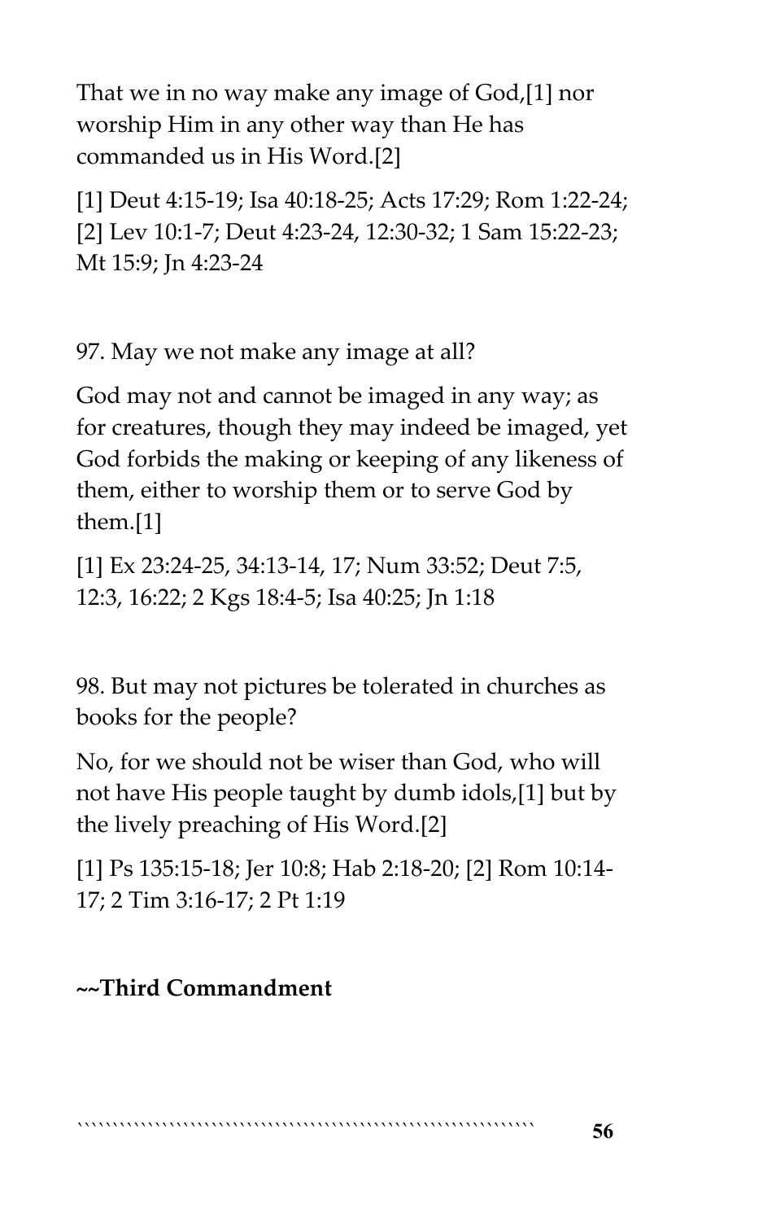That we in no way make any image of God,[1] nor worship Him in any other way than He has commanded us in His Word.[2]

[1] Deut 4:15-19; Isa 40:18-25; Acts 17:29; Rom 1:22-24; [2] Lev 10:1-7; Deut 4:23-24, 12:30-32; 1 Sam 15:22-23; Mt 15:9; Jn 4:23-24

97. May we not make any image at all?

God may not and cannot be imaged in any way; as for creatures, though they may indeed be imaged, yet God forbids the making or keeping of any likeness of them, either to worship them or to serve God by them.[1]

[1] Ex 23:24-25, 34:13-14, 17; Num 33:52; Deut 7:5, 12:3, 16:22; 2 Kgs 18:4-5; Isa 40:25; Jn 1:18

98. But may not pictures be tolerated in churches as books for the people?

No, for we should not be wiser than God, who will not have His people taught by dumb idols,[1] but by the lively preaching of His Word.[2]

[1] Ps 135:15-18; Jer 10:8; Hab 2:18-20; [2] Rom 10:14-17; 2 Tim 3:16-17; 2 Pt 1:19

**~~Third Commandment**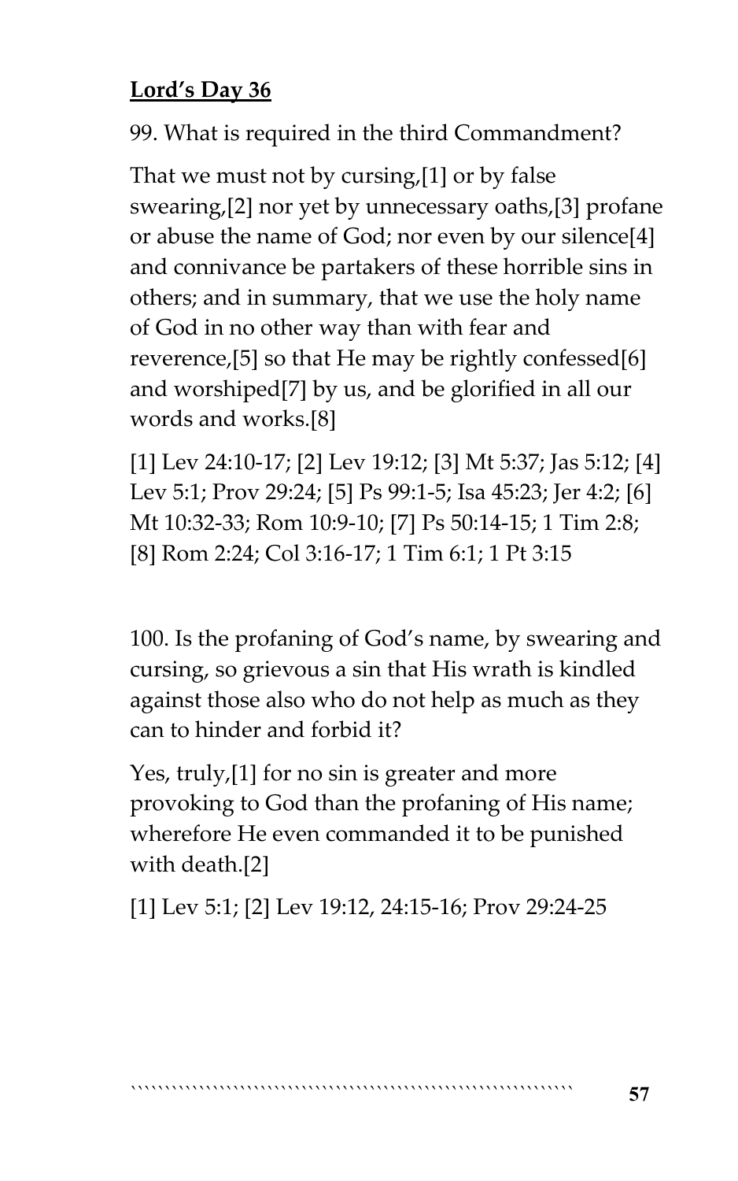**Lord's Day 36**

99. What is required in the third Commandment?

That we must not by cursing,[1] or by false swearing,[2] nor yet by unnecessary oaths,[3] profane or abuse the name of God; nor even by our silence[4] and connivance be partakers of these horrible sins in others; and in summary, that we use the holy name of God in no other way than with fear and reverence,[5] so that He may be rightly confessed[6] and worshiped[7] by us, and be glorified in all our words and works.[8]

[1] Lev 24:10-17; [2] Lev 19:12; [3] Mt 5:37; Jas 5:12; [4] Lev 5:1; Prov 29:24; [5] Ps 99:1-5; Isa 45:23; Jer 4:2; [6] Mt 10:32-33; Rom 10:9-10; [7] Ps 50:14-15; 1 Tim 2:8; [8] Rom 2:24; Col 3:16-17; 1 Tim 6:1; 1 Pt 3:15

100. Is the profaning of God's name, by swearing and cursing, so grievous a sin that His wrath is kindled against those also who do not help as much as they can to hinder and forbid it?

Yes, truly,[1] for no sin is greater and more provoking to God than the profaning of His name; wherefore He even commanded it to be punished with death.[2]

[1] Lev 5:1; [2] Lev 19:12, 24:15-16; Prov 29:24-25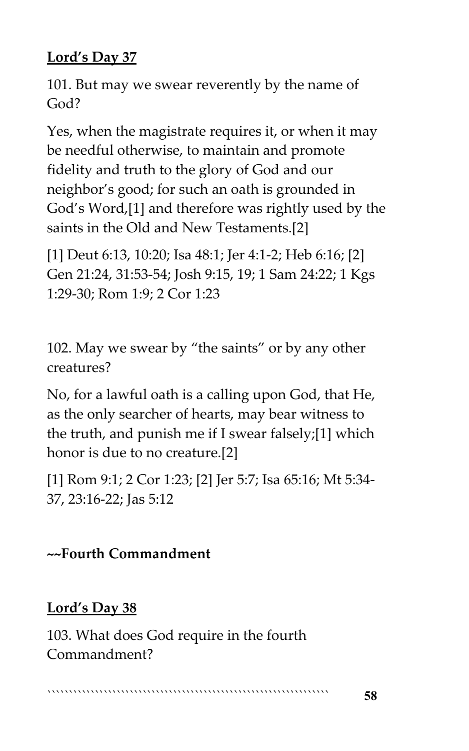## Lord's Day 37

101. But may we swear reverently by the name of God?

Yes, when the magistrate requires it, or when it may be needful otherwise, to maintain and promote fidelity and truth to the glory of God and our neighbor's good; for such an oath is grounded in God's Word,[1] and therefore was rightly used by the saints in the Old and New Testaments.[2]

[1] Deut 6:13, 10:20; Isa 48:1; Jer 4:1-2; Heb 6:16; [2] Gen 21:24, 31:53-54; Josh 9:15, 19; 1 Sam 24:22; 1 Kgs 1:29-30; Rom 1:9; 2 Cor 1:23

102. May we swear by "the saints" or by any other creatures?

No, for a lawful oath is a calling upon God, that He, as the only searcher of hearts, may bear witness to the truth, and punish me if I swear falsely;[1] which honor is due to no creature.[2]

[1] Rom 9:1; 2 Cor 1:23; [2] Jer 5:7; Isa 65:16; Mt 5:34-37, 23:16-22; Jas 5:12

**~~Fourth Commandment**

## Lord's Day 38

103. What does God require in the fourth Commandment?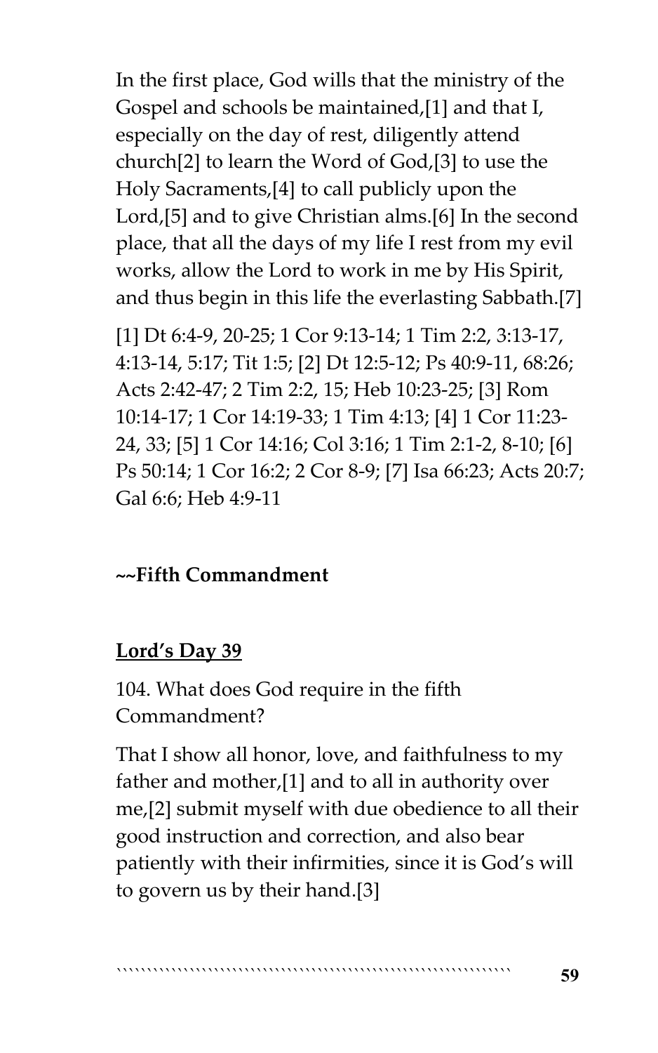In the first place, God wills that the ministry of the Gospel and schools be maintained,[1] and that I, especially on the day of rest, diligently attend church[2] to learn the Word of God,[3] to use the Holy Sacraments,[4] to call publicly upon the Lord,[5] and to give Christian alms.[6] In the second place, that all the days of my life I rest from my evil works, allow the Lord to work in me by His Spirit, and thus begin in this life the everlasting Sabbath.[7]

[1] Dt 6:4-9, 20-25; 1 Cor 9:13-14; 1 Tim 2:2, 3:13-17, 4:13-14, 5:17; Tit 1:5; [2] Dt 12:5-12; Ps 40:9-11, 68:26; Acts 2:42-47; 2 Tim 2:2, 15; Heb 10:23-25; [3] Rom 10:14-17; 1 Cor 14:19-33; 1 Tim 4:13; [4] 1 Cor 11:23-24, 33; [5] 1 Cor 14:16; Col 3:16; 1 Tim 2:1-2, 8-10; [6] Ps 50:14; 1 Cor 16:2; 2 Cor 8-9; [7] Isa 66:23; Acts 20:7; Gal 6:6; Heb 4:9-11

**~~Fifth Commandment**

## Lord's Day 39

104. What does God require in the fifth Commandment?

That I show all honor, love, and faithfulness to my father and mother,[1] and to all in authority over me,[2] submit myself with due obedience to all their good instruction and correction, and also bear patiently with their infirmities, since it is God's will to govern us by their hand.[3]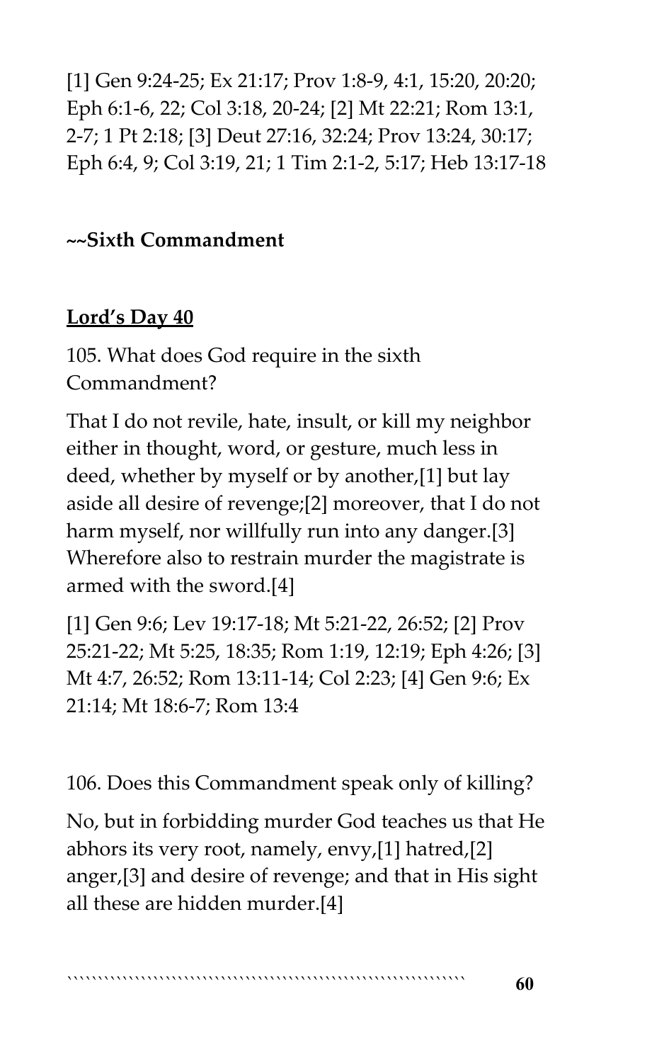[1] Gen 9:24-25; Ex 21:17; Prov 1:8-9, 4:1, 15:20, 20:20; Eph 6:1-6, 22; Col 3:18, 20-24; [2] Mt 22:21; Rom 13:1, 2-7; 1 Pt 2:18; [3] Deut 27:16, 32:24; Prov 13:24, 30:17; Eph 6:4, 9; Col 3:19, 21; 1 Tim 2:1-2, 5:17; Heb 13:17-18

**~~Sixth Commandment**

**Lord's Day 40**

105. What does God require in the sixth Commandment?

That I do not revile, hate, insult, or kill my neighbor either in thought, word, or gesture, much less in deed, whether by myself or by another,[1] but lay aside all desire of revenge;[2] moreover, that I do not harm myself, nor willfully run into any danger.[3] Wherefore also to restrain murder the magistrate is armed with the sword.[4]

[1] Gen 9:6; Lev 19:17-18; Mt 5:21-22, 26:52; [2] Prov 25:21-22; Mt 5:25, 18:35; Rom 1:19, 12:19; Eph 4:26; [3] Mt 4:7, 26:52; Rom 13:11-14; Col 2:23; [4] Gen 9:6; Ex 21:14; Mt 18:6-7; Rom 13:4

106. Does this Commandment speak only of killing?

No, but in forbidding murder God teaches us that He abhors its very root, namely, envy,[1] hatred,[2] anger,[3] and desire of revenge; and that in His sight all these are hidden murder.[4]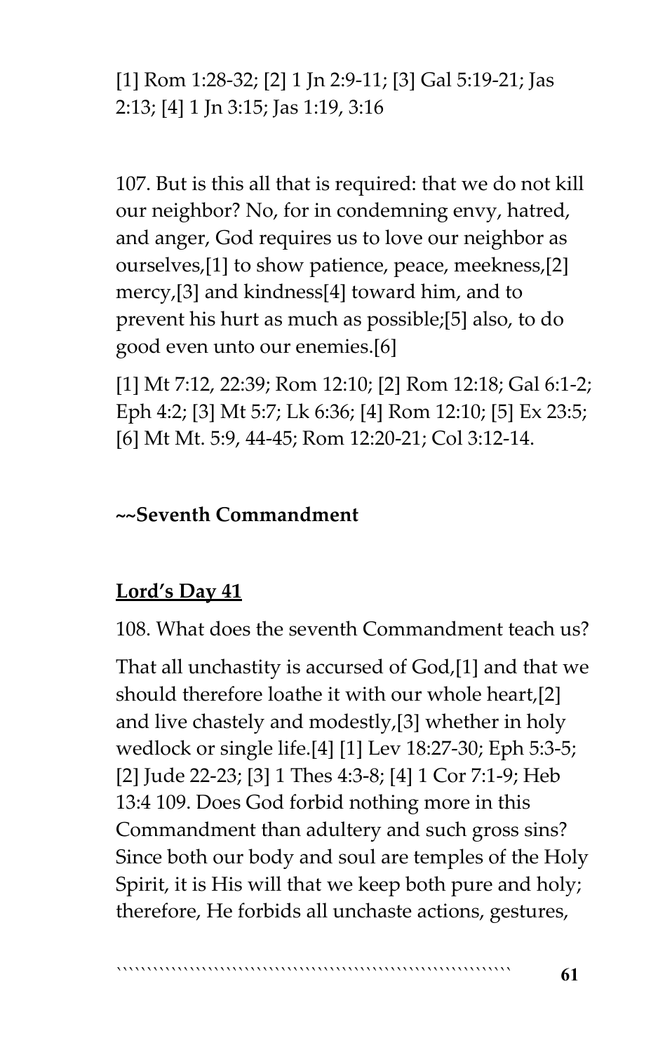[1] Rom 1:28-32; [2] 1 Jn 2:9-11; [3] Gal 5:19-21; Jas 2:13; [4] 1 Jn 3:15; Jas 1:19, 3:16

107. But is this all that is required: that we do not kill our neighbor? No, for in condemning envy, hatred, and anger, God requires us to love our neighbor as ourselves,[1] to show patience, peace, meekness,[2] mercy,[3] and kindness[4] toward him, and to prevent his hurt as much as possible;[5] also, to do good even unto our enemies.[6]

[1] Mt 7:12, 22:39; Rom 12:10; [2] Rom 12:18; Gal 6:1-2; Eph 4:2; [3] Mt 5:7; Lk 6:36; [4] Rom 12:10; [5] Ex 23:5; [6] Mt Mt. 5:9, 44-45; Rom 12:20-21; Col 3:12-14.

**~~Seventh Commandment**

## **Lord's Day 41**

108. What does the seventh Commandment teach us?

That all unchastity is accursed of God,[1] and that we should therefore loathe it with our whole heart,[2] and live chastely and modestly,[3] whether in holy wedlock or single life.[4] [1] Lev 18:27-30; Eph 5:3-5; [2] Jude 22-23; [3] 1 Thes 4:3-8; [4] 1 Cor 7:1-9; Heb 13:4 109. Does God forbid nothing more in this Commandment than adultery and such gross sins? Since both our body and soul are temples of the Holy Spirit, it is His will that we keep both pure and holy; therefore, He forbids all unchaste actions, gestures,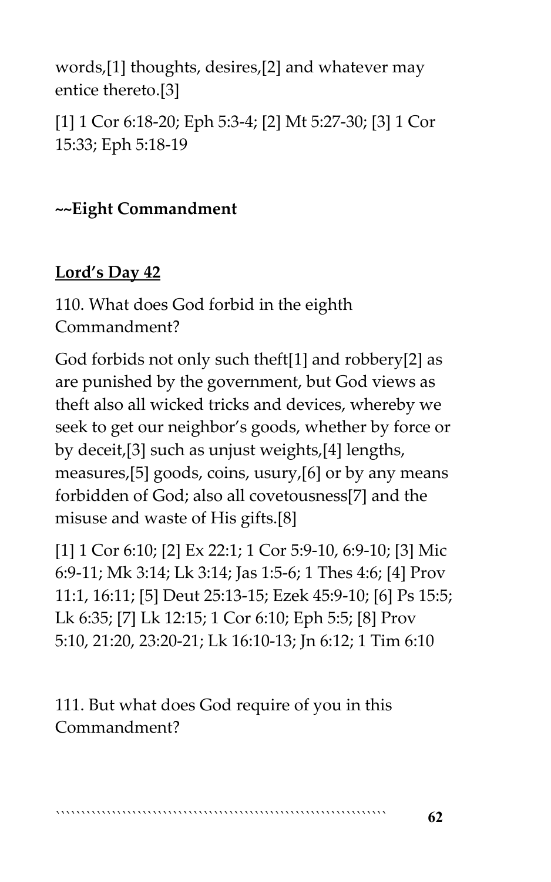words,[1] thoughts, desires,[2] and whatever may entice thereto.[3]

[1] 1 Cor 6:18-20; Eph 5:3-4; [2] Mt 5:27-30; [3] 1 Cor 15:33; Eph 5:18-19

### ~~Eight Commandment

### Lord's Day 42

110. What does God forbid in the eighth Commandment?

God forbids not only such theft[1] and robbery[2] as are punished by the government, but God views as theft also all wicked tricks and devices, whereby we seek to get our neighbor's goods, whether by force or by deceit,[3] such as unjust weights,[4] lengths, measures,[5] goods, coins, usury,[6] or by any means forbidden of God; also all covetousness[7] and the misuse and waste of His gifts.[8]

[1] 1 Cor 6:10; [2] Ex 22:1; 1 Cor 5:9-10, 6:9-10; [3] Mic 6:9-11; Mk 3:14; Lk 3:14; Jas 1:5-6; 1 Thes 4:6; [4] Prov 11:1, 16:11; [5] Deut 25:13-15; Ezek 45:9-10; [6] Ps 15:5; Lk 6:35; [7] Lk 12:15; 1 Cor 6:10; Eph 5:5; [8] Prov 5:10, 21:20, 23:20-21; Lk 16:10-13; Jn 6:12; 1 Tim 6:10

111. But what does God require of you in this Commandment?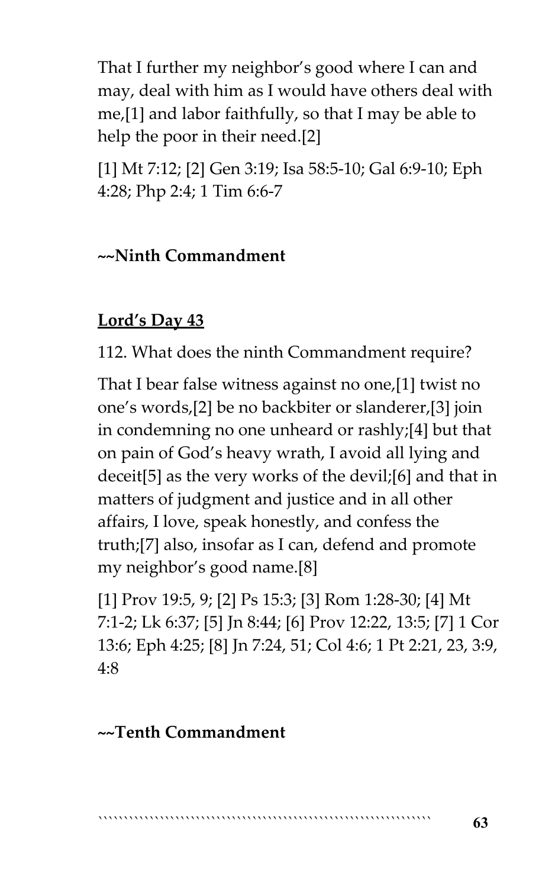That I further my neighbor's good where I can and may, deal with him as I would have others deal with me,[1] and labor faithfully, so that I may be able to help the poor in their need.[2]

[1] Mt 7:12; [2] Gen 3:19; Isa 58:5-10; Gal 6:9-10; Eph 4:28; Php 2:4; 1 Tim 6:6-7

**~~Ninth Commandment**

**Lord's Day 43**

112. What does the ninth Commandment require?

That I bear false witness against no one,[1] twist no one's words,[2] be no backbiter or slanderer,[3] join in condemning no one unheard or rashly;[4] but that on pain of God's heavy wrath, I avoid all lying and deceit[5] as the very works of the devil;[6] and that in matters of judgment and justice and in all other affairs, I love, speak honestly, and confess the truth;[7] also, insofar as I can, defend and promote my neighbor's good name.[8]

[1] Prov 19:5, 9; [2] Ps 15:3; [3] Rom 1:28-30; [4] Mt 7:1-2; Lk 6:37; [5] Jn 8:44; [6] Prov 12:22, 13:5; [7] 1 Cor 13:6; Eph 4:25; [8] Jn 7:24, 51; Col 4:6; 1 Pt 2:21, 23, 3:9, 4:8

**~~Tenth Commandment**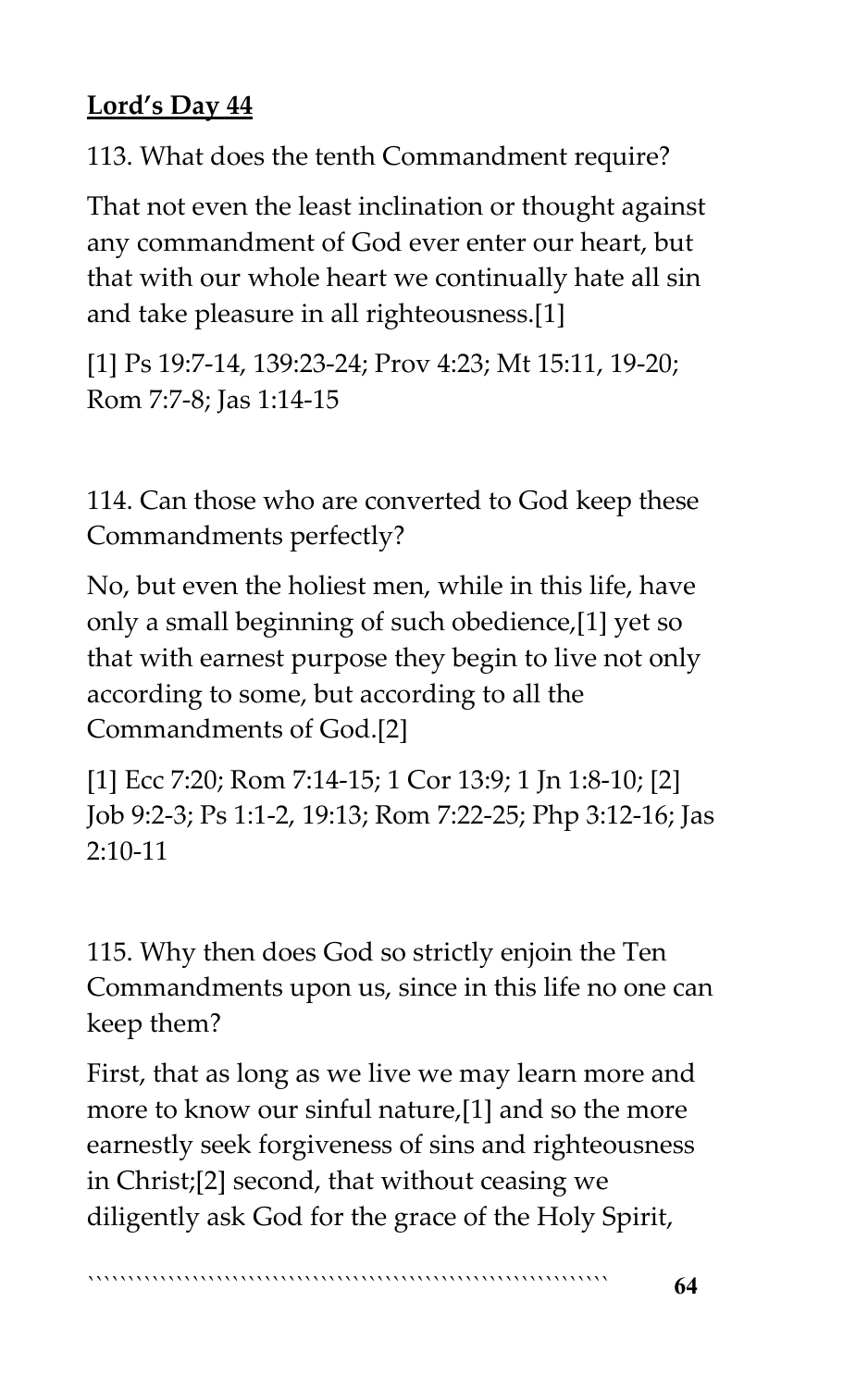**Lord's Day 44**

113. What does the tenth Commandment require?

That not even the least inclination or thought against any commandment of God ever enter our heart, but that with our whole heart we continually hate all sin and take pleasure in all righteousness.[1]

[1] Ps 19:7-14, 139:23-24; Prov 4:23; Mt 15:11, 19-20; Rom 7:7-8; Jas 1:14-15

114. Can those who are converted to God keep these Commandments perfectly?

No, but even the holiest men, while in this life, have only a small beginning of such obedience,[1] yet so that with earnest purpose they begin to live not only according to some, but according to all the Commandments of God.[2]

[1] Ecc 7:20; Rom 7:14-15; 1 Cor 13:9; 1 Jn 1:8-10; [2] Job 9:2-3; Ps 1:1-2, 19:13; Rom 7:22-25; Php 3:12-16; Jas 2:10-11

115. Why then does God so strictly enjoin the Ten Commandments upon us, since in this life no one can keep them?

First, that as long as we live we may learn more and more to know our sinful nature,[1] and so the more earnestly seek forgiveness of sins and righteousness in Christ;[2] second, that without ceasing we diligently ask God for the grace of the Holy Spirit,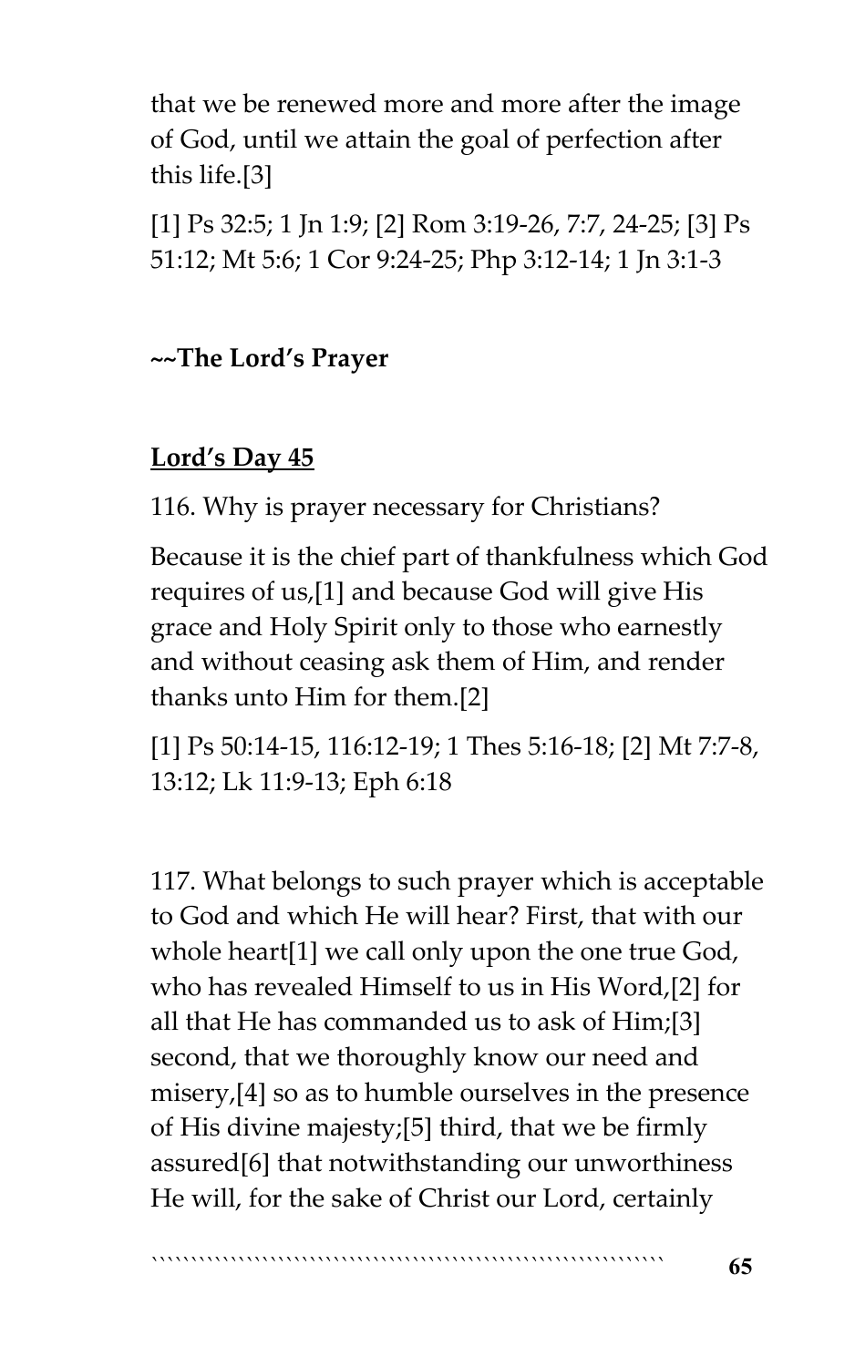that we be renewed more and more after the image of God, until we attain the goal of perfection after this life.[3]

[1] Ps 32:5; 1 Jn 1:9; [2] Rom 3:19-26, 7:7, 24-25; [3] Ps 51:12; Mt 5:6; 1 Cor 9:24-25; Php 3:12-14; 1 Jn 3:1-3

**~~The Lord's Prayer**

**<u>Lord's Day 45</u>**

116. Why is prayer necessary for Christians?

Because it is the chief part of thankfulness which God requires of us,[1] and because God will give His grace and Holy Spirit only to those who earnestly and without ceasing ask them of Him, and render thanks unto Him for them.[2]

[1] Ps 50:14-15, 116:12-19; 1 Thes 5:16-18; [2] Mt 7:7-8, 13:12; Lk 11:9-13; Eph 6:18

117. What belongs to such prayer which is acceptable to God and which He will hear? First, that with our whole heart[1] we call only upon the one true God, who has revealed Himself to us in His Word,[2] for all that He has commanded us to ask of Him;[3] second, that we thoroughly know our need and misery,[4] so as to humble ourselves in the presence of His divine majesty;[5] third, that we be firmly assured[6] that notwithstanding our unworthiness He will, for the sake of Christ our Lord, certainly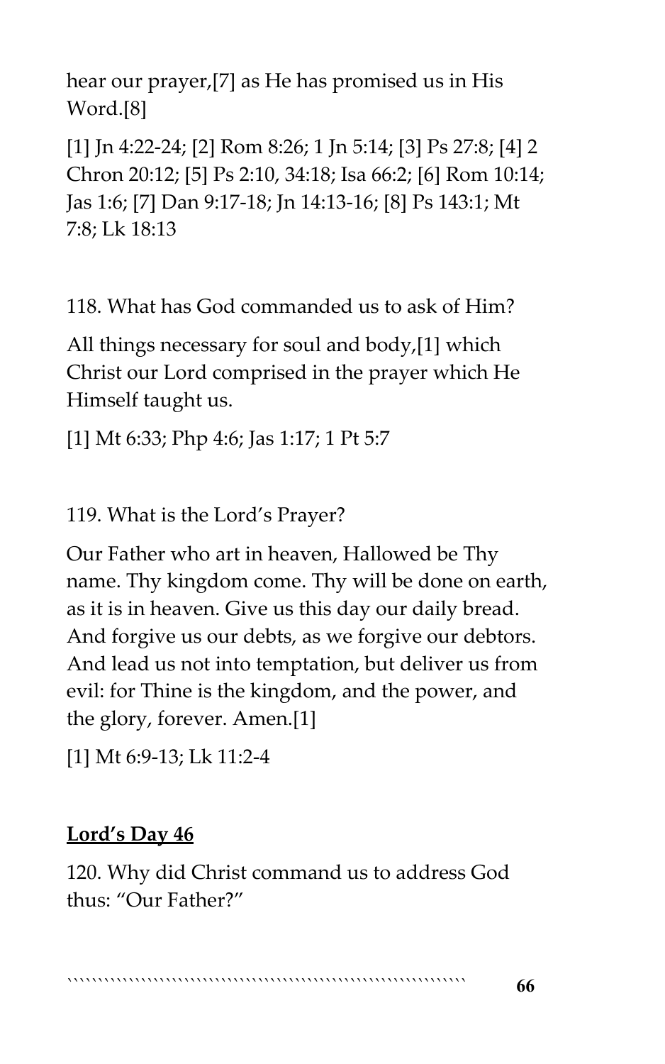hear our prayer,[7] as He has promised us in His Word.[8]

[1] Jn 4:22-24; [2] Rom 8:26; 1 Jn 5:14; [3] Ps 27:8; [4] 2 Chron 20:12; [5] Ps 2:10, 34:18; Isa 66:2; [6] Rom 10:14; Jas 1:6; [7] Dan 9:17-18; Jn 14:13-16; [8] Ps 143:1; Mt 7:8; Lk 18:13

118. What has God commanded us to ask of Him?

All things necessary for soul and body,[1] which Christ our Lord comprised in the prayer which He Himself taught us.

[1] Mt 6:33; Php 4:6; Jas 1:17; 1 Pt 5:7

119. What is the Lord's Prayer?

Our Father who art in heaven, Hallowed be Thy name. Thy kingdom come. Thy will be done on earth, as it is in heaven. Give us this day our daily bread. And forgive us our debts, as we forgive our debtors. And lead us not into temptation, but deliver us from evil: for Thine is the kingdom, and the power, and the glory, forever. Amen.[1]

[1] Mt 6:9-13; Lk 11:2-4

## **Lord's Day 46**

120. Why did Christ command us to address God thus: "Our Father?"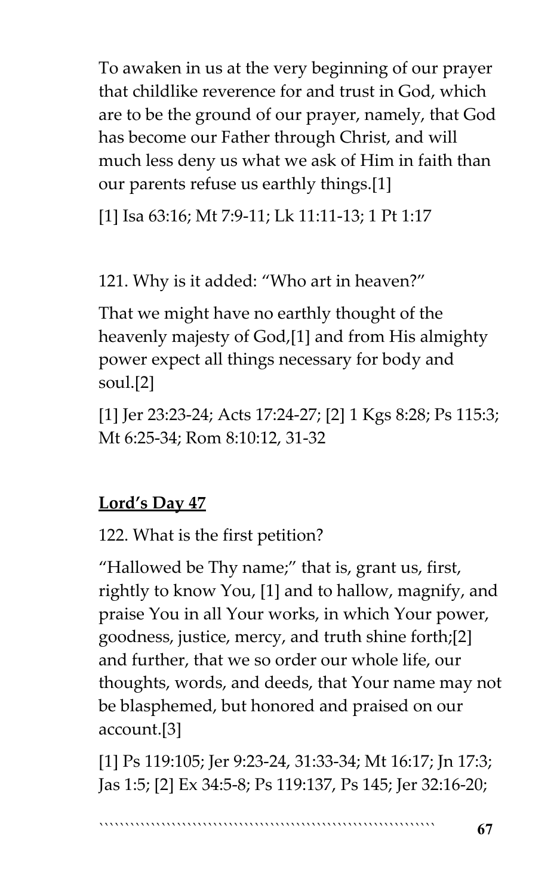To awaken in us at the very beginning of our prayer that childlike reverence for and trust in God, which are to be the ground of our prayer, namely, that God has become our Father through Christ, and will much less deny us what we ask of Him in faith than our parents refuse us earthly things.[1]

[1] Isa 63:16; Mt 7:9-11; Lk 11:11-13; 1 Pt 1:17

121. Why is it added: "Who art in heaven?"

That we might have no earthly thought of the heavenly majesty of God,[1] and from His almighty power expect all things necessary for body and soul.[2]

[1] Jer 23:23-24; Acts 17:24-27; [2] 1 Kgs 8:28; Ps 115:3; Mt 6:25-34; Rom 8:10:12, 31-32

## **Lord's Day 47**

122. What is the first petition?

"Hallowed be Thy name;" that is, grant us, first, rightly to know You, [1] and to hallow, magnify, and praise You in all Your works, in which Your power, goodness, justice, mercy, and truth shine forth;[2] and further, that we so order our whole life, our thoughts, words, and deeds, that Your name may not be blasphemed, but honored and praised on our account.[3]

[1] Ps 119:105; Jer 9:23-24, 31:33-34; Mt 16:17; Jn 17:3; Jas 1:5; [2] Ex 34:5-8; Ps 119:137, Ps 145; Jer 32:16-20;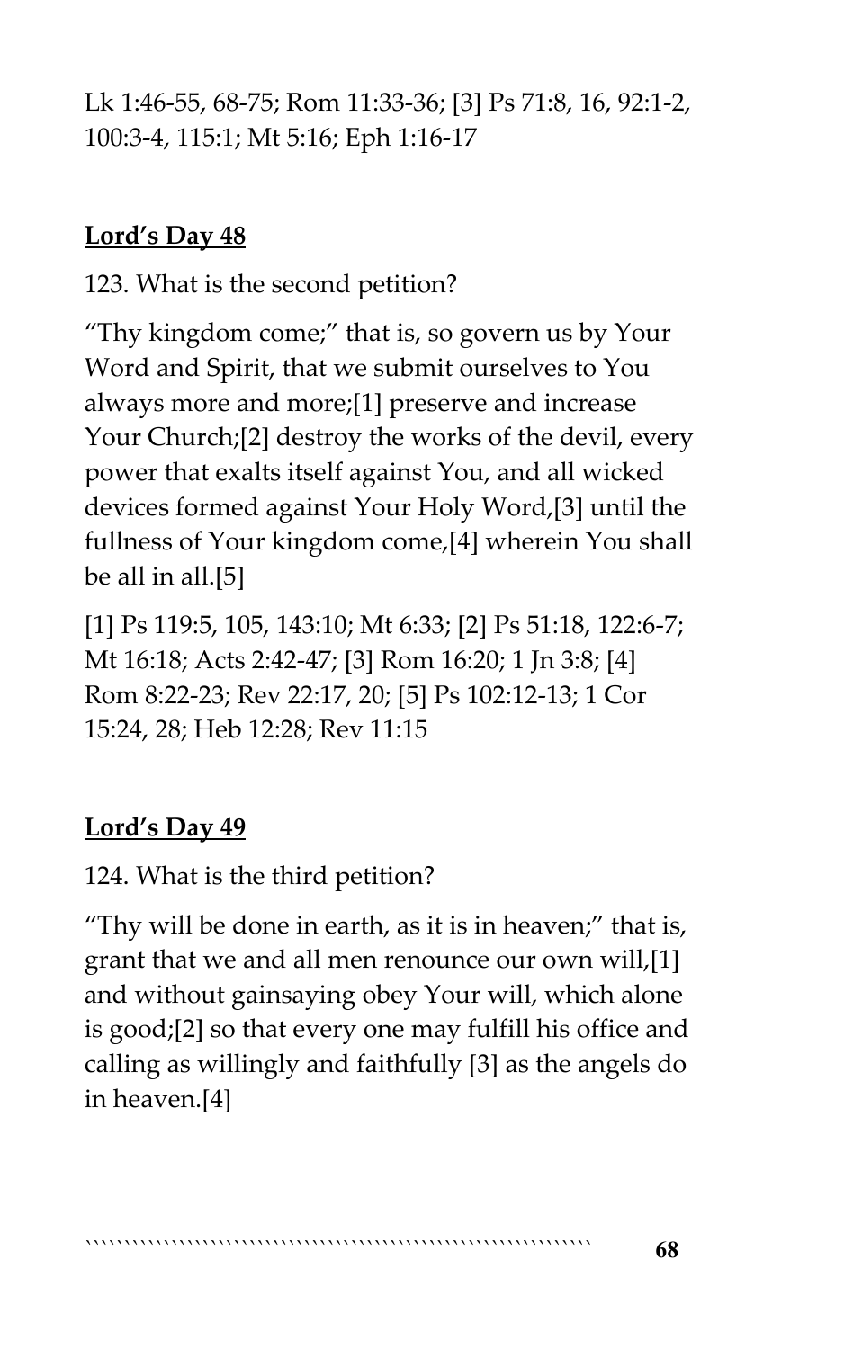Lk 1:46-55, 68-75; Rom 11:33-36; [3] Ps 71:8, 16, 92:1-2, 100:3-4, 115:1; Mt 5:16; Eph 1:16-17

**Lord's Day 48**

123. What is the second petition?

"Thy kingdom come;" that is, so govern us by Your Word and Spirit, that we submit ourselves to You always more and more;[1] preserve and increase Your Church;[2] destroy the works of the devil, every power that exalts itself against You, and all wicked devices formed against Your Holy Word,[3] until the fullness of Your kingdom come,[4] wherein You shall be all in all.[5]

[1] Ps 119:5, 105, 143:10; Mt 6:33; [2] Ps 51:18, 122:6-7; Mt 16:18; Acts 2:42-47; [3] Rom 16:20; 1 Jn 3:8; [4] Rom 8:22-23; Rev 22:17, 20; [5] Ps 102:12-13; 1 Cor 15:24, 28; Heb 12:28; Rev 11:15

**Lord's Day 49**

124. What is the third petition?

"Thy will be done in earth, as it is in heaven;" that is, grant that we and all men renounce our own will,[1] and without gainsaying obey Your will, which alone is good;[2] so that every one may fulfill his office and calling as willingly and faithfully [3] as the angels do in heaven.[4]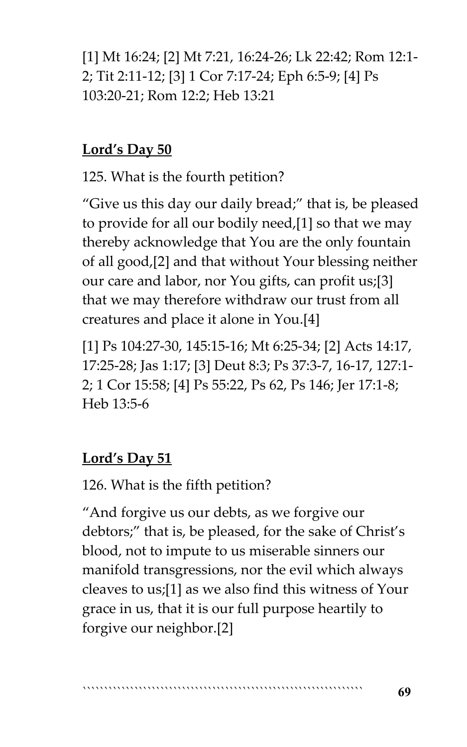[1] Mt 16:24; [2] Mt 7:21, 16:24-26; Lk 22:42; Rom 12:1-2; Tit 2:11-12; [3] 1 Cor 7:17-24; Eph 6:5-9; [4] Ps 103:20-21; Rom 12:2; Heb 13:21

## Lord's Day 50

125. What is the fourth petition?

"Give us this day our daily bread;" that is, be pleased to provide for all our bodily need,[1] so that we may thereby acknowledge that You are the only fountain of all good,[2] and that without Your blessing neither our care and labor, nor You gifts, can profit us;[3] that we may therefore withdraw our trust from all creatures and place it alone in You.[4]

[1] Ps 104:27-30, 145:15-16; Mt 6:25-34; [2] Acts 14:17, 17:25-28; Jas 1:17; [3] Deut 8:3; Ps 37:3-7, 16-17, 127:1-2; 1 Cor 15:58; [4] Ps 55:22, Ps 62, Ps 146; Jer 17:1-8; Heb 13:5-6

## Lord's Day 51

126. What is the fifth petition?

"And forgive us our debts, as we forgive our debtors;" that is, be pleased, for the sake of Christ's blood, not to impute to us miserable sinners our manifold transgressions, nor the evil which always cleaves to us;[1] as we also find this witness of Your grace in us, that it is our full purpose heartily to forgive our neighbor.[2]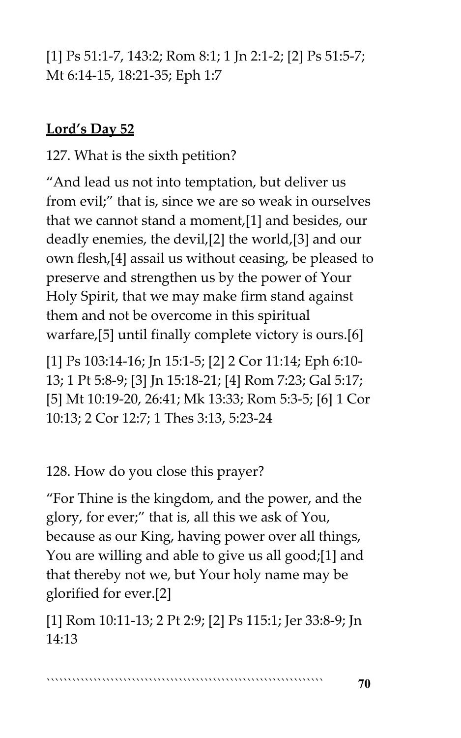[1] Ps 51:1-7, 143:2; Rom 8:1; 1 Jn 2:1-2; [2] Ps 51:5-7; Mt 6:14-15, 18:21-35; Eph 1:7

## **Lord's Day 52**

127. What is the sixth petition?

"And lead us not into temptation, but deliver us from evil;" that is, since we are so weak in ourselves that we cannot stand a moment,[1] and besides, our deadly enemies, the devil,[2] the world,[3] and our own flesh,[4] assail us without ceasing, be pleased to preserve and strengthen us by the power of Your Holy Spirit, that we may make firm stand against them and not be overcome in this spiritual warfare,[5] until finally complete victory is ours.[6]

[1] Ps 103:14-16; Jn 15:1-5; [2] 2 Cor 11:14; Eph 6:10-13; 1 Pt 5:8-9; [3] Jn 15:18-21; [4] Rom 7:23; Gal 5:17; [5] Mt 10:19-20, 26:41; Mk 13:33; Rom 5:3-5; [6] 1 Cor 10:13; 2 Cor 12:7; 1 Thes 3:13, 5:23-24

128. How do you close this prayer?

"For Thine is the kingdom, and the power, and the glory, for ever;" that is, all this we ask of You, because as our King, having power over all things, You are willing and able to give us all good;[1] and that thereby not we, but Your holy name may be glorified for ever.[2]

[1] Rom 10:11-13; 2 Pt 2:9; [2] Ps 115:1; Jer 33:8-9; Jn 14:13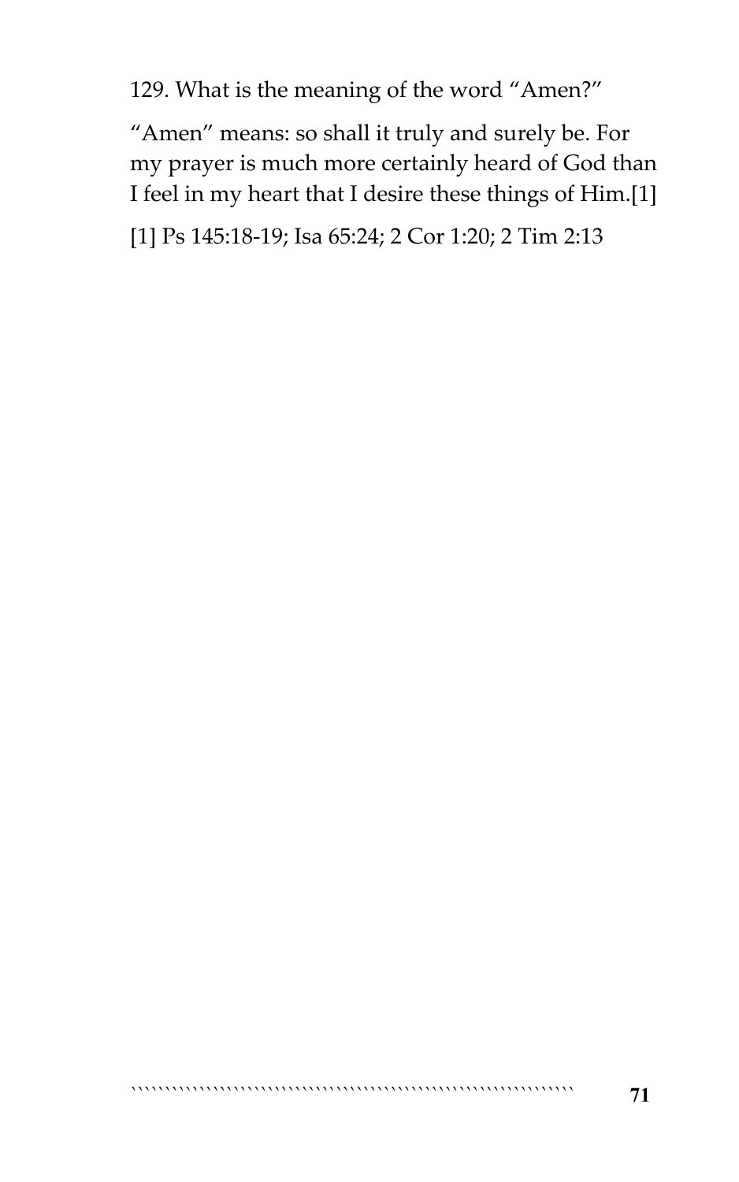129. What is the meaning of the word "Amen?"

"Amen" means: so shall it truly and surely be. For my prayer is much more certainly heard of God than I feel in my heart that I desire these things of Him.[1]

[1] Ps 145:18-19; Isa 65:24; 2 Cor 1:20; 2 Tim 2:13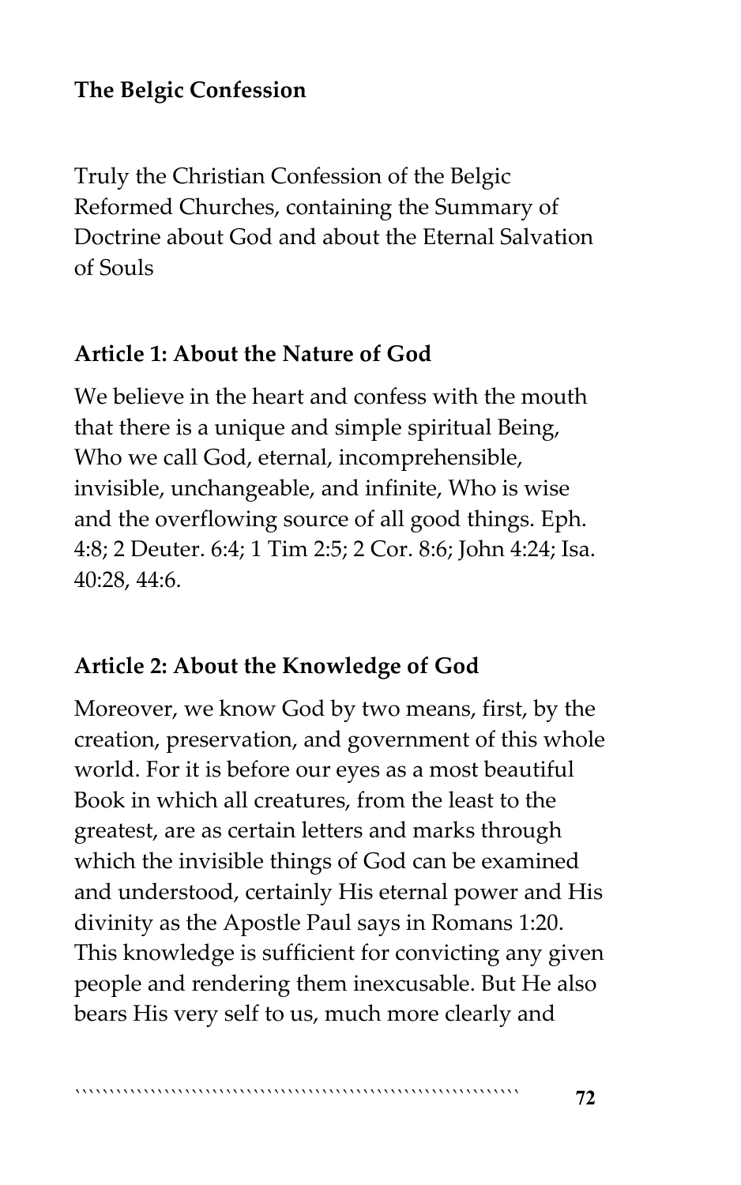**The Belgic Confession**

Truly the Christian Confession of the Belgic Reformed Churches, containing the Summary of Doctrine about God and about the Eternal Salvation of Souls

**Article 1: About the Nature of God**

We believe in the heart and confess with the mouth that there is a unique and simple spiritual Being, Who we call God, eternal, incomprehensible, invisible, unchangeable, and infinite, Who is wise and the overflowing source of all good things. Eph. 4:8; 2 Deuter. 6:4; 1 Tim 2:5; 2 Cor. 8:6; John 4:24; Isa. 40:28, 44:6.

**Article 2: About the Knowledge of God**

Moreover, we know God by two means, first, by the creation, preservation, and government of this whole world. For it is before our eyes as a most beautiful Book in which all creatures, from the least to the greatest, are as certain letters and marks through which the invisible things of God can be examined and understood, certainly His eternal power and His divinity as the Apostle Paul says in Romans 1:20. This knowledge is sufficient for convicting any given people and rendering them inexcusable. But He also bears His very self to us, much more clearly and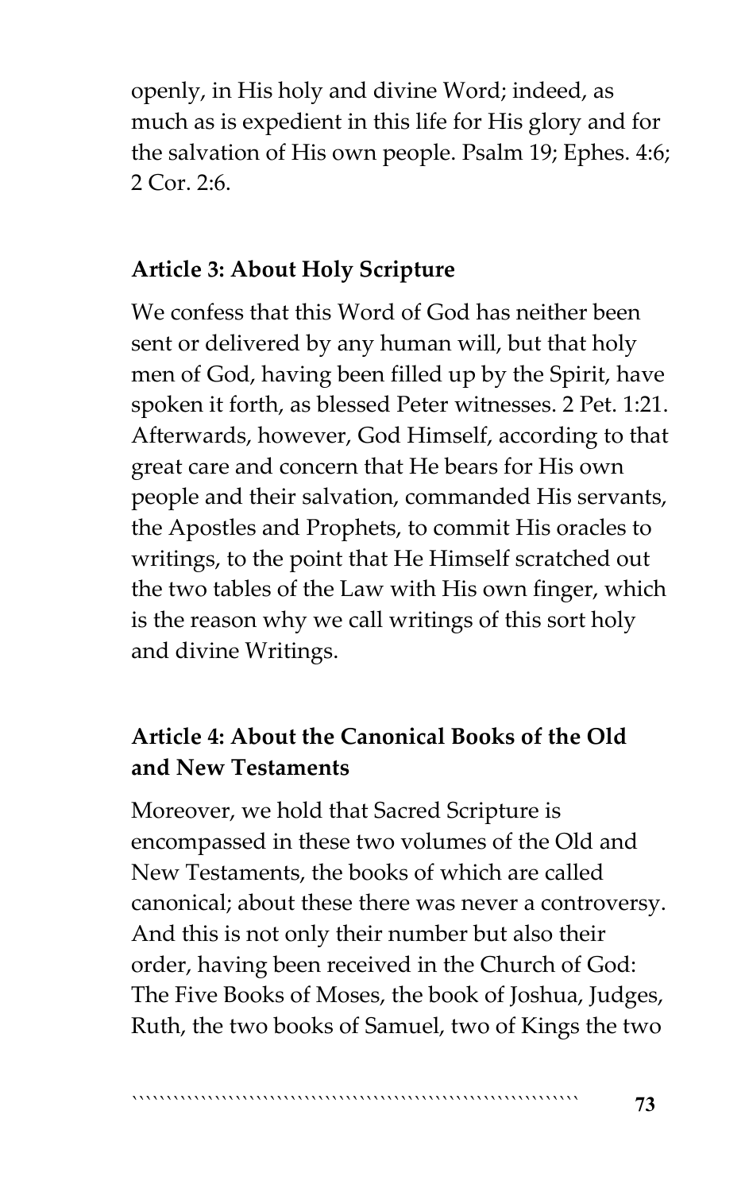openly, in His holy and divine Word; indeed, as much as is expedient in this life for His glory and for the salvation of His own people. Psalm 19; Ephes. 4:6; 2 Cor. 2:6.

### Article 3: About Holy Scripture

We confess that this Word of God has neither been sent or delivered by any human will, but that holy men of God, having been filled up by the Spirit, have spoken it forth, as blessed Peter witnesses. 2 Pet. 1:21. Afterwards, however, God Himself, according to that great care and concern that He bears for His own people and their salvation, commanded His servants, the Apostles and Prophets, to commit His oracles to writings, to the point that He Himself scratched out the two tables of the Law with His own finger, which is the reason why we call writings of this sort holy and divine Writings.

### Article 4: About the Canonical Books of the Old and New Testaments

Moreover, we hold that Sacred Scripture is encompassed in these two volumes of the Old and New Testaments, the books of which are called canonical; about these there was never a controversy. And this is not only their number but also their order, having been received in the Church of God: The Five Books of Moses, the book of Joshua, Judges, Ruth, the two books of Samuel, two of Kings the two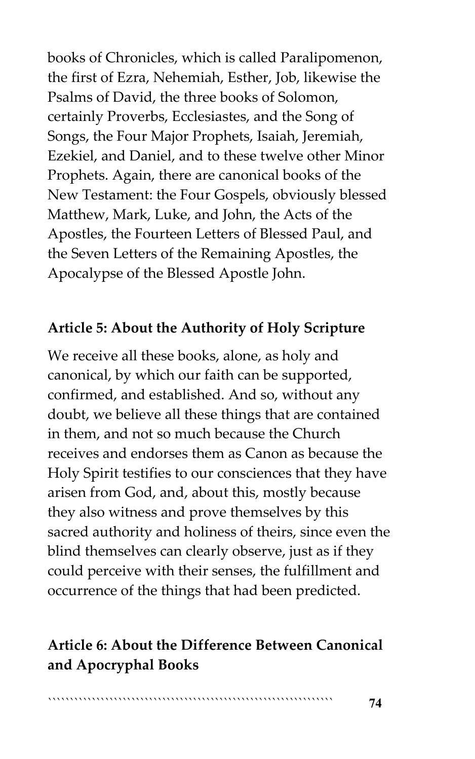books of Chronicles, which is called Paralipomenon, the first of Ezra, Nehemiah, Esther, Job, likewise the Psalms of David, the three books of Solomon, certainly Proverbs, Ecclesiastes, and the Song of Songs, the Four Major Prophets, Isaiah, Jeremiah, Ezekiel, and Daniel, and to these twelve other Minor Prophets. Again, there are canonical books of the New Testament: the Four Gospels, obviously blessed Matthew, Mark, Luke, and John, the Acts of the Apostles, the Fourteen Letters of Blessed Paul, and the Seven Letters of the Remaining Apostles, the Apocalypse of the Blessed Apostle John.

### Article 5: About the Authority of Holy Scripture

We receive all these books, alone, as holy and canonical, by which our faith can be supported, confirmed, and established. And so, without any doubt, we believe all these things that are contained in them, and not so much because the Church receives and endorses them as Canon as because the Holy Spirit testifies to our consciences that they have arisen from God, and, about this, mostly because they also witness and prove themselves by this sacred authority and holiness of theirs, since even the blind themselves can clearly observe, just as if they could perceive with their senses, the fulfillment and occurrence of the things that had been predicted.

### Article 6: About the Difference Between Canonical and Apocryphal Books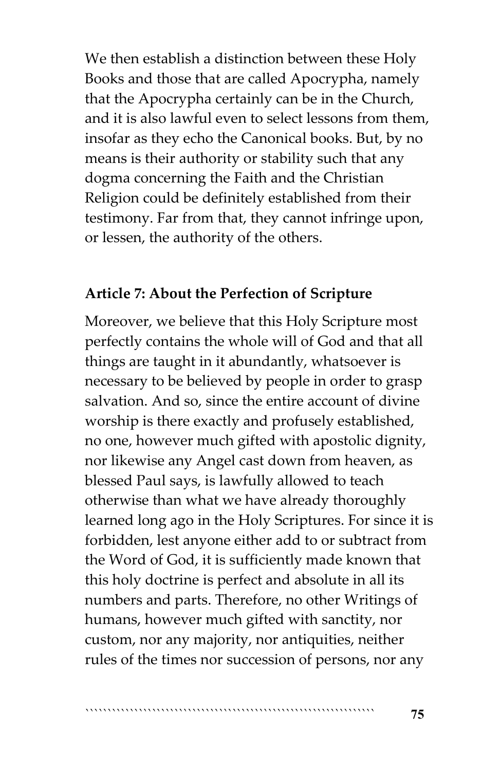We then establish a distinction between these Holy Books and those that are called Apocrypha, namely that the Apocrypha certainly can be in the Church, and it is also lawful even to select lessons from them, insofar as they echo the Canonical books. But, by no means is their authority or stability such that any dogma concerning the Faith and the Christian Religion could be definitely established from their testimony. Far from that, they cannot infringe upon, or lessen, the authority of the others.

### Article 7: About the Perfection of Scripture

Moreover, we believe that this Holy Scripture most perfectly contains the whole will of God and that all things are taught in it abundantly, whatsoever is necessary to be believed by people in order to grasp salvation. And so, since the entire account of divine worship is there exactly and profusely established, no one, however much gifted with apostolic dignity, nor likewise any Angel cast down from heaven, as blessed Paul says, is lawfully allowed to teach otherwise than what we have already thoroughly learned long ago in the Holy Scriptures. For since it is forbidden, lest anyone either add to or subtract from the Word of God, it is sufficiently made known that this holy doctrine is perfect and absolute in all its numbers and parts. Therefore, no other Writings of humans, however much gifted with sanctity, nor custom, nor any majority, nor antiquities, neither rules of the times nor succession of persons, nor any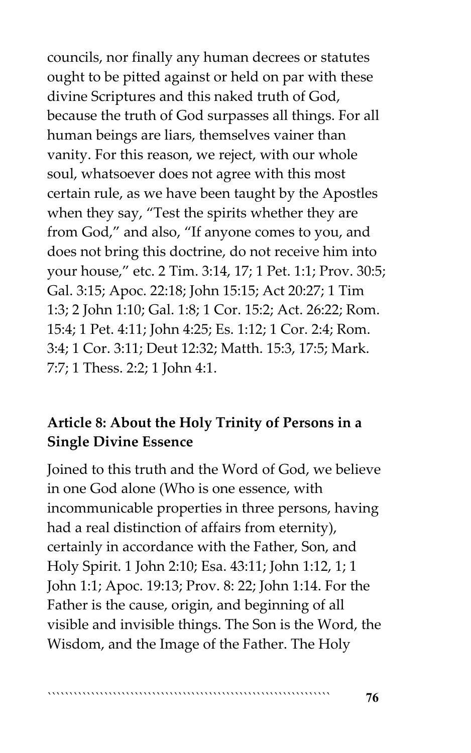councils, nor finally any human decrees or statutes ought to be pitted against or held on par with these divine Scriptures and this naked truth of God, because the truth of God surpasses all things. For all human beings are liars, themselves vainer than vanity. For this reason, we reject, with our whole soul, whatsoever does not agree with this most certain rule, as we have been taught by the Apostles when they say, "Test the spirits whether they are from God," and also, "If anyone comes to you, and does not bring this doctrine, do not receive him into your house," etc. 2 Tim. 3:14, 17; 1 Pet. 1:1; Prov. 30:5; Gal. 3:15; Apoc. 22:18; John 15:15; Act 20:27; 1 Tim 1:3; 2 John 1:10; Gal. 1:8; 1 Cor. 15:2; Act. 26:22; Rom. 15:4; 1 Pet. 4:11; John 4:25; Es. 1:12; 1 Cor. 2:4; Rom. 3:4; 1 Cor. 3:11; Deut 12:32; Matth. 15:3, 17:5; Mark. 7:7; 1 Thess. 2:2; 1 John 4:1.

**Article 8: About the Holy Trinity of Persons in a Single Divine Essence**

Joined to this truth and the Word of God, we believe in one God alone (Who is one essence, with incommunicable properties in three persons, having had a real distinction of affairs from eternity), certainly in accordance with the Father, Son, and Holy Spirit. 1 John 2:10; Esa. 43:11; John 1:12, 1; 1 John 1:1; Apoc. 19:13; Prov. 8: 22; John 1:14. For the Father is the cause, origin, and beginning of all visible and invisible things. The Son is the Word, the Wisdom, and the Image of the Father. The Holy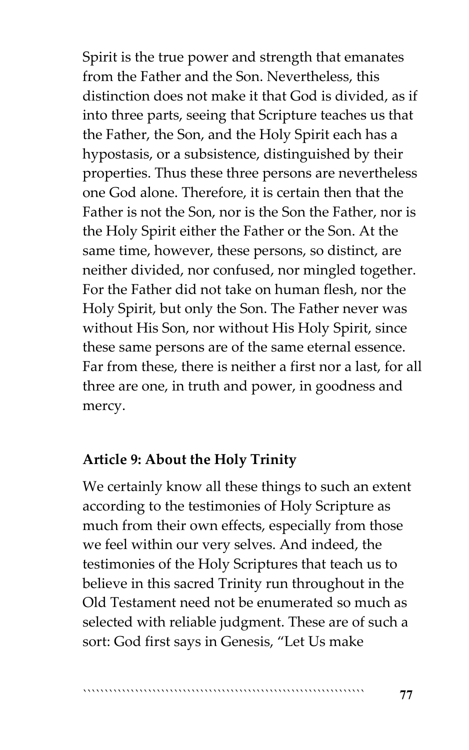Spirit is the true power and strength that emanates from the Father and the Son. Nevertheless, this distinction does not make it that God is divided, as if into three parts, seeing that Scripture teaches us that the Father, the Son, and the Holy Spirit each has a hypostasis, or a subsistence, distinguished by their properties. Thus these three persons are nevertheless one God alone. Therefore, it is certain then that the Father is not the Son, nor is the Son the Father, nor is the Holy Spirit either the Father or the Son. At the same time, however, these persons, so distinct, are neither divided, nor confused, nor mingled together. For the Father did not take on human flesh, nor the Holy Spirit, but only the Son. The Father never was without His Son, nor without His Holy Spirit, since these same persons are of the same eternal essence. Far from these, there is neither a first nor a last, for all three are one, in truth and power, in goodness and mercy.

**Article 9: About the Holy Trinity**

We certainly know all these things to such an extent according to the testimonies of Holy Scripture as much from their own effects, especially from those we feel within our very selves. And indeed, the testimonies of the Holy Scriptures that teach us to believe in this sacred Trinity run throughout in the Old Testament need not be enumerated so much as selected with reliable judgment. These are of such a sort: God first says in Genesis, "Let Us make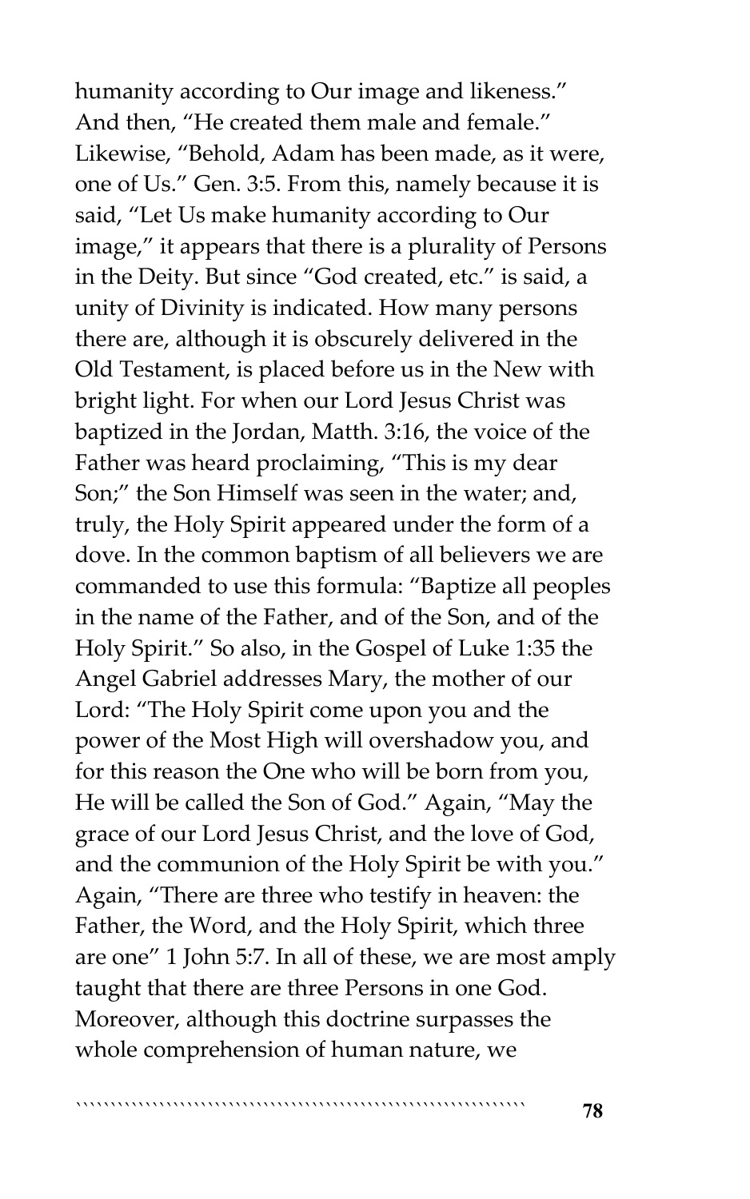humanity according to Our image and likeness." And then, "He created them male and female." Likewise, "Behold, Adam has been made, as it were, one of Us." Gen. 3:5. From this, namely because it is said, "Let Us make humanity according to Our image," it appears that there is a plurality of Persons in the Deity. But since "God created, etc." is said, a unity of Divinity is indicated. How many persons there are, although it is obscurely delivered in the Old Testament, is placed before us in the New with bright light. For when our Lord Jesus Christ was baptized in the Jordan, Matth. 3:16, the voice of the Father was heard proclaiming, "This is my dear Son;" the Son Himself was seen in the water; and, truly, the Holy Spirit appeared under the form of a dove. In the common baptism of all believers we are commanded to use this formula: "Baptize all peoples in the name of the Father, and of the Son, and of the Holy Spirit." So also, in the Gospel of Luke 1:35 the Angel Gabriel addresses Mary, the mother of our Lord: "The Holy Spirit come upon you and the power of the Most High will overshadow you, and for this reason the One who will be born from you, He will be called the Son of God." Again, "May the grace of our Lord Jesus Christ, and the love of God, and the communion of the Holy Spirit be with you." Again, "There are three who testify in heaven: the Father, the Word, and the Holy Spirit, which three are one" 1 John 5:7. In all of these, we are most amply taught that there are three Persons in one God. Moreover, although this doctrine surpasses the whole comprehension of human nature, we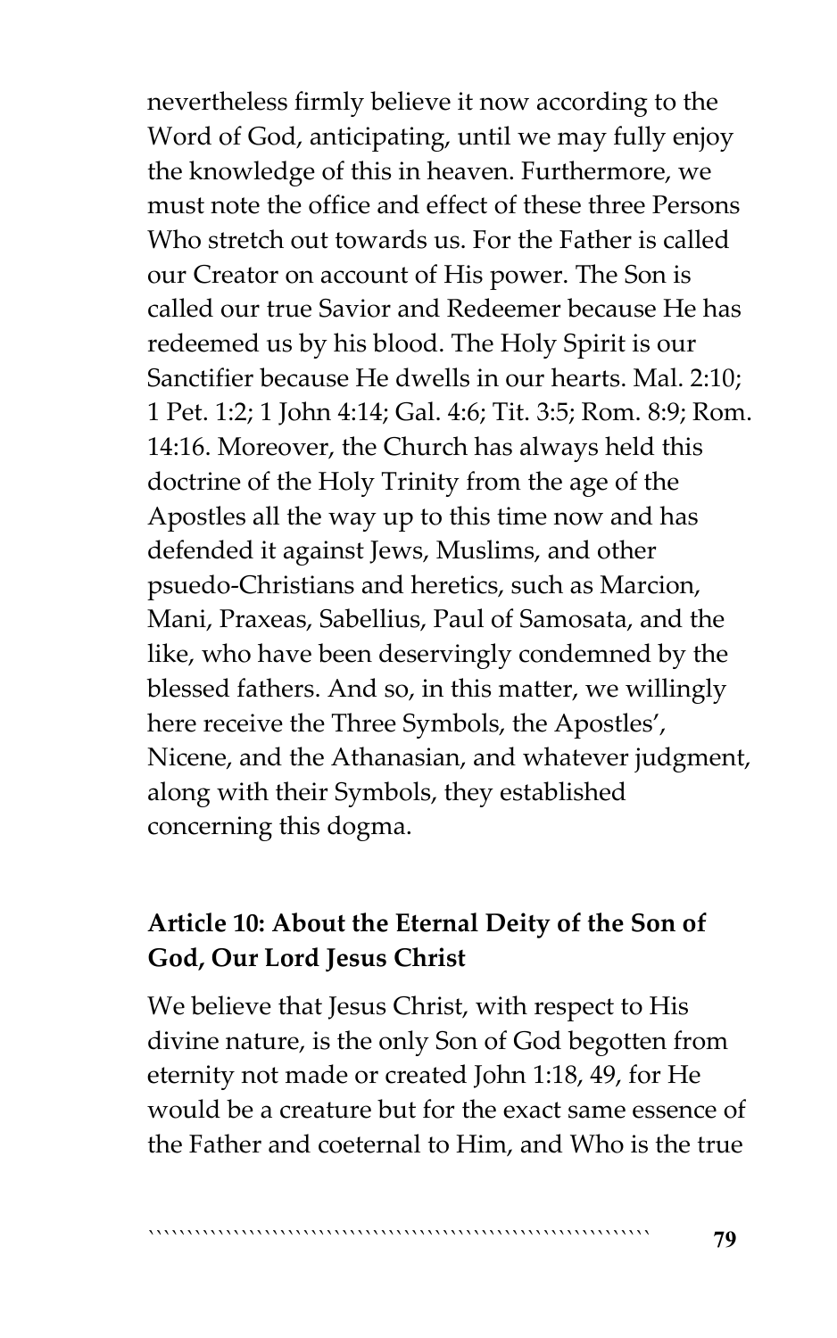nevertheless firmly believe it now according to the Word of God, anticipating, until we may fully enjoy the knowledge of this in heaven. Furthermore, we must note the office and effect of these three Persons Who stretch out towards us. For the Father is called our Creator on account of His power. The Son is called our true Savior and Redeemer because He has redeemed us by his blood. The Holy Spirit is our Sanctifier because He dwells in our hearts. Mal. 2:10; 1 Pet. 1:2; 1 John 4:14; Gal. 4:6; Tit. 3:5; Rom. 8:9; Rom. 14:16. Moreover, the Church has always held this doctrine of the Holy Trinity from the age of the Apostles all the way up to this time now and has defended it against Jews, Muslims, and other psuedo-Christians and heretics, such as Marcion, Mani, Praxeas, Sabellius, Paul of Samosata, and the like, who have been deservingly condemned by the blessed fathers. And so, in this matter, we willingly here receive the Three Symbols, the Apostles', Nicene, and the Athanasian, and whatever judgment, along with their Symbols, they established concerning this dogma.

### Article 10: About the Eternal Deity of the Son of God, Our Lord Jesus Christ

We believe that Jesus Christ, with respect to His divine nature, is the only Son of God begotten from eternity not made or created John 1:18, 49, for He would be a creature but for the exact same essence of the Father and coeternal to Him, and Who is the true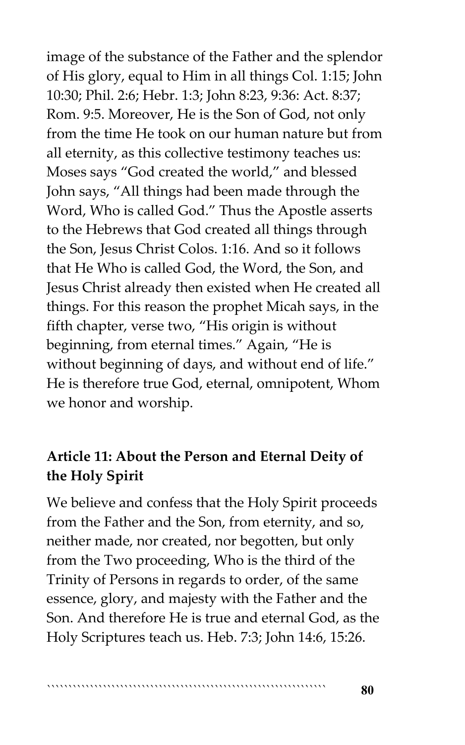image of the substance of the Father and the splendor of His glory, equal to Him in all things Col. 1:15; John 10:30; Phil. 2:6; Hebr. 1:3; John 8:23, 9:36: Act. 8:37; Rom. 9:5. Moreover, He is the Son of God, not only from the time He took on our human nature but from all eternity, as this collective testimony teaches us: Moses says "God created the world," and blessed John says, "All things had been made through the Word, Who is called God." Thus the Apostle asserts to the Hebrews that God created all things through the Son, Jesus Christ Colos. 1:16. And so it follows that He Who is called God, the Word, the Son, and Jesus Christ already then existed when He created all things. For this reason the prophet Micah says, in the fifth chapter, verse two, "His origin is without beginning, from eternal times." Again, "He is without beginning of days, and without end of life." He is therefore true God, eternal, omnipotent, Whom we honor and worship.

### Article 11: About the Person and Eternal Deity of the Holy Spirit

We believe and confess that the Holy Spirit proceeds from the Father and the Son, from eternity, and so, neither made, nor created, nor begotten, but only from the Two proceeding, Who is the third of the Trinity of Persons in regards to order, of the same essence, glory, and majesty with the Father and the Son. And therefore He is true and eternal God, as the Holy Scriptures teach us. Heb. 7:3; John 14:6, 15:26.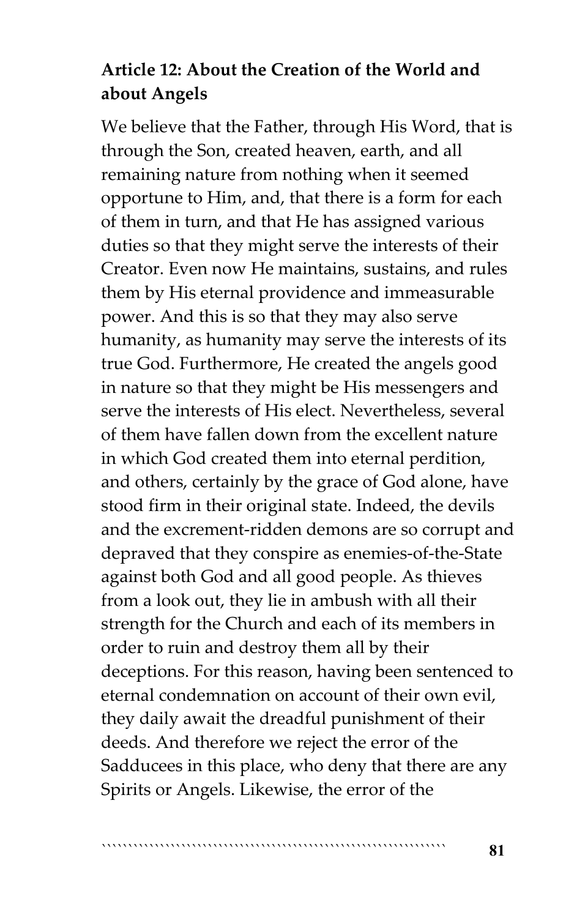**Article 12: About the Creation of the World and about Angels**

We believe that the Father, through His Word, that is through the Son, created heaven, earth, and all remaining nature from nothing when it seemed opportune to Him, and, that there is a form for each of them in turn, and that He has assigned various duties so that they might serve the interests of their Creator. Even now He maintains, sustains, and rules them by His eternal providence and immeasurable power. And this is so that they may also serve humanity, as humanity may serve the interests of its true God. Furthermore, He created the angels good in nature so that they might be His messengers and serve the interests of His elect. Nevertheless, several of them have fallen down from the excellent nature in which God created them into eternal perdition, and others, certainly by the grace of God alone, have stood firm in their original state. Indeed, the devils and the excrement-ridden demons are so corrupt and depraved that they conspire as enemies-of-the-State against both God and all good people. As thieves from a look out, they lie in ambush with all their strength for the Church and each of its members in order to ruin and destroy them all by their deceptions. For this reason, having been sentenced to eternal condemnation on account of their own evil, they daily await the dreadful punishment of their deeds. And therefore we reject the error of the Sadducees in this place, who deny that there are any Spirits or Angels. Likewise, the error of the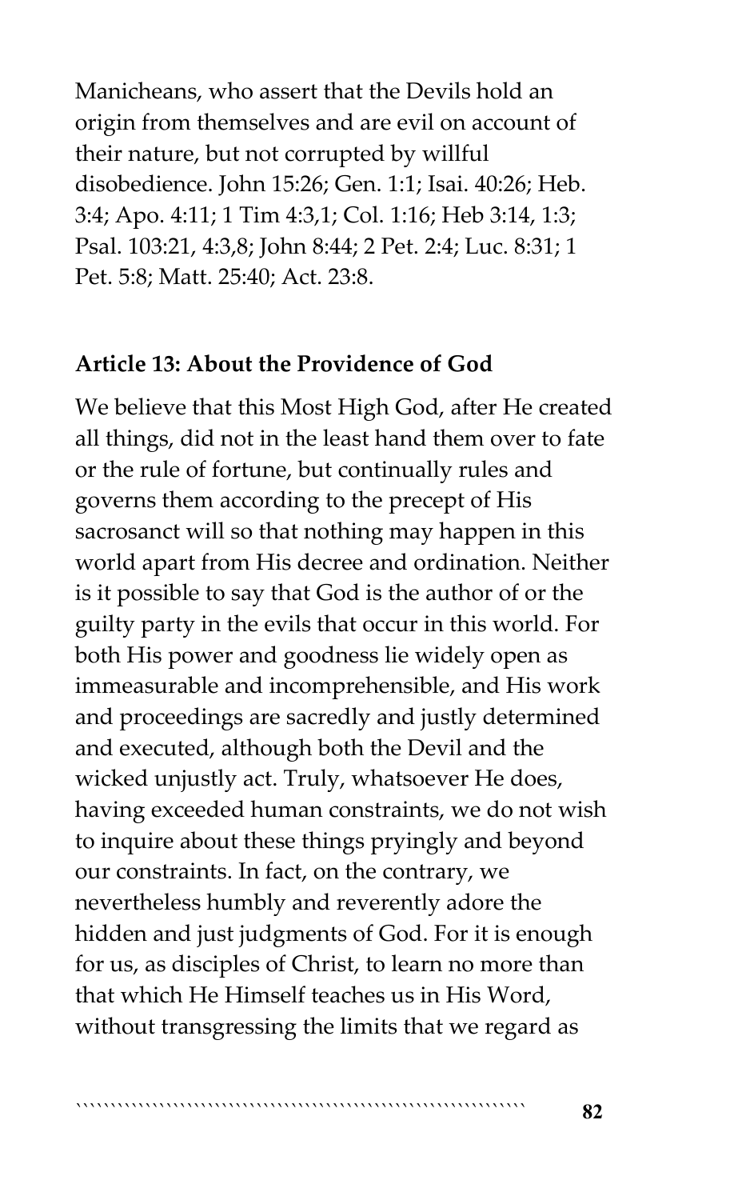Manicheans, who assert that the Devils hold an origin from themselves and are evil on account of their nature, but not corrupted by willful disobedience. John 15:26; Gen. 1:1; Isai. 40:26; Heb. 3:4; Apo. 4:11; 1 Tim 4:3,1; Col. 1:16; Heb 3:14, 1:3; Psal. 103:21, 4:3,8; John 8:44; 2 Pet. 2:4; Luc. 8:31; 1 Pet. 5:8; Matt. 25:40; Act. 23:8.

**Article 13: About the Providence of God**

We believe that this Most High God, after He created all things, did not in the least hand them over to fate or the rule of fortune, but continually rules and governs them according to the precept of His sacrosanct will so that nothing may happen in this world apart from His decree and ordination. Neither is it possible to say that God is the author of or the guilty party in the evils that occur in this world. For both His power and goodness lie widely open as immeasurable and incomprehensible, and His work and proceedings are sacredly and justly determined and executed, although both the Devil and the wicked unjustly act. Truly, whatsoever He does, having exceeded human constraints, we do not wish to inquire about these things pryingly and beyond our constraints. In fact, on the contrary, we nevertheless humbly and reverently adore the hidden and just judgments of God. For it is enough for us, as disciples of Christ, to learn no more than that which He Himself teaches us in His Word, without transgressing the limits that we regard as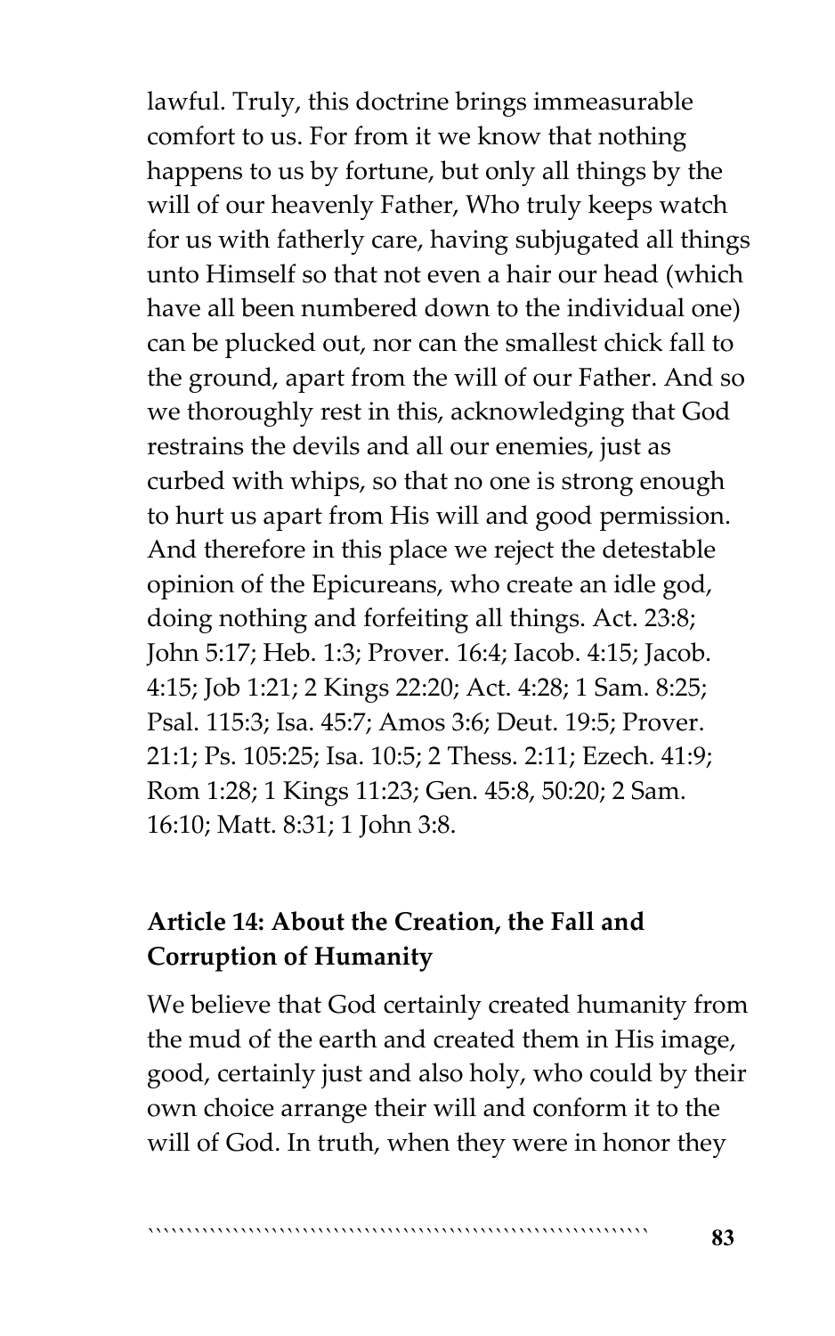lawful. Truly, this doctrine brings immeasurable comfort to us. For from it we know that nothing happens to us by fortune, but only all things by the will of our heavenly Father, Who truly keeps watch for us with fatherly care, having subjugated all things unto Himself so that not even a hair our head (which have all been numbered down to the individual one) can be plucked out, nor can the smallest chick fall to the ground, apart from the will of our Father. And so we thoroughly rest in this, acknowledging that God restrains the devils and all our enemies, just as curbed with whips, so that no one is strong enough to hurt us apart from His will and good permission. And therefore in this place we reject the detestable opinion of the Epicureans, who create an idle god, doing nothing and forfeiting all things. Act. 23:8; John 5:17; Heb. 1:3; Prover. 16:4; Iacob. 4:15; Jacob. 4:15; Job 1:21; 2 Kings 22:20; Act. 4:28; 1 Sam. 8:25; Psal. 115:3; Isa. 45:7; Amos 3:6; Deut. 19:5; Prover. 21:1; Ps. 105:25; Isa. 10:5; 2 Thess. 2:11; Ezech. 41:9; Rom 1:28; 1 Kings 11:23; Gen. 45:8, 50:20; 2 Sam. 16:10; Matt. 8:31; 1 John 3:8.

### Article 14: About the Creation, the Fall and Corruption of Humanity

We believe that God certainly created humanity from the mud of the earth and created them in His image, good, certainly just and also holy, who could by their own choice arrange their will and conform it to the will of God. In truth, when they were in honor they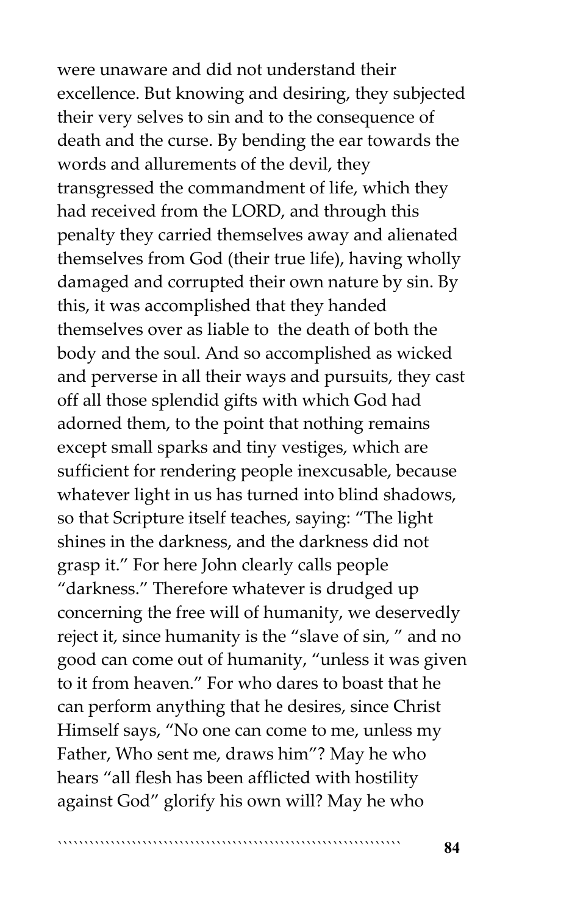were unaware and did not understand their excellence. But knowing and desiring, they subjected their very selves to sin and to the consequence of death and the curse. By bending the ear towards the words and allurements of the devil, they transgressed the commandment of life, which they had received from the LORD, and through this penalty they carried themselves away and alienated themselves from God (their true life), having wholly damaged and corrupted their own nature by sin. By this, it was accomplished that they handed themselves over as liable to  the death of both the body and the soul. And so accomplished as wicked and perverse in all their ways and pursuits, they cast off all those splendid gifts with which God had adorned them, to the point that nothing remains except small sparks and tiny vestiges, which are sufficient for rendering people inexcusable, because whatever light in us has turned into blind shadows, so that Scripture itself teaches, saying: "The light shines in the darkness, and the darkness did not grasp it." For here John clearly calls people "darkness." Therefore whatever is drudged up concerning the free will of humanity, we deservedly reject it, since humanity is the "slave of sin, " and no good can come out of humanity, "unless it was given to it from heaven." For who dares to boast that he can perform anything that he desires, since Christ Himself says, "No one can come to me, unless my Father, Who sent me, draws him"? May he who hears "all flesh has been afflicted with hostility against God" glorify his own will? May he who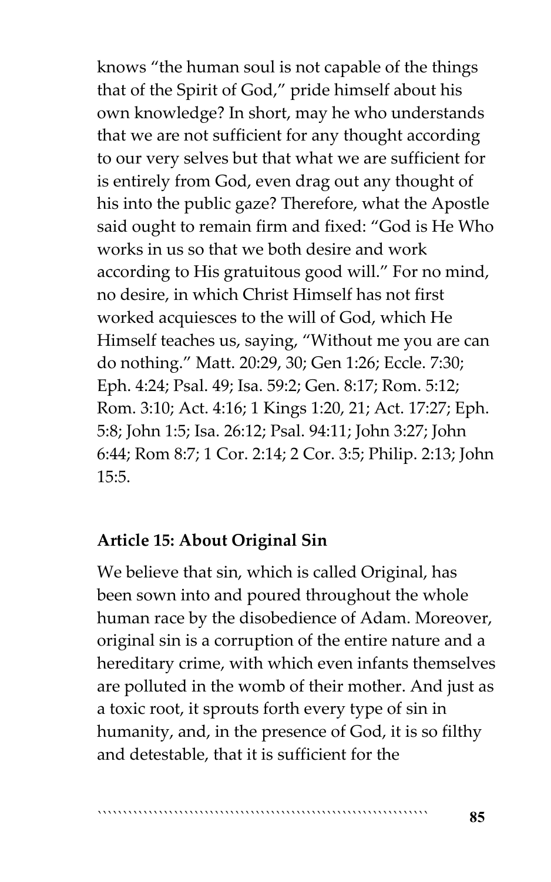knows "the human soul is not capable of the things that of the Spirit of God," pride himself about his own knowledge? In short, may he who understands that we are not sufficient for any thought according to our very selves but that what we are sufficient for is entirely from God, even drag out any thought of his into the public gaze? Therefore, what the Apostle said ought to remain firm and fixed: "God is He Who works in us so that we both desire and work according to His gratuitous good will." For no mind, no desire, in which Christ Himself has not first worked acquiesces to the will of God, which He Himself teaches us, saying, "Without me you are can do nothing." Matt. 20:29, 30; Gen 1:26; Eccle. 7:30; Eph. 4:24; Psal. 49; Isa. 59:2; Gen. 8:17; Rom. 5:12; Rom. 3:10; Act. 4:16; 1 Kings 1:20, 21; Act. 17:27; Eph. 5:8; John 1:5; Isa. 26:12; Psal. 94:11; John 3:27; John 6:44; Rom 8:7; 1 Cor. 2:14; 2 Cor. 3:5; Philip. 2:13; John 15:5.

**Article 15: About Original Sin**

We believe that sin, which is called Original, has been sown into and poured throughout the whole human race by the disobedience of Adam. Moreover, original sin is a corruption of the entire nature and a hereditary crime, with which even infants themselves are polluted in the womb of their mother. And just as a toxic root, it sprouts forth every type of sin in humanity, and, in the presence of God, it is so filthy and detestable, that it is sufficient for the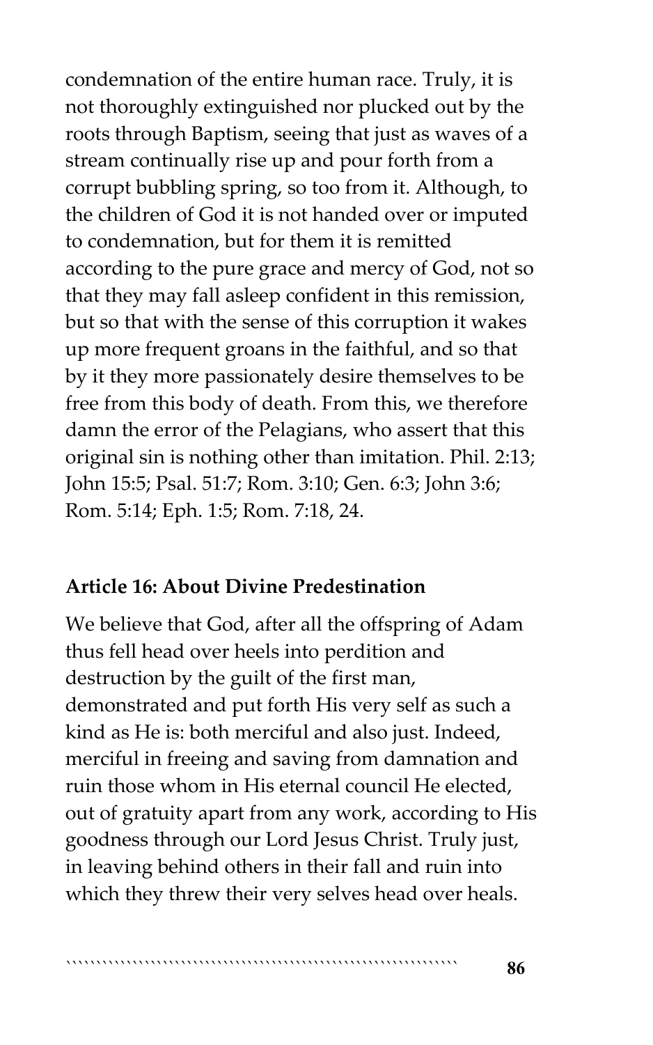condemnation of the entire human race. Truly, it is not thoroughly extinguished nor plucked out by the roots through Baptism, seeing that just as waves of a stream continually rise up and pour forth from a corrupt bubbling spring, so too from it. Although, to the children of God it is not handed over or imputed to condemnation, but for them it is remitted according to the pure grace and mercy of God, not so that they may fall asleep confident in this remission, but so that with the sense of this corruption it wakes up more frequent groans in the faithful, and so that by it they more passionately desire themselves to be free from this body of death. From this, we therefore damn the error of the Pelagians, who assert that this original sin is nothing other than imitation. Phil. 2:13; John 15:5; Psal. 51:7; Rom. 3:10; Gen. 6:3; John 3:6; Rom. 5:14; Eph. 1:5; Rom. 7:18, 24.

**Article 16: About Divine Predestination**

We believe that God, after all the offspring of Adam thus fell head over heels into perdition and destruction by the guilt of the first man, demonstrated and put forth His very self as such a kind as He is: both merciful and also just. Indeed, merciful in freeing and saving from damnation and ruin those whom in His eternal council He elected, out of gratuity apart from any work, according to His goodness through our Lord Jesus Christ. Truly just, in leaving behind others in their fall and ruin into which they threw their very selves head over heals.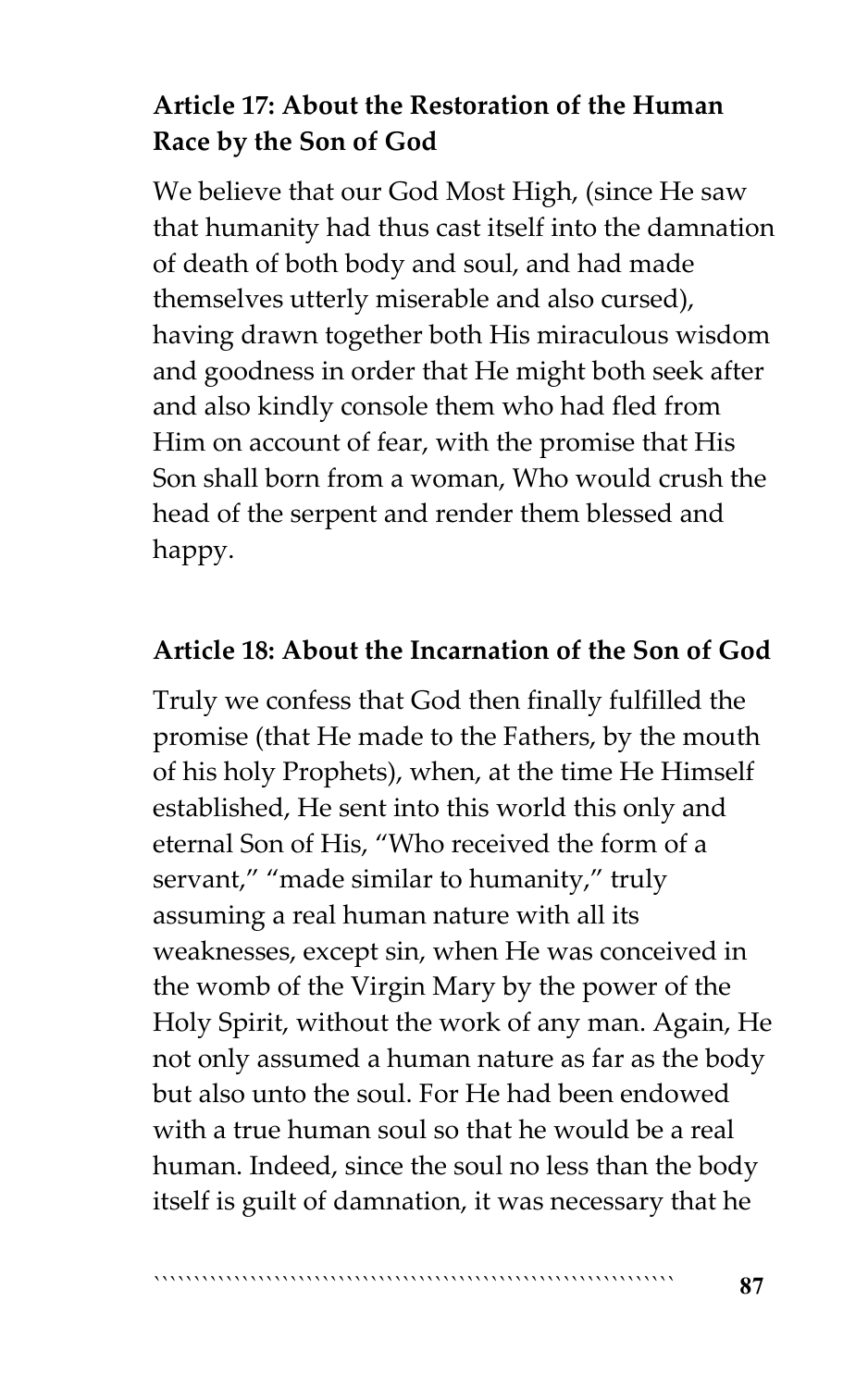### Article 17: About the Restoration of the Human Race by the Son of God

We believe that our God Most High, (since He saw that humanity had thus cast itself into the damnation of death of both body and soul, and had made themselves utterly miserable and also cursed), having drawn together both His miraculous wisdom and goodness in order that He might both seek after and also kindly console them who had fled from Him on account of fear, with the promise that His Son shall born from a woman, Who would crush the head of the serpent and render them blessed and happy.

### Article 18: About the Incarnation of the Son of God

Truly we confess that God then finally fulfilled the promise (that He made to the Fathers, by the mouth of his holy Prophets), when, at the time He Himself established, He sent into this world this only and eternal Son of His, "Who received the form of a servant," "made similar to humanity," truly assuming a real human nature with all its weaknesses, except sin, when He was conceived in the womb of the Virgin Mary by the power of the Holy Spirit, without the work of any man. Again, He not only assumed a human nature as far as the body but also unto the soul. For He had been endowed with a true human soul so that he would be a real human. Indeed, since the soul no less than the body itself is guilt of damnation, it was necessary that he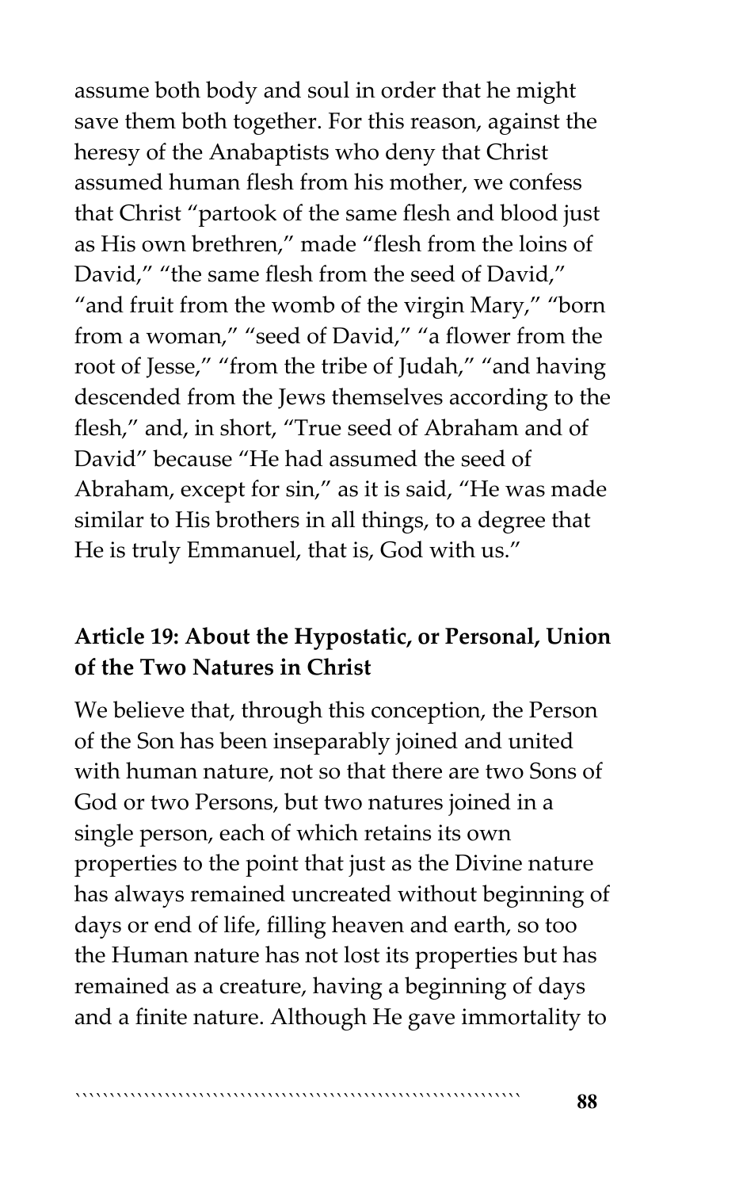assume both body and soul in order that he might save them both together. For this reason, against the heresy of the Anabaptists who deny that Christ assumed human flesh from his mother, we confess that Christ "partook of the same flesh and blood just as His own brethren," made "flesh from the loins of David," "the same flesh from the seed of David," "and fruit from the womb of the virgin Mary," "born from a woman," "seed of David," "a flower from the root of Jesse," "from the tribe of Judah," "and having descended from the Jews themselves according to the flesh," and, in short, "True seed of Abraham and of David" because "He had assumed the seed of Abraham, except for sin," as it is said, "He was made similar to His brothers in all things, to a degree that He is truly Emmanuel, that is, God with us."

### Article 19: About the Hypostatic, or Personal, Union of the Two Natures in Christ

We believe that, through this conception, the Person of the Son has been inseparably joined and united with human nature, not so that there are two Sons of God or two Persons, but two natures joined in a single person, each of which retains its own properties to the point that just as the Divine nature has always remained uncreated without beginning of days or end of life, filling heaven and earth, so too the Human nature has not lost its properties but has remained as a creature, having a beginning of days and a finite nature. Although He gave immortality to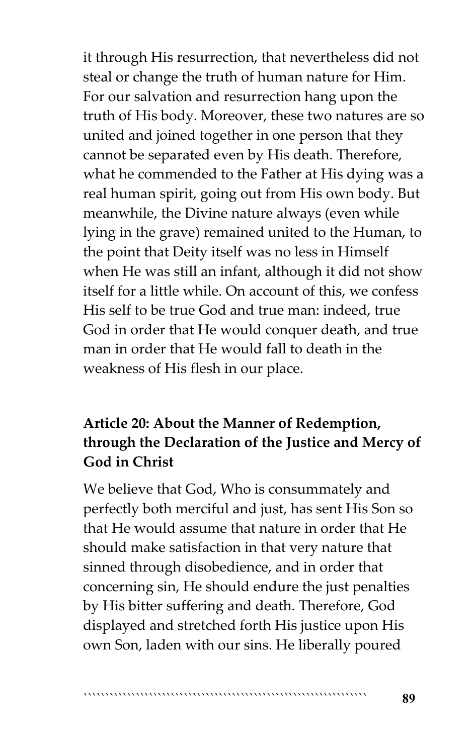it through His resurrection, that nevertheless did not steal or change the truth of human nature for Him. For our salvation and resurrection hang upon the truth of His body. Moreover, these two natures are so united and joined together in one person that they cannot be separated even by His death. Therefore, what he commended to the Father at His dying was a real human spirit, going out from His own body. But meanwhile, the Divine nature always (even while lying in the grave) remained united to the Human, to the point that Deity itself was no less in Himself when He was still an infant, although it did not show itself for a little while. On account of this, we confess His self to be true God and true man: indeed, true God in order that He would conquer death, and true man in order that He would fall to death in the weakness of His flesh in our place.

### Article 20: About the Manner of Redemption, through the Declaration of the Justice and Mercy of God in Christ

We believe that God, Who is consummately and perfectly both merciful and just, has sent His Son so that He would assume that nature in order that He should make satisfaction in that very nature that sinned through disobedience, and in order that concerning sin, He should endure the just penalties by His bitter suffering and death. Therefore, God displayed and stretched forth His justice upon His own Son, laden with our sins. He liberally poured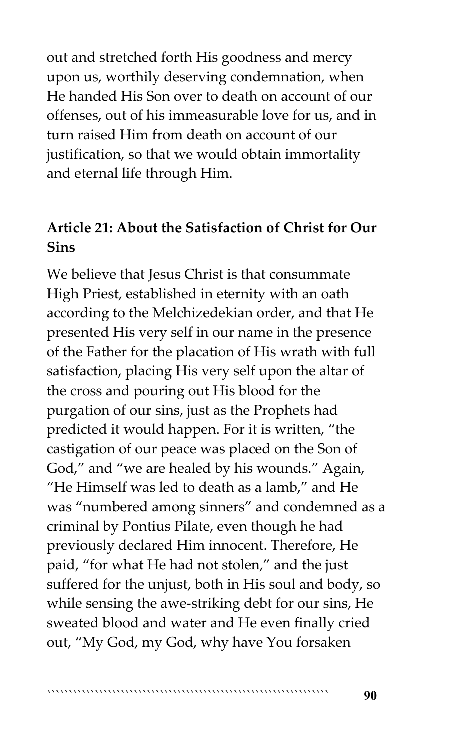out and stretched forth His goodness and mercy upon us, worthily deserving condemnation, when He handed His Son over to death on account of our offenses, out of his immeasurable love for us, and in turn raised Him from death on account of our justification, so that we would obtain immortality and eternal life through Him.

### Article 21: About the Satisfaction of Christ for Our Sins

We believe that Jesus Christ is that consummate High Priest, established in eternity with an oath according to the Melchizedekian order, and that He presented His very self in our name in the presence of the Father for the placation of His wrath with full satisfaction, placing His very self upon the altar of the cross and pouring out His blood for the purgation of our sins, just as the Prophets had predicted it would happen. For it is written, "the castigation of our peace was placed on the Son of God," and "we are healed by his wounds." Again, "He Himself was led to death as a lamb," and He was "numbered among sinners" and condemned as a criminal by Pontius Pilate, even though he had previously declared Him innocent. Therefore, He paid, "for what He had not stolen," and the just suffered for the unjust, both in His soul and body, so while sensing the awe-striking debt for our sins, He sweated blood and water and He even finally cried out, "My God, my God, why have You forsaken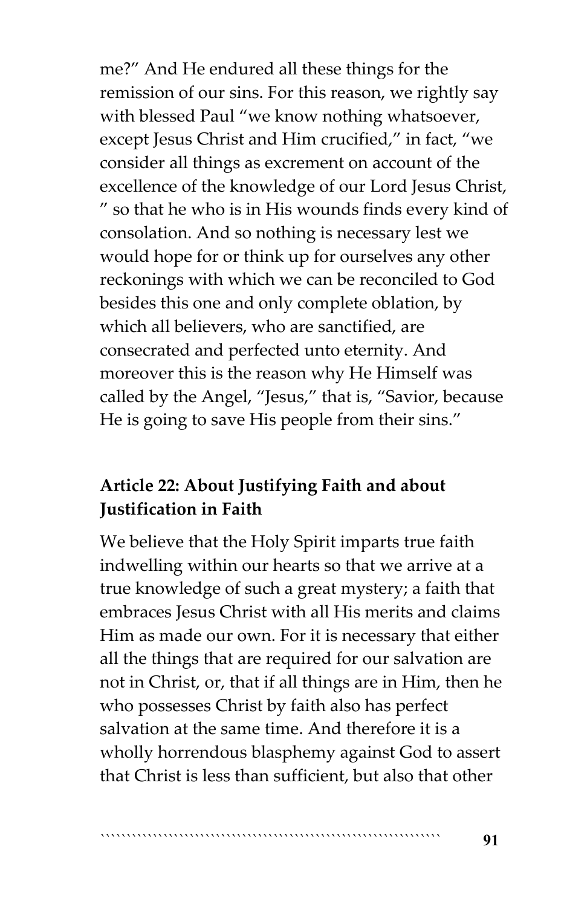me?" And He endured all these things for the remission of our sins. For this reason, we rightly say with blessed Paul "we know nothing whatsoever, except Jesus Christ and Him crucified," in fact, "we consider all things as excrement on account of the excellence of the knowledge of our Lord Jesus Christ, " so that he who is in His wounds finds every kind of consolation. And so nothing is necessary lest we would hope for or think up for ourselves any other reckonings with which we can be reconciled to God besides this one and only complete oblation, by which all believers, who are sanctified, are consecrated and perfected unto eternity. And moreover this is the reason why He Himself was called by the Angel, "Jesus," that is, "Savior, because He is going to save His people from their sins."

### Article 22: About Justifying Faith and about Justification in Faith

We believe that the Holy Spirit imparts true faith indwelling within our hearts so that we arrive at a true knowledge of such a great mystery; a faith that embraces Jesus Christ with all His merits and claims Him as made our own. For it is necessary that either all the things that are required for our salvation are not in Christ, or, that if all things are in Him, then he who possesses Christ by faith also has perfect salvation at the same time. And therefore it is a wholly horrendous blasphemy against God to assert that Christ is less than sufficient, but also that other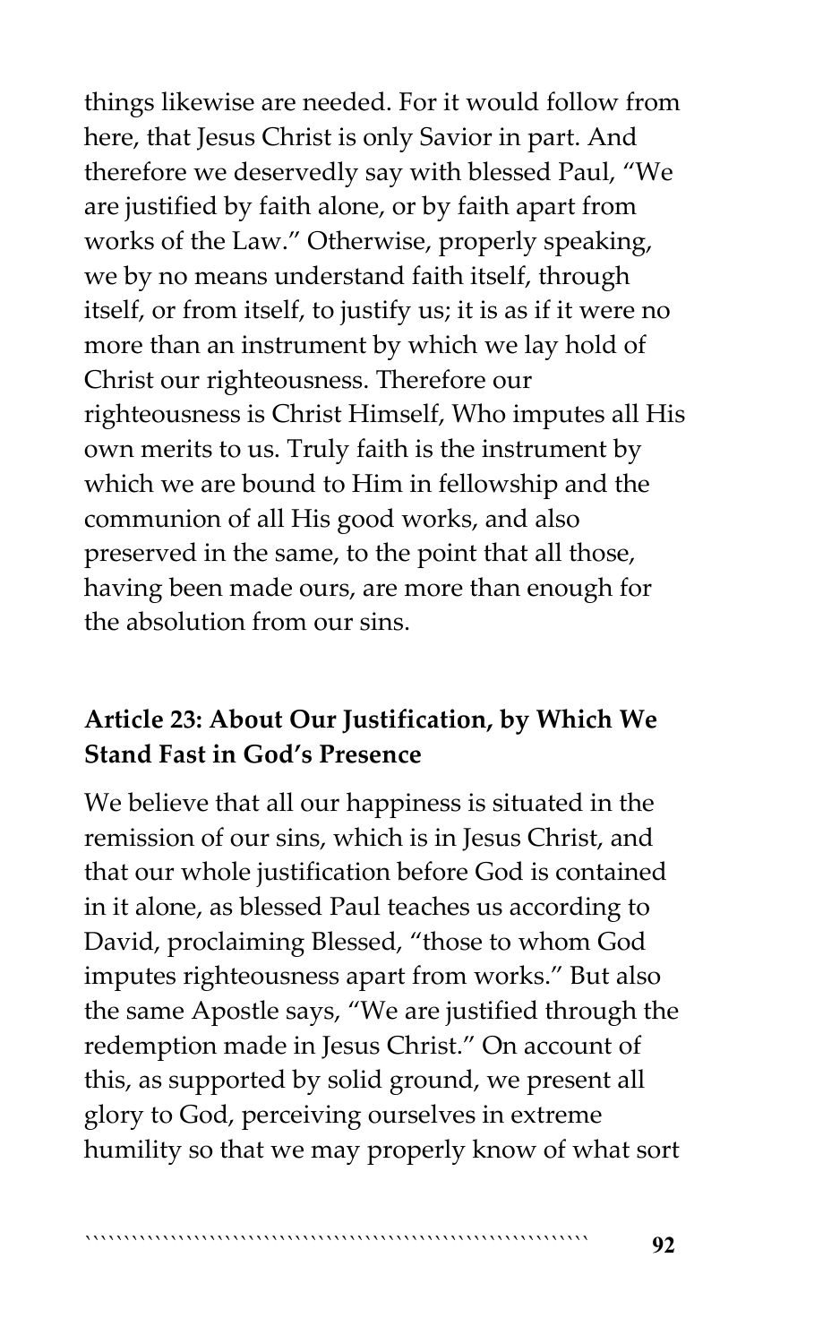things likewise are needed. For it would follow from here, that Jesus Christ is only Savior in part. And therefore we deservedly say with blessed Paul, "We are justified by faith alone, or by faith apart from works of the Law." Otherwise, properly speaking, we by no means understand faith itself, through itself, or from itself, to justify us; it is as if it were no more than an instrument by which we lay hold of Christ our righteousness. Therefore our righteousness is Christ Himself, Who imputes all His own merits to us. Truly faith is the instrument by which we are bound to Him in fellowship and the communion of all His good works, and also preserved in the same, to the point that all those, having been made ours, are more than enough for the absolution from our sins.

### Article 23: About Our Justification, by Which We Stand Fast in God's Presence

We believe that all our happiness is situated in the remission of our sins, which is in Jesus Christ, and that our whole justification before God is contained in it alone, as blessed Paul teaches us according to David, proclaiming Blessed, "those to whom God imputes righteousness apart from works." But also the same Apostle says, "We are justified through the redemption made in Jesus Christ." On account of this, as supported by solid ground, we present all glory to God, perceiving ourselves in extreme humility so that we may properly know of what sort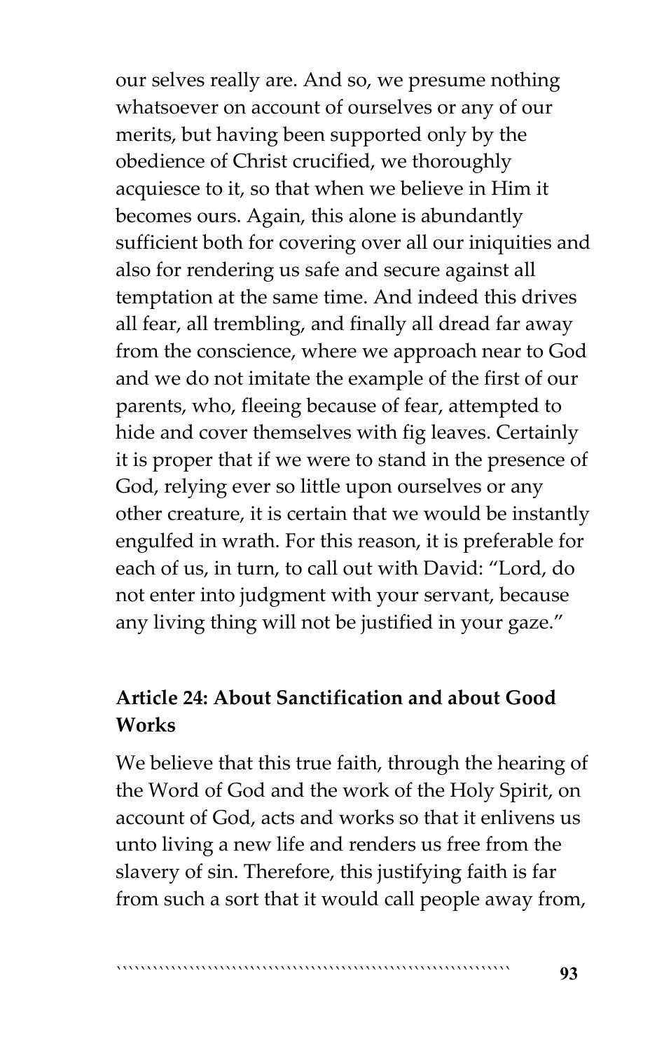our selves really are. And so, we presume nothing whatsoever on account of ourselves or any of our merits, but having been supported only by the obedience of Christ crucified, we thoroughly acquiesce to it, so that when we believe in Him it becomes ours. Again, this alone is abundantly sufficient both for covering over all our iniquities and also for rendering us safe and secure against all temptation at the same time. And indeed this drives all fear, all trembling, and finally all dread far away from the conscience, where we approach near to God and we do not imitate the example of the first of our parents, who, fleeing because of fear, attempted to hide and cover themselves with fig leaves. Certainly it is proper that if we were to stand in the presence of God, relying ever so little upon ourselves or any other creature, it is certain that we would be instantly engulfed in wrath. For this reason, it is preferable for each of us, in turn, to call out with David: "Lord, do not enter into judgment with your servant, because any living thing will not be justified in your gaze."

### Article 24: About Sanctification and about Good Works

We believe that this true faith, through the hearing of the Word of God and the work of the Holy Spirit, on account of God, acts and works so that it enlivens us unto living a new life and renders us free from the slavery of sin. Therefore, this justifying faith is far from such a sort that it would call people away from,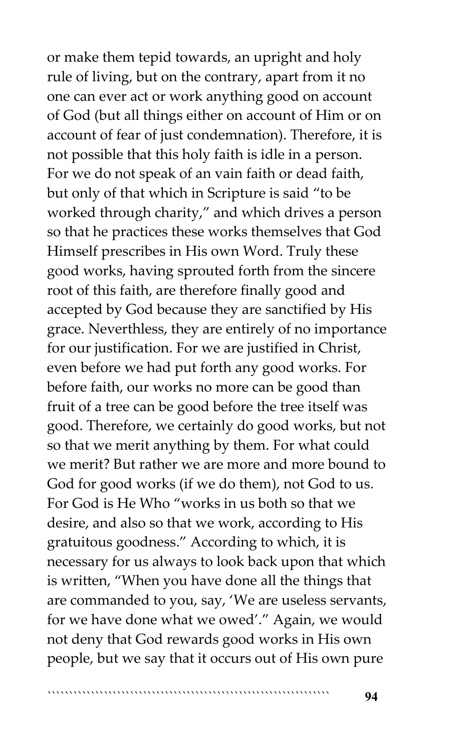or make them tepid towards, an upright and holy rule of living, but on the contrary, apart from it no one can ever act or work anything good on account of God (but all things either on account of Him or on account of fear of just condemnation). Therefore, it is not possible that this holy faith is idle in a person. For we do not speak of an vain faith or dead faith, but only of that which in Scripture is said "to be worked through charity," and which drives a person so that he practices these works themselves that God Himself prescribes in His own Word. Truly these good works, having sprouted forth from the sincere root of this faith, are therefore finally good and accepted by God because they are sanctified by His grace. Neverthless, they are entirely of no importance for our justification. For we are justified in Christ, even before we had put forth any good works. For before faith, our works no more can be good than fruit of a tree can be good before the tree itself was good. Therefore, we certainly do good works, but not so that we merit anything by them. For what could we merit? But rather we are more and more bound to God for good works (if we do them), not God to us. For God is He Who "works in us both so that we desire, and also so that we work, according to His gratuitous goodness." According to which, it is necessary for us always to look back upon that which is written, "When you have done all the things that are commanded to you, say, 'We are useless servants, for we have done what we owed'." Again, we would not deny that God rewards good works in His own people, but we say that it occurs out of His own pure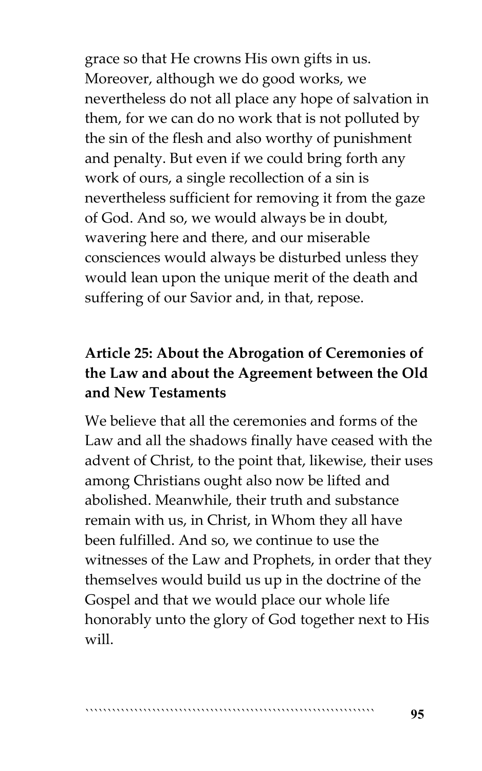grace so that He crowns His own gifts in us. Moreover, although we do good works, we nevertheless do not all place any hope of salvation in them, for we can do no work that is not polluted by the sin of the flesh and also worthy of punishment and penalty. But even if we could bring forth any work of ours, a single recollection of a sin is nevertheless sufficient for removing it from the gaze of God. And so, we would always be in doubt, wavering here and there, and our miserable consciences would always be disturbed unless they would lean upon the unique merit of the death and suffering of our Savior and, in that, repose.

### Article 25: About the Abrogation of Ceremonies of the Law and about the Agreement between the Old and New Testaments

We believe that all the ceremonies and forms of the Law and all the shadows finally have ceased with the advent of Christ, to the point that, likewise, their uses among Christians ought also now be lifted and abolished. Meanwhile, their truth and substance remain with us, in Christ, in Whom they all have been fulfilled. And so, we continue to use the witnesses of the Law and Prophets, in order that they themselves would build us up in the doctrine of the Gospel and that we would place our whole life honorably unto the glory of God together next to His will.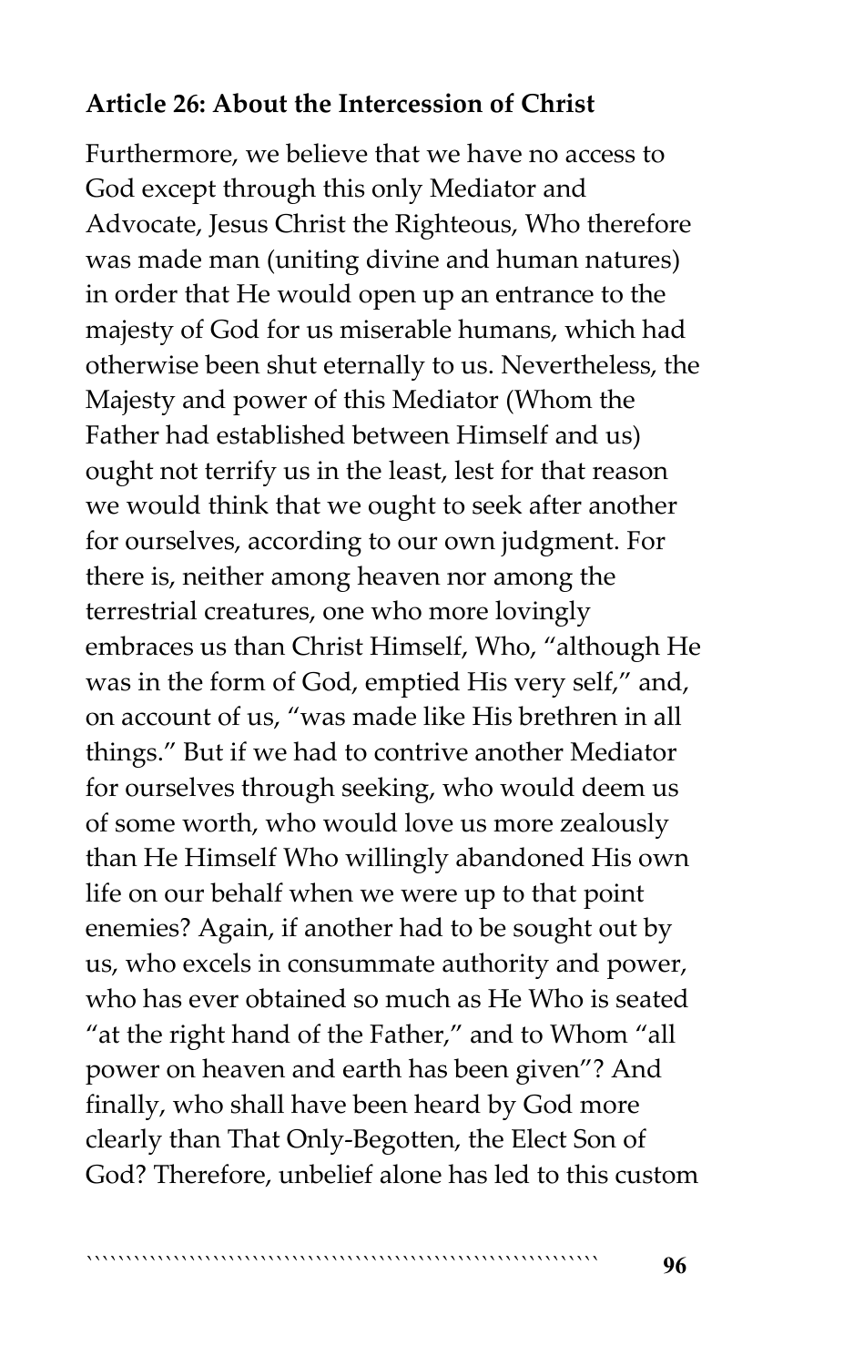**Article 26: About the Intercession of Christ**

Furthermore, we believe that we have no access to God except through this only Mediator and Advocate, Jesus Christ the Righteous, Who therefore was made man (uniting divine and human natures) in order that He would open up an entrance to the majesty of God for us miserable humans, which had otherwise been shut eternally to us. Nevertheless, the Majesty and power of this Mediator (Whom the Father had established between Himself and us) ought not terrify us in the least, lest for that reason we would think that we ought to seek after another for ourselves, according to our own judgment. For there is, neither among heaven nor among the terrestrial creatures, one who more lovingly embraces us than Christ Himself, Who, "although He was in the form of God, emptied His very self," and, on account of us, "was made like His brethren in all things." But if we had to contrive another Mediator for ourselves through seeking, who would deem us of some worth, who would love us more zealously than He Himself Who willingly abandoned His own life on our behalf when we were up to that point enemies? Again, if another had to be sought out by us, who excels in consummate authority and power, who has ever obtained so much as He Who is seated "at the right hand of the Father," and to Whom "all power on heaven and earth has been given"? And finally, who shall have been heard by God more clearly than That Only-Begotten, the Elect Son of God? Therefore, unbelief alone has led to this custom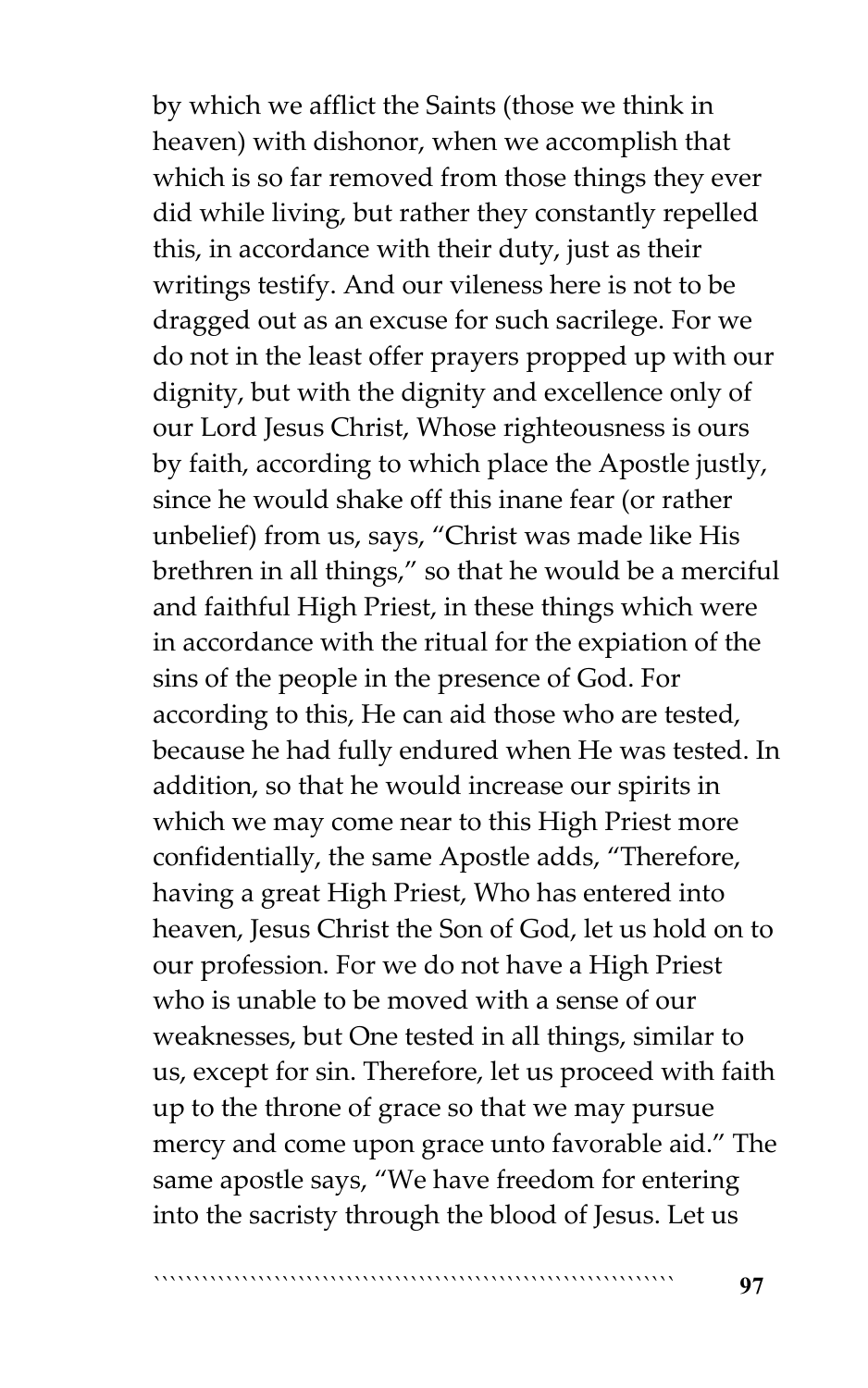by which we afflict the Saints (those we think in heaven) with dishonor, when we accomplish that which is so far removed from those things they ever did while living, but rather they constantly repelled this, in accordance with their duty, just as their writings testify. And our vileness here is not to be dragged out as an excuse for such sacrilege. For we do not in the least offer prayers propped up with our dignity, but with the dignity and excellence only of our Lord Jesus Christ, Whose righteousness is ours by faith, according to which place the Apostle justly, since he would shake off this inane fear (or rather unbelief) from us, says, "Christ was made like His brethren in all things," so that he would be a merciful and faithful High Priest, in these things which were in accordance with the ritual for the expiation of the sins of the people in the presence of God. For according to this, He can aid those who are tested, because he had fully endured when He was tested. In addition, so that he would increase our spirits in which we may come near to this High Priest more confidentially, the same Apostle adds, "Therefore, having a great High Priest, Who has entered into heaven, Jesus Christ the Son of God, let us hold on to our profession. For we do not have a High Priest who is unable to be moved with a sense of our weaknesses, but One tested in all things, similar to us, except for sin. Therefore, let us proceed with faith up to the throne of grace so that we may pursue mercy and come upon grace unto favorable aid." The same apostle says, "We have freedom for entering into the sacristy through the blood of Jesus. Let us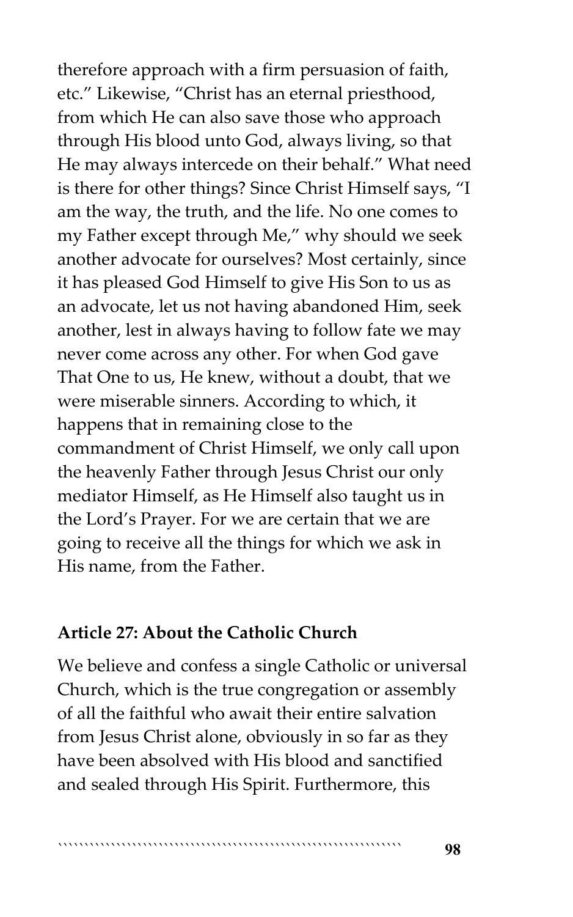therefore approach with a firm persuasion of faith, etc." Likewise, "Christ has an eternal priesthood, from which He can also save those who approach through His blood unto God, always living, so that He may always intercede on their behalf." What need is there for other things? Since Christ Himself says, "I am the way, the truth, and the life. No one comes to my Father except through Me," why should we seek another advocate for ourselves? Most certainly, since it has pleased God Himself to give His Son to us as an advocate, let us not having abandoned Him, seek another, lest in always having to follow fate we may never come across any other. For when God gave That One to us, He knew, without a doubt, that we were miserable sinners. According to which, it happens that in remaining close to the commandment of Christ Himself, we only call upon the heavenly Father through Jesus Christ our only mediator Himself, as He Himself also taught us in the Lord's Prayer. For we are certain that we are going to receive all the things for which we ask in His name, from the Father.

**Article 27: About the Catholic Church**

We believe and confess a single Catholic or universal Church, which is the true congregation or assembly of all the faithful who await their entire salvation from Jesus Christ alone, obviously in so far as they have been absolved with His blood and sanctified and sealed through His Spirit. Furthermore, this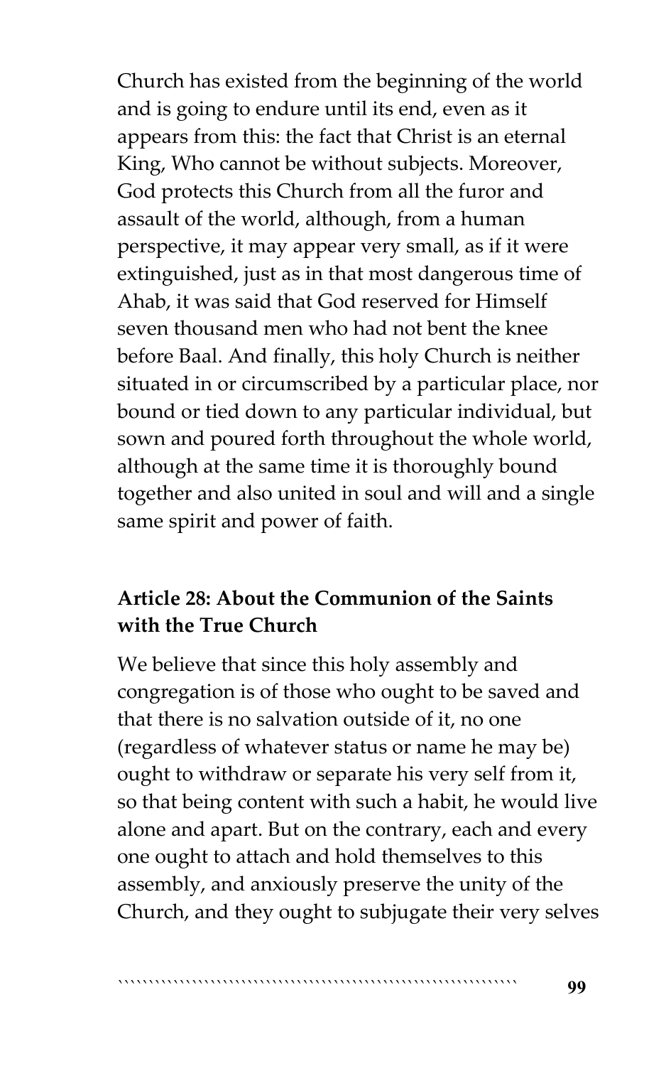Church has existed from the beginning of the world and is going to endure until its end, even as it appears from this: the fact that Christ is an eternal King, Who cannot be without subjects. Moreover, God protects this Church from all the furor and assault of the world, although, from a human perspective, it may appear very small, as if it were extinguished, just as in that most dangerous time of Ahab, it was said that God reserved for Himself seven thousand men who had not bent the knee before Baal. And finally, this holy Church is neither situated in or circumscribed by a particular place, nor bound or tied down to any particular individual, but sown and poured forth throughout the whole world, although at the same time it is thoroughly bound together and also united in soul and will and a single same spirit and power of faith.

### Article 28: About the Communion of the Saints with the True Church

We believe that since this holy assembly and congregation is of those who ought to be saved and that there is no salvation outside of it, no one (regardless of whatever status or name he may be) ought to withdraw or separate his very self from it, so that being content with such a habit, he would live alone and apart. But on the contrary, each and every one ought to attach and hold themselves to this assembly, and anxiously preserve the unity of the Church, and they ought to subjugate their very selves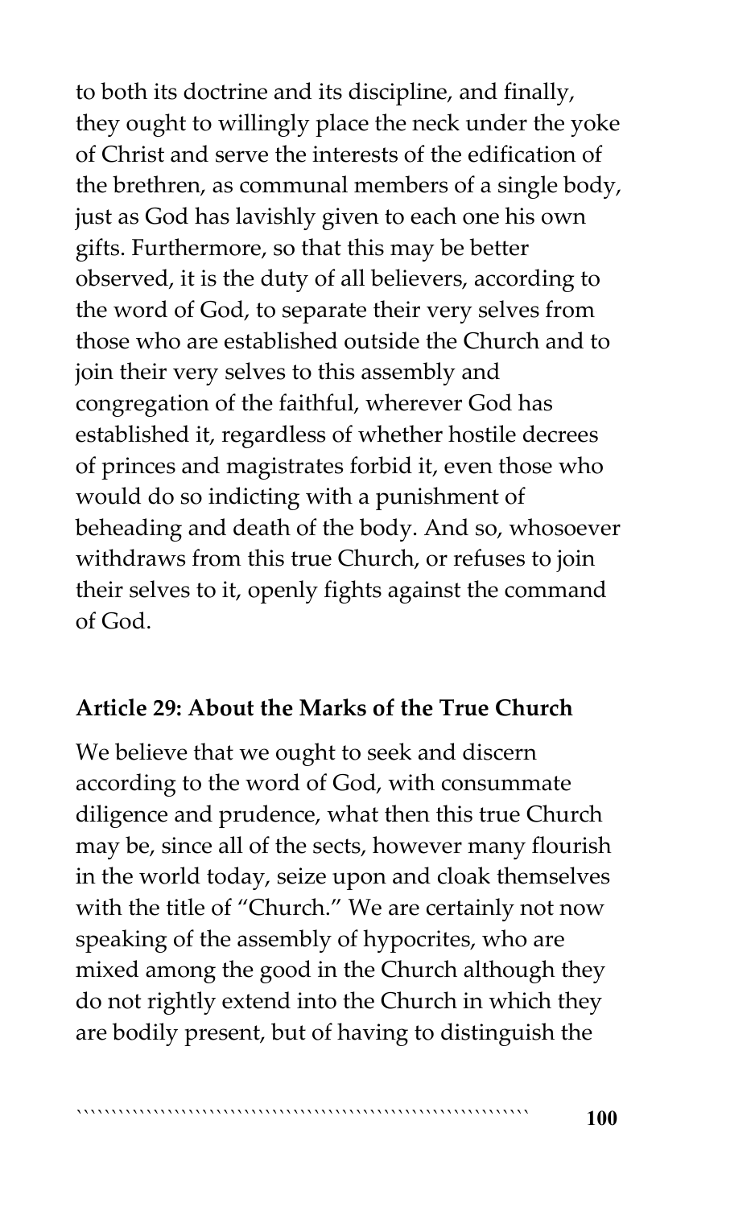to both its doctrine and its discipline, and finally, they ought to willingly place the neck under the yoke of Christ and serve the interests of the edification of the brethren, as communal members of a single body, just as God has lavishly given to each one his own gifts. Furthermore, so that this may be better observed, it is the duty of all believers, according to the word of God, to separate their very selves from those who are established outside the Church and to join their very selves to this assembly and congregation of the faithful, wherever God has established it, regardless of whether hostile decrees of princes and magistrates forbid it, even those who would do so indicting with a punishment of beheading and death of the body. And so, whosoever withdraws from this true Church, or refuses to join their selves to it, openly fights against the command of God.

**Article 29: About the Marks of the True Church**

We believe that we ought to seek and discern according to the word of God, with consummate diligence and prudence, what then this true Church may be, since all of the sects, however many flourish in the world today, seize upon and cloak themselves with the title of "Church." We are certainly not now speaking of the assembly of hypocrites, who are mixed among the good in the Church although they do not rightly extend into the Church in which they are bodily present, but of having to distinguish the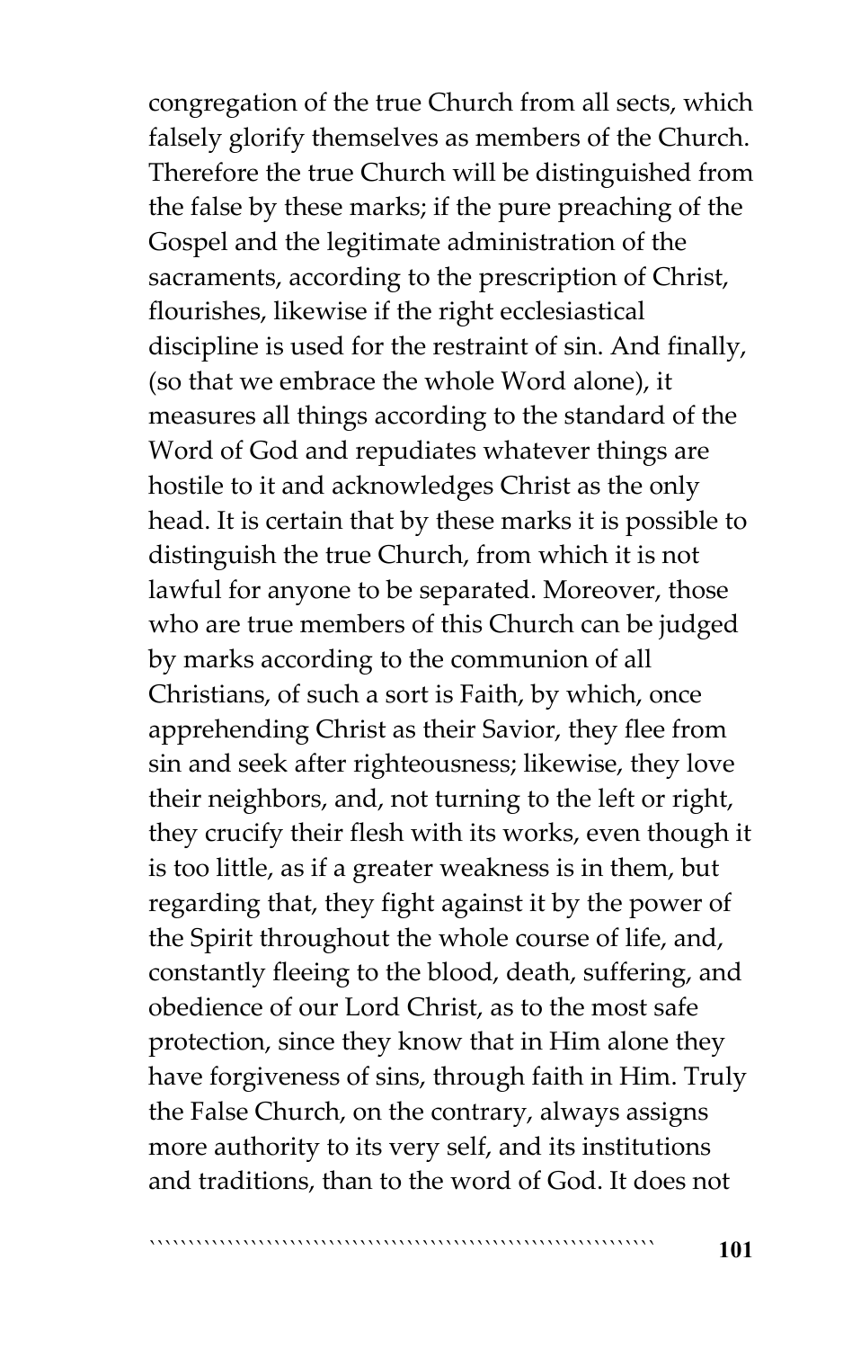congregation of the true Church from all sects, which falsely glorify themselves as members of the Church. Therefore the true Church will be distinguished from the false by these marks; if the pure preaching of the Gospel and the legitimate administration of the sacraments, according to the prescription of Christ, flourishes, likewise if the right ecclesiastical discipline is used for the restraint of sin. And finally, (so that we embrace the whole Word alone), it measures all things according to the standard of the Word of God and repudiates whatever things are hostile to it and acknowledges Christ as the only head. It is certain that by these marks it is possible to distinguish the true Church, from which it is not lawful for anyone to be separated. Moreover, those who are true members of this Church can be judged by marks according to the communion of all Christians, of such a sort is Faith, by which, once apprehending Christ as their Savior, they flee from sin and seek after righteousness; likewise, they love their neighbors, and, not turning to the left or right, they crucify their flesh with its works, even though it is too little, as if a greater weakness is in them, but regarding that, they fight against it by the power of the Spirit throughout the whole course of life, and, constantly fleeing to the blood, death, suffering, and obedience of our Lord Christ, as to the most safe protection, since they know that in Him alone they have forgiveness of sins, through faith in Him. Truly the False Church, on the contrary, always assigns more authority to its very self, and its institutions and traditions, than to the word of God. It does not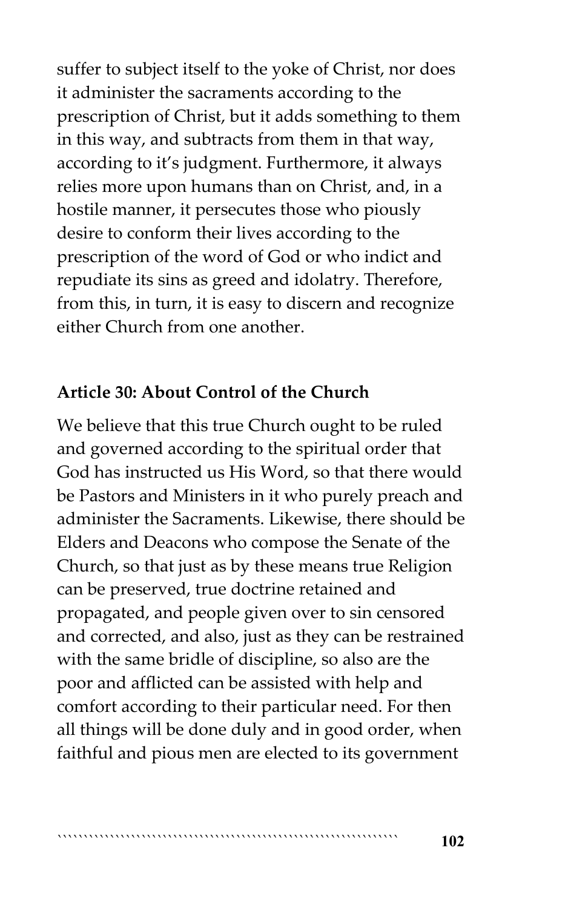suffer to subject itself to the yoke of Christ, nor does it administer the sacraments according to the prescription of Christ, but it adds something to them in this way, and subtracts from them in that way, according to it's judgment. Furthermore, it always relies more upon humans than on Christ, and, in a hostile manner, it persecutes those who piously desire to conform their lives according to the prescription of the word of God or who indict and repudiate its sins as greed and idolatry. Therefore, from this, in turn, it is easy to discern and recognize either Church from one another.

**Article 30: About Control of the Church**

We believe that this true Church ought to be ruled and governed according to the spiritual order that God has instructed us His Word, so that there would be Pastors and Ministers in it who purely preach and administer the Sacraments. Likewise, there should be Elders and Deacons who compose the Senate of the Church, so that just as by these means true Religion can be preserved, true doctrine retained and propagated, and people given over to sin censored and corrected, and also, just as they can be restrained with the same bridle of discipline, so also are the poor and afflicted can be assisted with help and comfort according to their particular need. For then all things will be done duly and in good order, when faithful and pious men are elected to its government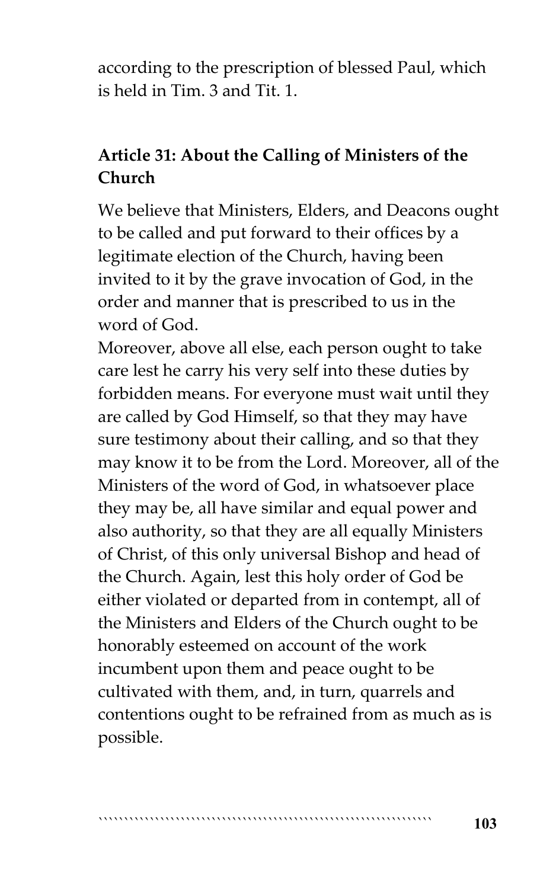according to the prescription of blessed Paul, which is held in Tim. 3 and Tit. 1.

### Article 31: About the Calling of Ministers of the Church

We believe that Ministers, Elders, and Deacons ought to be called and put forward to their offices by a legitimate election of the Church, having been invited to it by the grave invocation of God, in the order and manner that is prescribed to us in the word of God.

Moreover, above all else, each person ought to take care lest he carry his very self into these duties by forbidden means. For everyone must wait until they are called by God Himself, so that they may have sure testimony about their calling, and so that they may know it to be from the Lord. Moreover, all of the Ministers of the word of God, in whatsoever place they may be, all have similar and equal power and also authority, so that they are all equally Ministers of Christ, of this only universal Bishop and head of the Church. Again, lest this holy order of God be either violated or departed from in contempt, all of the Ministers and Elders of the Church ought to be honorably esteemed on account of the work incumbent upon them and peace ought to be cultivated with them, and, in turn, quarrels and contentions ought to be refrained from as much as is possible.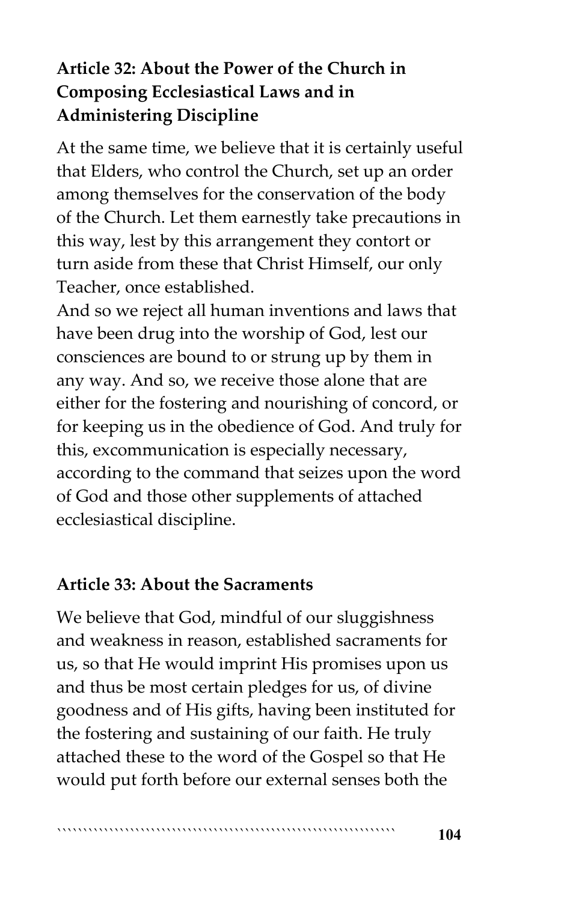**Article 32: About the Power of the Church in Composing Ecclesiastical Laws and in Administering Discipline**

At the same time, we believe that it is certainly useful that Elders, who control the Church, set up an order among themselves for the conservation of the body of the Church. Let them earnestly take precautions in this way, lest by this arrangement they contort or turn aside from these that Christ Himself, our only Teacher, once established.

And so we reject all human inventions and laws that have been drug into the worship of God, lest our consciences are bound to or strung up by them in any way. And so, we receive those alone that are either for the fostering and nourishing of concord, or for keeping us in the obedience of God. And truly for this, excommunication is especially necessary, according to the command that seizes upon the word of God and those other supplements of attached ecclesiastical discipline.

**Article 33: About the Sacraments**

We believe that God, mindful of our sluggishness and weakness in reason, established sacraments for us, so that He would imprint His promises upon us and thus be most certain pledges for us, of divine goodness and of His gifts, having been instituted for the fostering and sustaining of our faith. He truly attached these to the word of the Gospel so that He would put forth before our external senses both the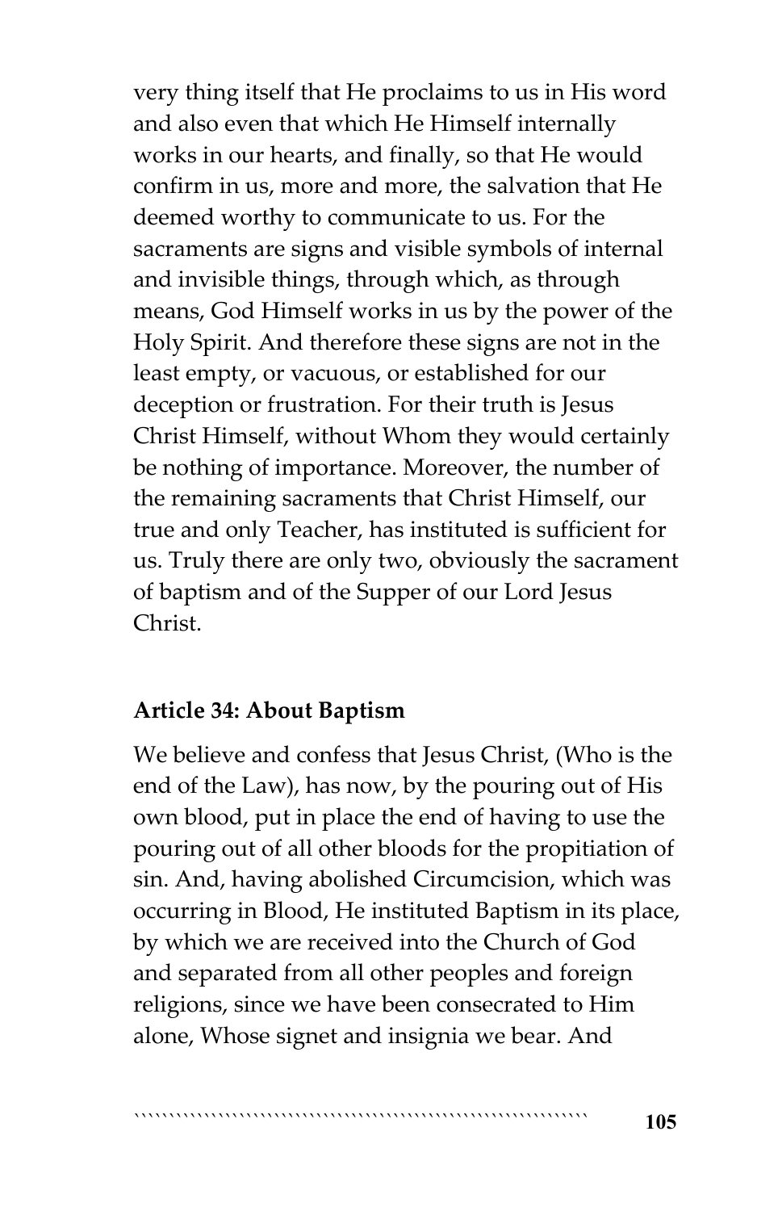very thing itself that He proclaims to us in His word and also even that which He Himself internally works in our hearts, and finally, so that He would confirm in us, more and more, the salvation that He deemed worthy to communicate to us. For the sacraments are signs and visible symbols of internal and invisible things, through which, as through means, God Himself works in us by the power of the Holy Spirit. And therefore these signs are not in the least empty, or vacuous, or established for our deception or frustration. For their truth is Jesus Christ Himself, without Whom they would certainly be nothing of importance. Moreover, the number of the remaining sacraments that Christ Himself, our true and only Teacher, has instituted is sufficient for us. Truly there are only two, obviously the sacrament of baptism and of the Supper of our Lord Jesus Christ.

### Article 34: About Baptism

We believe and confess that Jesus Christ, (Who is the end of the Law), has now, by the pouring out of His own blood, put in place the end of having to use the pouring out of all other bloods for the propitiation of sin. And, having abolished Circumcision, which was occurring in Blood, He instituted Baptism in its place, by which we are received into the Church of God and separated from all other peoples and foreign religions, since we have been consecrated to Him alone, Whose signet and insignia we bear. And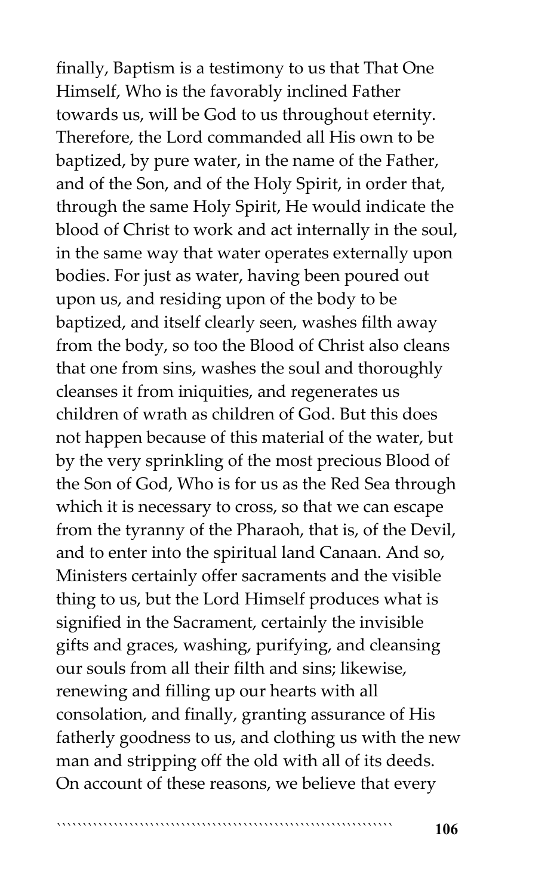finally, Baptism is a testimony to us that That One Himself, Who is the favorably inclined Father towards us, will be God to us throughout eternity. Therefore, the Lord commanded all His own to be baptized, by pure water, in the name of the Father, and of the Son, and of the Holy Spirit, in order that, through the same Holy Spirit, He would indicate the blood of Christ to work and act internally in the soul, in the same way that water operates externally upon bodies. For just as water, having been poured out upon us, and residing upon of the body to be baptized, and itself clearly seen, washes filth away from the body, so too the Blood of Christ also cleans that one from sins, washes the soul and thoroughly cleanses it from iniquities, and regenerates us children of wrath as children of God. But this does not happen because of this material of the water, but by the very sprinkling of the most precious Blood of the Son of God, Who is for us as the Red Sea through which it is necessary to cross, so that we can escape from the tyranny of the Pharaoh, that is, of the Devil, and to enter into the spiritual land Canaan. And so, Ministers certainly offer sacraments and the visible thing to us, but the Lord Himself produces what is signified in the Sacrament, certainly the invisible gifts and graces, washing, purifying, and cleansing our souls from all their filth and sins; likewise, renewing and filling up our hearts with all consolation, and finally, granting assurance of His fatherly goodness to us, and clothing us with the new man and stripping off the old with all of its deeds. On account of these reasons, we believe that every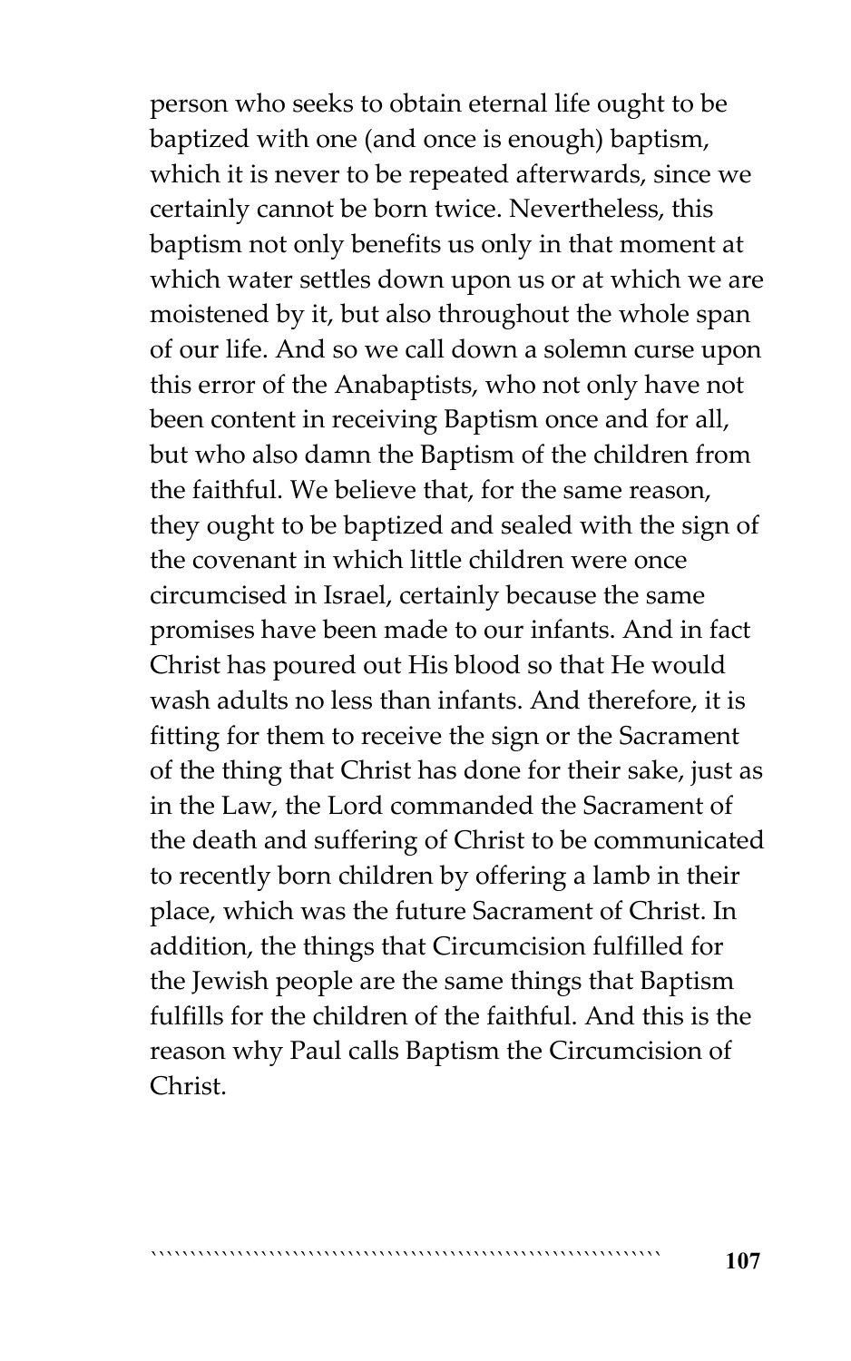person who seeks to obtain eternal life ought to be baptized with one (and once is enough) baptism, which it is never to be repeated afterwards, since we certainly cannot be born twice. Nevertheless, this baptism not only benefits us only in that moment at which water settles down upon us or at which we are moistened by it, but also throughout the whole span of our life. And so we call down a solemn curse upon this error of the Anabaptists, who not only have not been content in receiving Baptism once and for all, but who also damn the Baptism of the children from the faithful. We believe that, for the same reason, they ought to be baptized and sealed with the sign of the covenant in which little children were once circumcised in Israel, certainly because the same promises have been made to our infants. And in fact Christ has poured out His blood so that He would wash adults no less than infants. And therefore, it is fitting for them to receive the sign or the Sacrament of the thing that Christ has done for their sake, just as in the Law, the Lord commanded the Sacrament of the death and suffering of Christ to be communicated to recently born children by offering a lamb in their place, which was the future Sacrament of Christ. In addition, the things that Circumcision fulfilled for the Jewish people are the same things that Baptism fulfills for the children of the faithful. And this is the reason why Paul calls Baptism the Circumcision of Christ.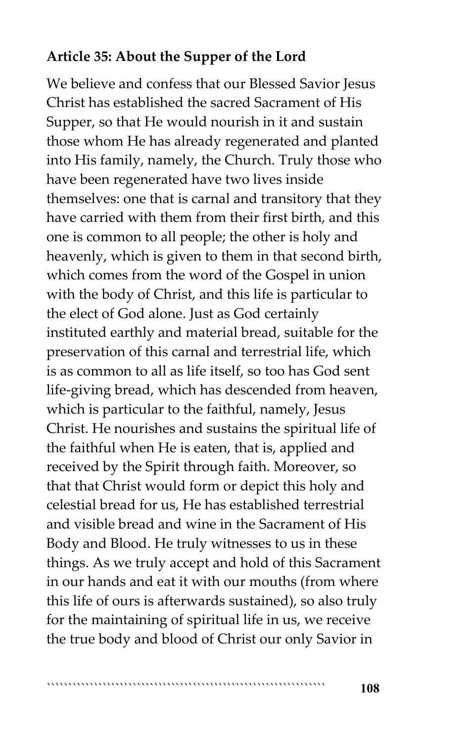**Article 35: About the Supper of the Lord**

We believe and confess that our Blessed Savior Jesus Christ has established the sacred Sacrament of His Supper, so that He would nourish in it and sustain those whom He has already regenerated and planted into His family, namely, the Church. Truly those who have been regenerated have two lives inside themselves: one that is carnal and transitory that they have carried with them from their first birth, and this one is common to all people; the other is holy and heavenly, which is given to them in that second birth, which comes from the word of the Gospel in union with the body of Christ, and this life is particular to the elect of God alone. Just as God certainly instituted earthly and material bread, suitable for the preservation of this carnal and terrestrial life, which is as common to all as life itself, so too has God sent life-giving bread, which has descended from heaven, which is particular to the faithful, namely, Jesus Christ. He nourishes and sustains the spiritual life of the faithful when He is eaten, that is, applied and received by the Spirit through faith. Moreover, so that that Christ would form or depict this holy and celestial bread for us, He has established terrestrial and visible bread and wine in the Sacrament of His Body and Blood. He truly witnesses to us in these things. As we truly accept and hold of this Sacrament in our hands and eat it with our mouths (from where this life of ours is afterwards sustained), so also truly for the maintaining of spiritual life in us, we receive the true body and blood of Christ our only Savior in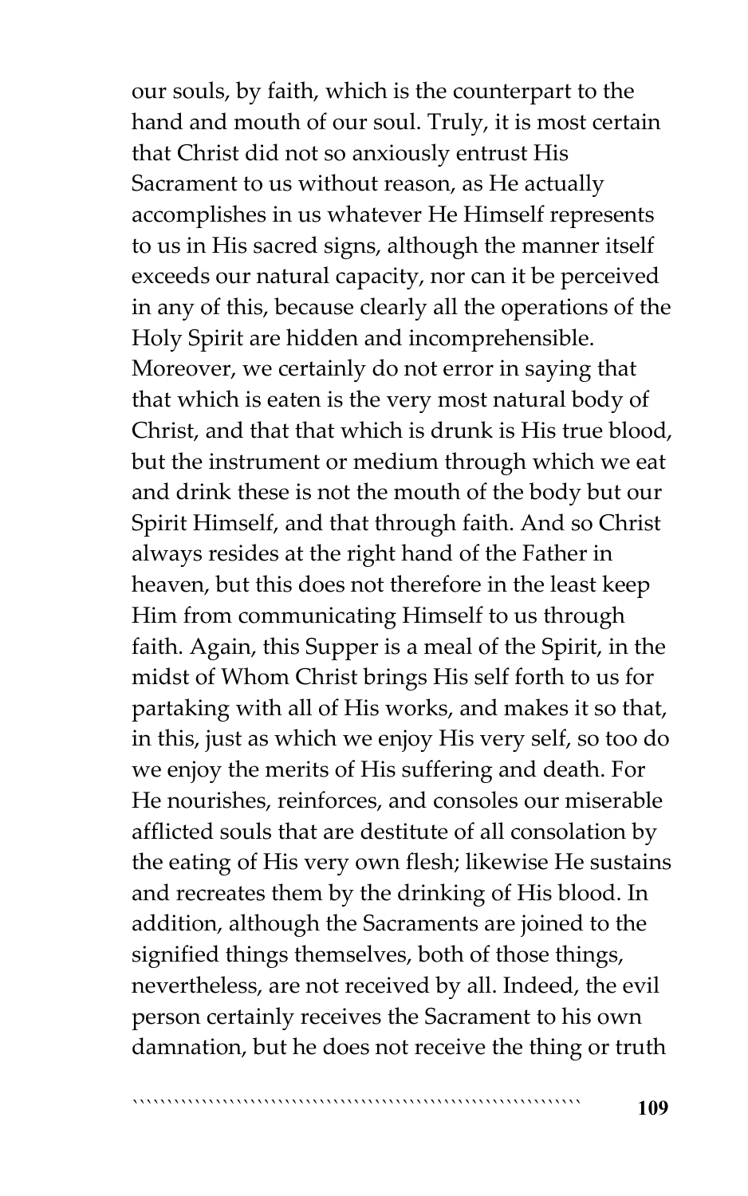our souls, by faith, which is the counterpart to the hand and mouth of our soul. Truly, it is most certain that Christ did not so anxiously entrust His Sacrament to us without reason, as He actually accomplishes in us whatever He Himself represents to us in His sacred signs, although the manner itself exceeds our natural capacity, nor can it be perceived in any of this, because clearly all the operations of the Holy Spirit are hidden and incomprehensible. Moreover, we certainly do not error in saying that that which is eaten is the very most natural body of Christ, and that that which is drunk is His true blood, but the instrument or medium through which we eat and drink these is not the mouth of the body but our Spirit Himself, and that through faith. And so Christ always resides at the right hand of the Father in heaven, but this does not therefore in the least keep Him from communicating Himself to us through faith. Again, this Supper is a meal of the Spirit, in the midst of Whom Christ brings His self forth to us for partaking with all of His works, and makes it so that, in this, just as which we enjoy His very self, so too do we enjoy the merits of His suffering and death. For He nourishes, reinforces, and consoles our miserable afflicted souls that are destitute of all consolation by the eating of His very own flesh; likewise He sustains and recreates them by the drinking of His blood. In addition, although the Sacraments are joined to the signified things themselves, both of those things, nevertheless, are not received by all. Indeed, the evil person certainly receives the Sacrament to his own damnation, but he does not receive the thing or truth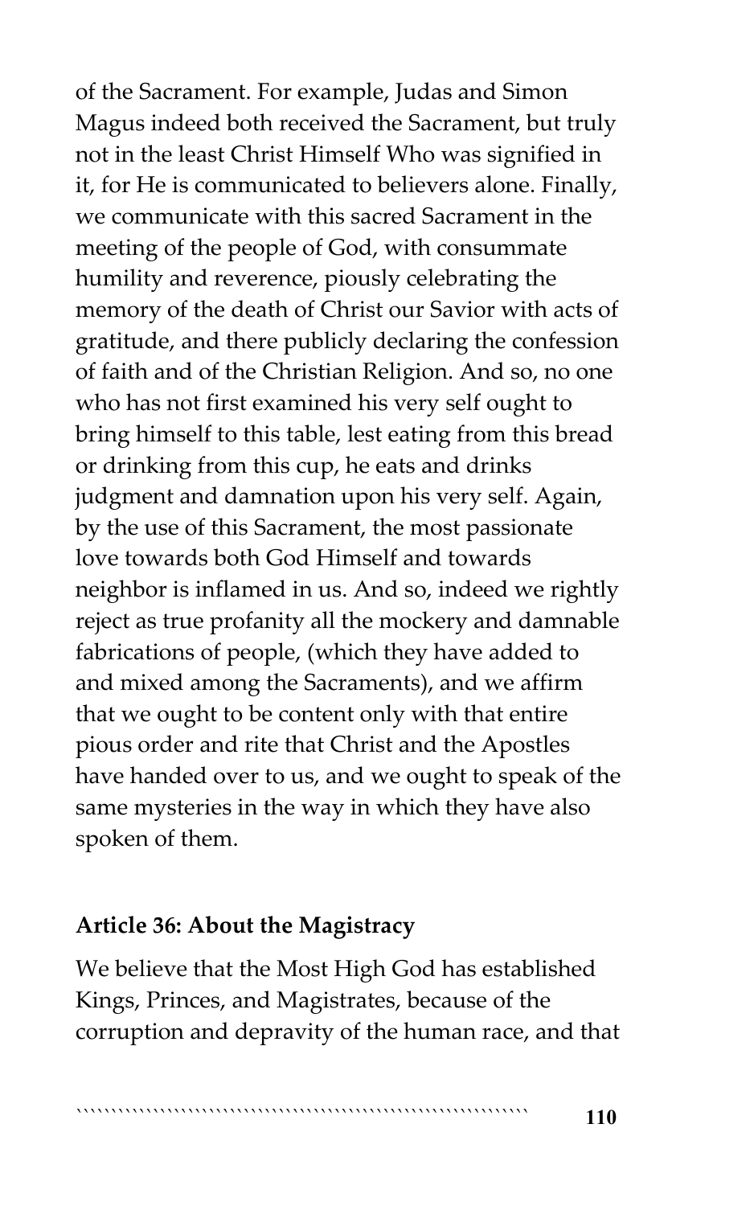of the Sacrament. For example, Judas and Simon Magus indeed both received the Sacrament, but truly not in the least Christ Himself Who was signified in it, for He is communicated to believers alone. Finally, we communicate with this sacred Sacrament in the meeting of the people of God, with consummate humility and reverence, piously celebrating the memory of the death of Christ our Savior with acts of gratitude, and there publicly declaring the confession of faith and of the Christian Religion. And so, no one who has not first examined his very self ought to bring himself to this table, lest eating from this bread or drinking from this cup, he eats and drinks judgment and damnation upon his very self. Again, by the use of this Sacrament, the most passionate love towards both God Himself and towards neighbor is inflamed in us. And so, indeed we rightly reject as true profanity all the mockery and damnable fabrications of people, (which they have added to and mixed among the Sacraments), and we affirm that we ought to be content only with that entire pious order and rite that Christ and the Apostles have handed over to us, and we ought to speak of the same mysteries in the way in which they have also spoken of them.

**Article 36: About the Magistracy**

We believe that the Most High God has established Kings, Princes, and Magistrates, because of the corruption and depravity of the human race, and that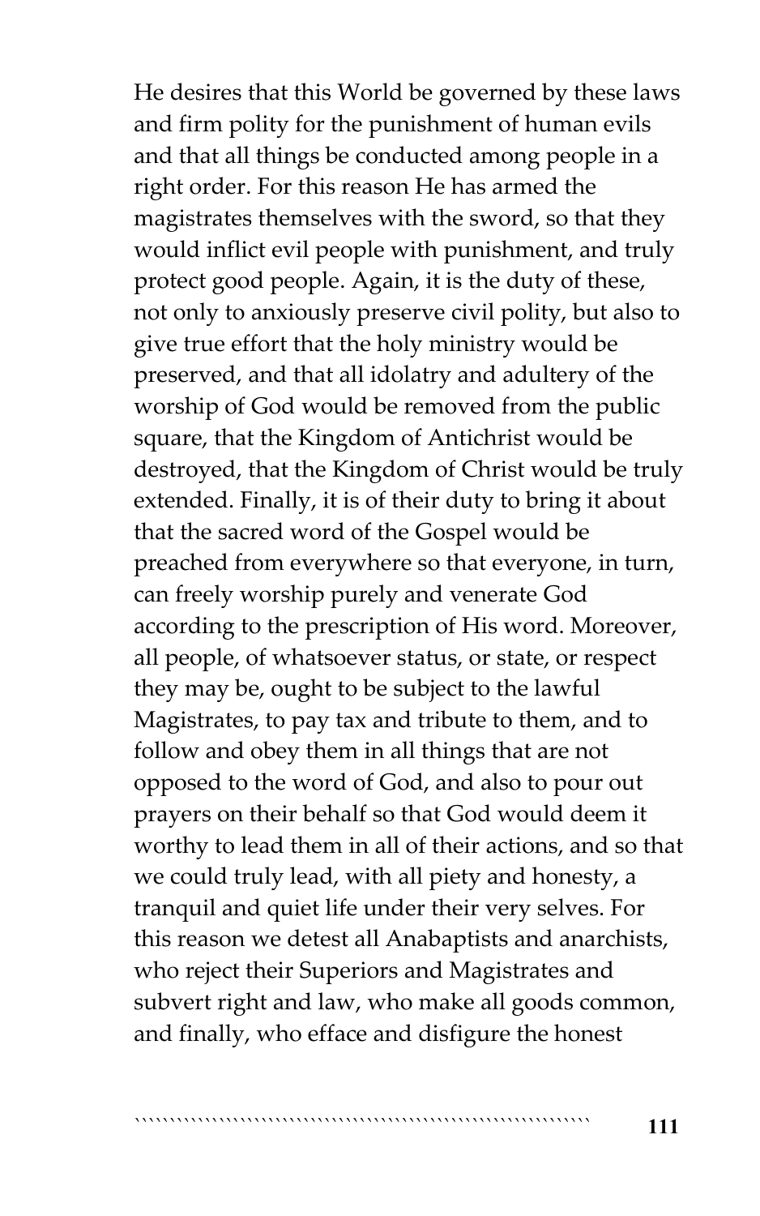He desires that this World be governed by these laws and firm polity for the punishment of human evils and that all things be conducted among people in a right order. For this reason He has armed the magistrates themselves with the sword, so that they would inflict evil people with punishment, and truly protect good people. Again, it is the duty of these, not only to anxiously preserve civil polity, but also to give true effort that the holy ministry would be preserved, and that all idolatry and adultery of the worship of God would be removed from the public square, that the Kingdom of Antichrist would be destroyed, that the Kingdom of Christ would be truly extended. Finally, it is of their duty to bring it about that the sacred word of the Gospel would be preached from everywhere so that everyone, in turn, can freely worship purely and venerate God according to the prescription of His word. Moreover, all people, of whatsoever status, or state, or respect they may be, ought to be subject to the lawful Magistrates, to pay tax and tribute to them, and to follow and obey them in all things that are not opposed to the word of God, and also to pour out prayers on their behalf so that God would deem it worthy to lead them in all of their actions, and so that we could truly lead, with all piety and honesty, a tranquil and quiet life under their very selves. For this reason we detest all Anabaptists and anarchists, who reject their Superiors and Magistrates and subvert right and law, who make all goods common, and finally, who efface and disfigure the honest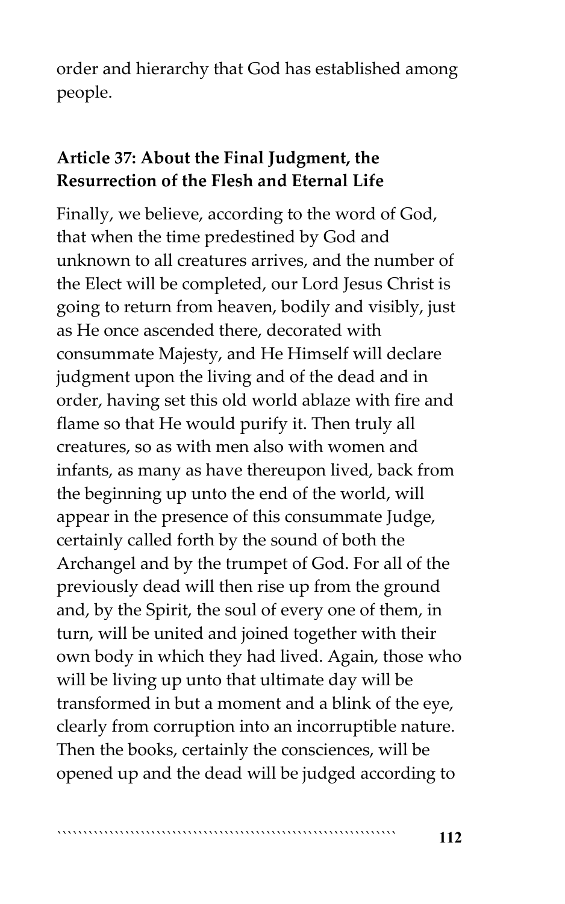order and hierarchy that God has established among people.

### Article 37: About the Final Judgment, the Resurrection of the Flesh and Eternal Life

Finally, we believe, according to the word of God, that when the time predestined by God and unknown to all creatures arrives, and the number of the Elect will be completed, our Lord Jesus Christ is going to return from heaven, bodily and visibly, just as He once ascended there, decorated with consummate Majesty, and He Himself will declare judgment upon the living and of the dead and in order, having set this old world ablaze with fire and flame so that He would purify it. Then truly all creatures, so as with men also with women and infants, as many as have thereupon lived, back from the beginning up unto the end of the world, will appear in the presence of this consummate Judge, certainly called forth by the sound of both the Archangel and by the trumpet of God. For all of the previously dead will then rise up from the ground and, by the Spirit, the soul of every one of them, in turn, will be united and joined together with their own body in which they had lived. Again, those who will be living up unto that ultimate day will be transformed in but a moment and a blink of the eye, clearly from corruption into an incorruptible nature. Then the books, certainly the consciences, will be opened up and the dead will be judged according to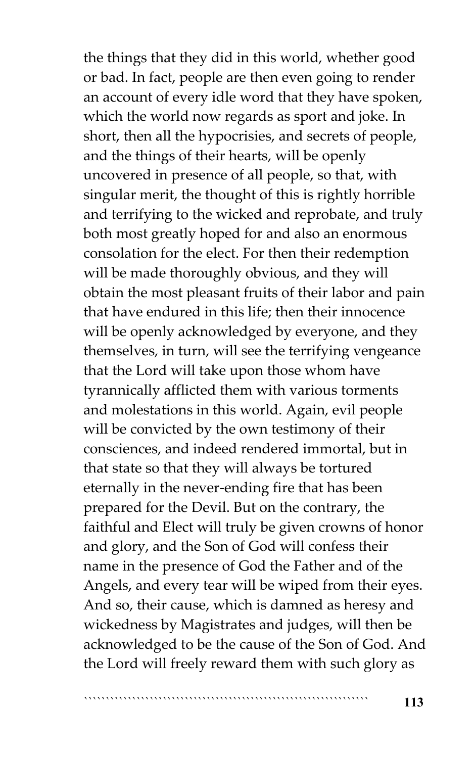the things that they did in this world, whether good or bad. In fact, people are then even going to render an account of every idle word that they have spoken, which the world now regards as sport and joke. In short, then all the hypocrisies, and secrets of people, and the things of their hearts, will be openly uncovered in presence of all people, so that, with singular merit, the thought of this is rightly horrible and terrifying to the wicked and reprobate, and truly both most greatly hoped for and also an enormous consolation for the elect. For then their redemption will be made thoroughly obvious, and they will obtain the most pleasant fruits of their labor and pain that have endured in this life; then their innocence will be openly acknowledged by everyone, and they themselves, in turn, will see the terrifying vengeance that the Lord will take upon those whom have tyrannically afflicted them with various torments and molestations in this world. Again, evil people will be convicted by the own testimony of their consciences, and indeed rendered immortal, but in that state so that they will always be tortured eternally in the never-ending fire that has been prepared for the Devil. But on the contrary, the faithful and Elect will truly be given crowns of honor and glory, and the Son of God will confess their name in the presence of God the Father and of the Angels, and every tear will be wiped from their eyes. And so, their cause, which is damned as heresy and wickedness by Magistrates and judges, will then be acknowledged to be the cause of the Son of God. And the Lord will freely reward them with such glory as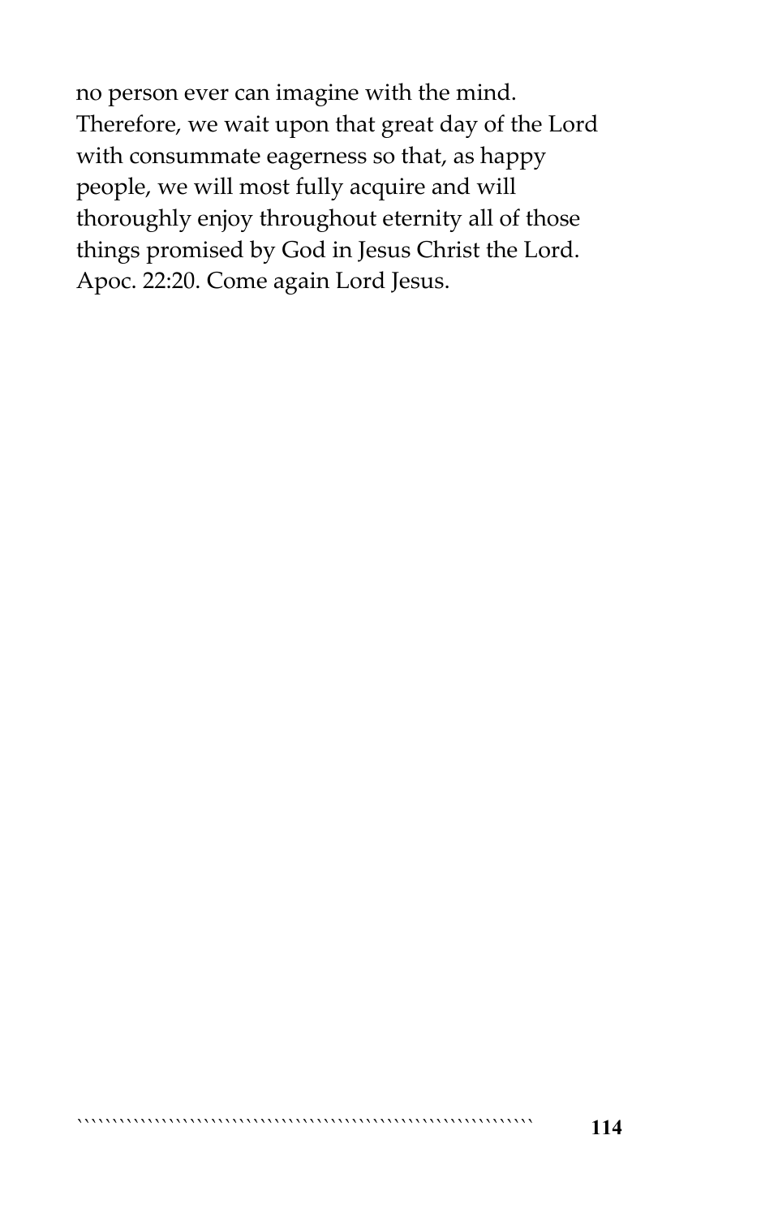no person ever can imagine with the mind. Therefore, we wait upon that great day of the Lord with consummate eagerness so that, as happy people, we will most fully acquire and will thoroughly enjoy throughout eternity all of those things promised by God in Jesus Christ the Lord. Apoc. 22:20. Come again Lord Jesus.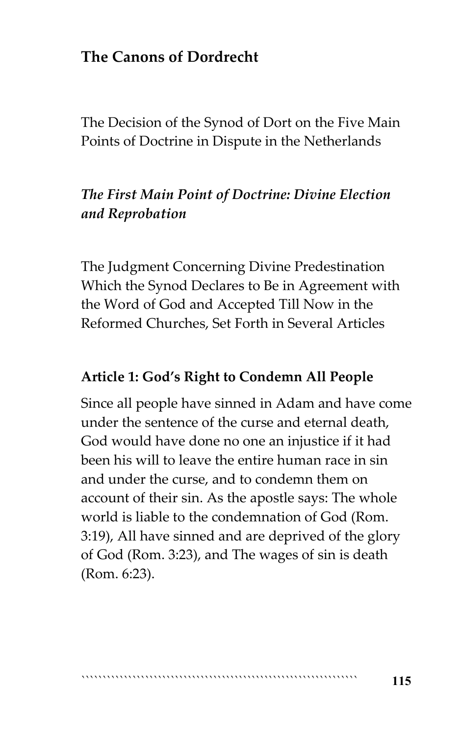## The Canons of Dordrecht

The Decision of the Synod of Dort on the Five Main Points of Doctrine in Dispute in the Netherlands

### *The First Main Point of Doctrine: Divine Election and Reprobation*

The Judgment Concerning Divine Predestination Which the Synod Declares to Be in Agreement with the Word of God and Accepted Till Now in the Reformed Churches, Set Forth in Several Articles

#### Article 1: God's Right to Condemn All People

Since all people have sinned in Adam and have come under the sentence of the curse and eternal death, God would have done no one an injustice if it had been his will to leave the entire human race in sin and under the curse, and to condemn them on account of their sin. As the apostle says: The whole world is liable to the condemnation of God (Rom. 3:19), All have sinned and are deprived of the glory of God (Rom. 3:23), and The wages of sin is death (Rom. 6:23).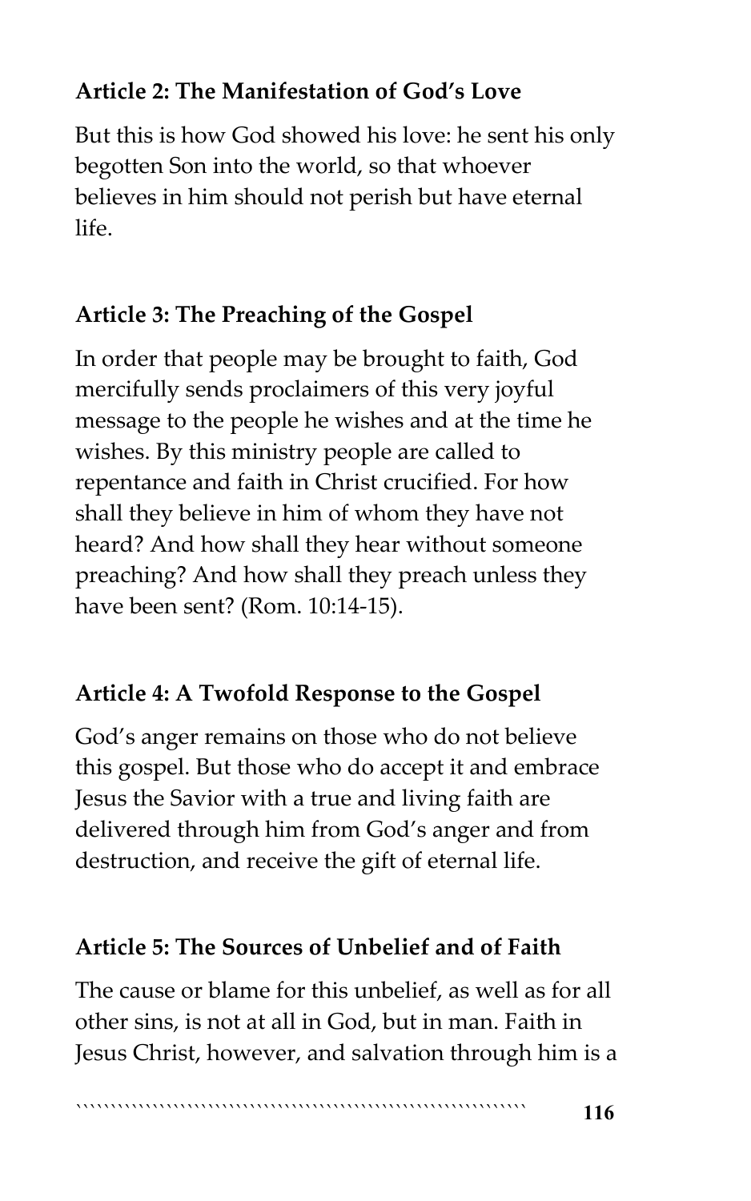**Article 2: The Manifestation of God's Love**

But this is how God showed his love: he sent his only begotten Son into the world, so that whoever believes in him should not perish but have eternal life.

**Article 3: The Preaching of the Gospel**

In order that people may be brought to faith, God mercifully sends proclaimers of this very joyful message to the people he wishes and at the time he wishes. By this ministry people are called to repentance and faith in Christ crucified. For how shall they believe in him of whom they have not heard? And how shall they hear without someone preaching? And how shall they preach unless they have been sent? (Rom. 10:14-15).

**Article 4: A Twofold Response to the Gospel**

God's anger remains on those who do not believe this gospel. But those who do accept it and embrace Jesus the Savior with a true and living faith are delivered through him from God's anger and from destruction, and receive the gift of eternal life.

**Article 5: The Sources of Unbelief and of Faith**

The cause or blame for this unbelief, as well as for all other sins, is not at all in God, but in man. Faith in Jesus Christ, however, and salvation through him is a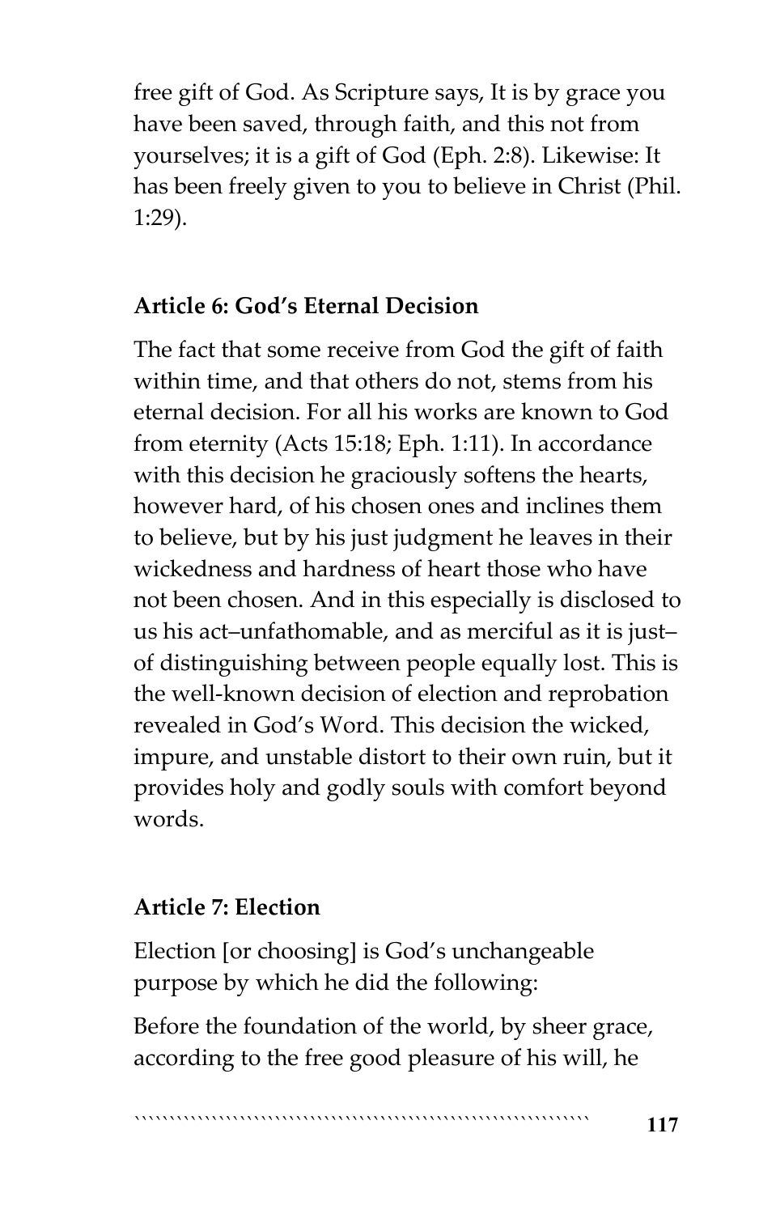free gift of God. As Scripture says, It is by grace you have been saved, through faith, and this not from yourselves; it is a gift of God (Eph. 2:8). Likewise: It has been freely given to you to believe in Christ (Phil. 1:29).

**Article 6: God's Eternal Decision**

The fact that some receive from God the gift of faith within time, and that others do not, stems from his eternal decision. For all his works are known to God from eternity (Acts 15:18; Eph. 1:11). In accordance with this decision he graciously softens the hearts, however hard, of his chosen ones and inclines them to believe, but by his just judgment he leaves in their wickedness and hardness of heart those who have not been chosen. And in this especially is disclosed to us his act–unfathomable, and as merciful as it is just–of distinguishing between people equally lost. This is the well-known decision of election and reprobation revealed in God's Word. This decision the wicked, impure, and unstable distort to their own ruin, but it provides holy and godly souls with comfort beyond words.

**Article 7: Election**

Election [or choosing] is God's unchangeable purpose by which he did the following:

Before the foundation of the world, by sheer grace, according to the free good pleasure of his will, he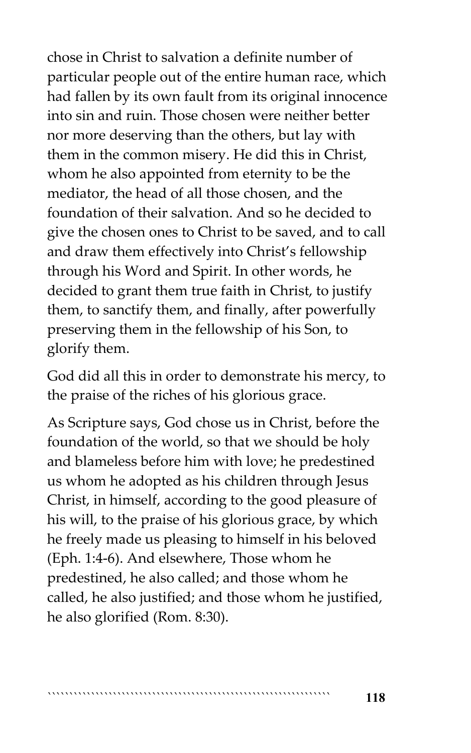chose in Christ to salvation a definite number of particular people out of the entire human race, which had fallen by its own fault from its original innocence into sin and ruin. Those chosen were neither better nor more deserving than the others, but lay with them in the common misery. He did this in Christ, whom he also appointed from eternity to be the mediator, the head of all those chosen, and the foundation of their salvation. And so he decided to give the chosen ones to Christ to be saved, and to call and draw them effectively into Christ's fellowship through his Word and Spirit. In other words, he decided to grant them true faith in Christ, to justify them, to sanctify them, and finally, after powerfully preserving them in the fellowship of his Son, to glorify them.

God did all this in order to demonstrate his mercy, to the praise of the riches of his glorious grace.

As Scripture says, God chose us in Christ, before the foundation of the world, so that we should be holy and blameless before him with love; he predestined us whom he adopted as his children through Jesus Christ, in himself, according to the good pleasure of his will, to the praise of his glorious grace, by which he freely made us pleasing to himself in his beloved (Eph. 1:4-6). And elsewhere, Those whom he predestined, he also called; and those whom he called, he also justified; and those whom he justified, he also glorified (Rom. 8:30).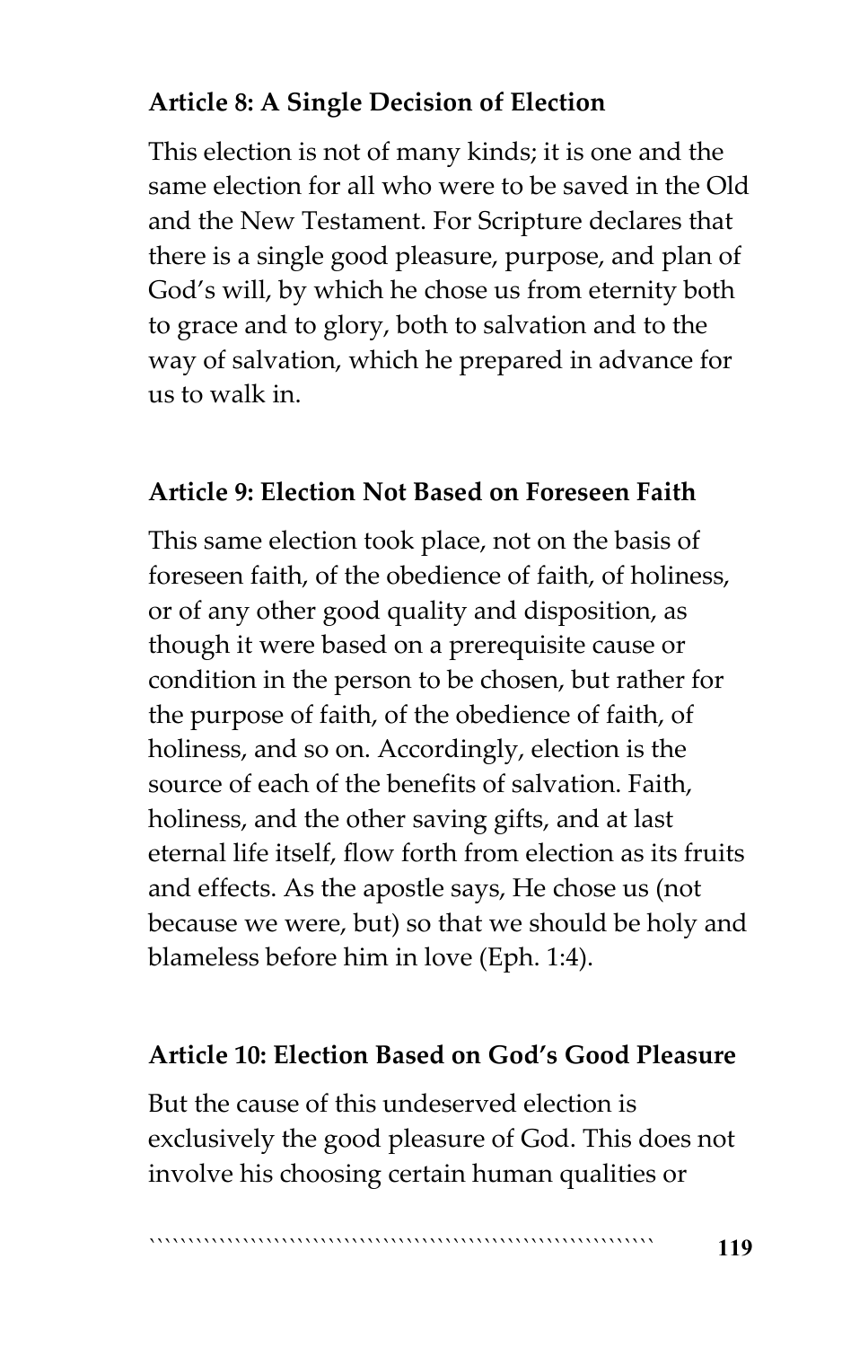**Article 8: A Single Decision of Election**

This election is not of many kinds; it is one and the same election for all who were to be saved in the Old and the New Testament. For Scripture declares that there is a single good pleasure, purpose, and plan of God's will, by which he chose us from eternity both to grace and to glory, both to salvation and to the way of salvation, which he prepared in advance for us to walk in.

**Article 9: Election Not Based on Foreseen Faith**

This same election took place, not on the basis of foreseen faith, of the obedience of faith, of holiness, or of any other good quality and disposition, as though it were based on a prerequisite cause or condition in the person to be chosen, but rather for the purpose of faith, of the obedience of faith, of holiness, and so on. Accordingly, election is the source of each of the benefits of salvation. Faith, holiness, and the other saving gifts, and at last eternal life itself, flow forth from election as its fruits and effects. As the apostle says, He chose us (not because we were, but) so that we should be holy and blameless before him in love (Eph. 1:4).

**Article 10: Election Based on God's Good Pleasure**

But the cause of this undeserved election is exclusively the good pleasure of God. This does not involve his choosing certain human qualities or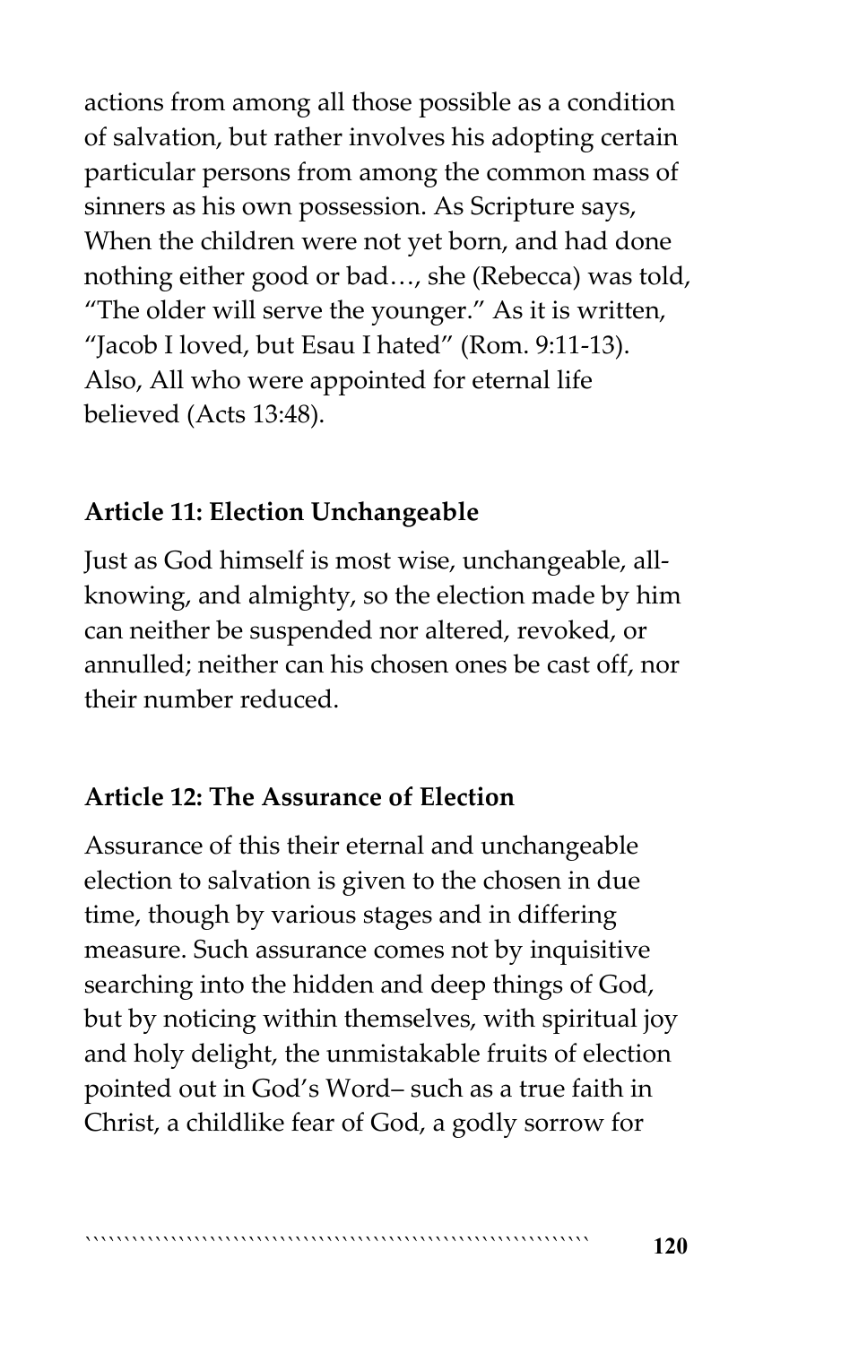actions from among all those possible as a condition of salvation, but rather involves his adopting certain particular persons from among the common mass of sinners as his own possession. As Scripture says, When the children were not yet born, and had done nothing either good or bad…, she (Rebecca) was told, "The older will serve the younger." As it is written, "Jacob I loved, but Esau I hated" (Rom. 9:11-13). Also, All who were appointed for eternal life believed (Acts 13:48).

**Article 11: Election Unchangeable**

Just as God himself is most wise, unchangeable, all-knowing, and almighty, so the election made by him can neither be suspended nor altered, revoked, or annulled; neither can his chosen ones be cast off, nor their number reduced.

**Article 12: The Assurance of Election**

Assurance of this their eternal and unchangeable election to salvation is given to the chosen in due time, though by various stages and in differing measure. Such assurance comes not by inquisitive searching into the hidden and deep things of God, but by noticing within themselves, with spiritual joy and holy delight, the unmistakable fruits of election pointed out in God's Word– such as a true faith in Christ, a childlike fear of God, a godly sorrow for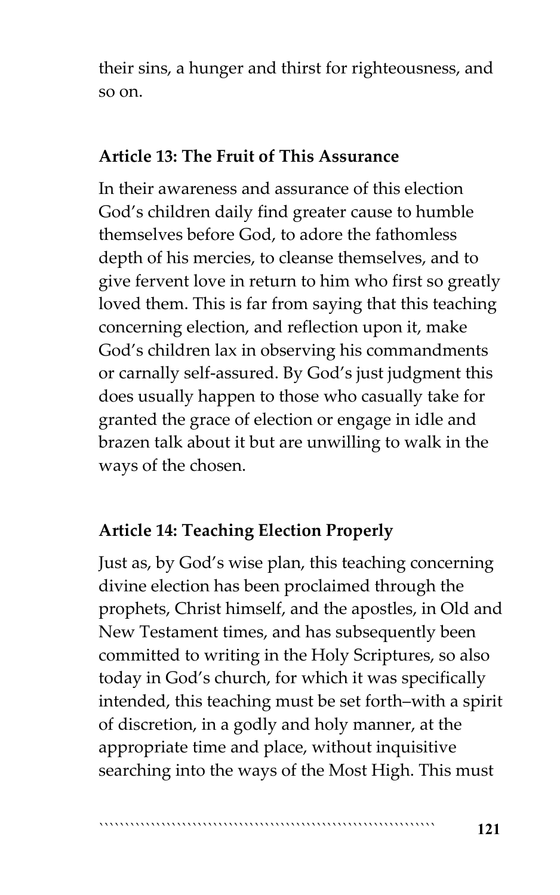their sins, a hunger and thirst for righteousness, and so on.

### Article 13: The Fruit of This Assurance

In their awareness and assurance of this election God's children daily find greater cause to humble themselves before God, to adore the fathomless depth of his mercies, to cleanse themselves, and to give fervent love in return to him who first so greatly loved them. This is far from saying that this teaching concerning election, and reflection upon it, make God's children lax in observing his commandments or carnally self-assured. By God's just judgment this does usually happen to those who casually take for granted the grace of election or engage in idle and brazen talk about it but are unwilling to walk in the ways of the chosen.

### Article 14: Teaching Election Properly

Just as, by God's wise plan, this teaching concerning divine election has been proclaimed through the prophets, Christ himself, and the apostles, in Old and New Testament times, and has subsequently been committed to writing in the Holy Scriptures, so also today in God's church, for which it was specifically intended, this teaching must be set forth–with a spirit of discretion, in a godly and holy manner, at the appropriate time and place, without inquisitive searching into the ways of the Most High. This must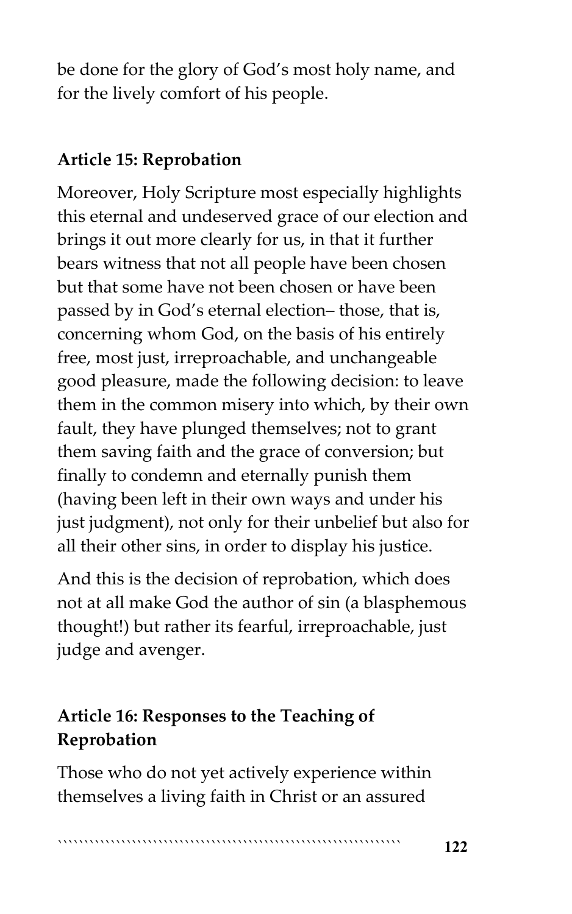be done for the glory of God's most holy name, and for the lively comfort of his people.

### Article 15: Reprobation

Moreover, Holy Scripture most especially highlights this eternal and undeserved grace of our election and brings it out more clearly for us, in that it further bears witness that not all people have been chosen but that some have not been chosen or have been passed by in God's eternal election– those, that is, concerning whom God, on the basis of his entirely free, most just, irreproachable, and unchangeable good pleasure, made the following decision: to leave them in the common misery into which, by their own fault, they have plunged themselves; not to grant them saving faith and the grace of conversion; but finally to condemn and eternally punish them (having been left in their own ways and under his just judgment), not only for their unbelief but also for all their other sins, in order to display his justice.

And this is the decision of reprobation, which does not at all make God the author of sin (a blasphemous thought!) but rather its fearful, irreproachable, just judge and avenger.

### Article 16: Responses to the Teaching of Reprobation

Those who do not yet actively experience within themselves a living faith in Christ or an assured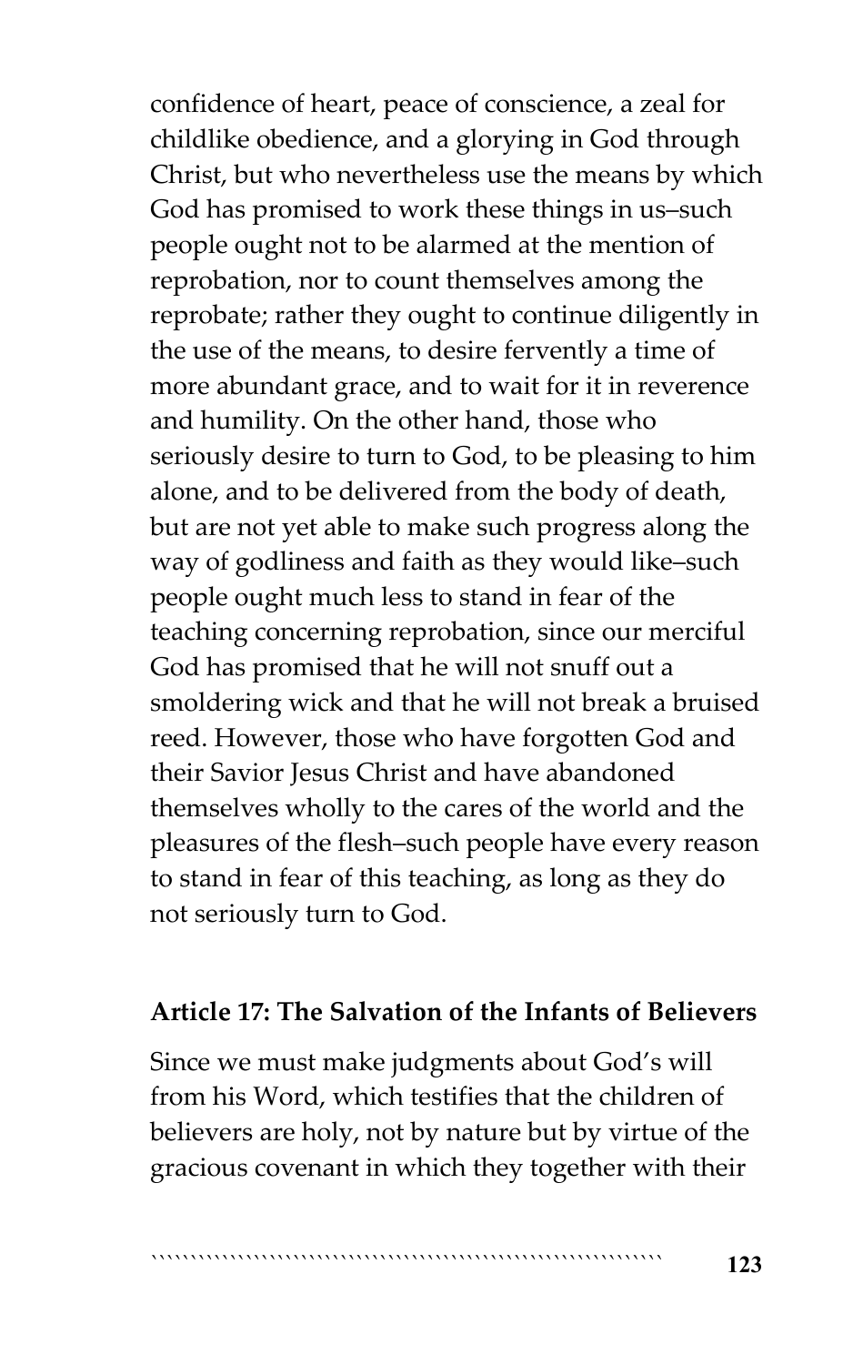confidence of heart, peace of conscience, a zeal for childlike obedience, and a glorying in God through Christ, but who nevertheless use the means by which God has promised to work these things in us–such people ought not to be alarmed at the mention of reprobation, nor to count themselves among the reprobate; rather they ought to continue diligently in the use of the means, to desire fervently a time of more abundant grace, and to wait for it in reverence and humility. On the other hand, those who seriously desire to turn to God, to be pleasing to him alone, and to be delivered from the body of death, but are not yet able to make such progress along the way of godliness and faith as they would like–such people ought much less to stand in fear of the teaching concerning reprobation, since our merciful God has promised that he will not snuff out a smoldering wick and that he will not break a bruised reed. However, those who have forgotten God and their Savior Jesus Christ and have abandoned themselves wholly to the cares of the world and the pleasures of the flesh–such people have every reason to stand in fear of this teaching, as long as they do not seriously turn to God.

**Article 17: The Salvation of the Infants of Believers**

Since we must make judgments about God's will from his Word, which testifies that the children of believers are holy, not by nature but by virtue of the gracious covenant in which they together with their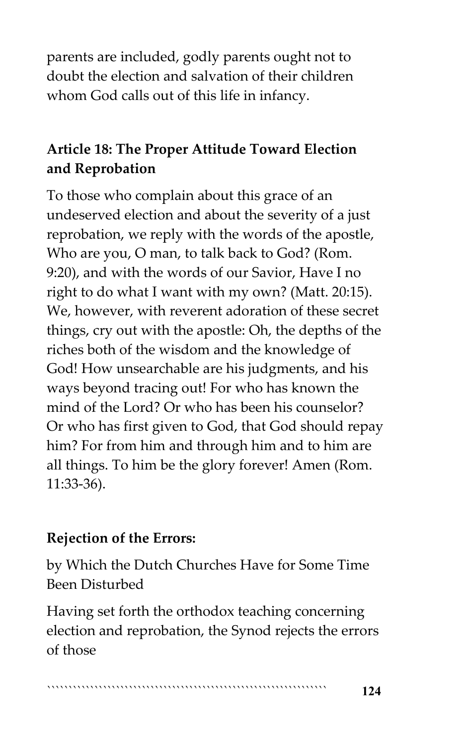parents are included, godly parents ought not to doubt the election and salvation of their children whom God calls out of this life in infancy.

### Article 18: The Proper Attitude Toward Election and Reprobation

To those who complain about this grace of an undeserved election and about the severity of a just reprobation, we reply with the words of the apostle, Who are you, O man, to talk back to God? (Rom. 9:20), and with the words of our Savior, Have I no right to do what I want with my own? (Matt. 20:15). We, however, with reverent adoration of these secret things, cry out with the apostle: Oh, the depths of the riches both of the wisdom and the knowledge of God! How unsearchable are his judgments, and his ways beyond tracing out! For who has known the mind of the Lord? Or who has been his counselor? Or who has first given to God, that God should repay him? For from him and through him and to him are all things. To him be the glory forever! Amen (Rom. 11:33-36).

### Rejection of the Errors:

by Which the Dutch Churches Have for Some Time Been Disturbed

Having set forth the orthodox teaching concerning election and reprobation, the Synod rejects the errors of those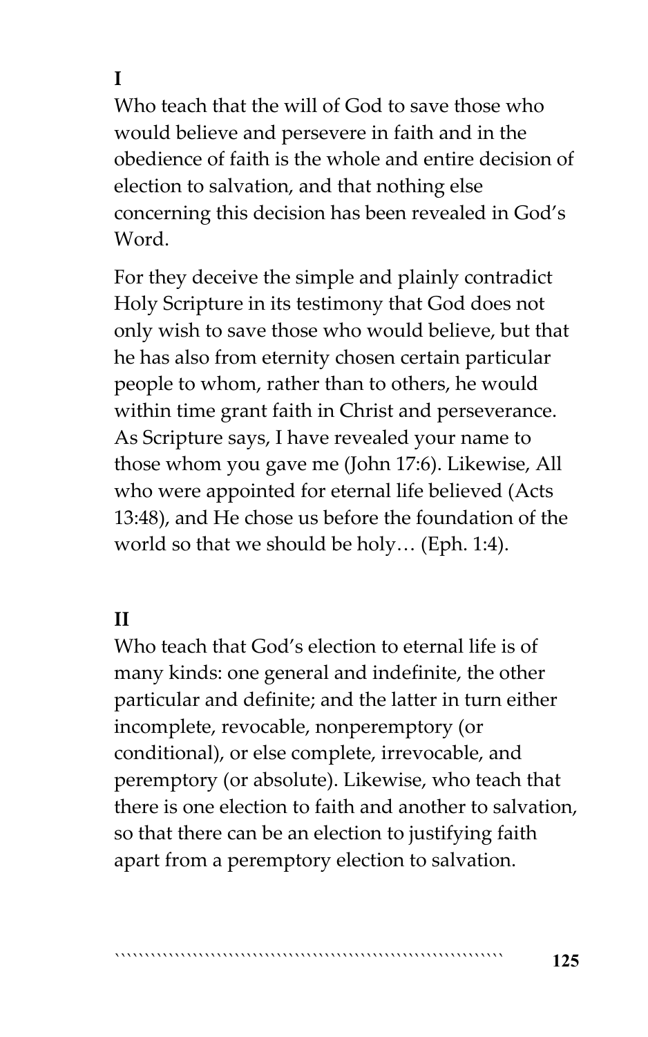**I**

Who teach that the will of God to save those who would believe and persevere in faith and in the obedience of faith is the whole and entire decision of election to salvation, and that nothing else concerning this decision has been revealed in God's Word.

For they deceive the simple and plainly contradict Holy Scripture in its testimony that God does not only wish to save those who would believe, but that he has also from eternity chosen certain particular people to whom, rather than to others, he would within time grant faith in Christ and perseverance. As Scripture says, I have revealed your name to those whom you gave me (John 17:6). Likewise, All who were appointed for eternal life believed (Acts 13:48), and He chose us before the foundation of the world so that we should be holy… (Eph. 1:4).

**II**

Who teach that God's election to eternal life is of many kinds: one general and indefinite, the other particular and definite; and the latter in turn either incomplete, revocable, nonperemptory (or conditional), or else complete, irrevocable, and peremptory (or absolute). Likewise, who teach that there is one election to faith and another to salvation, so that there can be an election to justifying faith apart from a peremptory election to salvation.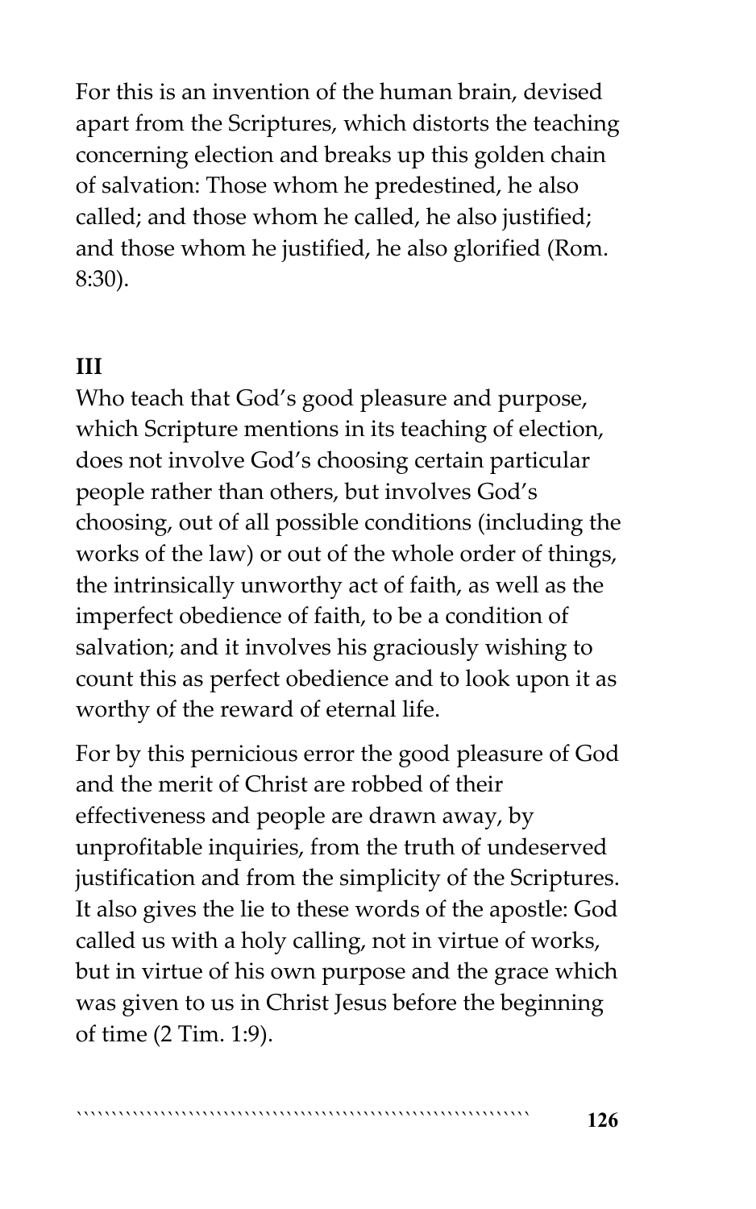For this is an invention of the human brain, devised apart from the Scriptures, which distorts the teaching concerning election and breaks up this golden chain of salvation: Those whom he predestined, he also called; and those whom he called, he also justified; and those whom he justified, he also glorified (Rom. 8:30).

**III**

Who teach that God's good pleasure and purpose, which Scripture mentions in its teaching of election, does not involve God's choosing certain particular people rather than others, but involves God's choosing, out of all possible conditions (including the works of the law) or out of the whole order of things, the intrinsically unworthy act of faith, as well as the imperfect obedience of faith, to be a condition of salvation; and it involves his graciously wishing to count this as perfect obedience and to look upon it as worthy of the reward of eternal life.

For by this pernicious error the good pleasure of God and the merit of Christ are robbed of their effectiveness and people are drawn away, by unprofitable inquiries, from the truth of undeserved justification and from the simplicity of the Scriptures. It also gives the lie to these words of the apostle: God called us with a holy calling, not in virtue of works, but in virtue of his own purpose and the grace which was given to us in Christ Jesus before the beginning of time (2 Tim. 1:9).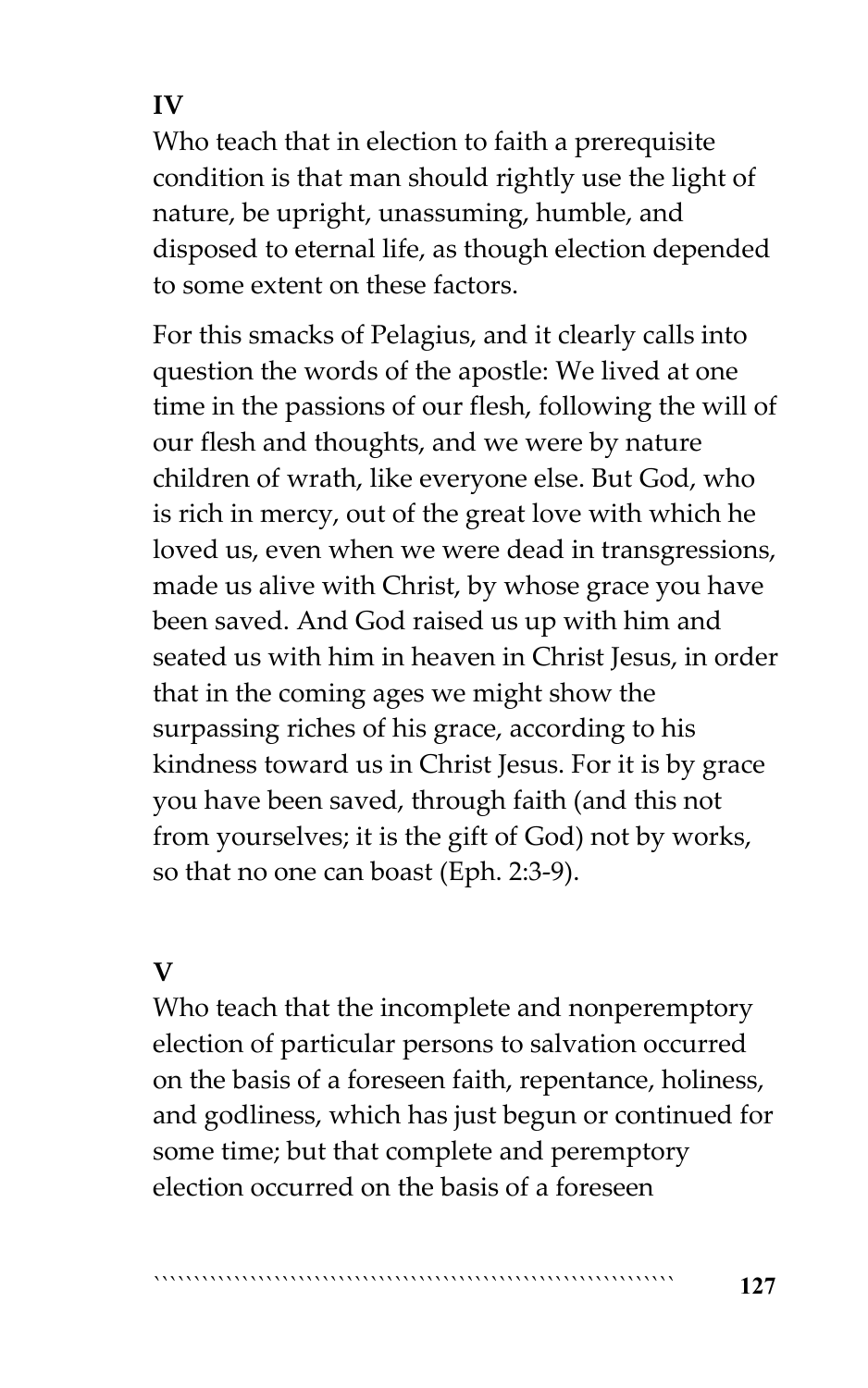**IV**

Who teach that in election to faith a prerequisite condition is that man should rightly use the light of nature, be upright, unassuming, humble, and disposed to eternal life, as though election depended to some extent on these factors.

For this smacks of Pelagius, and it clearly calls into question the words of the apostle: We lived at one time in the passions of our flesh, following the will of our flesh and thoughts, and we were by nature children of wrath, like everyone else. But God, who is rich in mercy, out of the great love with which he loved us, even when we were dead in transgressions, made us alive with Christ, by whose grace you have been saved. And God raised us up with him and seated us with him in heaven in Christ Jesus, in order that in the coming ages we might show the surpassing riches of his grace, according to his kindness toward us in Christ Jesus. For it is by grace you have been saved, through faith (and this not from yourselves; it is the gift of God) not by works, so that no one can boast (Eph. 2:3-9).

**V**

Who teach that the incomplete and nonperemptory election of particular persons to salvation occurred on the basis of a foreseen faith, repentance, holiness, and godliness, which has just begun or continued for some time; but that complete and peremptory election occurred on the basis of a foreseen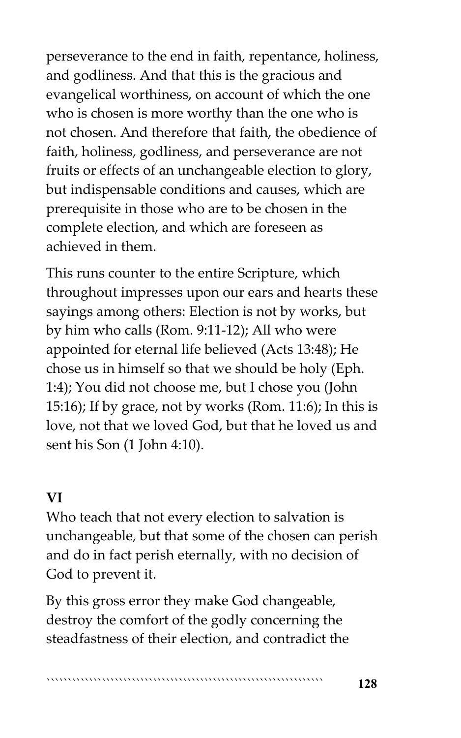perseverance to the end in faith, repentance, holiness, and godliness. And that this is the gracious and evangelical worthiness, on account of which the one who is chosen is more worthy than the one who is not chosen. And therefore that faith, the obedience of faith, holiness, godliness, and perseverance are not fruits or effects of an unchangeable election to glory, but indispensable conditions and causes, which are prerequisite in those who are to be chosen in the complete election, and which are foreseen as achieved in them.

This runs counter to the entire Scripture, which throughout impresses upon our ears and hearts these sayings among others: Election is not by works, but by him who calls (Rom. 9:11-12); All who were appointed for eternal life believed (Acts 13:48); He chose us in himself so that we should be holy (Eph. 1:4); You did not choose me, but I chose you (John 15:16); If by grace, not by works (Rom. 11:6); In this is love, not that we loved God, but that he loved us and sent his Son (1 John 4:10).

**VI**

Who teach that not every election to salvation is unchangeable, but that some of the chosen can perish and do in fact perish eternally, with no decision of God to prevent it.

By this gross error they make God changeable, destroy the comfort of the godly concerning the steadfastness of their election, and contradict the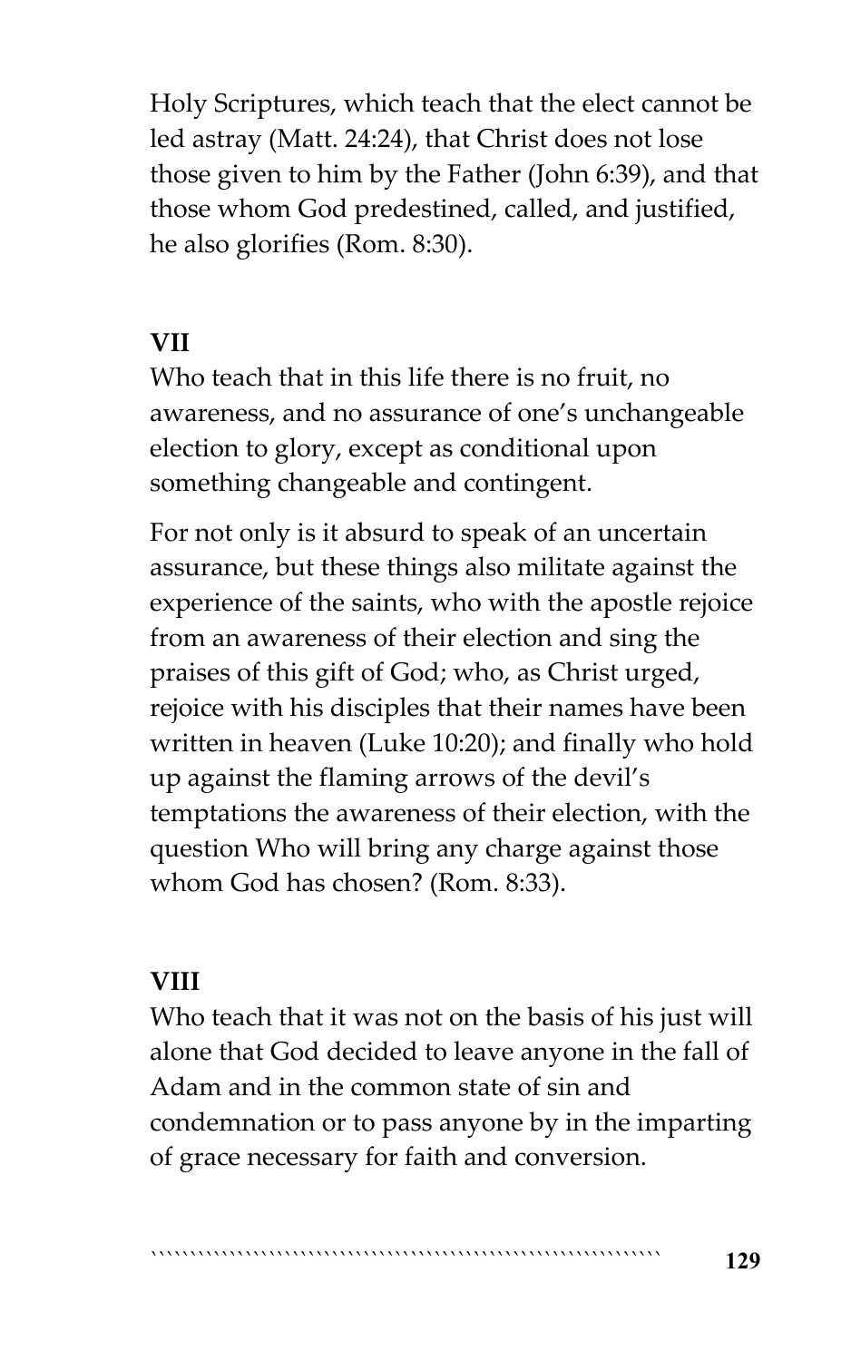Holy Scriptures, which teach that the elect cannot be led astray (Matt. 24:24), that Christ does not lose those given to him by the Father (John 6:39), and that those whom God predestined, called, and justified, he also glorifies (Rom. 8:30).

### VII

Who teach that in this life there is no fruit, no awareness, and no assurance of one's unchangeable election to glory, except as conditional upon something changeable and contingent.

For not only is it absurd to speak of an uncertain assurance, but these things also militate against the experience of the saints, who with the apostle rejoice from an awareness of their election and sing the praises of this gift of God; who, as Christ urged, rejoice with his disciples that their names have been written in heaven (Luke 10:20); and finally who hold up against the flaming arrows of the devil's temptations the awareness of their election, with the question Who will bring any charge against those whom God has chosen? (Rom. 8:33).

### VIII

Who teach that it was not on the basis of his just will alone that God decided to leave anyone in the fall of Adam and in the common state of sin and condemnation or to pass anyone by in the imparting of grace necessary for faith and conversion.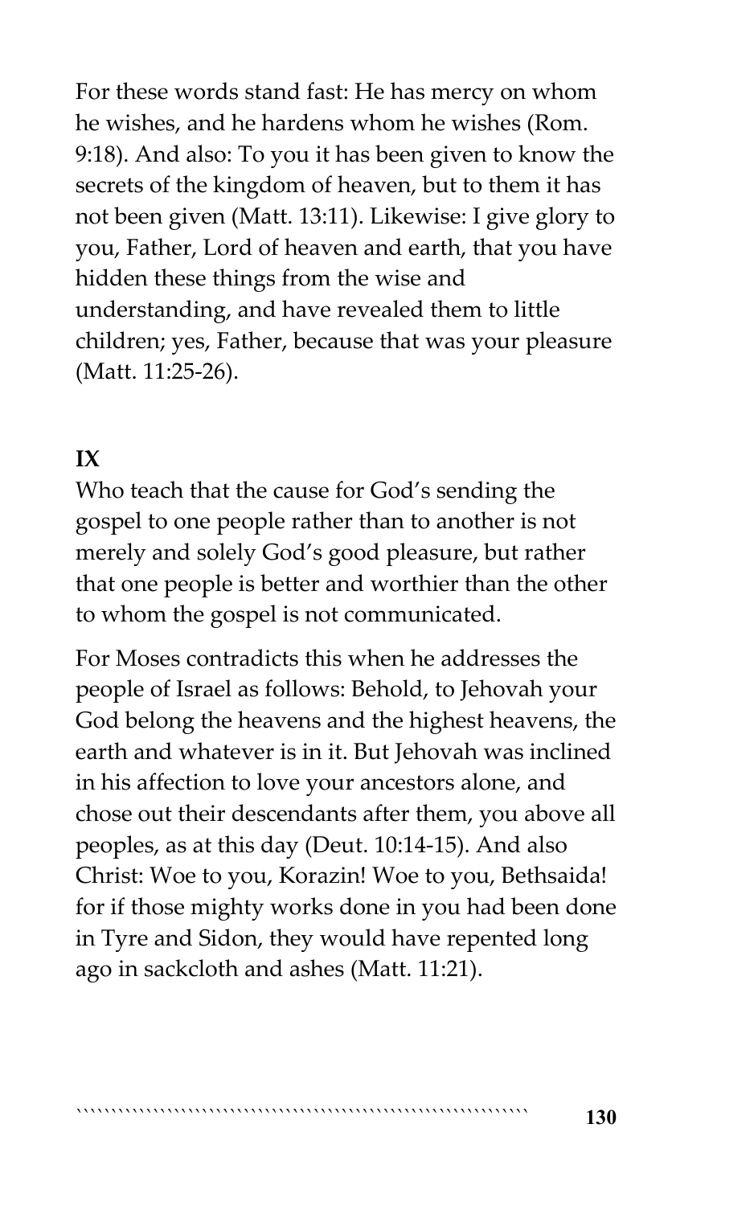For these words stand fast: He has mercy on whom he wishes, and he hardens whom he wishes (Rom. 9:18). And also: To you it has been given to know the secrets of the kingdom of heaven, but to them it has not been given (Matt. 13:11). Likewise: I give glory to you, Father, Lord of heaven and earth, that you have hidden these things from the wise and understanding, and have revealed them to little children; yes, Father, because that was your pleasure (Matt. 11:25-26).

**IX**

Who teach that the cause for God's sending the gospel to one people rather than to another is not merely and solely God's good pleasure, but rather that one people is better and worthier than the other to whom the gospel is not communicated.

For Moses contradicts this when he addresses the people of Israel as follows: Behold, to Jehovah your God belong the heavens and the highest heavens, the earth and whatever is in it. But Jehovah was inclined in his affection to love your ancestors alone, and chose out their descendants after them, you above all peoples, as at this day (Deut. 10:14-15). And also Christ: Woe to you, Korazin! Woe to you, Bethsaida! for if those mighty works done in you had been done in Tyre and Sidon, they would have repented long ago in sackcloth and ashes (Matt. 11:21).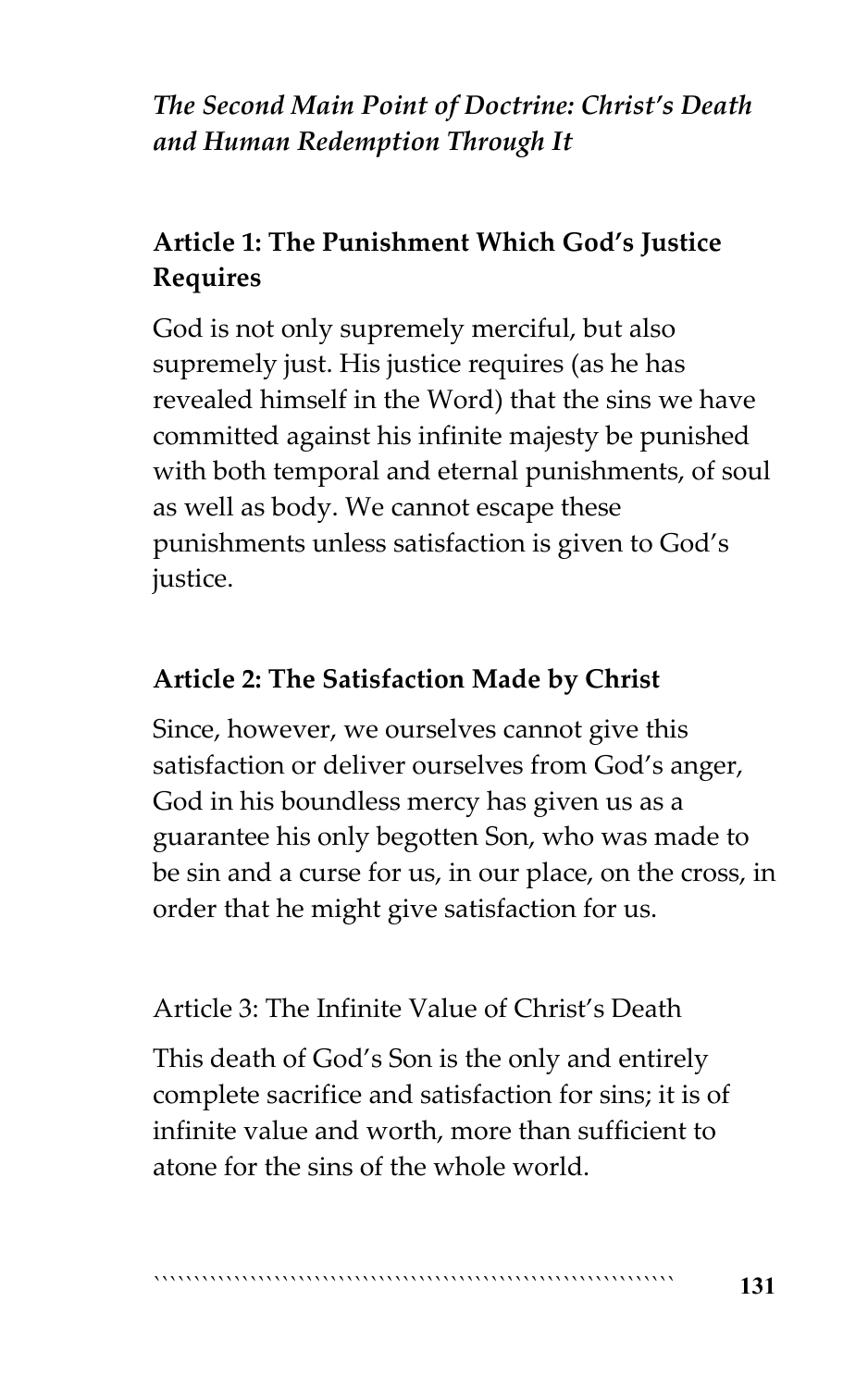*The Second Main Point of Doctrine: Christ's Death and Human Redemption Through It*

### Article 1: The Punishment Which God's Justice Requires

God is not only supremely merciful, but also supremely just. His justice requires (as he has revealed himself in the Word) that the sins we have committed against his infinite majesty be punished with both temporal and eternal punishments, of soul as well as body. We cannot escape these punishments unless satisfaction is given to God's justice.

### Article 2: The Satisfaction Made by Christ

Since, however, we ourselves cannot give this satisfaction or deliver ourselves from God's anger, God in his boundless mercy has given us as a guarantee his only begotten Son, who was made to be sin and a curse for us, in our place, on the cross, in order that he might give satisfaction for us.

Article 3: The Infinite Value of Christ's Death

This death of God's Son is the only and entirely complete sacrifice and satisfaction for sins; it is of infinite value and worth, more than sufficient to atone for the sins of the whole world.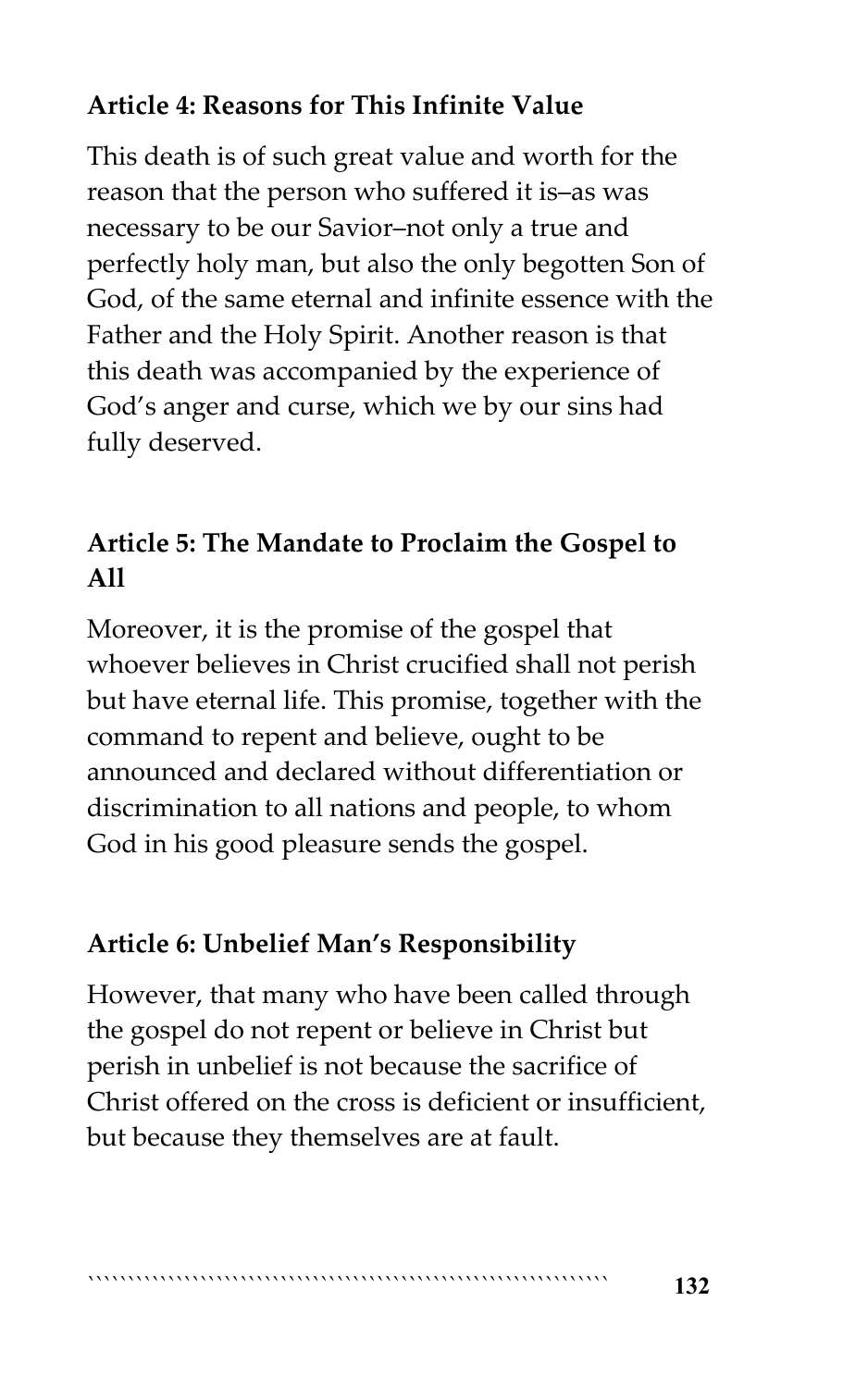**Article 4: Reasons for This Infinite Value**

This death is of such great value and worth for the reason that the person who suffered it is–as was necessary to be our Savior–not only a true and perfectly holy man, but also the only begotten Son of God, of the same eternal and infinite essence with the Father and the Holy Spirit. Another reason is that this death was accompanied by the experience of God's anger and curse, which we by our sins had fully deserved.

**Article 5: The Mandate to Proclaim the Gospel to All**

Moreover, it is the promise of the gospel that whoever believes in Christ crucified shall not perish but have eternal life. This promise, together with the command to repent and believe, ought to be announced and declared without differentiation or discrimination to all nations and people, to whom God in his good pleasure sends the gospel.

**Article 6: Unbelief Man's Responsibility**

However, that many who have been called through the gospel do not repent or believe in Christ but perish in unbelief is not because the sacrifice of Christ offered on the cross is deficient or insufficient, but because they themselves are at fault.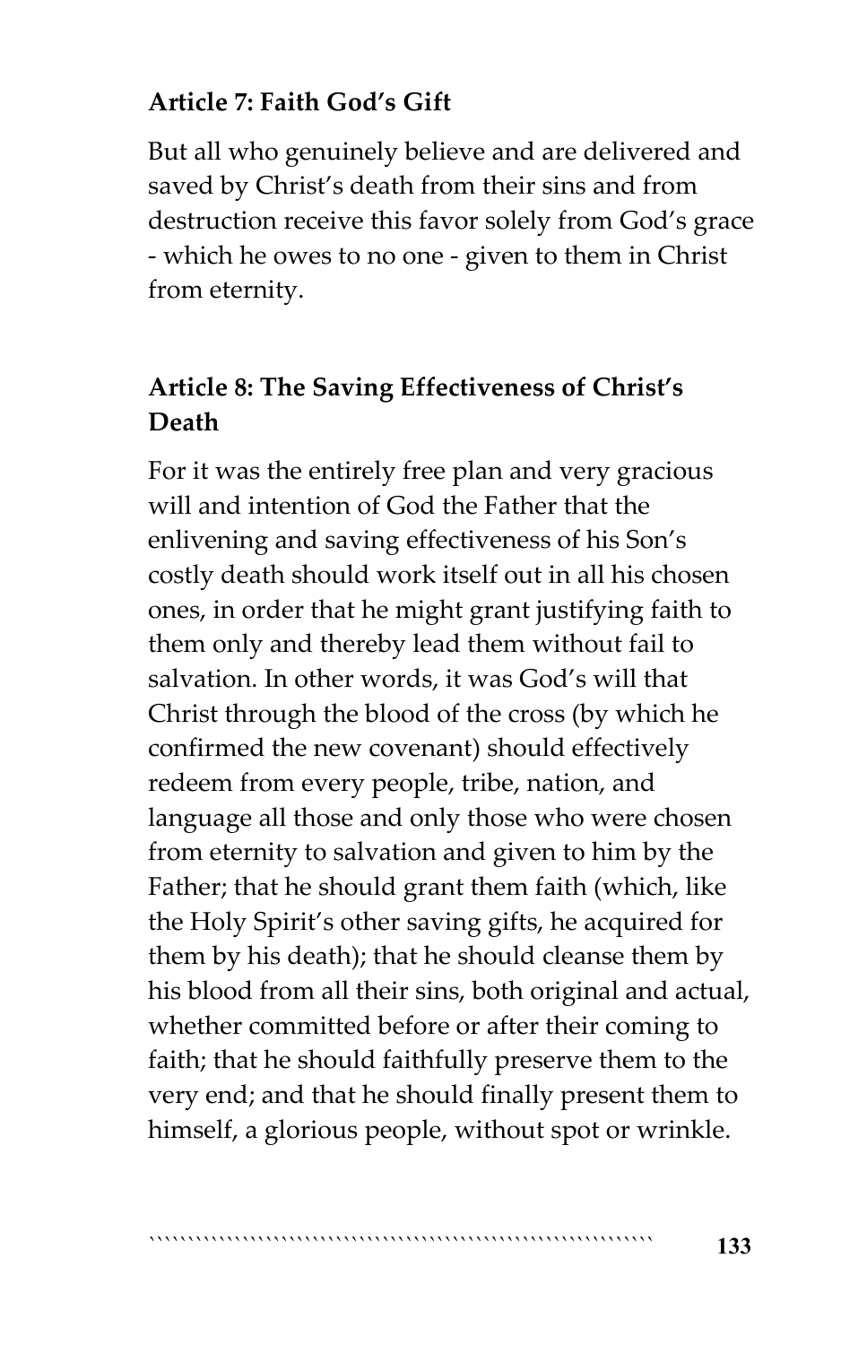### Article 7: Faith God's Gift

But all who genuinely believe and are delivered and saved by Christ's death from their sins and from destruction receive this favor solely from God's grace - which he owes to no one - given to them in Christ from eternity.

### Article 8: The Saving Effectiveness of Christ's Death

For it was the entirely free plan and very gracious will and intention of God the Father that the enlivening and saving effectiveness of his Son's costly death should work itself out in all his chosen ones, in order that he might grant justifying faith to them only and thereby lead them without fail to salvation. In other words, it was God's will that Christ through the blood of the cross (by which he confirmed the new covenant) should effectively redeem from every people, tribe, nation, and language all those and only those who were chosen from eternity to salvation and given to him by the Father; that he should grant them faith (which, like the Holy Spirit's other saving gifts, he acquired for them by his death); that he should cleanse them by his blood from all their sins, both original and actual, whether committed before or after their coming to faith; that he should faithfully preserve them to the very end; and that he should finally present them to himself, a glorious people, without spot or wrinkle.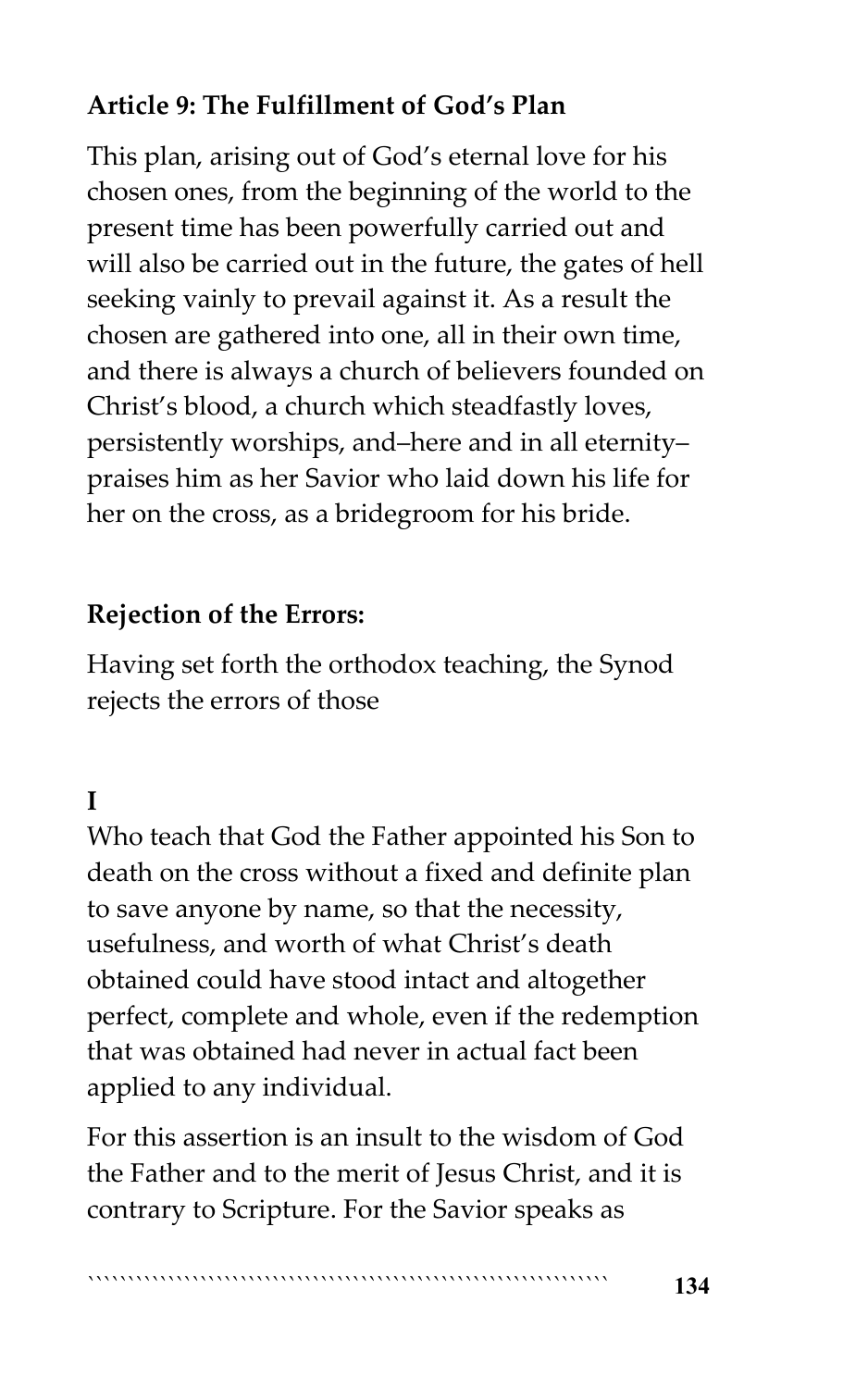**Article 9: The Fulfillment of God's Plan**

This plan, arising out of God's eternal love for his chosen ones, from the beginning of the world to the present time has been powerfully carried out and will also be carried out in the future, the gates of hell seeking vainly to prevail against it. As a result the chosen are gathered into one, all in their own time, and there is always a church of believers founded on Christ's blood, a church which steadfastly loves, persistently worships, and–here and in all eternity–praises him as her Savior who laid down his life for her on the cross, as a bridegroom for his bride.

**Rejection of the Errors:**

Having set forth the orthodox teaching, the Synod rejects the errors of those

**I**

Who teach that God the Father appointed his Son to death on the cross without a fixed and definite plan to save anyone by name, so that the necessity, usefulness, and worth of what Christ's death obtained could have stood intact and altogether perfect, complete and whole, even if the redemption that was obtained had never in actual fact been applied to any individual.

For this assertion is an insult to the wisdom of God the Father and to the merit of Jesus Christ, and it is contrary to Scripture. For the Savior speaks as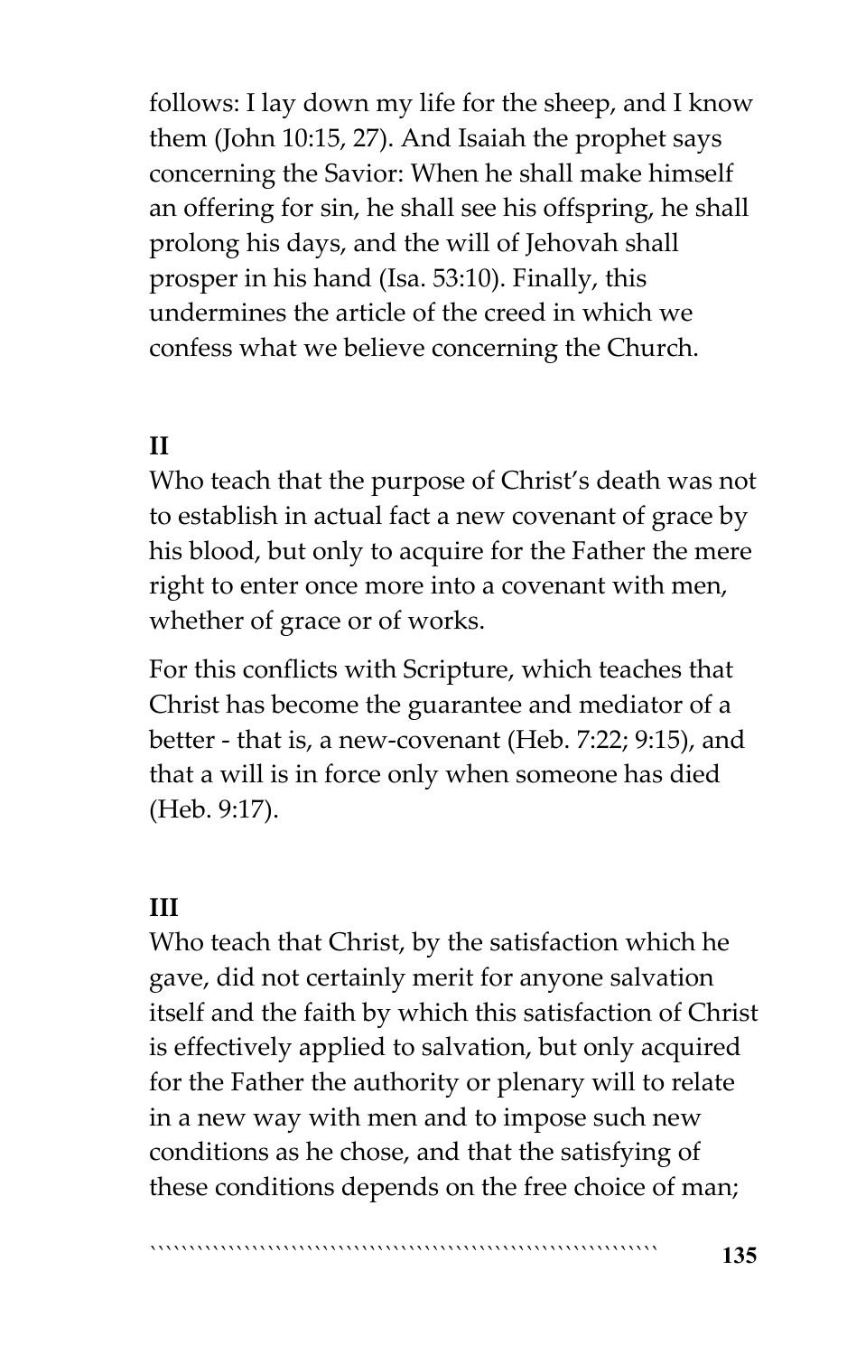follows: I lay down my life for the sheep, and I know them (John 10:15, 27). And Isaiah the prophet says concerning the Savior: When he shall make himself an offering for sin, he shall see his offspring, he shall prolong his days, and the will of Jehovah shall prosper in his hand (Isa. 53:10). Finally, this undermines the article of the creed in which we confess what we believe concerning the Church.

**II**

Who teach that the purpose of Christ's death was not to establish in actual fact a new covenant of grace by his blood, but only to acquire for the Father the mere right to enter once more into a covenant with men, whether of grace or of works.

For this conflicts with Scripture, which teaches that Christ has become the guarantee and mediator of a better - that is, a new-covenant (Heb. 7:22; 9:15), and that a will is in force only when someone has died (Heb. 9:17).

**III**

Who teach that Christ, by the satisfaction which he gave, did not certainly merit for anyone salvation itself and the faith by which this satisfaction of Christ is effectively applied to salvation, but only acquired for the Father the authority or plenary will to relate in a new way with men and to impose such new conditions as he chose, and that the satisfying of these conditions depends on the free choice of man;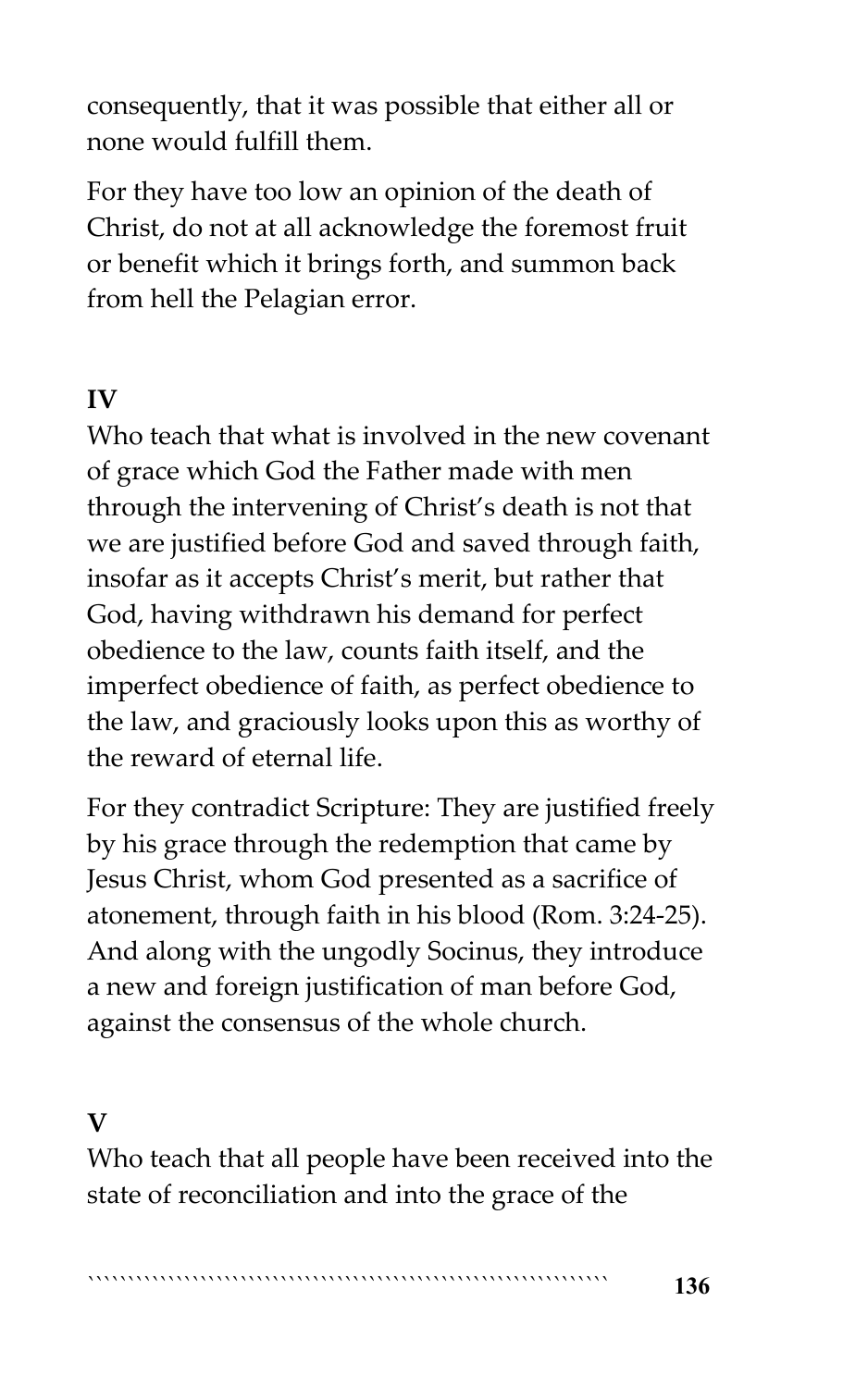consequently, that it was possible that either all or none would fulfill them.

For they have too low an opinion of the death of Christ, do not at all acknowledge the foremost fruit or benefit which it brings forth, and summon back from hell the Pelagian error.

**IV**

Who teach that what is involved in the new covenant of grace which God the Father made with men through the intervening of Christ's death is not that we are justified before God and saved through faith, insofar as it accepts Christ's merit, but rather that God, having withdrawn his demand for perfect obedience to the law, counts faith itself, and the imperfect obedience of faith, as perfect obedience to the law, and graciously looks upon this as worthy of the reward of eternal life.

For they contradict Scripture: They are justified freely by his grace through the redemption that came by Jesus Christ, whom God presented as a sacrifice of atonement, through faith in his blood (Rom. 3:24-25). And along with the ungodly Socinus, they introduce a new and foreign justification of man before God, against the consensus of the whole church.

**V**

Who teach that all people have been received into the state of reconciliation and into the grace of the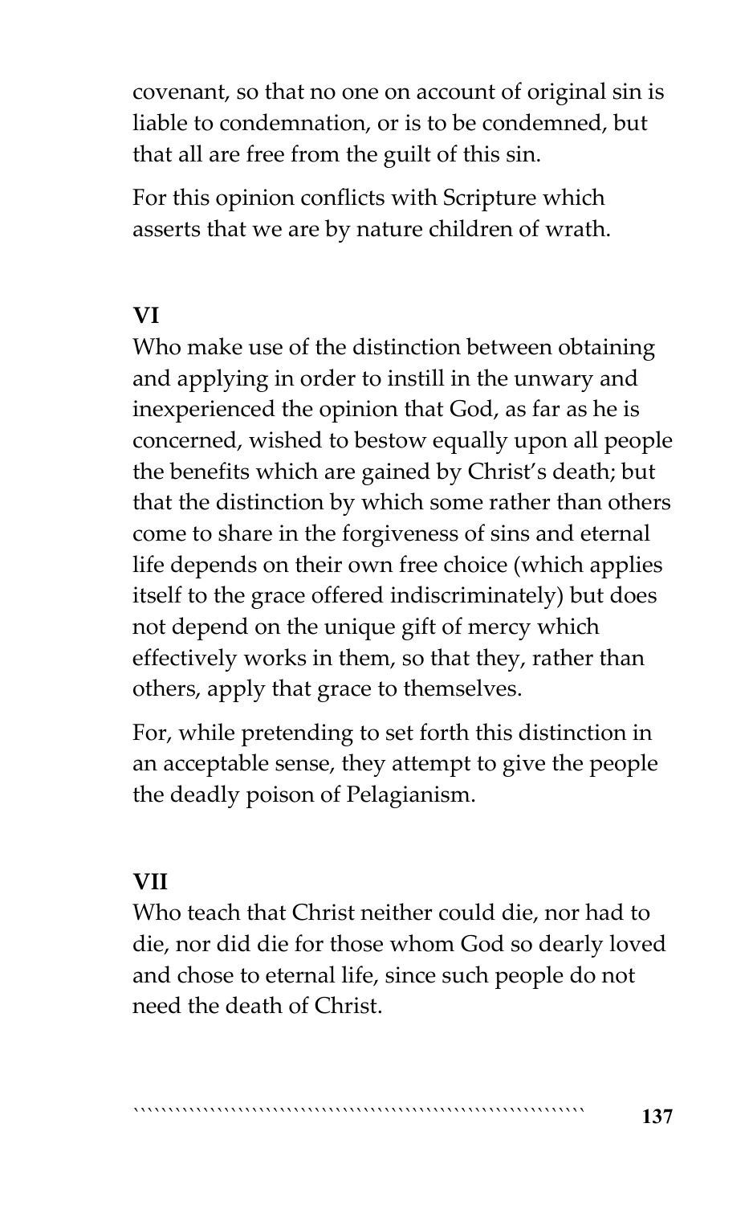covenant, so that no one on account of original sin is liable to condemnation, or is to be condemned, but that all are free from the guilt of this sin.

For this opinion conflicts with Scripture which asserts that we are by nature children of wrath.

**VI**

Who make use of the distinction between obtaining and applying in order to instill in the unwary and inexperienced the opinion that God, as far as he is concerned, wished to bestow equally upon all people the benefits which are gained by Christ's death; but that the distinction by which some rather than others come to share in the forgiveness of sins and eternal life depends on their own free choice (which applies itself to the grace offered indiscriminately) but does not depend on the unique gift of mercy which effectively works in them, so that they, rather than others, apply that grace to themselves.

For, while pretending to set forth this distinction in an acceptable sense, they attempt to give the people the deadly poison of Pelagianism.

**VII**

Who teach that Christ neither could die, nor had to die, nor did die for those whom God so dearly loved and chose to eternal life, since such people do not need the death of Christ.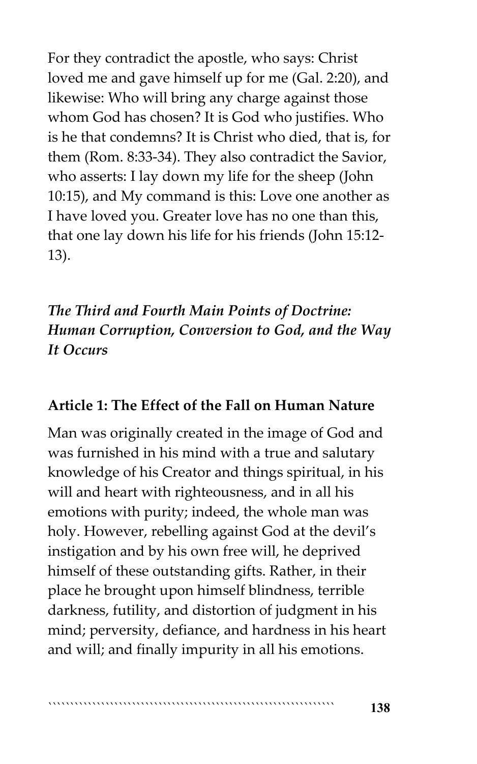For they contradict the apostle, who says: Christ loved me and gave himself up for me (Gal. 2:20), and likewise: Who will bring any charge against those whom God has chosen? It is God who justifies. Who is he that condemns? It is Christ who died, that is, for them (Rom. 8:33-34). They also contradict the Savior, who asserts: I lay down my life for the sheep (John 10:15), and My command is this: Love one another as I have loved you. Greater love has no one than this, that one lay down his life for his friends (John 15:12-13).

## *The Third and Fourth Main Points of Doctrine: Human Corruption, Conversion to God, and the Way It Occurs*

### Article 1: The Effect of the Fall on Human Nature

Man was originally created in the image of God and was furnished in his mind with a true and salutary knowledge of his Creator and things spiritual, in his will and heart with righteousness, and in all his emotions with purity; indeed, the whole man was holy. However, rebelling against God at the devil's instigation and by his own free will, he deprived himself of these outstanding gifts. Rather, in their place he brought upon himself blindness, terrible darkness, futility, and distortion of judgment in his mind; perversity, defiance, and hardness in his heart and will; and finally impurity in all his emotions.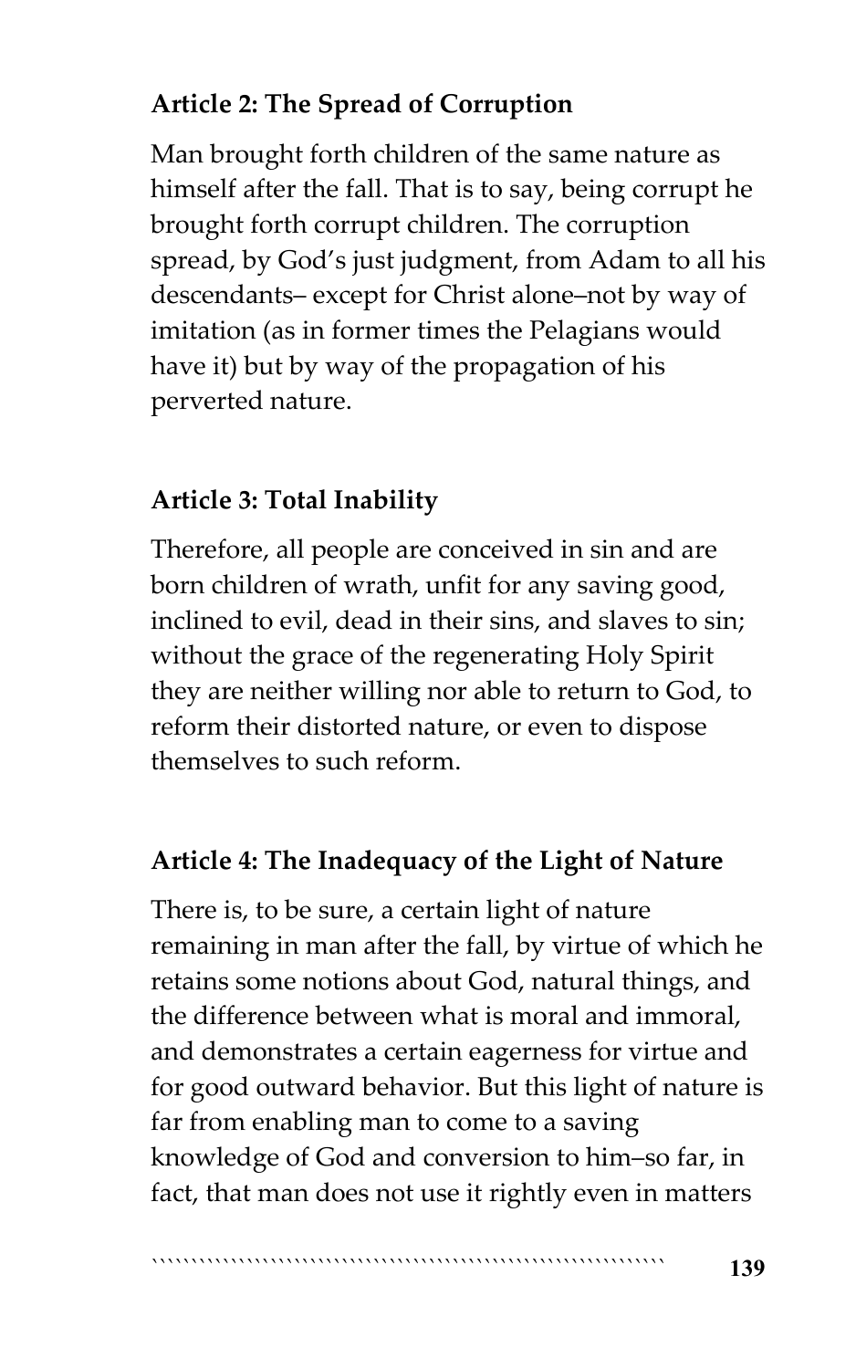### Article 2: The Spread of Corruption

Man brought forth children of the same nature as himself after the fall. That is to say, being corrupt he brought forth corrupt children. The corruption spread, by God's just judgment, from Adam to all his descendants– except for Christ alone–not by way of imitation (as in former times the Pelagians would have it) but by way of the propagation of his perverted nature.

### Article 3: Total Inability

Therefore, all people are conceived in sin and are born children of wrath, unfit for any saving good, inclined to evil, dead in their sins, and slaves to sin; without the grace of the regenerating Holy Spirit they are neither willing nor able to return to God, to reform their distorted nature, or even to dispose themselves to such reform.

### Article 4: The Inadequacy of the Light of Nature

There is, to be sure, a certain light of nature remaining in man after the fall, by virtue of which he retains some notions about God, natural things, and the difference between what is moral and immoral, and demonstrates a certain eagerness for virtue and for good outward behavior. But this light of nature is far from enabling man to come to a saving knowledge of God and conversion to him–so far, in fact, that man does not use it rightly even in matters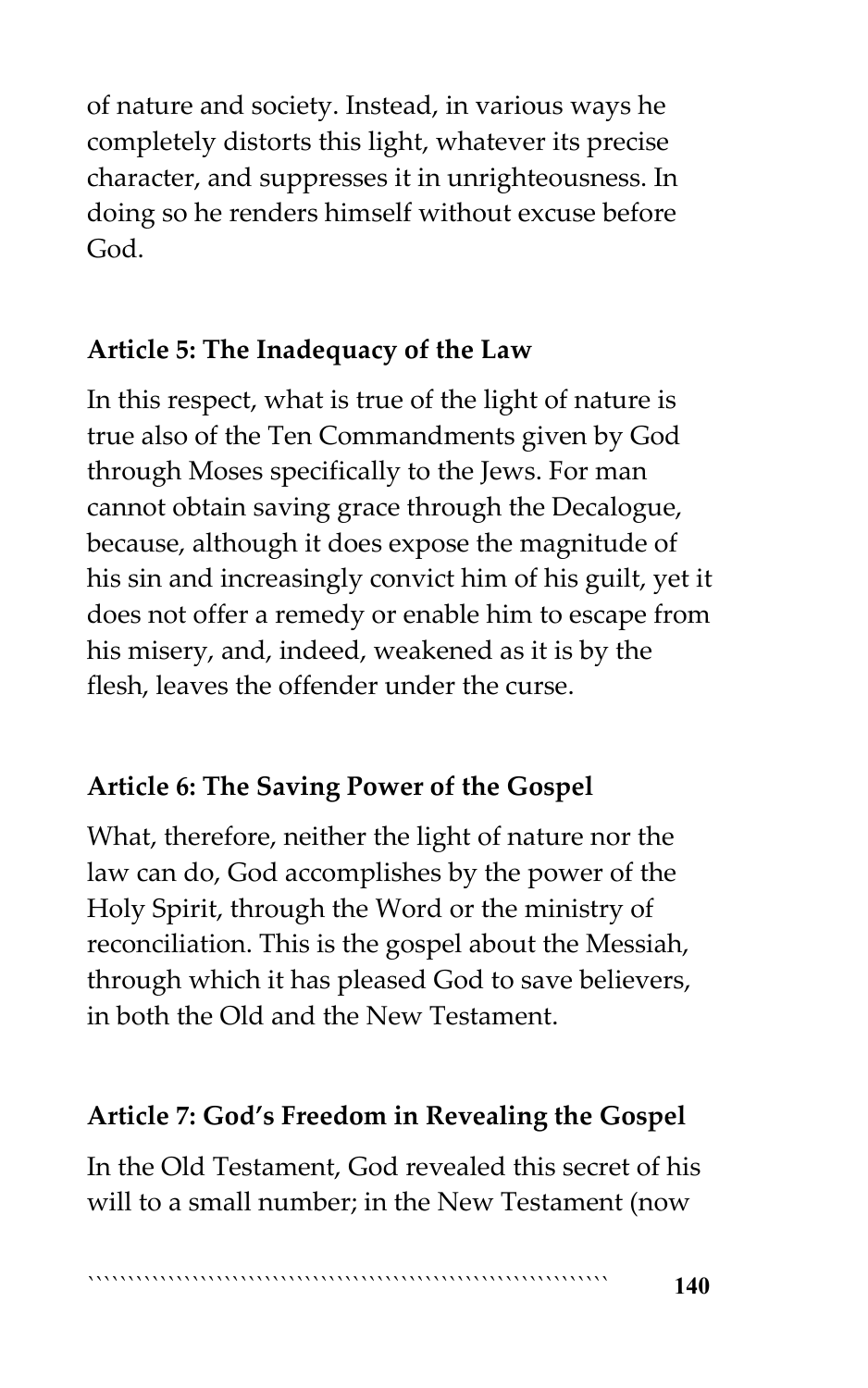of nature and society. Instead, in various ways he completely distorts this light, whatever its precise character, and suppresses it in unrighteousness. In doing so he renders himself without excuse before God.

### Article 5: The Inadequacy of the Law

In this respect, what is true of the light of nature is true also of the Ten Commandments given by God through Moses specifically to the Jews. For man cannot obtain saving grace through the Decalogue, because, although it does expose the magnitude of his sin and increasingly convict him of his guilt, yet it does not offer a remedy or enable him to escape from his misery, and, indeed, weakened as it is by the flesh, leaves the offender under the curse.

### Article 6: The Saving Power of the Gospel

What, therefore, neither the light of nature nor the law can do, God accomplishes by the power of the Holy Spirit, through the Word or the ministry of reconciliation. This is the gospel about the Messiah, through which it has pleased God to save believers, in both the Old and the New Testament.

### Article 7: God's Freedom in Revealing the Gospel

In the Old Testament, God revealed this secret of his will to a small number; in the New Testament (now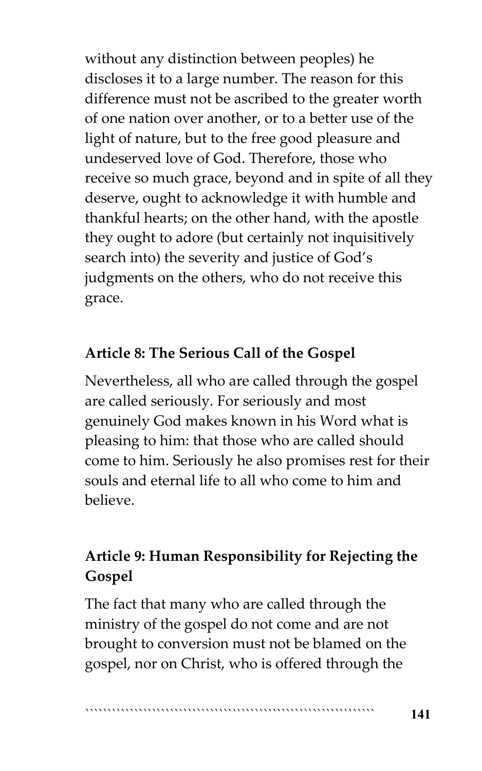without any distinction between peoples) he discloses it to a large number. The reason for this difference must not be ascribed to the greater worth of one nation over another, or to a better use of the light of nature, but to the free good pleasure and undeserved love of God. Therefore, those who receive so much grace, beyond and in spite of all they deserve, ought to acknowledge it with humble and thankful hearts; on the other hand, with the apostle they ought to adore (but certainly not inquisitively search into) the severity and justice of God's judgments on the others, who do not receive this grace.

### Article 8: The Serious Call of the Gospel

Nevertheless, all who are called through the gospel are called seriously. For seriously and most genuinely God makes known in his Word what is pleasing to him: that those who are called should come to him. Seriously he also promises rest for their souls and eternal life to all who come to him and believe.

### Article 9: Human Responsibility for Rejecting the Gospel

The fact that many who are called through the ministry of the gospel do not come and are not brought to conversion must not be blamed on the gospel, nor on Christ, who is offered through the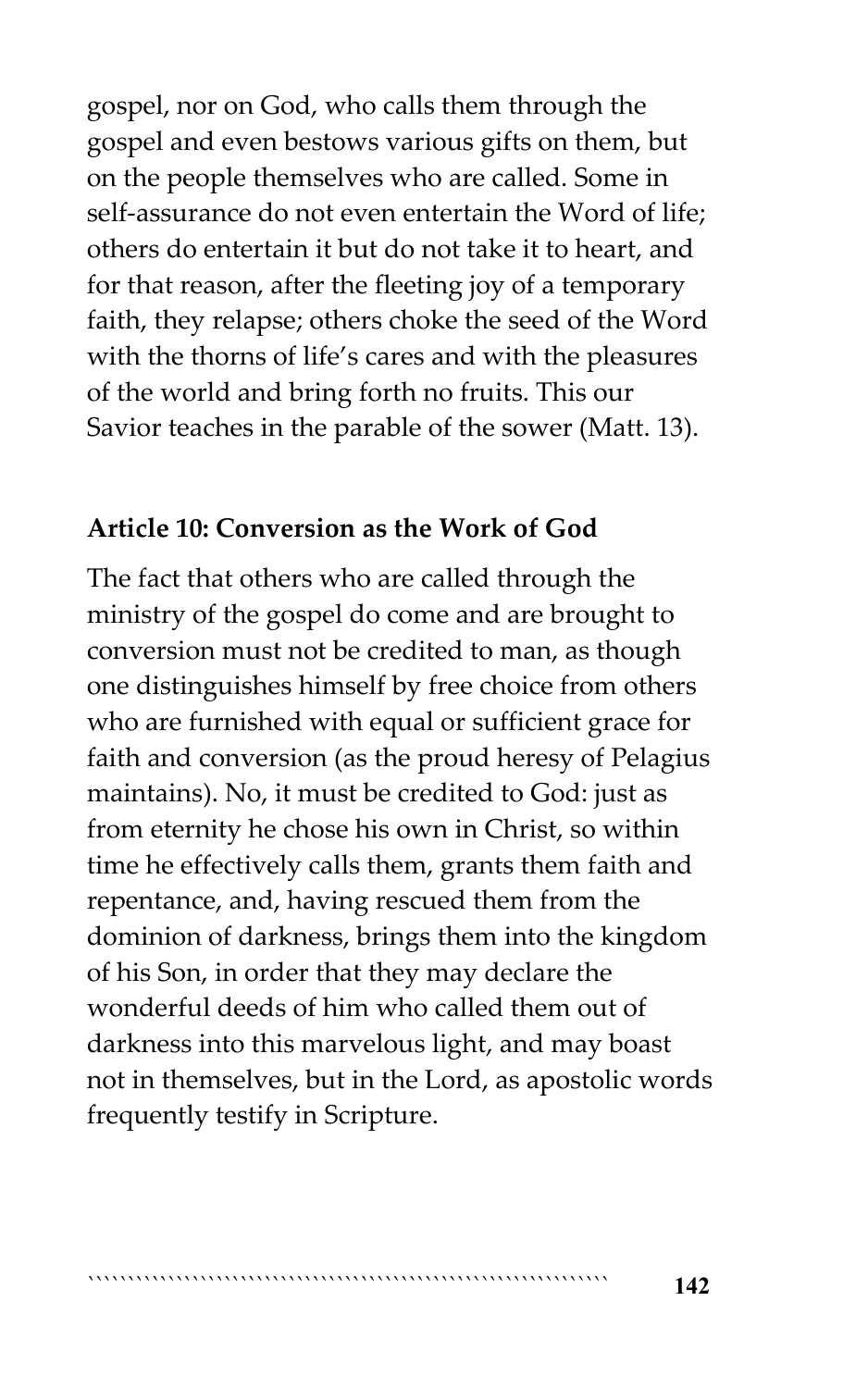gospel, nor on God, who calls them through the gospel and even bestows various gifts on them, but on the people themselves who are called. Some in self-assurance do not even entertain the Word of life; others do entertain it but do not take it to heart, and for that reason, after the fleeting joy of a temporary faith, they relapse; others choke the seed of the Word with the thorns of life's cares and with the pleasures of the world and bring forth no fruits. This our Savior teaches in the parable of the sower (Matt. 13).

### Article 10: Conversion as the Work of God

The fact that others who are called through the ministry of the gospel do come and are brought to conversion must not be credited to man, as though one distinguishes himself by free choice from others who are furnished with equal or sufficient grace for faith and conversion (as the proud heresy of Pelagius maintains). No, it must be credited to God: just as from eternity he chose his own in Christ, so within time he effectively calls them, grants them faith and repentance, and, having rescued them from the dominion of darkness, brings them into the kingdom of his Son, in order that they may declare the wonderful deeds of him who called them out of darkness into this marvelous light, and may boast not in themselves, but in the Lord, as apostolic words frequently testify in Scripture.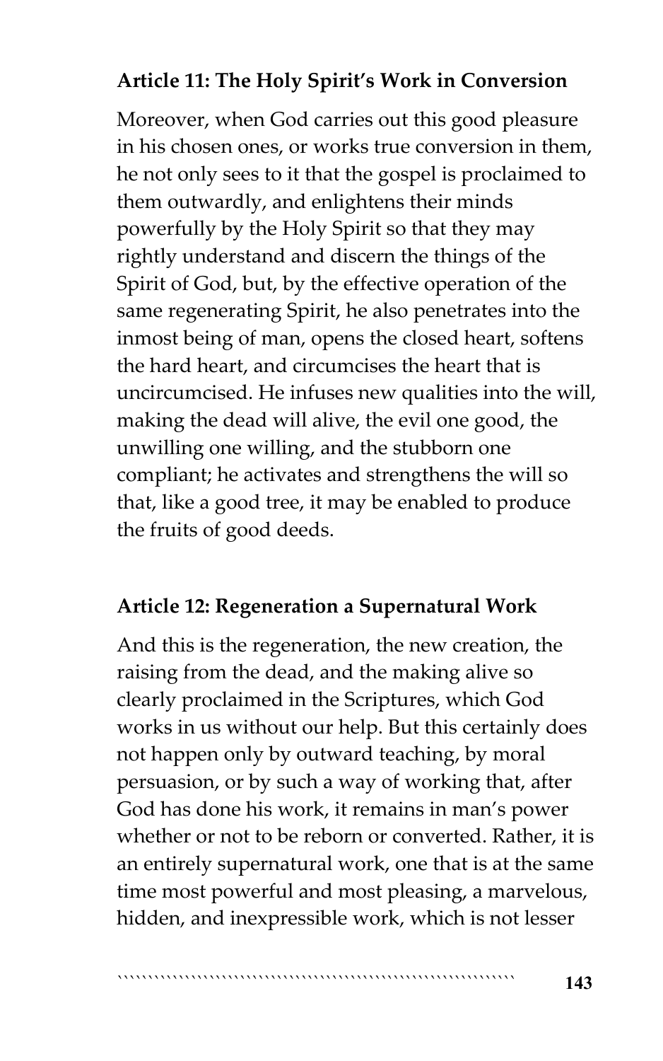**Article 11: The Holy Spirit's Work in Conversion**

Moreover, when God carries out this good pleasure in his chosen ones, or works true conversion in them, he not only sees to it that the gospel is proclaimed to them outwardly, and enlightens their minds powerfully by the Holy Spirit so that they may rightly understand and discern the things of the Spirit of God, but, by the effective operation of the same regenerating Spirit, he also penetrates into the inmost being of man, opens the closed heart, softens the hard heart, and circumcises the heart that is uncircumcised. He infuses new qualities into the will, making the dead will alive, the evil one good, the unwilling one willing, and the stubborn one compliant; he activates and strengthens the will so that, like a good tree, it may be enabled to produce the fruits of good deeds.

**Article 12: Regeneration a Supernatural Work**

And this is the regeneration, the new creation, the raising from the dead, and the making alive so clearly proclaimed in the Scriptures, which God works in us without our help. But this certainly does not happen only by outward teaching, by moral persuasion, or by such a way of working that, after God has done his work, it remains in man's power whether or not to be reborn or converted. Rather, it is an entirely supernatural work, one that is at the same time most powerful and most pleasing, a marvelous, hidden, and inexpressible work, which is not lesser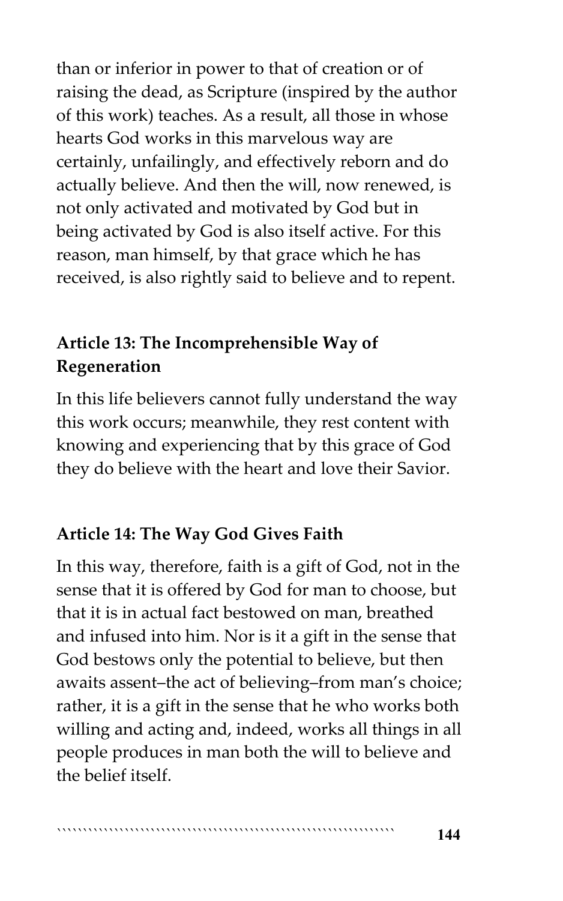than or inferior in power to that of creation or of raising the dead, as Scripture (inspired by the author of this work) teaches. As a result, all those in whose hearts God works in this marvelous way are certainly, unfailingly, and effectively reborn and do actually believe. And then the will, now renewed, is not only activated and motivated by God but in being activated by God is also itself active. For this reason, man himself, by that grace which he has received, is also rightly said to believe and to repent.

### Article 13: The Incomprehensible Way of Regeneration

In this life believers cannot fully understand the way this work occurs; meanwhile, they rest content with knowing and experiencing that by this grace of God they do believe with the heart and love their Savior.

### Article 14: The Way God Gives Faith

In this way, therefore, faith is a gift of God, not in the sense that it is offered by God for man to choose, but that it is in actual fact bestowed on man, breathed and infused into him. Nor is it a gift in the sense that God bestows only the potential to believe, but then awaits assent–the act of believing–from man's choice; rather, it is a gift in the sense that he who works both willing and acting and, indeed, works all things in all people produces in man both the will to believe and the belief itself.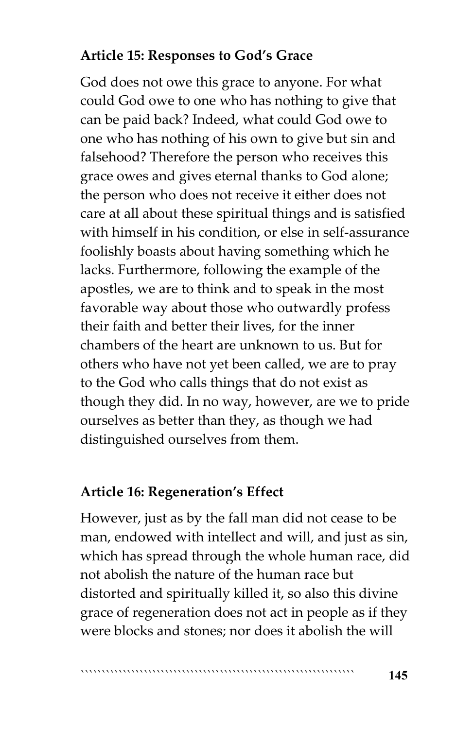### Article 15: Responses to God's Grace

God does not owe this grace to anyone. For what could God owe to one who has nothing to give that can be paid back? Indeed, what could God owe to one who has nothing of his own to give but sin and falsehood? Therefore the person who receives this grace owes and gives eternal thanks to God alone; the person who does not receive it either does not care at all about these spiritual things and is satisfied with himself in his condition, or else in self-assurance foolishly boasts about having something which he lacks. Furthermore, following the example of the apostles, we are to think and to speak in the most favorable way about those who outwardly profess their faith and better their lives, for the inner chambers of the heart are unknown to us. But for others who have not yet been called, we are to pray to the God who calls things that do not exist as though they did. In no way, however, are we to pride ourselves as better than they, as though we had distinguished ourselves from them.

### Article 16: Regeneration's Effect

However, just as by the fall man did not cease to be man, endowed with intellect and will, and just as sin, which has spread through the whole human race, did not abolish the nature of the human race but distorted and spiritually killed it, so also this divine grace of regeneration does not act in people as if they were blocks and stones; nor does it abolish the will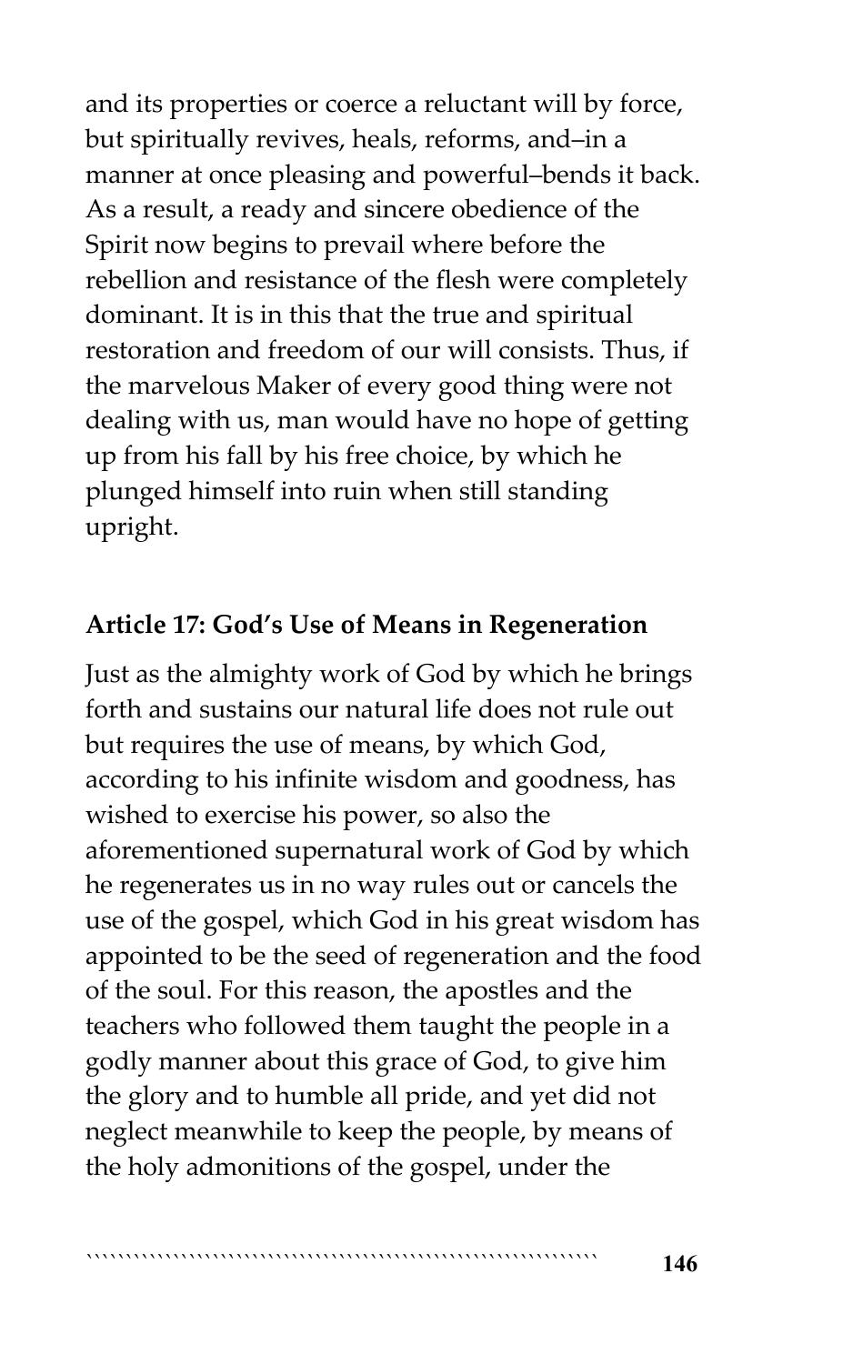and its properties or coerce a reluctant will by force, but spiritually revives, heals, reforms, and–in a manner at once pleasing and powerful–bends it back. As a result, a ready and sincere obedience of the Spirit now begins to prevail where before the rebellion and resistance of the flesh were completely dominant. It is in this that the true and spiritual restoration and freedom of our will consists. Thus, if the marvelous Maker of every good thing were not dealing with us, man would have no hope of getting up from his fall by his free choice, by which he plunged himself into ruin when still standing upright.

**Article 17: God's Use of Means in Regeneration**

Just as the almighty work of God by which he brings forth and sustains our natural life does not rule out but requires the use of means, by which God, according to his infinite wisdom and goodness, has wished to exercise his power, so also the aforementioned supernatural work of God by which he regenerates us in no way rules out or cancels the use of the gospel, which God in his great wisdom has appointed to be the seed of regeneration and the food of the soul. For this reason, the apostles and the teachers who followed them taught the people in a godly manner about this grace of God, to give him the glory and to humble all pride, and yet did not neglect meanwhile to keep the people, by means of the holy admonitions of the gospel, under the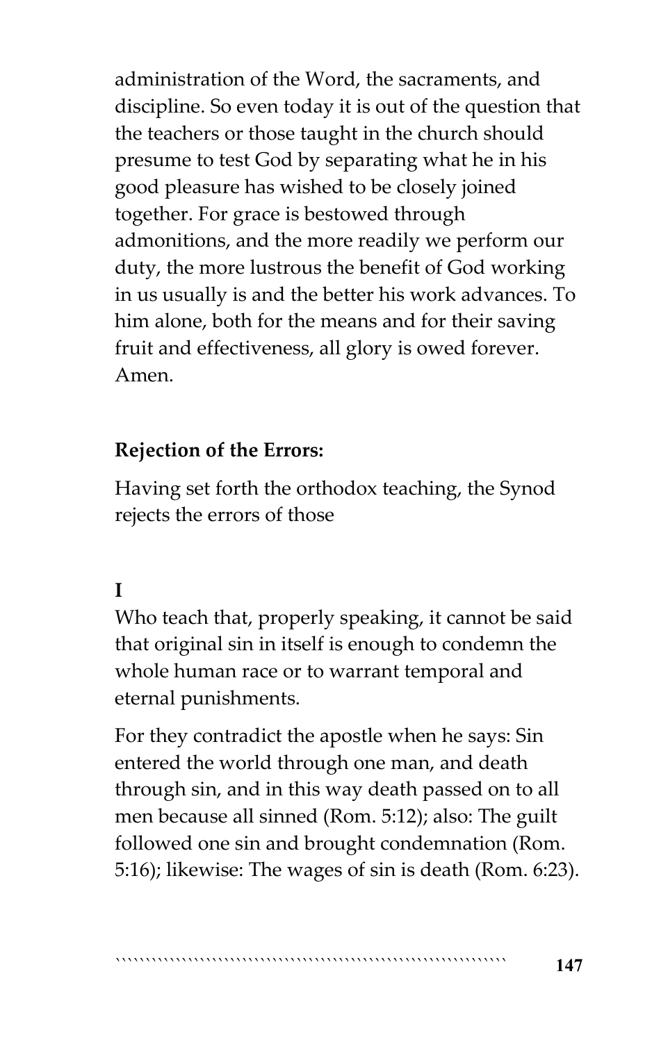administration of the Word, the sacraments, and discipline. So even today it is out of the question that the teachers or those taught in the church should presume to test God by separating what he in his good pleasure has wished to be closely joined together. For grace is bestowed through admonitions, and the more readily we perform our duty, the more lustrous the benefit of God working in us usually is and the better his work advances. To him alone, both for the means and for their saving fruit and effectiveness, all glory is owed forever. Amen.

**Rejection of the Errors:**

Having set forth the orthodox teaching, the Synod rejects the errors of those

**I**

Who teach that, properly speaking, it cannot be said that original sin in itself is enough to condemn the whole human race or to warrant temporal and eternal punishments.

For they contradict the apostle when he says: Sin entered the world through one man, and death through sin, and in this way death passed on to all men because all sinned (Rom. 5:12); also: The guilt followed one sin and brought condemnation (Rom. 5:16); likewise: The wages of sin is death (Rom. 6:23).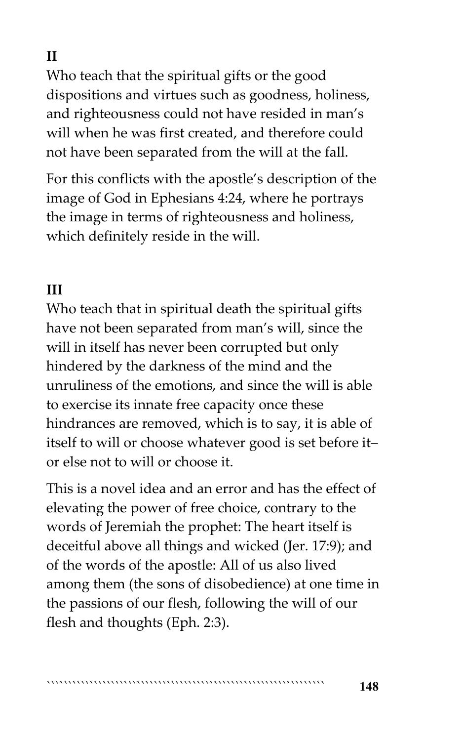**II**

Who teach that the spiritual gifts or the good dispositions and virtues such as goodness, holiness, and righteousness could not have resided in man's will when he was first created, and therefore could not have been separated from the will at the fall.

For this conflicts with the apostle's description of the image of God in Ephesians 4:24, where he portrays the image in terms of righteousness and holiness, which definitely reside in the will.

**III**

Who teach that in spiritual death the spiritual gifts have not been separated from man's will, since the will in itself has never been corrupted but only hindered by the darkness of the mind and the unruliness of the emotions, and since the will is able to exercise its innate free capacity once these hindrances are removed, which is to say, it is able of itself to will or choose whatever good is set before it– or else not to will or choose it.

This is a novel idea and an error and has the effect of elevating the power of free choice, contrary to the words of Jeremiah the prophet: The heart itself is deceitful above all things and wicked (Jer. 17:9); and of the words of the apostle: All of us also lived among them (the sons of disobedience) at one time in the passions of our flesh, following the will of our flesh and thoughts (Eph. 2:3).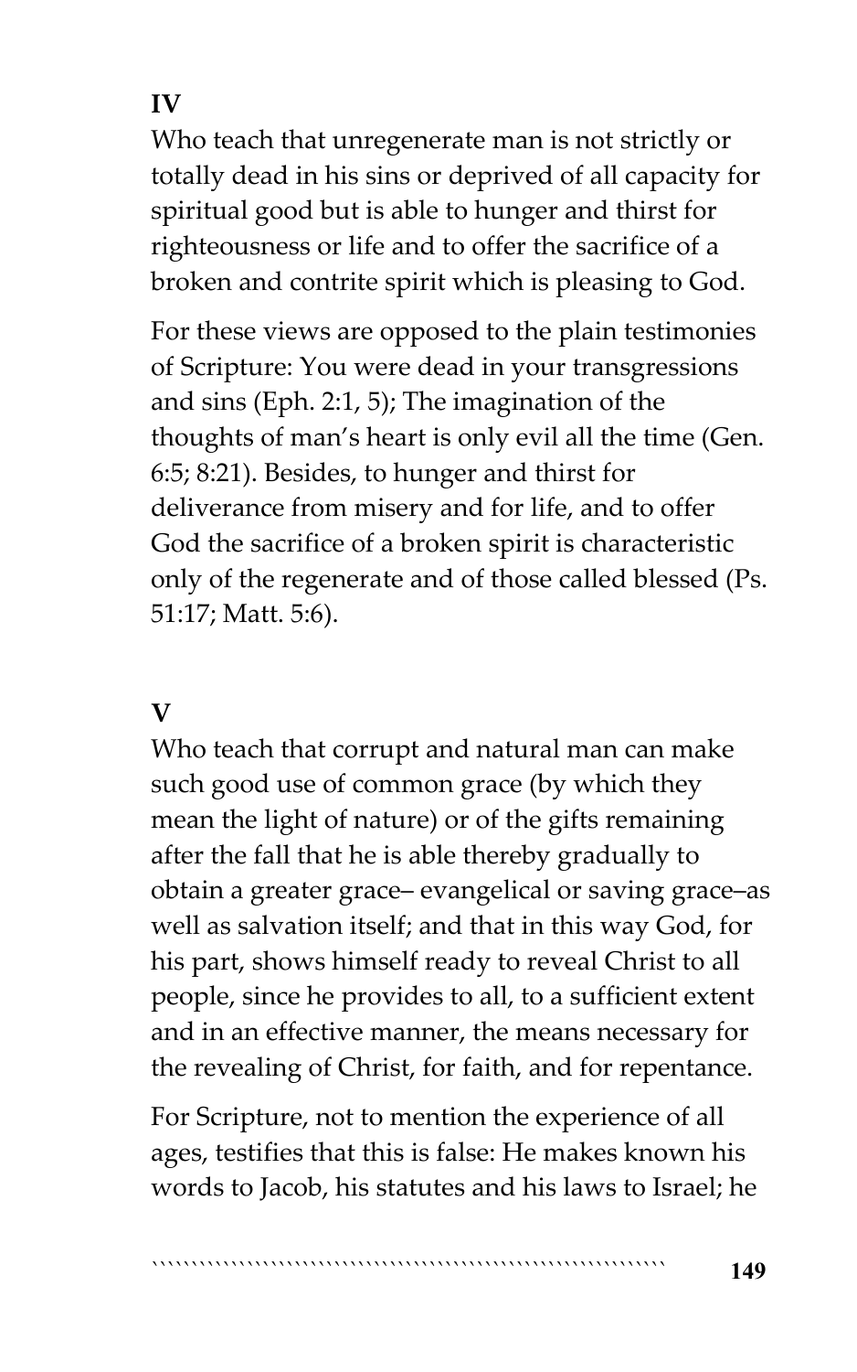**IV**

Who teach that unregenerate man is not strictly or totally dead in his sins or deprived of all capacity for spiritual good but is able to hunger and thirst for righteousness or life and to offer the sacrifice of a broken and contrite spirit which is pleasing to God.

For these views are opposed to the plain testimonies of Scripture: You were dead in your transgressions and sins (Eph. 2:1, 5); The imagination of the thoughts of man's heart is only evil all the time (Gen. 6:5; 8:21). Besides, to hunger and thirst for deliverance from misery and for life, and to offer God the sacrifice of a broken spirit is characteristic only of the regenerate and of those called blessed (Ps. 51:17; Matt. 5:6).

**V**

Who teach that corrupt and natural man can make such good use of common grace (by which they mean the light of nature) or of the gifts remaining after the fall that he is able thereby gradually to obtain a greater grace– evangelical or saving grace–as well as salvation itself; and that in this way God, for his part, shows himself ready to reveal Christ to all people, since he provides to all, to a sufficient extent and in an effective manner, the means necessary for the revealing of Christ, for faith, and for repentance.

For Scripture, not to mention the experience of all ages, testifies that this is false: He makes known his words to Jacob, his statutes and his laws to Israel; he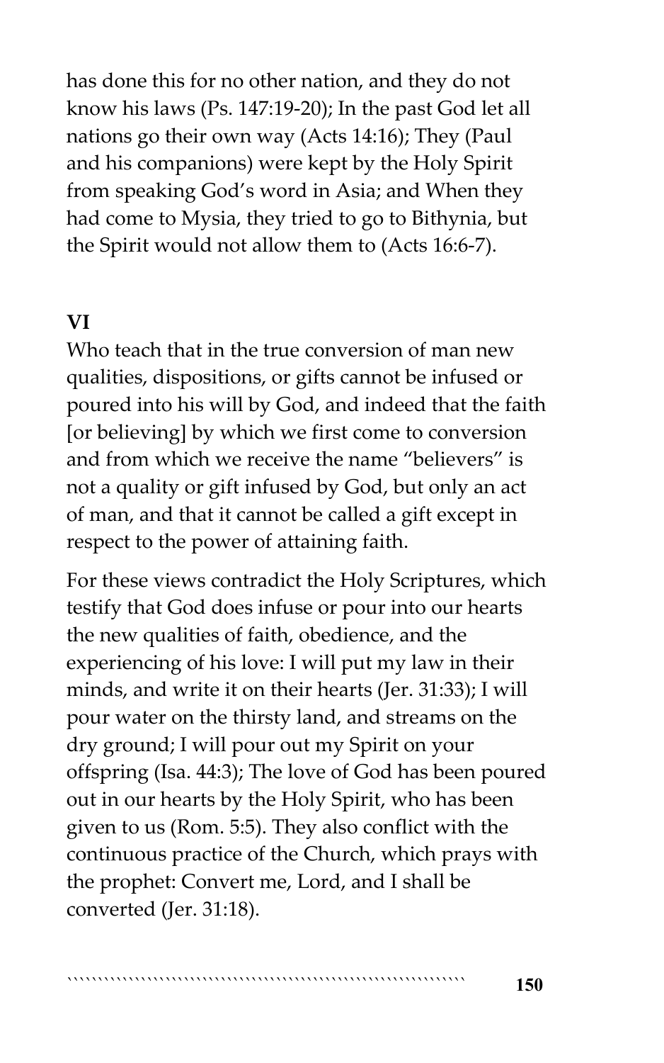has done this for no other nation, and they do not know his laws (Ps. 147:19-20); In the past God let all nations go their own way (Acts 14:16); They (Paul and his companions) were kept by the Holy Spirit from speaking God's word in Asia; and When they had come to Mysia, they tried to go to Bithynia, but the Spirit would not allow them to (Acts 16:6-7).

**VI**

Who teach that in the true conversion of man new qualities, dispositions, or gifts cannot be infused or poured into his will by God, and indeed that the faith [or believing] by which we first come to conversion and from which we receive the name "believers" is not a quality or gift infused by God, but only an act of man, and that it cannot be called a gift except in respect to the power of attaining faith.

For these views contradict the Holy Scriptures, which testify that God does infuse or pour into our hearts the new qualities of faith, obedience, and the experiencing of his love: I will put my law in their minds, and write it on their hearts (Jer. 31:33); I will pour water on the thirsty land, and streams on the dry ground; I will pour out my Spirit on your offspring (Isa. 44:3); The love of God has been poured out in our hearts by the Holy Spirit, who has been given to us (Rom. 5:5). They also conflict with the continuous practice of the Church, which prays with the prophet: Convert me, Lord, and I shall be converted (Jer. 31:18).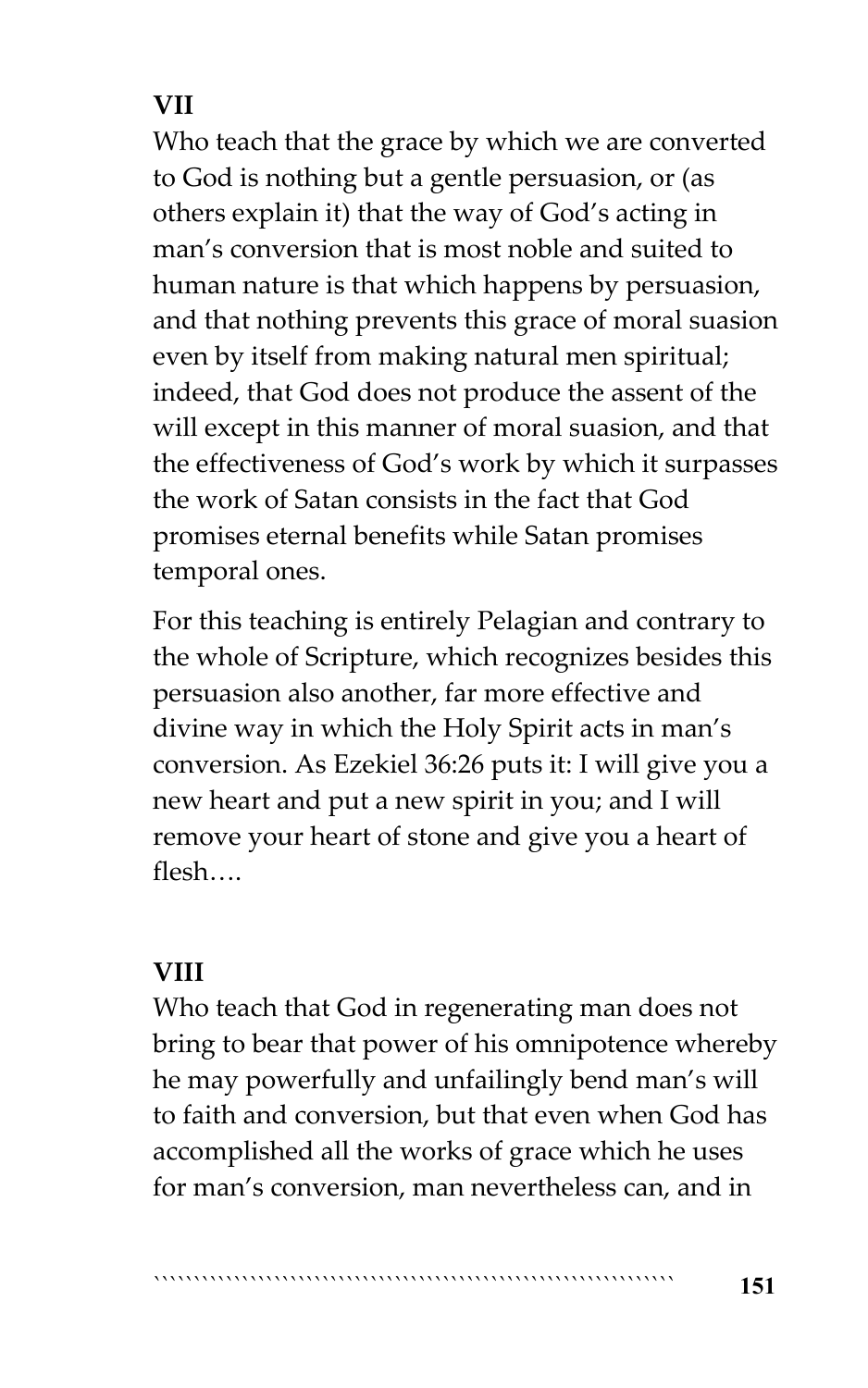**VII**

Who teach that the grace by which we are converted to God is nothing but a gentle persuasion, or (as others explain it) that the way of God's acting in man's conversion that is most noble and suited to human nature is that which happens by persuasion, and that nothing prevents this grace of moral suasion even by itself from making natural men spiritual; indeed, that God does not produce the assent of the will except in this manner of moral suasion, and that the effectiveness of God's work by which it surpasses the work of Satan consists in the fact that God promises eternal benefits while Satan promises temporal ones.

For this teaching is entirely Pelagian and contrary to the whole of Scripture, which recognizes besides this persuasion also another, far more effective and divine way in which the Holy Spirit acts in man's conversion. As Ezekiel 36:26 puts it: I will give you a new heart and put a new spirit in you; and I will remove your heart of stone and give you a heart of flesh….

**VIII**

Who teach that God in regenerating man does not bring to bear that power of his omnipotence whereby he may powerfully and unfailingly bend man's will to faith and conversion, but that even when God has accomplished all the works of grace which he uses for man's conversion, man nevertheless can, and in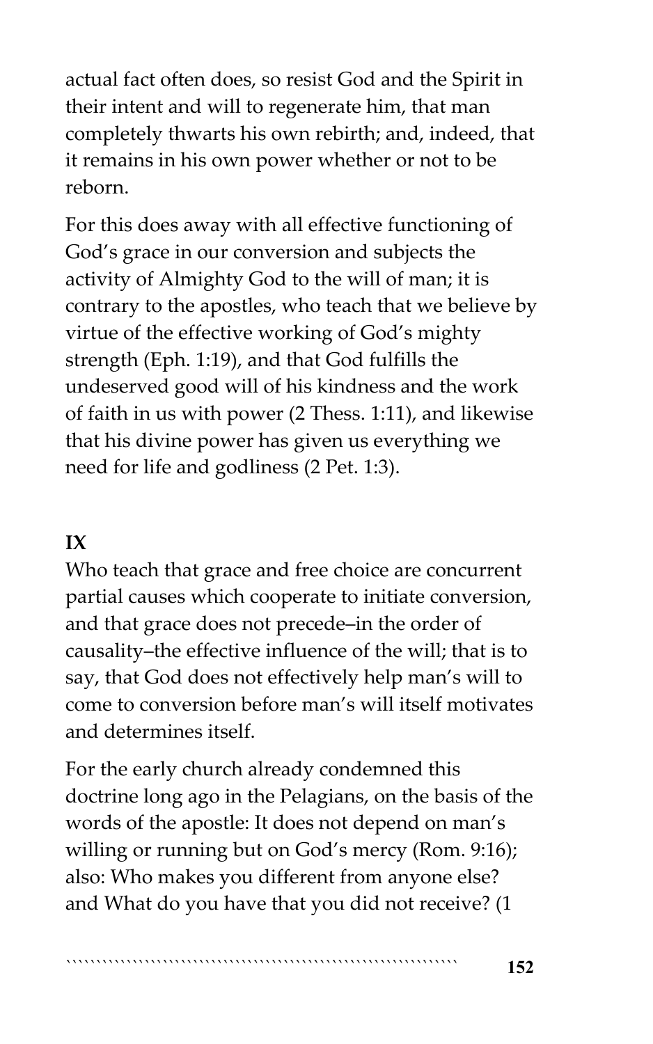actual fact often does, so resist God and the Spirit in their intent and will to regenerate him, that man completely thwarts his own rebirth; and, indeed, that it remains in his own power whether or not to be reborn.

For this does away with all effective functioning of God's grace in our conversion and subjects the activity of Almighty God to the will of man; it is contrary to the apostles, who teach that we believe by virtue of the effective working of God's mighty strength (Eph. 1:19), and that God fulfills the undeserved good will of his kindness and the work of faith in us with power (2 Thess. 1:11), and likewise that his divine power has given us everything we need for life and godliness (2 Pet. 1:3).

**IX**

Who teach that grace and free choice are concurrent partial causes which cooperate to initiate conversion, and that grace does not precede–in the order of causality–the effective influence of the will; that is to say, that God does not effectively help man's will to come to conversion before man's will itself motivates and determines itself.

For the early church already condemned this doctrine long ago in the Pelagians, on the basis of the words of the apostle: It does not depend on man's willing or running but on God's mercy (Rom. 9:16); also: Who makes you different from anyone else? and What do you have that you did not receive? (1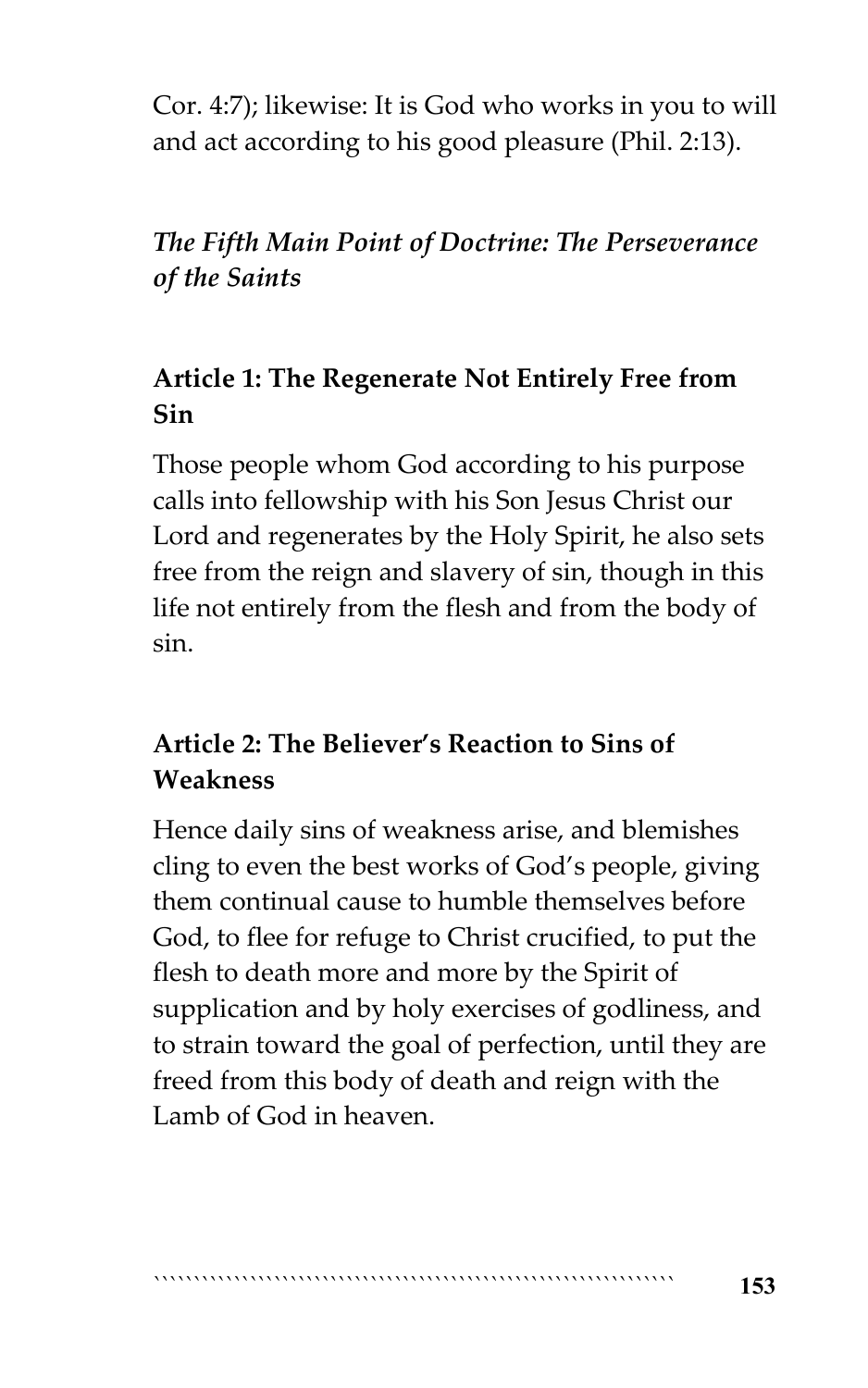Cor. 4:7); likewise: It is God who works in you to will and act according to his good pleasure (Phil. 2:13).

### *The Fifth Main Point of Doctrine: The Perseverance of the Saints*

#### Article 1: The Regenerate Not Entirely Free from Sin

Those people whom God according to his purpose calls into fellowship with his Son Jesus Christ our Lord and regenerates by the Holy Spirit, he also sets free from the reign and slavery of sin, though in this life not entirely from the flesh and from the body of sin.

#### Article 2: The Believer's Reaction to Sins of Weakness

Hence daily sins of weakness arise, and blemishes cling to even the best works of God's people, giving them continual cause to humble themselves before God, to flee for refuge to Christ crucified, to put the flesh to death more and more by the Spirit of supplication and by holy exercises of godliness, and to strain toward the goal of perfection, until they are freed from this body of death and reign with the Lamb of God in heaven.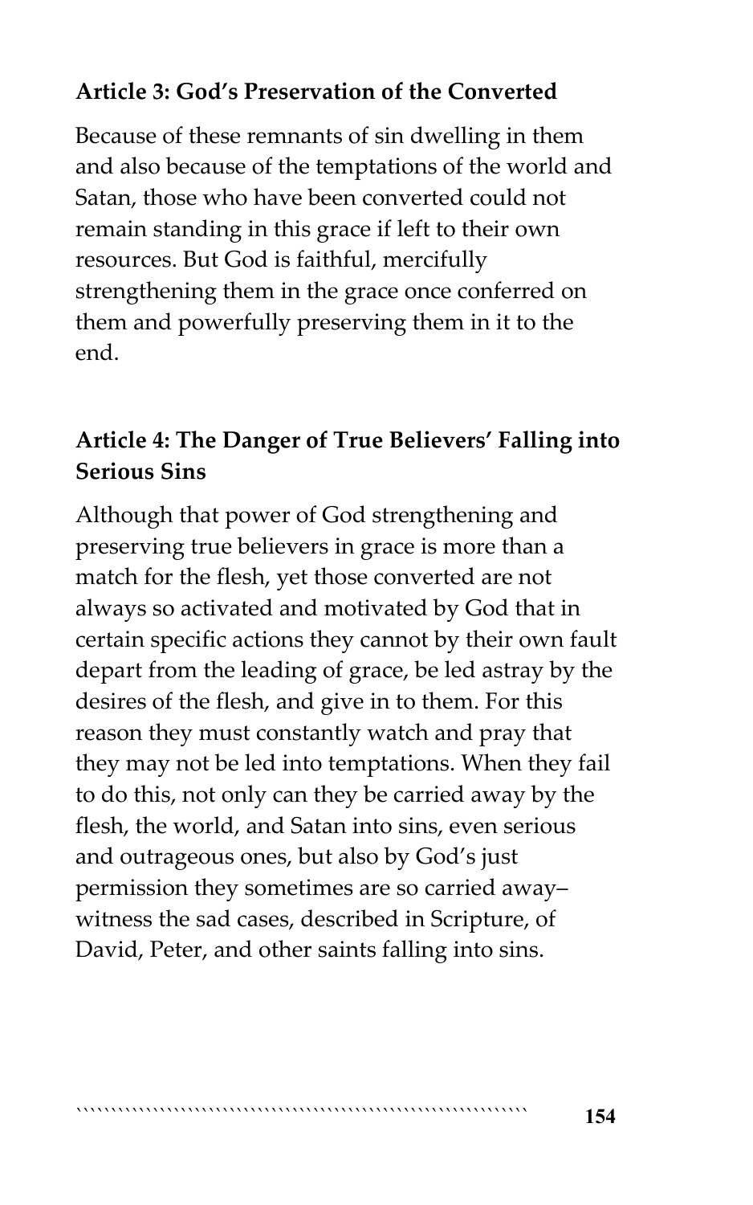**Article 3: God's Preservation of the Converted**

Because of these remnants of sin dwelling in them and also because of the temptations of the world and Satan, those who have been converted could not remain standing in this grace if left to their own resources. But God is faithful, mercifully strengthening them in the grace once conferred on them and powerfully preserving them in it to the end.

**Article 4: The Danger of True Believers' Falling into Serious Sins**

Although that power of God strengthening and preserving true believers in grace is more than a match for the flesh, yet those converted are not always so activated and motivated by God that in certain specific actions they cannot by their own fault depart from the leading of grace, be led astray by the desires of the flesh, and give in to them. For this reason they must constantly watch and pray that they may not be led into temptations. When they fail to do this, not only can they be carried away by the flesh, the world, and Satan into sins, even serious and outrageous ones, but also by God's just permission they sometimes are so carried away– witness the sad cases, described in Scripture, of David, Peter, and other saints falling into sins.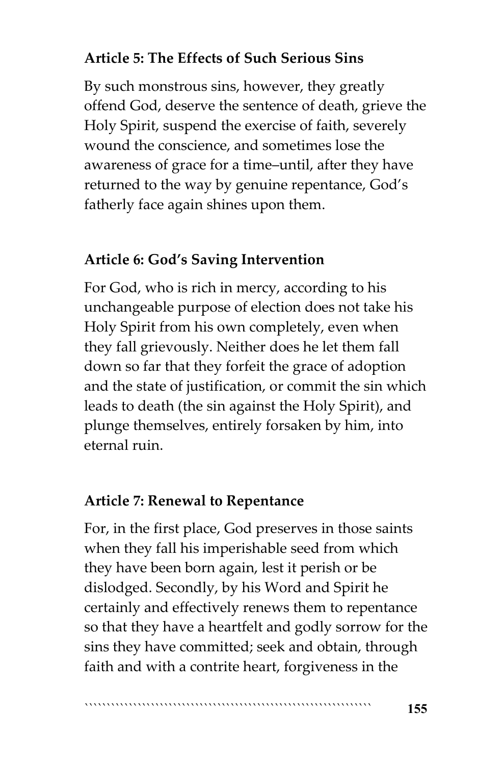**Article 5: The Effects of Such Serious Sins**

By such monstrous sins, however, they greatly offend God, deserve the sentence of death, grieve the Holy Spirit, suspend the exercise of faith, severely wound the conscience, and sometimes lose the awareness of grace for a time–until, after they have returned to the way by genuine repentance, God's fatherly face again shines upon them.

**Article 6: God's Saving Intervention**

For God, who is rich in mercy, according to his unchangeable purpose of election does not take his Holy Spirit from his own completely, even when they fall grievously. Neither does he let them fall down so far that they forfeit the grace of adoption and the state of justification, or commit the sin which leads to death (the sin against the Holy Spirit), and plunge themselves, entirely forsaken by him, into eternal ruin.

**Article 7: Renewal to Repentance**

For, in the first place, God preserves in those saints when they fall his imperishable seed from which they have been born again, lest it perish or be dislodged. Secondly, by his Word and Spirit he certainly and effectively renews them to repentance so that they have a heartfelt and godly sorrow for the sins they have committed; seek and obtain, through faith and with a contrite heart, forgiveness in the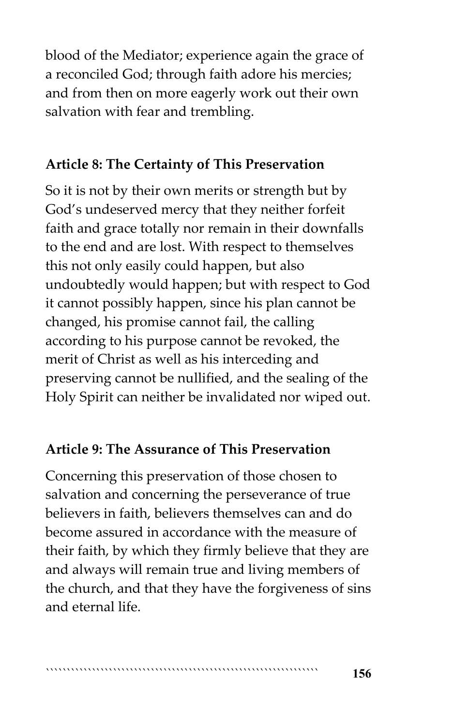blood of the Mediator; experience again the grace of a reconciled God; through faith adore his mercies; and from then on more eagerly work out their own salvation with fear and trembling.

**Article 8: The Certainty of This Preservation**

So it is not by their own merits or strength but by God's undeserved mercy that they neither forfeit faith and grace totally nor remain in their downfalls to the end and are lost. With respect to themselves this not only easily could happen, but also undoubtedly would happen; but with respect to God it cannot possibly happen, since his plan cannot be changed, his promise cannot fail, the calling according to his purpose cannot be revoked, the merit of Christ as well as his interceding and preserving cannot be nullified, and the sealing of the Holy Spirit can neither be invalidated nor wiped out.

**Article 9: The Assurance of This Preservation**

Concerning this preservation of those chosen to salvation and concerning the perseverance of true believers in faith, believers themselves can and do become assured in accordance with the measure of their faith, by which they firmly believe that they are and always will remain true and living members of the church, and that they have the forgiveness of sins and eternal life.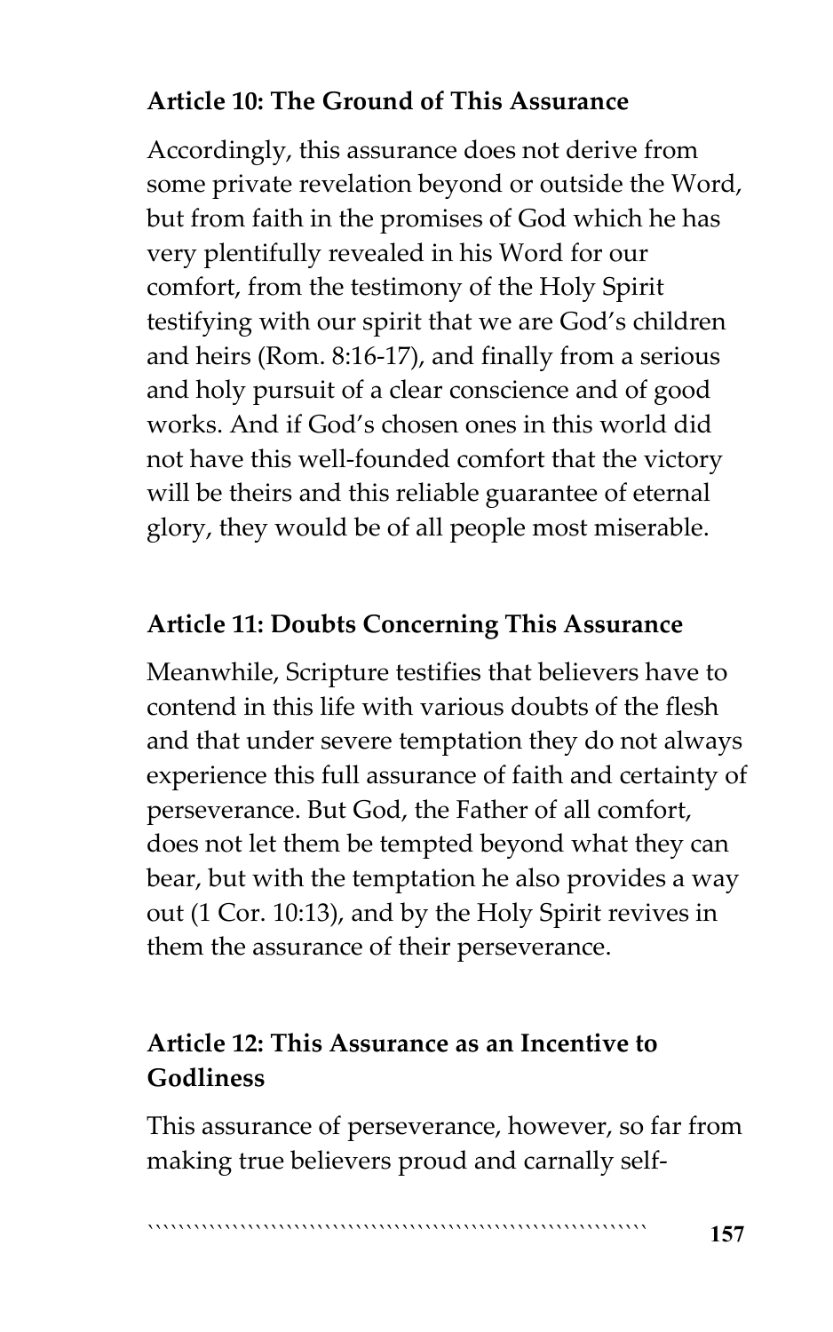**Article 10: The Ground of This Assurance**

Accordingly, this assurance does not derive from some private revelation beyond or outside the Word, but from faith in the promises of God which he has very plentifully revealed in his Word for our comfort, from the testimony of the Holy Spirit testifying with our spirit that we are God's children and heirs (Rom. 8:16-17), and finally from a serious and holy pursuit of a clear conscience and of good works. And if God's chosen ones in this world did not have this well-founded comfort that the victory will be theirs and this reliable guarantee of eternal glory, they would be of all people most miserable.

**Article 11: Doubts Concerning This Assurance**

Meanwhile, Scripture testifies that believers have to contend in this life with various doubts of the flesh and that under severe temptation they do not always experience this full assurance of faith and certainty of perseverance. But God, the Father of all comfort, does not let them be tempted beyond what they can bear, but with the temptation he also provides a way out (1 Cor. 10:13), and by the Holy Spirit revives in them the assurance of their perseverance.

**Article 12: This Assurance as an Incentive to Godliness**

This assurance of perseverance, however, so far from making true believers proud and carnally self-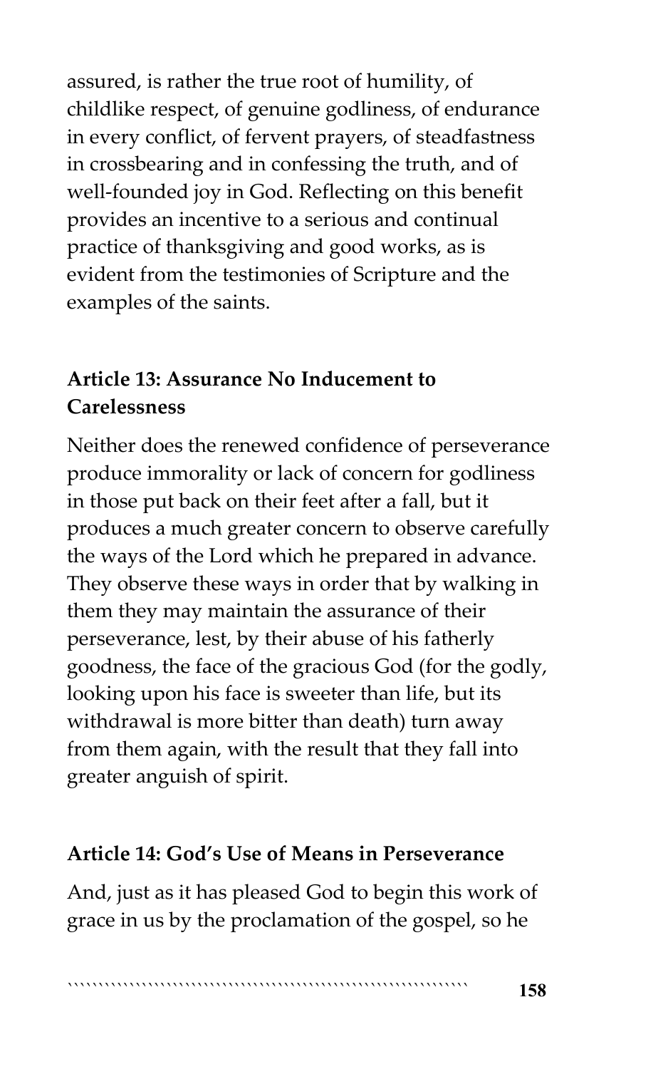assured, is rather the true root of humility, of childlike respect, of genuine godliness, of endurance in every conflict, of fervent prayers, of steadfastness in crossbearing and in confessing the truth, and of well-founded joy in God. Reflecting on this benefit provides an incentive to a serious and continual practice of thanksgiving and good works, as is evident from the testimonies of Scripture and the examples of the saints.

### Article 13: Assurance No Inducement to Carelessness

Neither does the renewed confidence of perseverance produce immorality or lack of concern for godliness in those put back on their feet after a fall, but it produces a much greater concern to observe carefully the ways of the Lord which he prepared in advance. They observe these ways in order that by walking in them they may maintain the assurance of their perseverance, lest, by their abuse of his fatherly goodness, the face of the gracious God (for the godly, looking upon his face is sweeter than life, but its withdrawal is more bitter than death) turn away from them again, with the result that they fall into greater anguish of spirit.

### Article 14: God's Use of Means in Perseverance

And, just as it has pleased God to begin this work of grace in us by the proclamation of the gospel, so he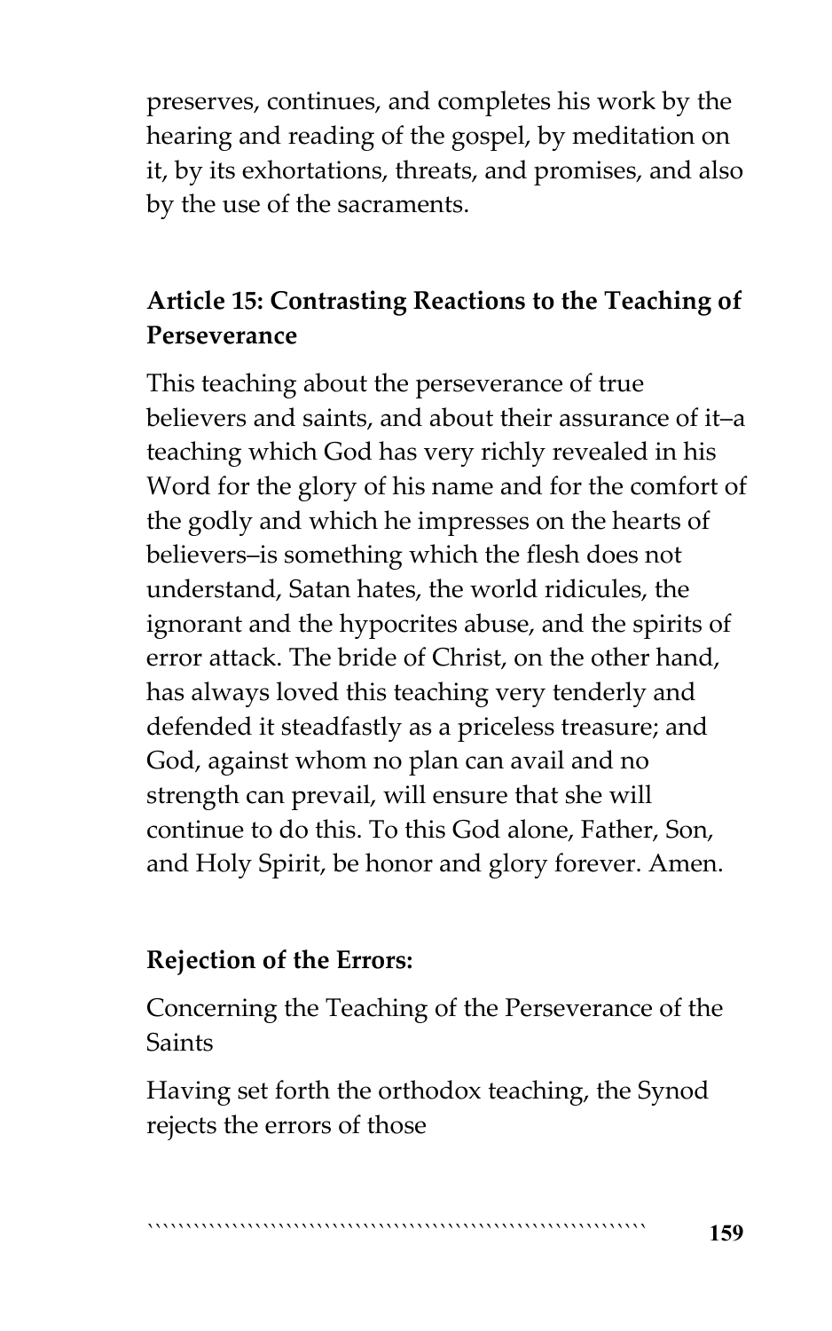preserves, continues, and completes his work by the hearing and reading of the gospel, by meditation on it, by its exhortations, threats, and promises, and also by the use of the sacraments.

**Article 15: Contrasting Reactions to the Teaching of Perseverance**

This teaching about the perseverance of true believers and saints, and about their assurance of it–a teaching which God has very richly revealed in his Word for the glory of his name and for the comfort of the godly and which he impresses on the hearts of believers–is something which the flesh does not understand, Satan hates, the world ridicules, the ignorant and the hypocrites abuse, and the spirits of error attack. The bride of Christ, on the other hand, has always loved this teaching very tenderly and defended it steadfastly as a priceless treasure; and God, against whom no plan can avail and no strength can prevail, will ensure that she will continue to do this. To this God alone, Father, Son, and Holy Spirit, be honor and glory forever. Amen.

**Rejection of the Errors:**

Concerning the Teaching of the Perseverance of the Saints

Having set forth the orthodox teaching, the Synod rejects the errors of those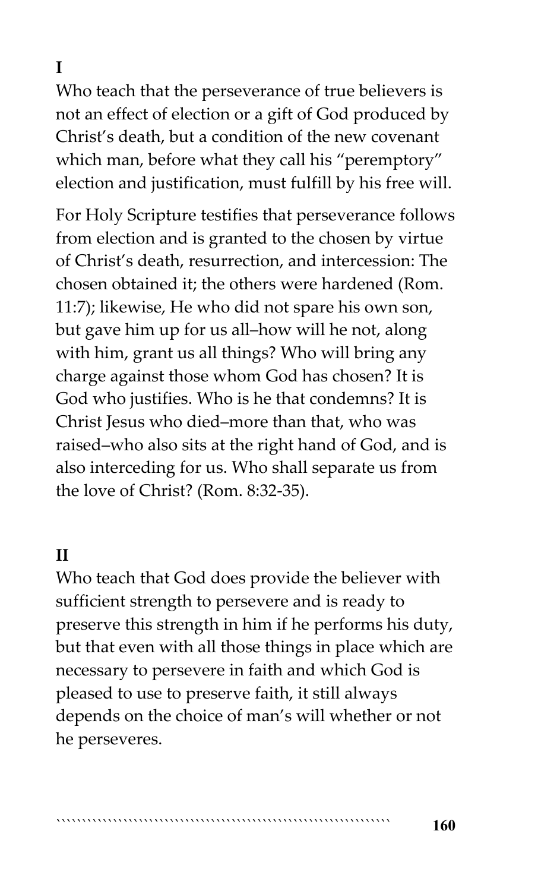**I**

Who teach that the perseverance of true believers is not an effect of election or a gift of God produced by Christ's death, but a condition of the new covenant which man, before what they call his "peremptory" election and justification, must fulfill by his free will.

For Holy Scripture testifies that perseverance follows from election and is granted to the chosen by virtue of Christ's death, resurrection, and intercession: The chosen obtained it; the others were hardened (Rom. 11:7); likewise, He who did not spare his own son, but gave him up for us all–how will he not, along with him, grant us all things? Who will bring any charge against those whom God has chosen? It is God who justifies. Who is he that condemns? It is Christ Jesus who died–more than that, who was raised–who also sits at the right hand of God, and is also interceding for us. Who shall separate us from the love of Christ? (Rom. 8:32-35).

**II**

Who teach that God does provide the believer with sufficient strength to persevere and is ready to preserve this strength in him if he performs his duty, but that even with all those things in place which are necessary to persevere in faith and which God is pleased to use to preserve faith, it still always depends on the choice of man's will whether or not he perseveres.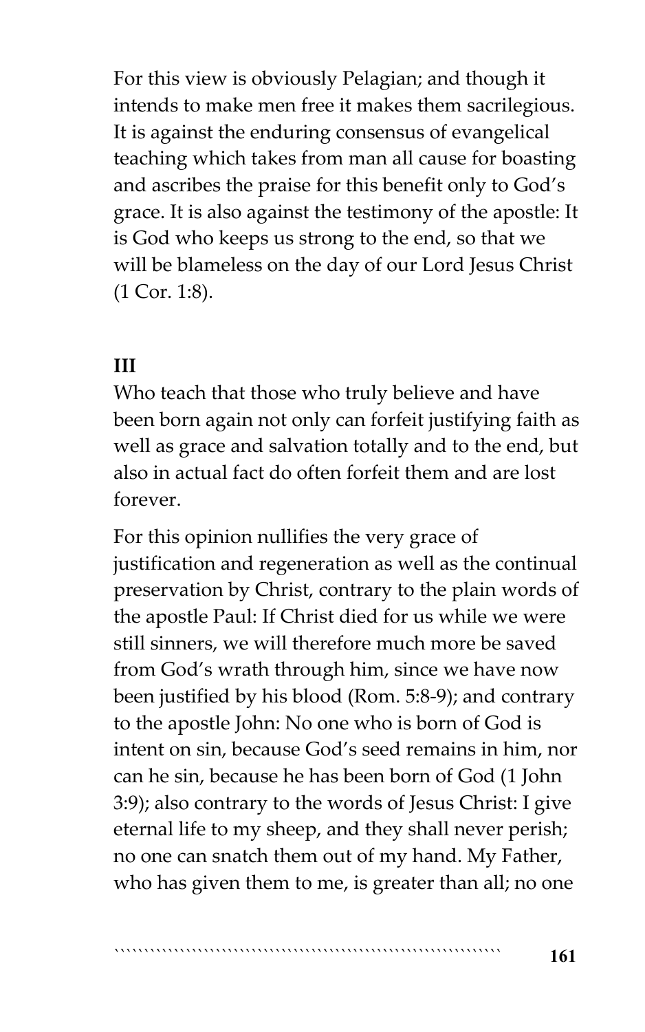For this view is obviously Pelagian; and though it intends to make men free it makes them sacrilegious. It is against the enduring consensus of evangelical teaching which takes from man all cause for boasting and ascribes the praise for this benefit only to God's grace. It is also against the testimony of the apostle: It is God who keeps us strong to the end, so that we will be blameless on the day of our Lord Jesus Christ (1 Cor. 1:8).

**III**

Who teach that those who truly believe and have been born again not only can forfeit justifying faith as well as grace and salvation totally and to the end, but also in actual fact do often forfeit them and are lost forever.

For this opinion nullifies the very grace of justification and regeneration as well as the continual preservation by Christ, contrary to the plain words of the apostle Paul: If Christ died for us while we were still sinners, we will therefore much more be saved from God's wrath through him, since we have now been justified by his blood (Rom. 5:8-9); and contrary to the apostle John: No one who is born of God is intent on sin, because God's seed remains in him, nor can he sin, because he has been born of God (1 John 3:9); also contrary to the words of Jesus Christ: I give eternal life to my sheep, and they shall never perish; no one can snatch them out of my hand. My Father, who has given them to me, is greater than all; no one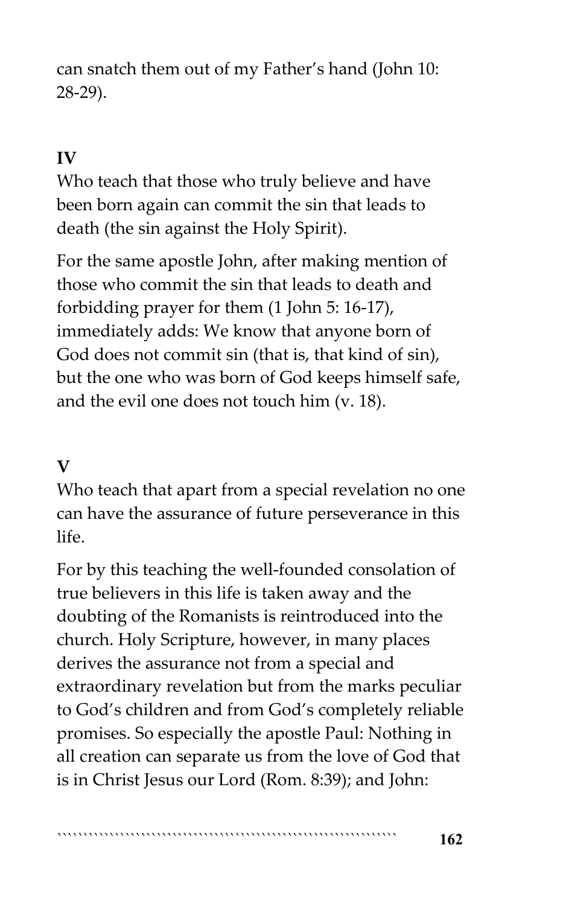can snatch them out of my Father's hand (John 10: 28-29).

### IV

Who teach that those who truly believe and have been born again can commit the sin that leads to death (the sin against the Holy Spirit).

For the same apostle John, after making mention of those who commit the sin that leads to death and forbidding prayer for them (1 John 5: 16-17), immediately adds: We know that anyone born of God does not commit sin (that is, that kind of sin), but the one who was born of God keeps himself safe, and the evil one does not touch him (v. 18).

### V

Who teach that apart from a special revelation no one can have the assurance of future perseverance in this life.

For by this teaching the well-founded consolation of true believers in this life is taken away and the doubting of the Romanists is reintroduced into the church. Holy Scripture, however, in many places derives the assurance not from a special and extraordinary revelation but from the marks peculiar to God's children and from God's completely reliable promises. So especially the apostle Paul: Nothing in all creation can separate us from the love of God that is in Christ Jesus our Lord (Rom. 8:39); and John: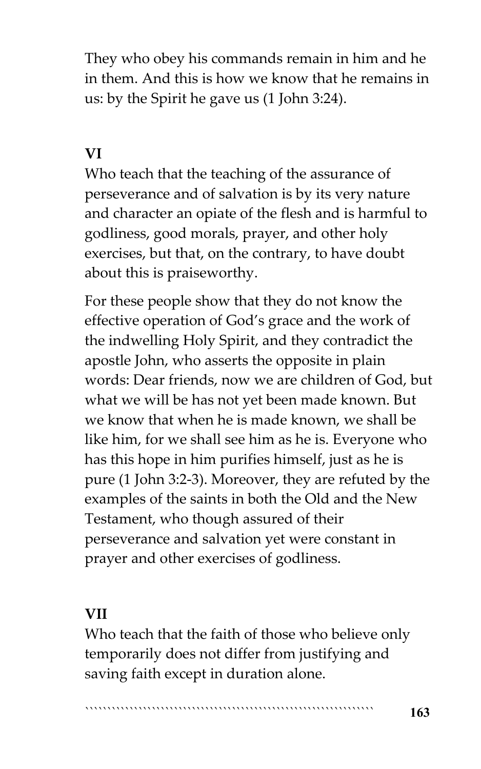They who obey his commands remain in him and he in them. And this is how we know that he remains in us: by the Spirit he gave us (1 John 3:24).

**VI**

Who teach that the teaching of the assurance of perseverance and of salvation is by its very nature and character an opiate of the flesh and is harmful to godliness, good morals, prayer, and other holy exercises, but that, on the contrary, to have doubt about this is praiseworthy.

For these people show that they do not know the effective operation of God's grace and the work of the indwelling Holy Spirit, and they contradict the apostle John, who asserts the opposite in plain words: Dear friends, now we are children of God, but what we will be has not yet been made known. But we know that when he is made known, we shall be like him, for we shall see him as he is. Everyone who has this hope in him purifies himself, just as he is pure (1 John 3:2-3). Moreover, they are refuted by the examples of the saints in both the Old and the New Testament, who though assured of their perseverance and salvation yet were constant in prayer and other exercises of godliness.

**VII**

Who teach that the faith of those who believe only temporarily does not differ from justifying and saving faith except in duration alone.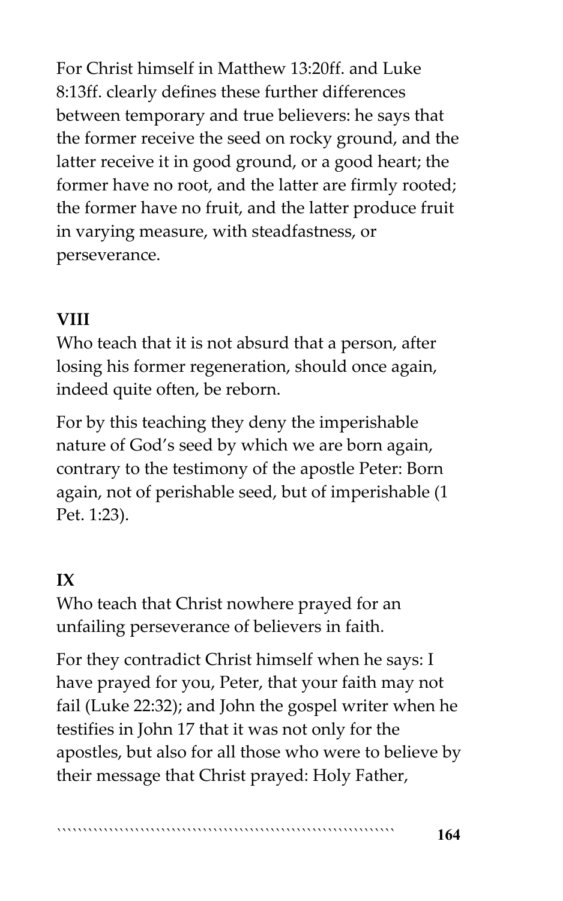For Christ himself in Matthew 13:20ff. and Luke 8:13ff. clearly defines these further differences between temporary and true believers: he says that the former receive the seed on rocky ground, and the latter receive it in good ground, or a good heart; the former have no root, and the latter are firmly rooted; the former have no fruit, and the latter produce fruit in varying measure, with steadfastness, or perseverance.

**VIII**

Who teach that it is not absurd that a person, after losing his former regeneration, should once again, indeed quite often, be reborn.

For by this teaching they deny the imperishable nature of God's seed by which we are born again, contrary to the testimony of the apostle Peter: Born again, not of perishable seed, but of imperishable (1 Pet. 1:23).

**IX**

Who teach that Christ nowhere prayed for an unfailing perseverance of believers in faith.

For they contradict Christ himself when he says: I have prayed for you, Peter, that your faith may not fail (Luke 22:32); and John the gospel writer when he testifies in John 17 that it was not only for the apostles, but also for all those who were to believe by their message that Christ prayed: Holy Father,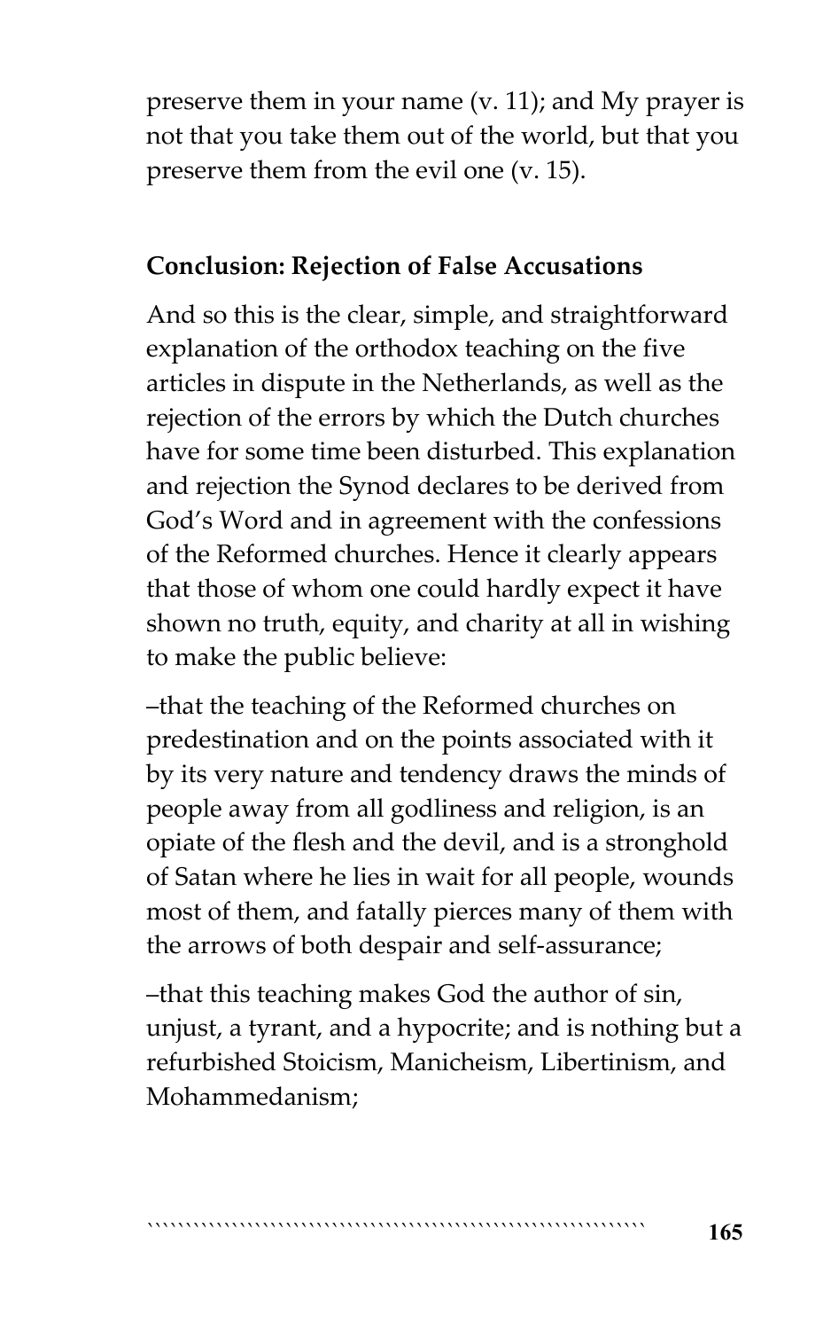preserve them in your name (v. 11); and My prayer is not that you take them out of the world, but that you preserve them from the evil one (v. 15).

**Conclusion: Rejection of False Accusations**

And so this is the clear, simple, and straightforward explanation of the orthodox teaching on the five articles in dispute in the Netherlands, as well as the rejection of the errors by which the Dutch churches have for some time been disturbed. This explanation and rejection the Synod declares to be derived from God's Word and in agreement with the confessions of the Reformed churches. Hence it clearly appears that those of whom one could hardly expect it have shown no truth, equity, and charity at all in wishing to make the public believe:

–that the teaching of the Reformed churches on predestination and on the points associated with it by its very nature and tendency draws the minds of people away from all godliness and religion, is an opiate of the flesh and the devil, and is a stronghold of Satan where he lies in wait for all people, wounds most of them, and fatally pierces many of them with the arrows of both despair and self-assurance;

–that this teaching makes God the author of sin, unjust, a tyrant, and a hypocrite; and is nothing but a refurbished Stoicism, Manicheism, Libertinism, and Mohammedanism;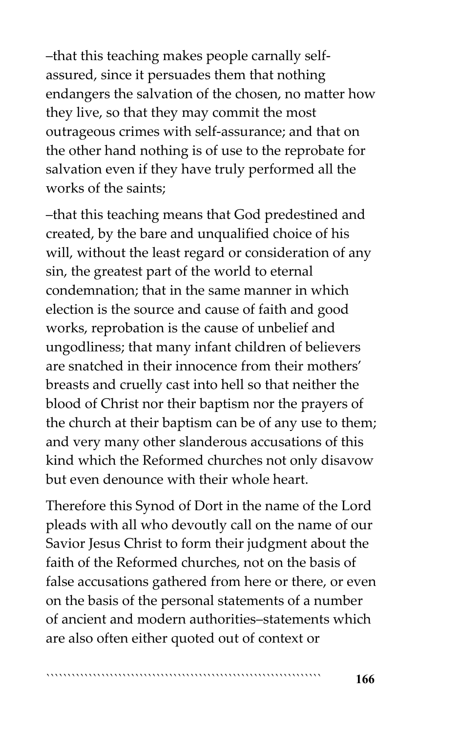–that this teaching makes people carnally self-assured, since it persuades them that nothing endangers the salvation of the chosen, no matter how they live, so that they may commit the most outrageous crimes with self-assurance; and that on the other hand nothing is of use to the reprobate for salvation even if they have truly performed all the works of the saints;

–that this teaching means that God predestined and created, by the bare and unqualified choice of his will, without the least regard or consideration of any sin, the greatest part of the world to eternal condemnation; that in the same manner in which election is the source and cause of faith and good works, reprobation is the cause of unbelief and ungodliness; that many infant children of believers are snatched in their innocence from their mothers' breasts and cruelly cast into hell so that neither the blood of Christ nor their baptism nor the prayers of the church at their baptism can be of any use to them; and very many other slanderous accusations of this kind which the Reformed churches not only disavow but even denounce with their whole heart.

Therefore this Synod of Dort in the name of the Lord pleads with all who devoutly call on the name of our Savior Jesus Christ to form their judgment about the faith of the Reformed churches, not on the basis of false accusations gathered from here or there, or even on the basis of the personal statements of a number of ancient and modern authorities–statements which are also often either quoted out of context or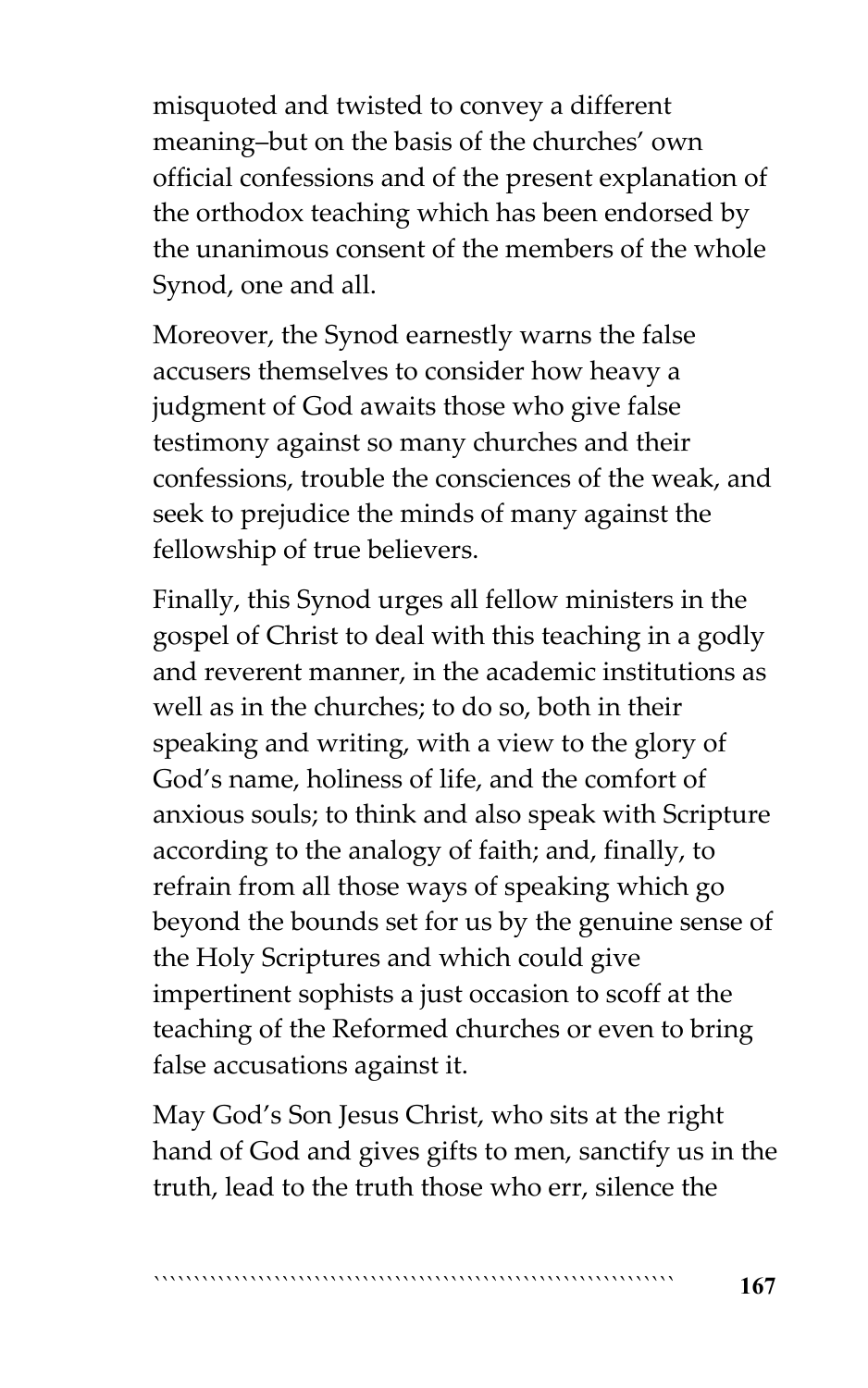misquoted and twisted to convey a different meaning–but on the basis of the churches' own official confessions and of the present explanation of the orthodox teaching which has been endorsed by the unanimous consent of the members of the whole Synod, one and all.

Moreover, the Synod earnestly warns the false accusers themselves to consider how heavy a judgment of God awaits those who give false testimony against so many churches and their confessions, trouble the consciences of the weak, and seek to prejudice the minds of many against the fellowship of true believers.

Finally, this Synod urges all fellow ministers in the gospel of Christ to deal with this teaching in a godly and reverent manner, in the academic institutions as well as in the churches; to do so, both in their speaking and writing, with a view to the glory of God's name, holiness of life, and the comfort of anxious souls; to think and also speak with Scripture according to the analogy of faith; and, finally, to refrain from all those ways of speaking which go beyond the bounds set for us by the genuine sense of the Holy Scriptures and which could give impertinent sophists a just occasion to scoff at the teaching of the Reformed churches or even to bring false accusations against it.

May God's Son Jesus Christ, who sits at the right hand of God and gives gifts to men, sanctify us in the truth, lead to the truth those who err, silence the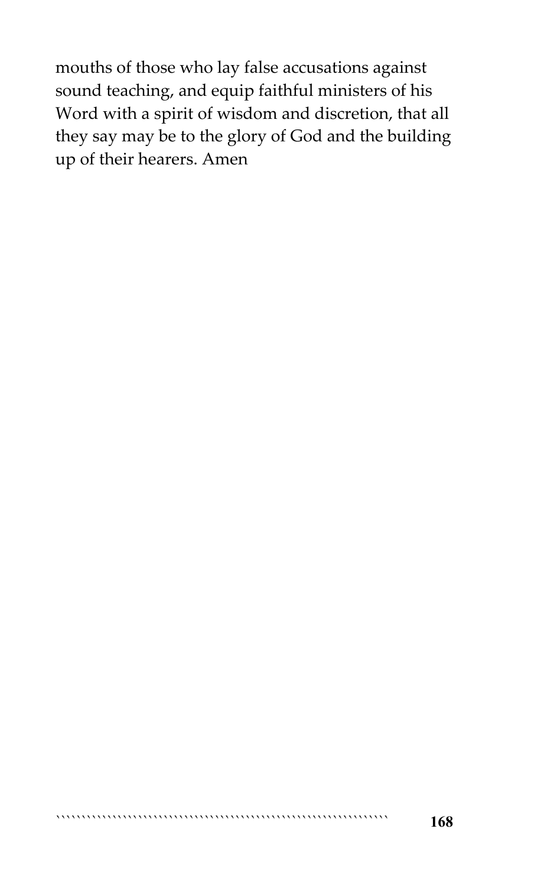mouths of those who lay false accusations against sound teaching, and equip faithful ministers of his Word with a spirit of wisdom and discretion, that all they say may be to the glory of God and the building up of their hearers. Amen